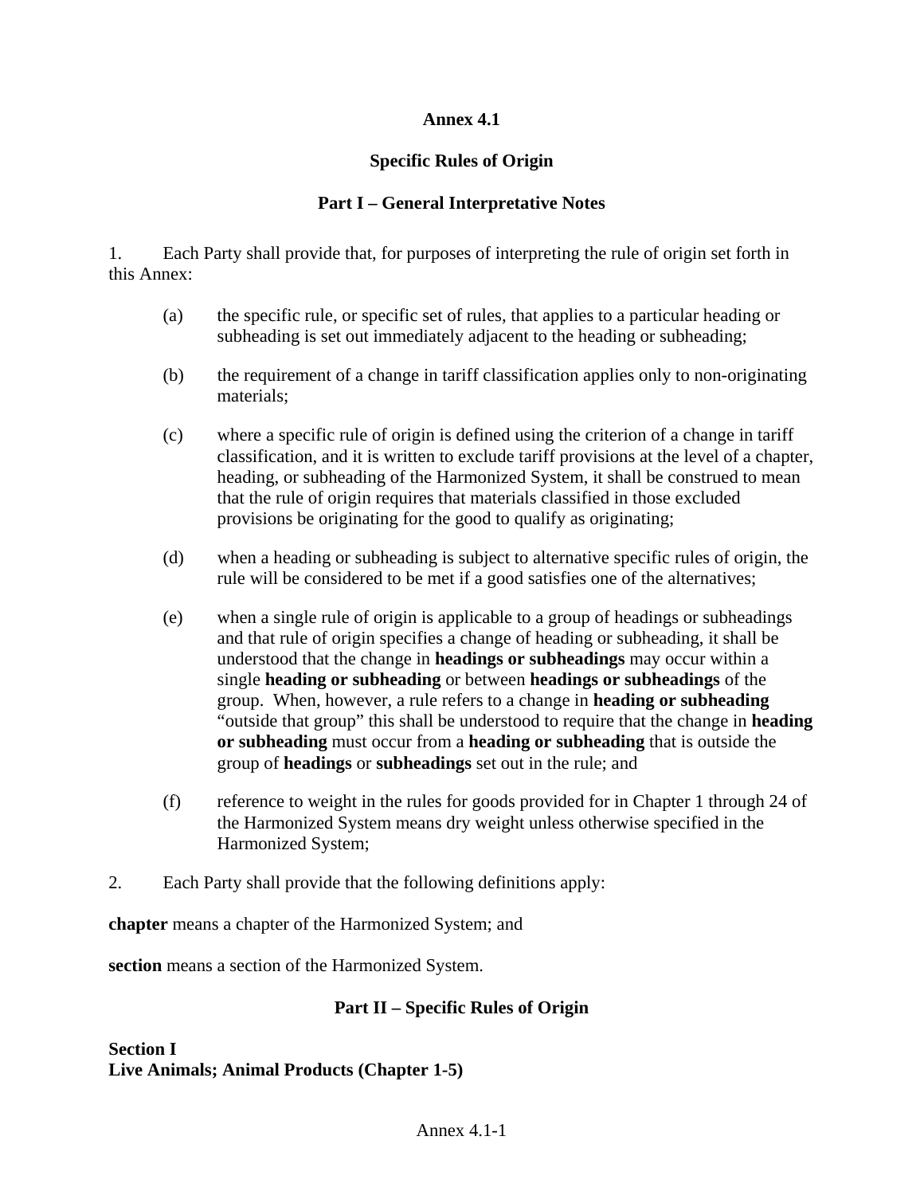# Annex 4.1

## Specific Rules of Origin

### Part I – General Interpretative Notes

1. Each Party shall provide that, for purposes of interpreting the rule of origin set forth in this Annex:

   (a) the specific rule, or specific set of rules, that applies to a particular heading or subheading is set out immediately adjacent to the heading or subheading;

   (b) the requirement of a change in tariff classification applies only to non-originating materials;

   (c) where a specific rule of origin is defined using the criterion of a change in tariff classification, and it is written to exclude tariff provisions at the level of a chapter, heading, or subheading of the Harmonized System, it shall be construed to mean that the rule of origin requires that materials classified in those excluded provisions be originating for the good to qualify as originating;

   (d) when a heading or subheading is subject to alternative specific rules of origin, the rule will be considered to be met if a good satisfies one of the alternatives;

   (e) when a single rule of origin is applicable to a group of headings or subheadings and that rule of origin specifies a change of heading or subheading, it shall be understood that the change in **headings or subheadings** may occur within a single **heading or subheading** or between **headings or subheadings** of the group. When, however, a rule refers to a change in **heading or subheading** "outside that group" this shall be understood to require that the change in **heading or subheading** must occur from a **heading or subheading** that is outside the group of **headings** or **subheadings** set out in the rule; and

   (f) reference to weight in the rules for goods provided for in Chapter 1 through 24 of the Harmonized System means dry weight unless otherwise specified in the Harmonized System;

2. Each Party shall provide that the following definitions apply:

**chapter** means a chapter of the Harmonized System; and

**section** means a section of the Harmonized System.

### Part II – Specific Rules of Origin

**Section I**
**Live Animals; Animal Products (Chapter 1-5)**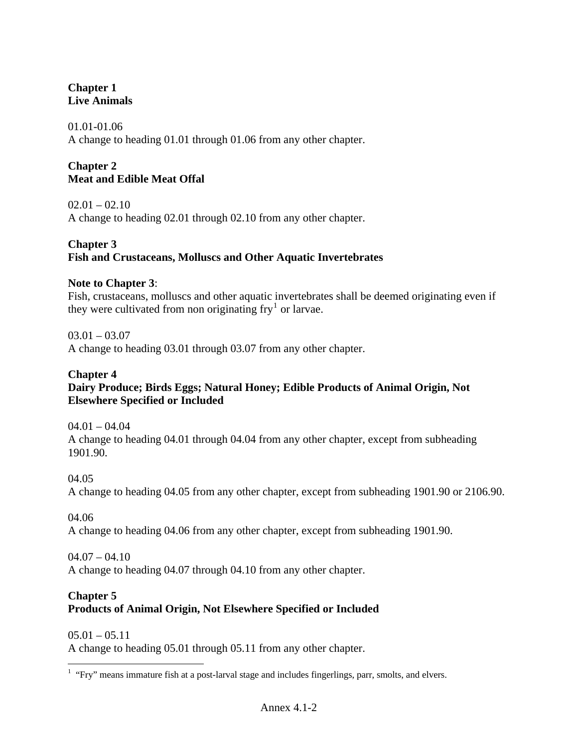**Chapter 1**
**Live Animals**

01.01-01.06
A change to heading 01.01 through 01.06 from any other chapter.

**Chapter 2**
**Meat and Edible Meat Offal**

02.01 – 02.10
A change to heading 02.01 through 02.10 from any other chapter.

**Chapter 3**
**Fish and Crustaceans, Molluscs and Other Aquatic Invertebrates**

**Note to Chapter 3**:
Fish, crustaceans, molluscs and other aquatic invertebrates shall be deemed originating even if they were cultivated from non originating fry[1] or larvae.

03.01 – 03.07
A change to heading 03.01 through 03.07 from any other chapter.

**Chapter 4**
**Dairy Produce; Birds Eggs; Natural Honey; Edible Products of Animal Origin, Not Elsewhere Specified or Included**

04.01 – 04.04
A change to heading 04.01 through 04.04 from any other chapter, except from subheading 1901.90.

04.05
A change to heading 04.05 from any other chapter, except from subheading 1901.90 or 2106.90.

04.06
A change to heading 04.06 from any other chapter, except from subheading 1901.90.

04.07 – 04.10
A change to heading 04.07 through 04.10 from any other chapter.

**Chapter 5**
**Products of Animal Origin, Not Elsewhere Specified or Included**

05.01 – 05.11
A change to heading 05.01 through 05.11 from any other chapter.

[1] "Fry" means immature fish at a post-larval stage and includes fingerlings, parr, smolts, and elvers.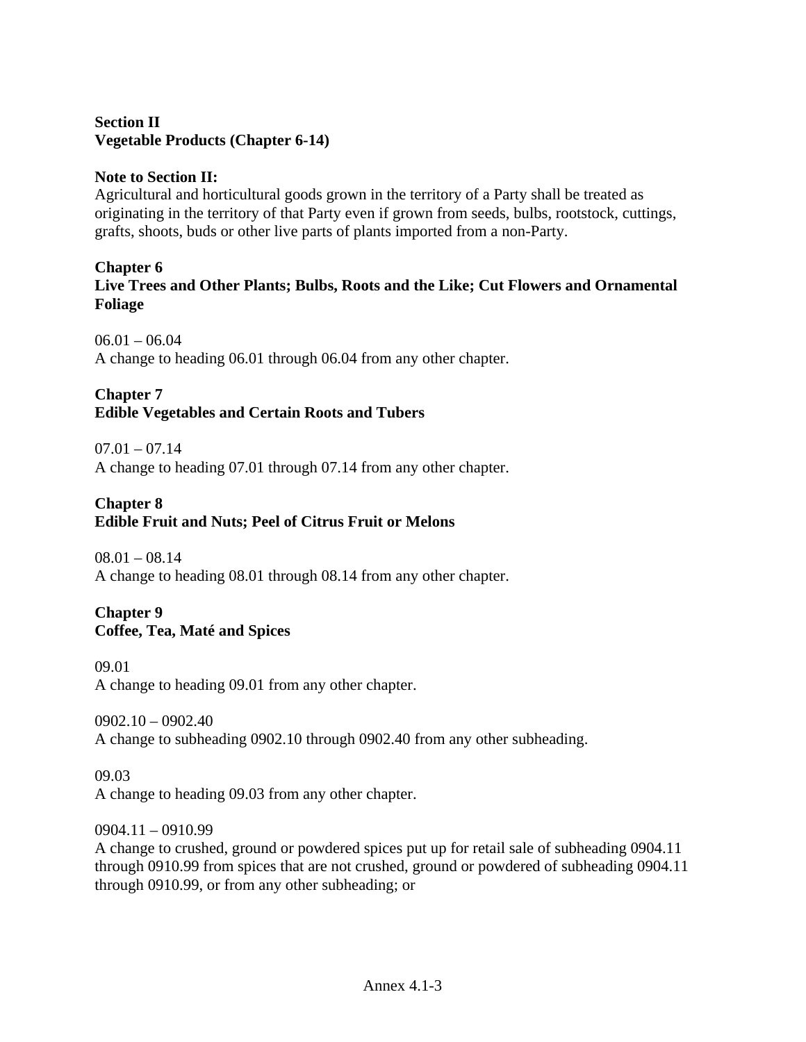**Section II**
**Vegetable Products (Chapter 6-14)**

**Note to Section II:**
Agricultural and horticultural goods grown in the territory of a Party shall be treated as originating in the territory of that Party even if grown from seeds, bulbs, rootstock, cuttings, grafts, shoots, buds or other live parts of plants imported from a non-Party.

**Chapter 6**
**Live Trees and Other Plants; Bulbs, Roots and the Like; Cut Flowers and Ornamental Foliage**

06.01 – 06.04
A change to heading 06.01 through 06.04 from any other chapter.

**Chapter 7**
**Edible Vegetables and Certain Roots and Tubers**

07.01 – 07.14
A change to heading 07.01 through 07.14 from any other chapter.

**Chapter 8**
**Edible Fruit and Nuts; Peel of Citrus Fruit or Melons**

08.01 – 08.14
A change to heading 08.01 through 08.14 from any other chapter.

**Chapter 9**
**Coffee, Tea, Maté and Spices**

09.01
A change to heading 09.01 from any other chapter.

0902.10 – 0902.40
A change to subheading 0902.10 through 0902.40 from any other subheading.

09.03
A change to heading 09.03 from any other chapter.

0904.11 – 0910.99
A change to crushed, ground or powdered spices put up for retail sale of subheading 0904.11 through 0910.99 from spices that are not crushed, ground or powdered of subheading 0904.11 through 0910.99, or from any other subheading; or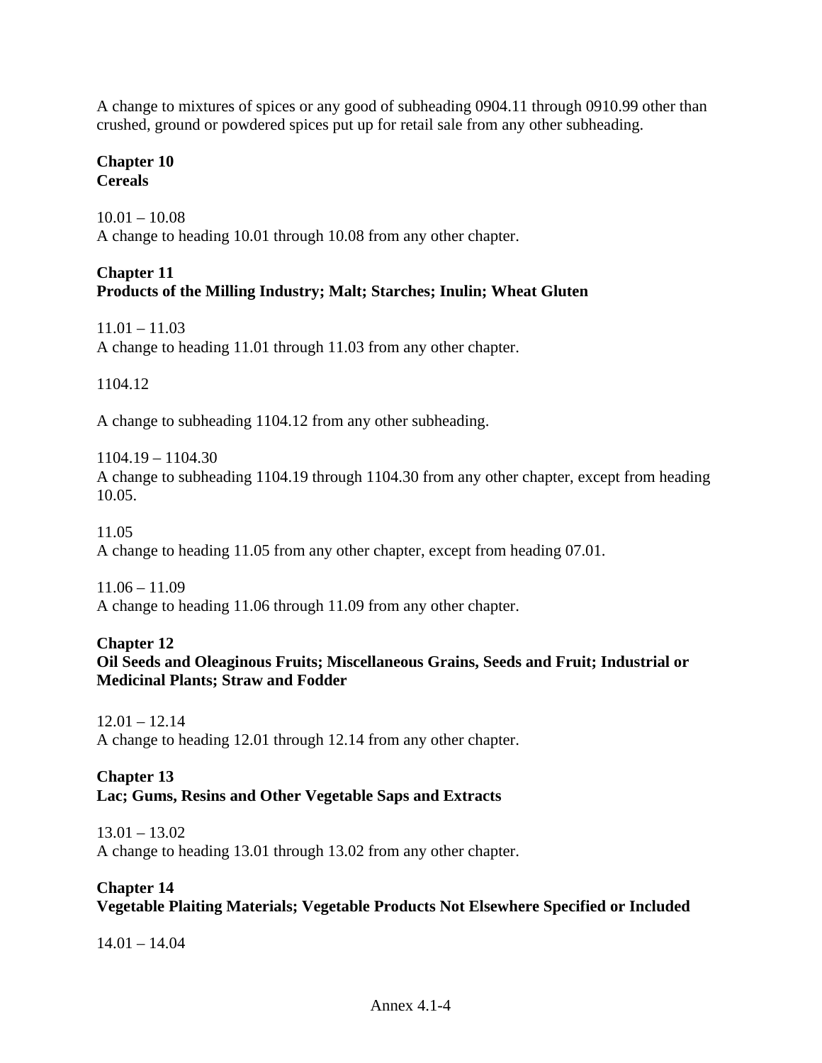A change to mixtures of spices or any good of subheading 0904.11 through 0910.99 other than crushed, ground or powdered spices put up for retail sale from any other subheading.

**Chapter 10**
**Cereals**

10.01 – 10.08
A change to heading 10.01 through 10.08 from any other chapter.

**Chapter 11**
**Products of the Milling Industry; Malt; Starches; Inulin; Wheat Gluten**

11.01 – 11.03
A change to heading 11.01 through 11.03 from any other chapter.

1104.12

A change to subheading 1104.12 from any other subheading.

1104.19 – 1104.30
A change to subheading 1104.19 through 1104.30 from any other chapter, except from heading 10.05.

11.05
A change to heading 11.05 from any other chapter, except from heading 07.01.

11.06 – 11.09
A change to heading 11.06 through 11.09 from any other chapter.

**Chapter 12**
**Oil Seeds and Oleaginous Fruits; Miscellaneous Grains, Seeds and Fruit; Industrial or Medicinal Plants; Straw and Fodder**

12.01 – 12.14
A change to heading 12.01 through 12.14 from any other chapter.

**Chapter 13**
**Lac; Gums, Resins and Other Vegetable Saps and Extracts**

13.01 – 13.02
A change to heading 13.01 through 13.02 from any other chapter.

**Chapter 14**
**Vegetable Plaiting Materials; Vegetable Products Not Elsewhere Specified or Included**

14.01 – 14.04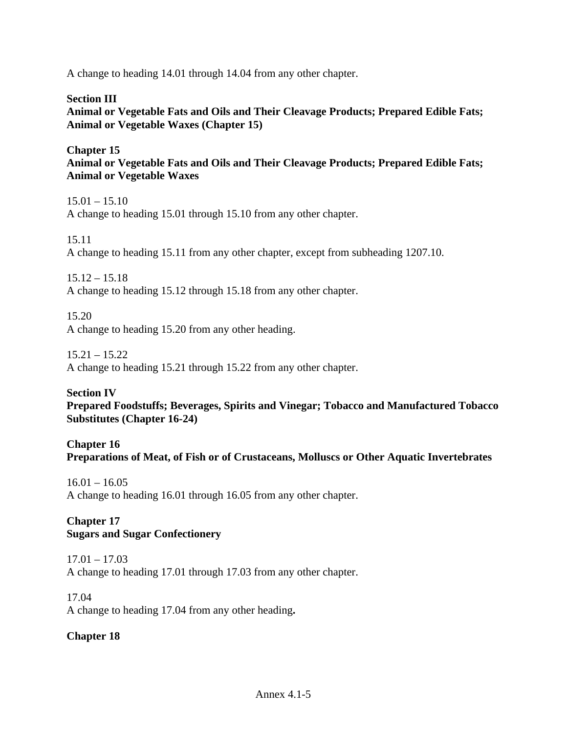A change to heading 14.01 through 14.04 from any other chapter.

**Section III**
**Animal or Vegetable Fats and Oils and Their Cleavage Products; Prepared Edible Fats; Animal or Vegetable Waxes (Chapter 15)**

**Chapter 15**
**Animal or Vegetable Fats and Oils and Their Cleavage Products; Prepared Edible Fats; Animal or Vegetable Waxes**

15.01 – 15.10
A change to heading 15.01 through 15.10 from any other chapter.

15.11
A change to heading 15.11 from any other chapter, except from subheading 1207.10.

15.12 – 15.18
A change to heading 15.12 through 15.18 from any other chapter.

15.20
A change to heading 15.20 from any other heading.

15.21 – 15.22
A change to heading 15.21 through 15.22 from any other chapter.

**Section IV**
**Prepared Foodstuffs; Beverages, Spirits and Vinegar; Tobacco and Manufactured Tobacco Substitutes (Chapter 16-24)**

**Chapter 16**
**Preparations of Meat, of Fish or of Crustaceans, Molluscs or Other Aquatic Invertebrates**

16.01 – 16.05
A change to heading 16.01 through 16.05 from any other chapter.

**Chapter 17**
**Sugars and Sugar Confectionery**

17.01 – 17.03
A change to heading 17.01 through 17.03 from any other chapter.

17.04
A change to heading 17.04 from any other heading**.**

**Chapter 18**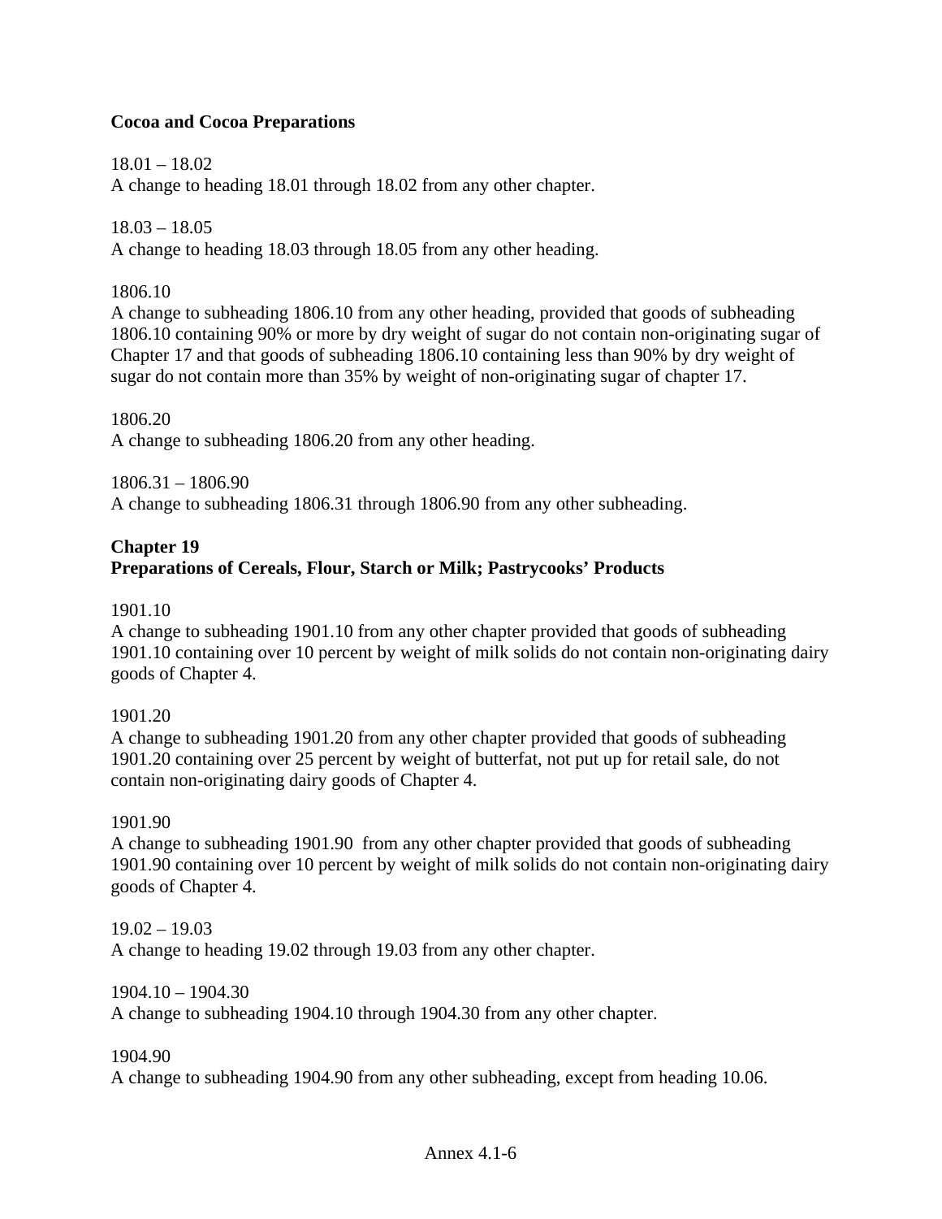**Cocoa and Cocoa Preparations**

18.01 – 18.02
A change to heading 18.01 through 18.02 from any other chapter.

18.03 – 18.05
A change to heading 18.03 through 18.05 from any other heading.

1806.10
A change to subheading 1806.10 from any other heading, provided that goods of subheading 1806.10 containing 90% or more by dry weight of sugar do not contain non-originating sugar of Chapter 17 and that goods of subheading 1806.10 containing less than 90% by dry weight of sugar do not contain more than 35% by weight of non-originating sugar of chapter 17.

1806.20
A change to subheading 1806.20 from any other heading.

1806.31 – 1806.90
A change to subheading 1806.31 through 1806.90 from any other subheading.

## Chapter 19
## Preparations of Cereals, Flour, Starch or Milk; Pastrycooks' Products

1901.10
A change to subheading 1901.10 from any other chapter provided that goods of subheading 1901.10 containing over 10 percent by weight of milk solids do not contain non-originating dairy goods of Chapter 4.

1901.20
A change to subheading 1901.20 from any other chapter provided that goods of subheading 1901.20 containing over 25 percent by weight of butterfat, not put up for retail sale, do not contain non-originating dairy goods of Chapter 4.

1901.90
A change to subheading 1901.90 from any other chapter provided that goods of subheading 1901.90 containing over 10 percent by weight of milk solids do not contain non-originating dairy goods of Chapter 4.

19.02 – 19.03
A change to heading 19.02 through 19.03 from any other chapter.

1904.10 – 1904.30
A change to subheading 1904.10 through 1904.30 from any other chapter.

1904.90
A change to subheading 1904.90 from any other subheading, except from heading 10.06.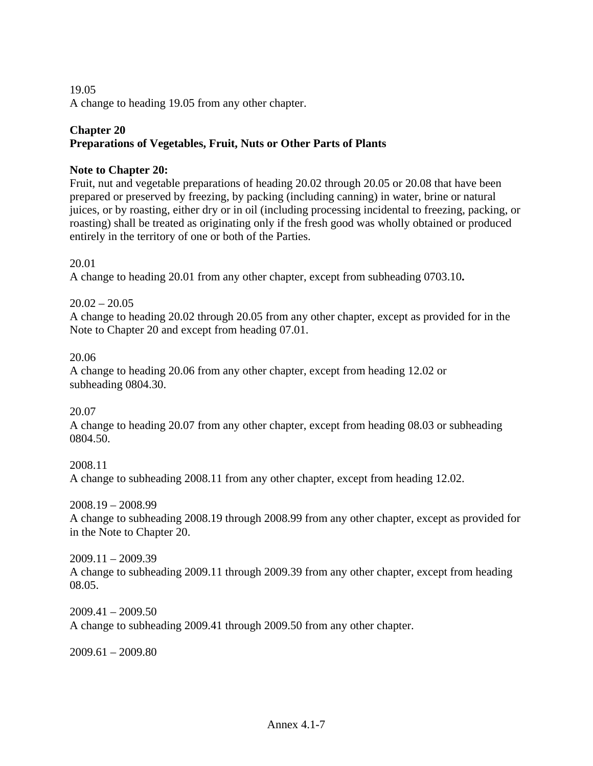19.05
A change to heading 19.05 from any other chapter.

**Chapter 20**
**Preparations of Vegetables, Fruit, Nuts or Other Parts of Plants**

**Note to Chapter 20:**
Fruit, nut and vegetable preparations of heading 20.02 through 20.05 or 20.08 that have been prepared or preserved by freezing, by packing (including canning) in water, brine or natural juices, or by roasting, either dry or in oil (including processing incidental to freezing, packing, or roasting) shall be treated as originating only if the fresh good was wholly obtained or produced entirely in the territory of one or both of the Parties.

20.01
A change to heading 20.01 from any other chapter, except from subheading 0703.10**.**

20.02 – 20.05
A change to heading 20.02 through 20.05 from any other chapter, except as provided for in the Note to Chapter 20 and except from heading 07.01.

20.06
A change to heading 20.06 from any other chapter, except from heading 12.02 or subheading 0804.30.

20.07
A change to heading 20.07 from any other chapter, except from heading 08.03 or subheading 0804.50.

2008.11
A change to subheading 2008.11 from any other chapter, except from heading 12.02.

2008.19 – 2008.99
A change to subheading 2008.19 through 2008.99 from any other chapter, except as provided for in the Note to Chapter 20.

2009.11 – 2009.39
A change to subheading 2009.11 through 2009.39 from any other chapter, except from heading 08.05.

2009.41 – 2009.50
A change to subheading 2009.41 through 2009.50 from any other chapter.

2009.61 – 2009.80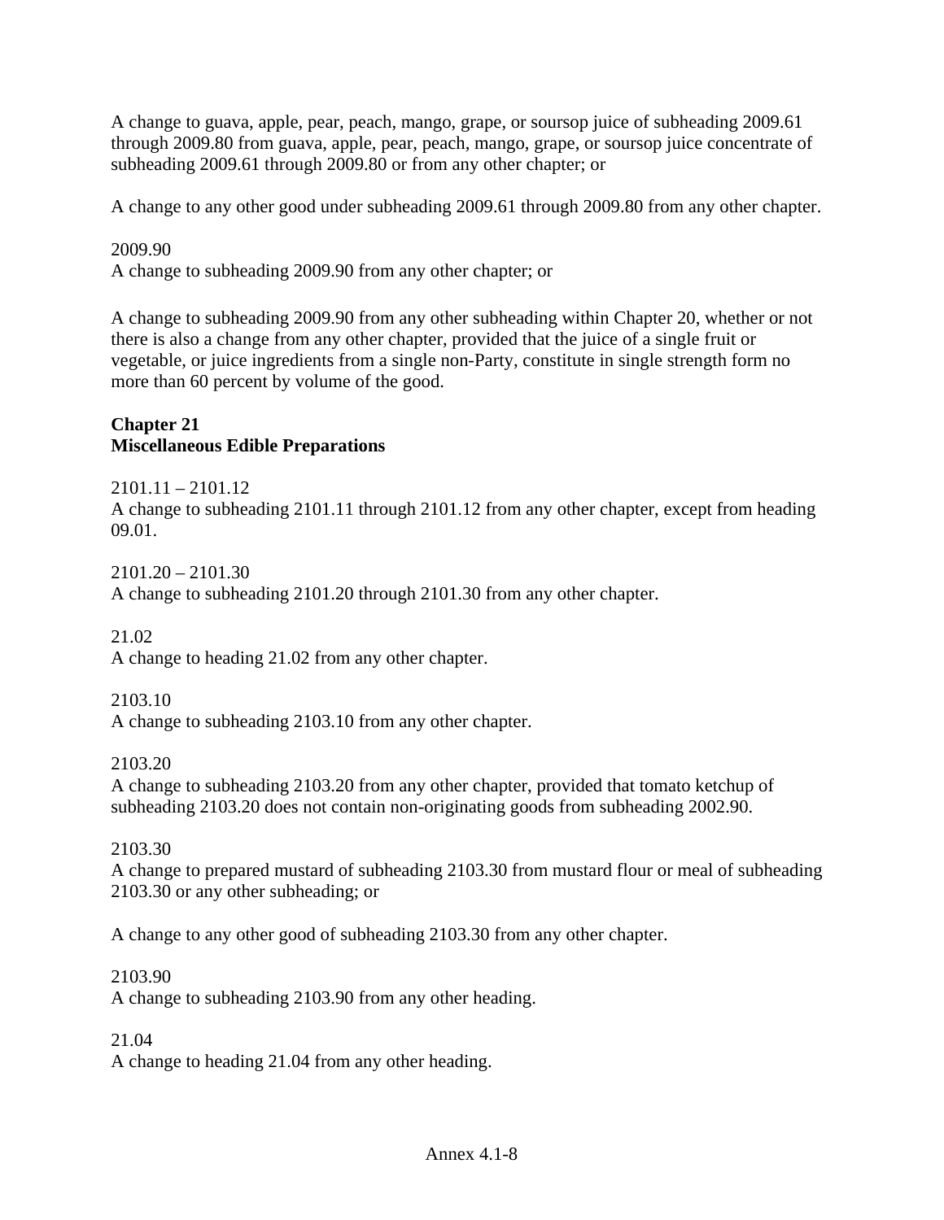A change to guava, apple, pear, peach, mango, grape, or soursop juice of subheading 2009.61 through 2009.80 from guava, apple, pear, peach, mango, grape, or soursop juice concentrate of subheading 2009.61 through 2009.80 or from any other chapter; or

A change to any other good under subheading 2009.61 through 2009.80 from any other chapter.

2009.90
A change to subheading 2009.90 from any other chapter; or

A change to subheading 2009.90 from any other subheading within Chapter 20, whether or not there is also a change from any other chapter, provided that the juice of a single fruit or vegetable, or juice ingredients from a single non-Party, constitute in single strength form no more than 60 percent by volume of the good.

**Chapter 21**
**Miscellaneous Edible Preparations**

2101.11 – 2101.12
A change to subheading 2101.11 through 2101.12 from any other chapter, except from heading 09.01.

2101.20 – 2101.30
A change to subheading 2101.20 through 2101.30 from any other chapter.

21.02
A change to heading 21.02 from any other chapter.

2103.10
A change to subheading 2103.10 from any other chapter.

2103.20
A change to subheading 2103.20 from any other chapter, provided that tomato ketchup of subheading 2103.20 does not contain non-originating goods from subheading 2002.90.

2103.30
A change to prepared mustard of subheading 2103.30 from mustard flour or meal of subheading 2103.30 or any other subheading; or

A change to any other good of subheading 2103.30 from any other chapter.

2103.90
A change to subheading 2103.90 from any other heading.

21.04
A change to heading 21.04 from any other heading.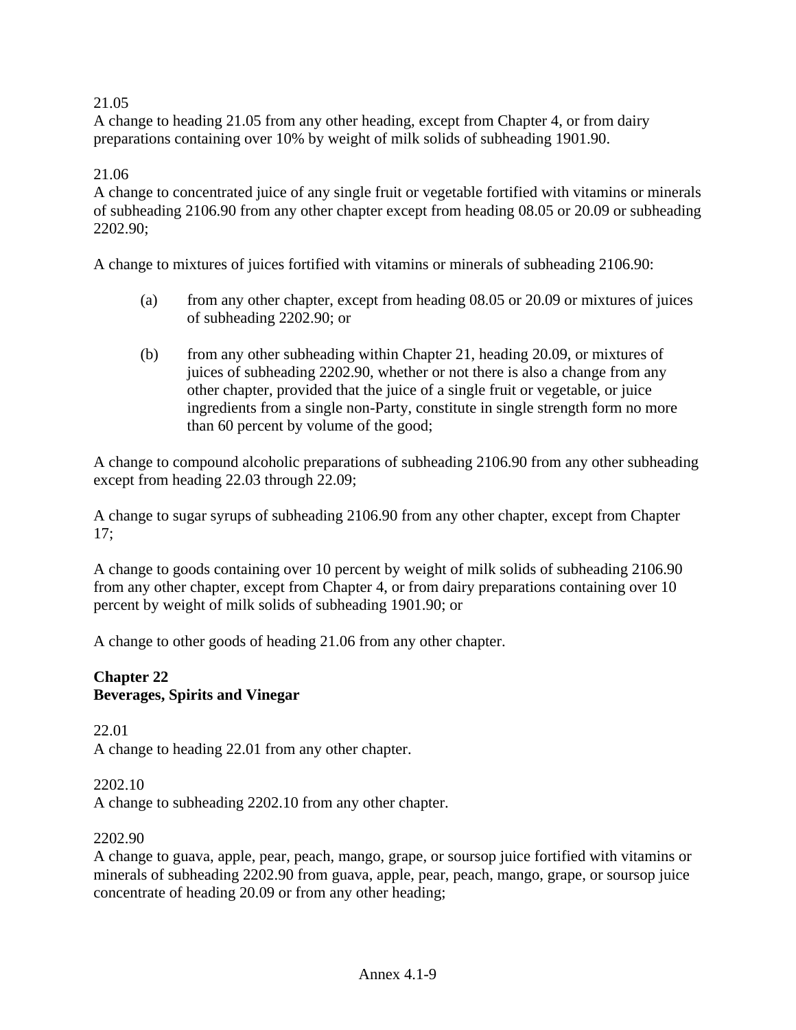21.05
A change to heading 21.05 from any other heading, except from Chapter 4, or from dairy preparations containing over 10% by weight of milk solids of subheading 1901.90.

21.06
A change to concentrated juice of any single fruit or vegetable fortified with vitamins or minerals of subheading 2106.90 from any other chapter except from heading 08.05 or 20.09 or subheading 2202.90;

A change to mixtures of juices fortified with vitamins or minerals of subheading 2106.90:

(a) from any other chapter, except from heading 08.05 or 20.09 or mixtures of juices of subheading 2202.90; or

(b) from any other subheading within Chapter 21, heading 20.09, or mixtures of juices of subheading 2202.90, whether or not there is also a change from any other chapter, provided that the juice of a single fruit or vegetable, or juice ingredients from a single non-Party, constitute in single strength form no more than 60 percent by volume of the good;

A change to compound alcoholic preparations of subheading 2106.90 from any other subheading except from heading 22.03 through 22.09;

A change to sugar syrups of subheading 2106.90 from any other chapter, except from Chapter 17;

A change to goods containing over 10 percent by weight of milk solids of subheading 2106.90 from any other chapter, except from Chapter 4, or from dairy preparations containing over 10 percent by weight of milk solids of subheading 1901.90; or

A change to other goods of heading 21.06 from any other chapter.

**Chapter 22**
**Beverages, Spirits and Vinegar**

22.01
A change to heading 22.01 from any other chapter.

2202.10
A change to subheading 2202.10 from any other chapter.

2202.90
A change to guava, apple, pear, peach, mango, grape, or soursop juice fortified with vitamins or minerals of subheading 2202.90 from guava, apple, pear, peach, mango, grape, or soursop juice concentrate of heading 20.09 or from any other heading;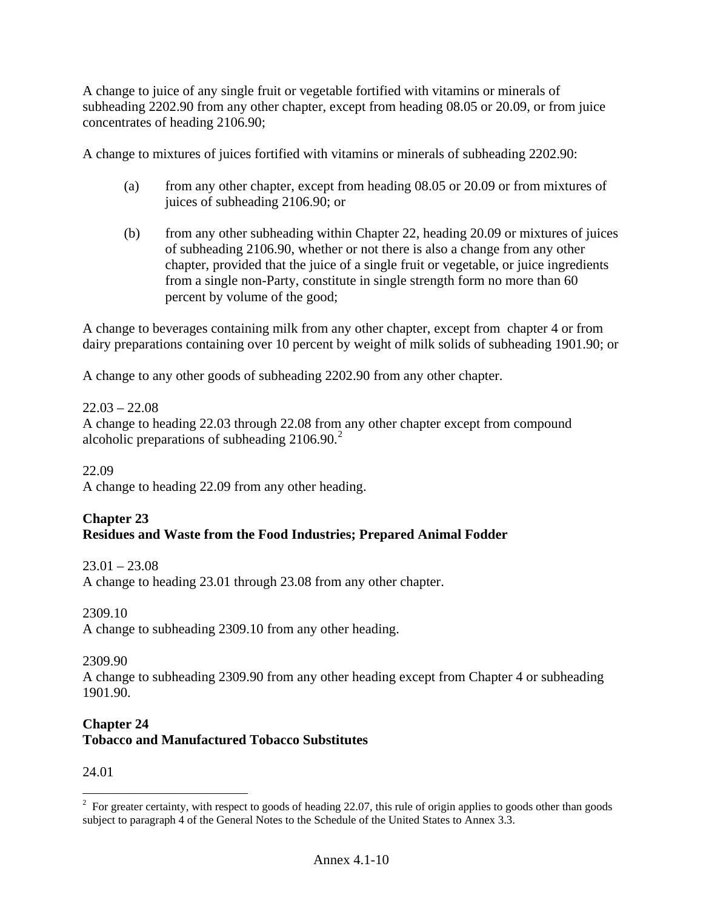A change to juice of any single fruit or vegetable fortified with vitamins or minerals of subheading 2202.90 from any other chapter, except from heading 08.05 or 20.09, or from juice concentrates of heading 2106.90;

A change to mixtures of juices fortified with vitamins or minerals of subheading 2202.90:

(a) from any other chapter, except from heading 08.05 or 20.09 or from mixtures of juices of subheading 2106.90; or

(b) from any other subheading within Chapter 22, heading 20.09 or mixtures of juices of subheading 2106.90, whether or not there is also a change from any other chapter, provided that the juice of a single fruit or vegetable, or juice ingredients from a single non-Party, constitute in single strength form no more than 60 percent by volume of the good;

A change to beverages containing milk from any other chapter, except from chapter 4 or from dairy preparations containing over 10 percent by weight of milk solids of subheading 1901.90; or

A change to any other goods of subheading 2202.90 from any other chapter.

22.03 – 22.08
A change to heading 22.03 through 22.08 from any other chapter except from compound alcoholic preparations of subheading 2106.90.[2]

22.09
A change to heading 22.09 from any other heading.

## Chapter 23
## Residues and Waste from the Food Industries; Prepared Animal Fodder

23.01 – 23.08
A change to heading 23.01 through 23.08 from any other chapter.

2309.10
A change to subheading 2309.10 from any other heading.

2309.90
A change to subheading 2309.90 from any other heading except from Chapter 4 or subheading 1901.90.

## Chapter 24
## Tobacco and Manufactured Tobacco Substitutes

24.01

[2] For greater certainty, with respect to goods of heading 22.07, this rule of origin applies to goods other than goods subject to paragraph 4 of the General Notes to the Schedule of the United States to Annex 3.3.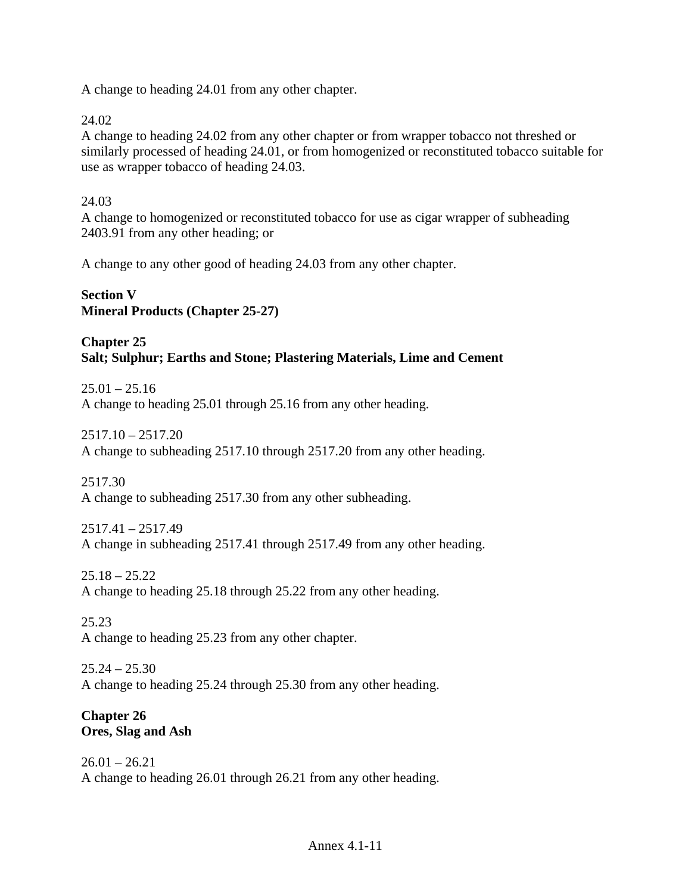A change to heading 24.01 from any other chapter.

24.02
A change to heading 24.02 from any other chapter or from wrapper tobacco not threshed or similarly processed of heading 24.01, or from homogenized or reconstituted tobacco suitable for use as wrapper tobacco of heading 24.03.

24.03
A change to homogenized or reconstituted tobacco for use as cigar wrapper of subheading 2403.91 from any other heading; or

A change to any other good of heading 24.03 from any other chapter.

## Section V
## Mineral Products (Chapter 25-27)

### Chapter 25
### Salt; Sulphur; Earths and Stone; Plastering Materials, Lime and Cement

25.01 – 25.16
A change to heading 25.01 through 25.16 from any other heading.

2517.10 – 2517.20
A change to subheading 2517.10 through 2517.20 from any other heading.

2517.30
A change to subheading 2517.30 from any other subheading.

2517.41 – 2517.49
A change in subheading 2517.41 through 2517.49 from any other heading.

25.18 – 25.22
A change to heading 25.18 through 25.22 from any other heading.

25.23
A change to heading 25.23 from any other chapter.

25.24 – 25.30
A change to heading 25.24 through 25.30 from any other heading.

### Chapter 26
### Ores, Slag and Ash

26.01 – 26.21
A change to heading 26.01 through 26.21 from any other heading.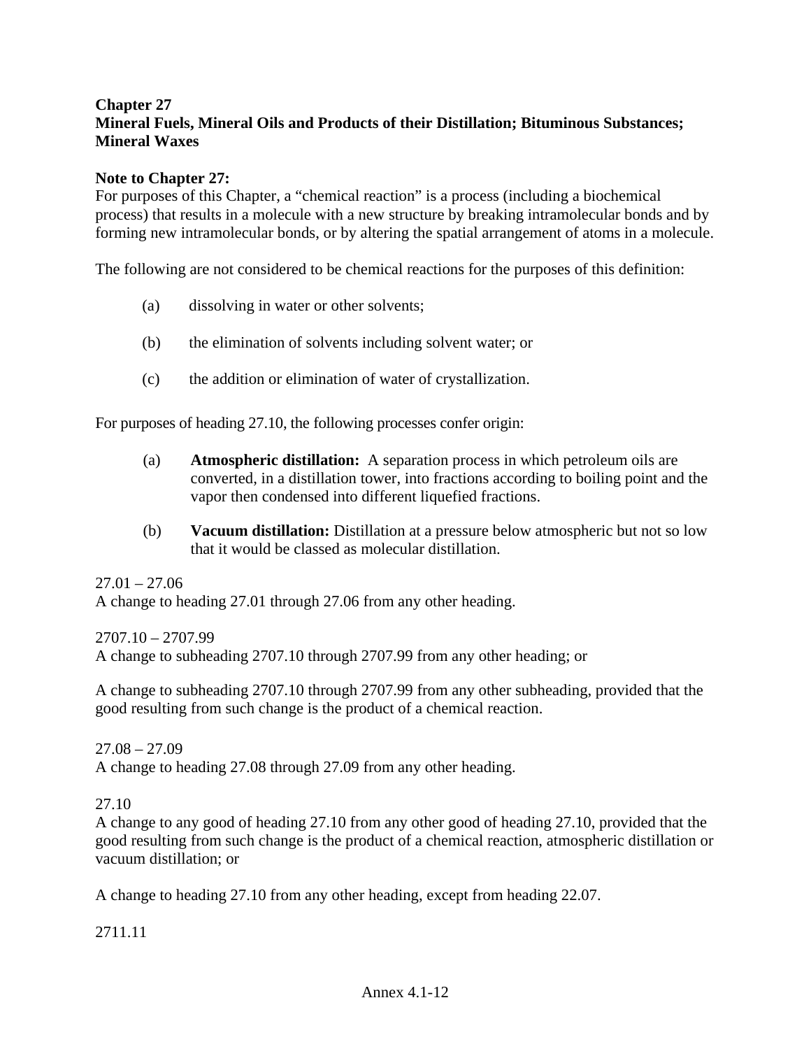**Chapter 27**
**Mineral Fuels, Mineral Oils and Products of their Distillation; Bituminous Substances; Mineral Waxes**

**Note to Chapter 27:**
For purposes of this Chapter, a "chemical reaction" is a process (including a biochemical process) that results in a molecule with a new structure by breaking intramolecular bonds and by forming new intramolecular bonds, or by altering the spatial arrangement of atoms in a molecule.

The following are not considered to be chemical reactions for the purposes of this definition:

(a) dissolving in water or other solvents;

(b) the elimination of solvents including solvent water; or

(c) the addition or elimination of water of crystallization.

For purposes of heading 27.10, the following processes confer origin:

(a) **Atmospheric distillation:** A separation process in which petroleum oils are converted, in a distillation tower, into fractions according to boiling point and the vapor then condensed into different liquefied fractions.

(b) **Vacuum distillation:** Distillation at a pressure below atmospheric but not so low that it would be classed as molecular distillation.

27.01 – 27.06
A change to heading 27.01 through 27.06 from any other heading.

2707.10 – 2707.99
A change to subheading 2707.10 through 2707.99 from any other heading; or

A change to subheading 2707.10 through 2707.99 from any other subheading, provided that the good resulting from such change is the product of a chemical reaction.

27.08 – 27.09
A change to heading 27.08 through 27.09 from any other heading.

27.10
A change to any good of heading 27.10 from any other good of heading 27.10, provided that the good resulting from such change is the product of a chemical reaction, atmospheric distillation or vacuum distillation; or

A change to heading 27.10 from any other heading, except from heading 22.07.

2711.11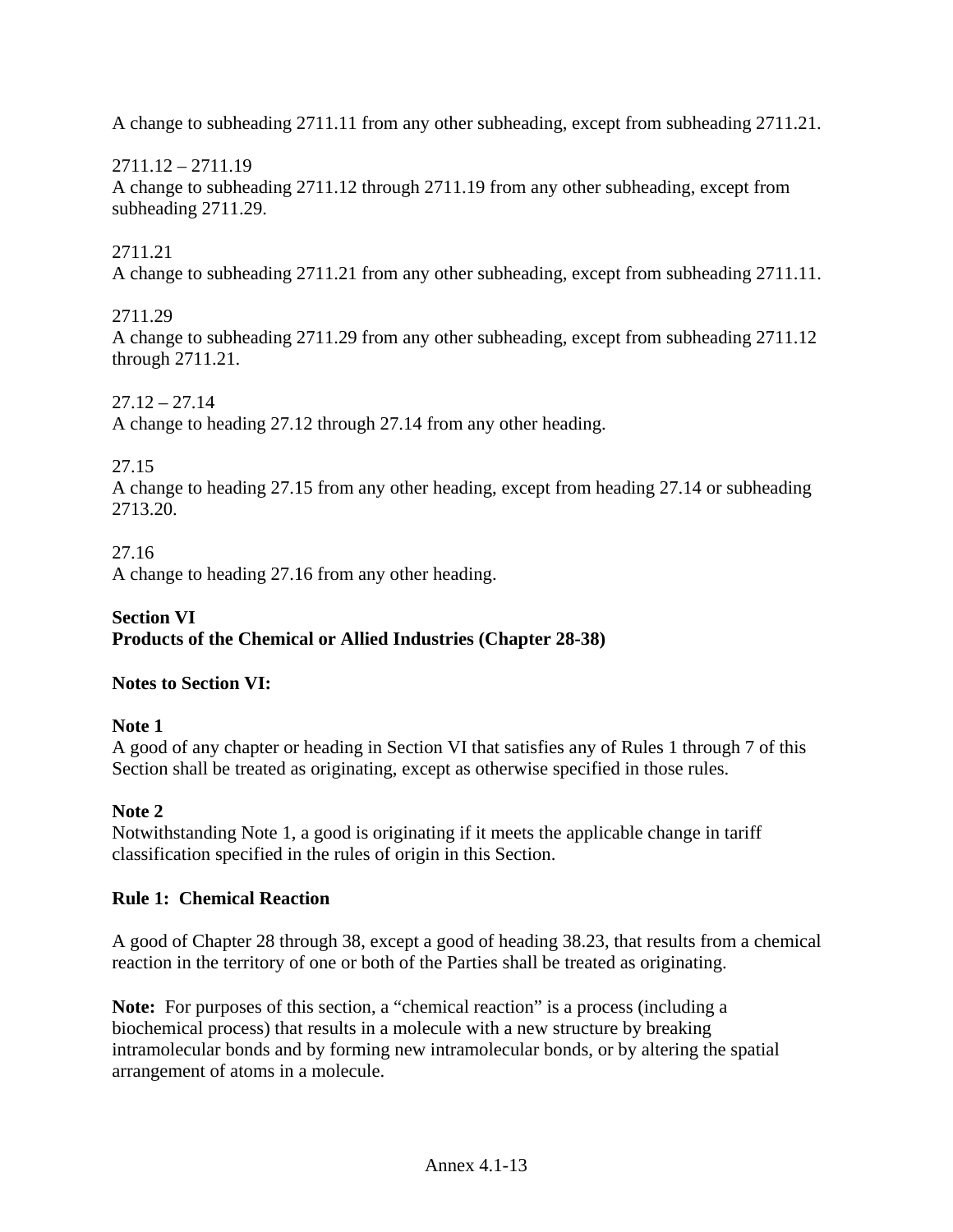A change to subheading 2711.11 from any other subheading, except from subheading 2711.21.

2711.12 – 2711.19
A change to subheading 2711.12 through 2711.19 from any other subheading, except from subheading 2711.29.

2711.21
A change to subheading 2711.21 from any other subheading, except from subheading 2711.11.

2711.29
A change to subheading 2711.29 from any other subheading, except from subheading 2711.12 through 2711.21.

27.12 – 27.14
A change to heading 27.12 through 27.14 from any other heading.

27.15
A change to heading 27.15 from any other heading, except from heading 27.14 or subheading 2713.20.

27.16
A change to heading 27.16 from any other heading.

**Section VI**
**Products of the Chemical or Allied Industries (Chapter 28-38)**

**Notes to Section VI:**

**Note 1**
A good of any chapter or heading in Section VI that satisfies any of Rules 1 through 7 of this Section shall be treated as originating, except as otherwise specified in those rules.

**Note 2**
Notwithstanding Note 1, a good is originating if it meets the applicable change in tariff classification specified in the rules of origin in this Section.

**Rule 1: Chemical Reaction**

A good of Chapter 28 through 38, except a good of heading 38.23, that results from a chemical reaction in the territory of one or both of the Parties shall be treated as originating.

**Note:** For purposes of this section, a "chemical reaction" is a process (including a biochemical process) that results in a molecule with a new structure by breaking intramolecular bonds and by forming new intramolecular bonds, or by altering the spatial arrangement of atoms in a molecule.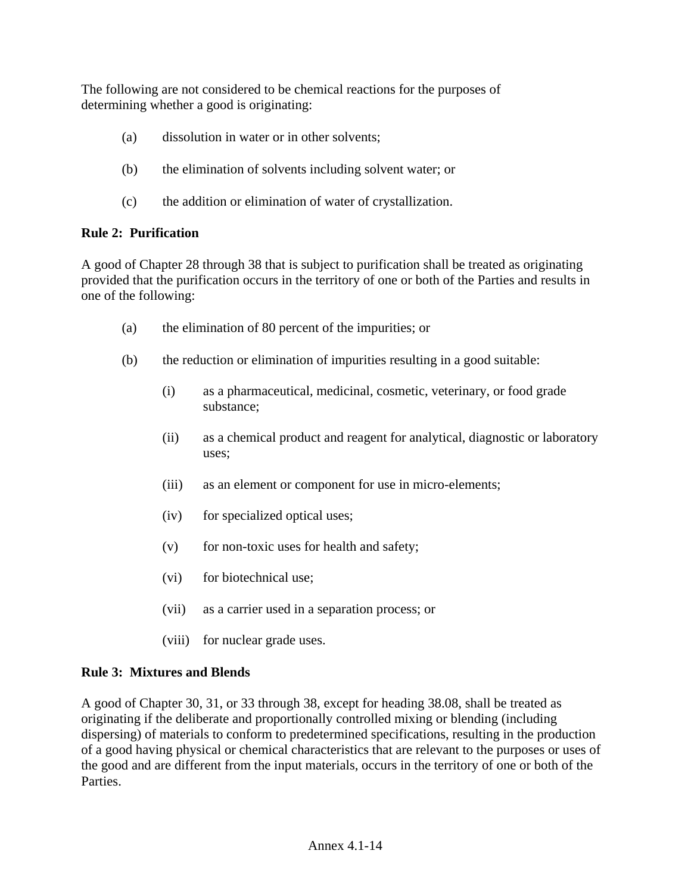The following are not considered to be chemical reactions for the purposes of determining whether a good is originating:

(a) dissolution in water or in other solvents;

(b) the elimination of solvents including solvent water; or

(c) the addition or elimination of water of crystallization.

**Rule 2: Purification**

A good of Chapter 28 through 38 that is subject to purification shall be treated as originating provided that the purification occurs in the territory of one or both of the Parties and results in one of the following:

(a) the elimination of 80 percent of the impurities; or

(b) the reduction or elimination of impurities resulting in a good suitable:

(i) as a pharmaceutical, medicinal, cosmetic, veterinary, or food grade substance;

(ii) as a chemical product and reagent for analytical, diagnostic or laboratory uses;

(iii) as an element or component for use in micro-elements;

(iv) for specialized optical uses;

(v) for non-toxic uses for health and safety;

(vi) for biotechnical use;

(vii) as a carrier used in a separation process; or

(viii) for nuclear grade uses.

**Rule 3: Mixtures and Blends**

A good of Chapter 30, 31, or 33 through 38, except for heading 38.08, shall be treated as originating if the deliberate and proportionally controlled mixing or blending (including dispersing) of materials to conform to predetermined specifications, resulting in the production of a good having physical or chemical characteristics that are relevant to the purposes or uses of the good and are different from the input materials, occurs in the territory of one or both of the Parties.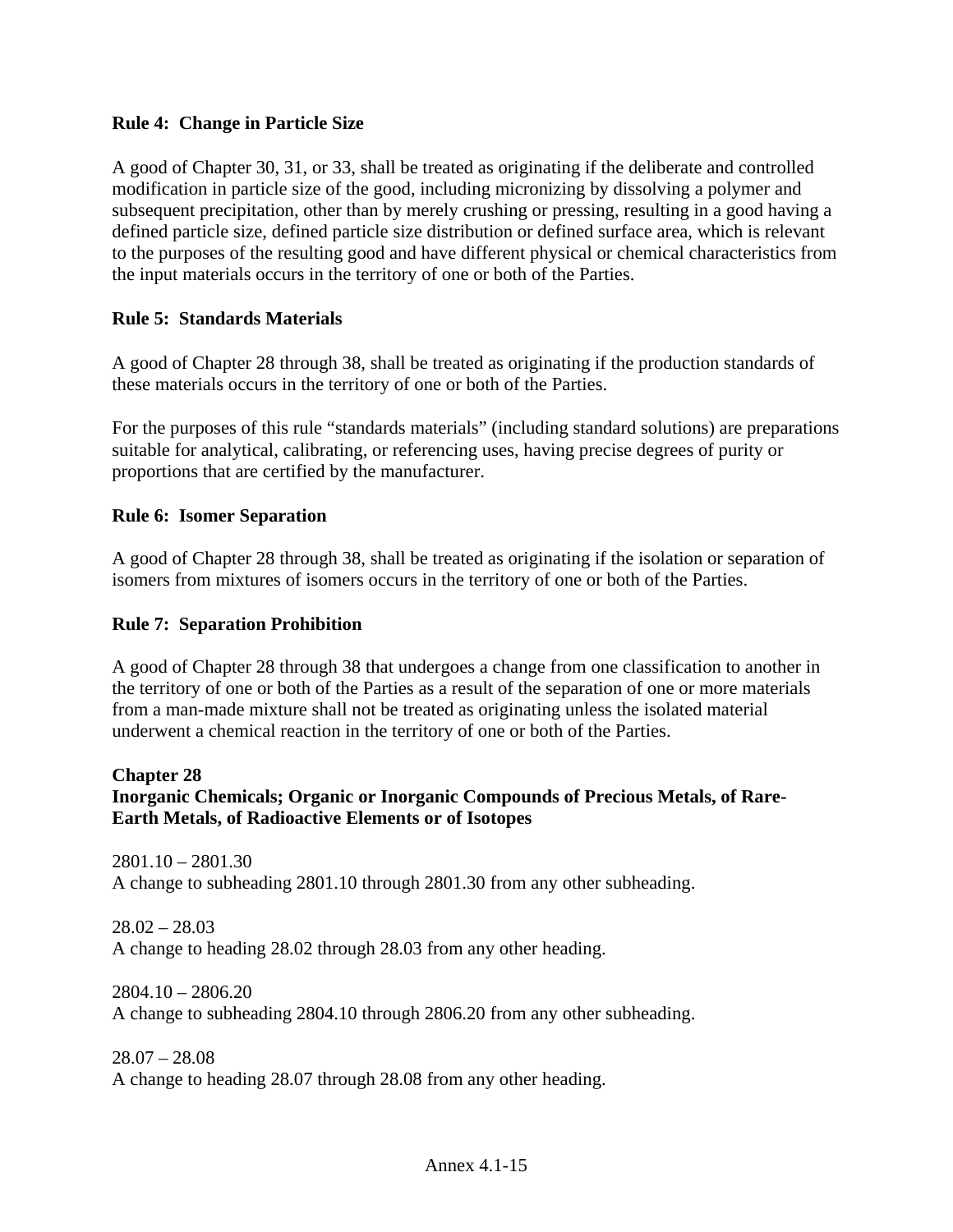**Rule 4: Change in Particle Size**

A good of Chapter 30, 31, or 33, shall be treated as originating if the deliberate and controlled modification in particle size of the good, including micronizing by dissolving a polymer and subsequent precipitation, other than by merely crushing or pressing, resulting in a good having a defined particle size, defined particle size distribution or defined surface area, which is relevant to the purposes of the resulting good and have different physical or chemical characteristics from the input materials occurs in the territory of one or both of the Parties.

**Rule 5: Standards Materials**

A good of Chapter 28 through 38, shall be treated as originating if the production standards of these materials occurs in the territory of one or both of the Parties.

For the purposes of this rule "standards materials" (including standard solutions) are preparations suitable for analytical, calibrating, or referencing uses, having precise degrees of purity or proportions that are certified by the manufacturer.

**Rule 6: Isomer Separation**

A good of Chapter 28 through 38, shall be treated as originating if the isolation or separation of isomers from mixtures of isomers occurs in the territory of one or both of the Parties.

**Rule 7: Separation Prohibition**

A good of Chapter 28 through 38 that undergoes a change from one classification to another in the territory of one or both of the Parties as a result of the separation of one or more materials from a man-made mixture shall not be treated as originating unless the isolated material underwent a chemical reaction in the territory of one or both of the Parties.

**Chapter 28**
**Inorganic Chemicals; Organic or Inorganic Compounds of Precious Metals, of Rare-Earth Metals, of Radioactive Elements or of Isotopes**

2801.10 – 2801.30
A change to subheading 2801.10 through 2801.30 from any other subheading.

28.02 – 28.03
A change to heading 28.02 through 28.03 from any other heading.

2804.10 – 2806.20
A change to subheading 2804.10 through 2806.20 from any other subheading.

28.07 – 28.08
A change to heading 28.07 through 28.08 from any other heading.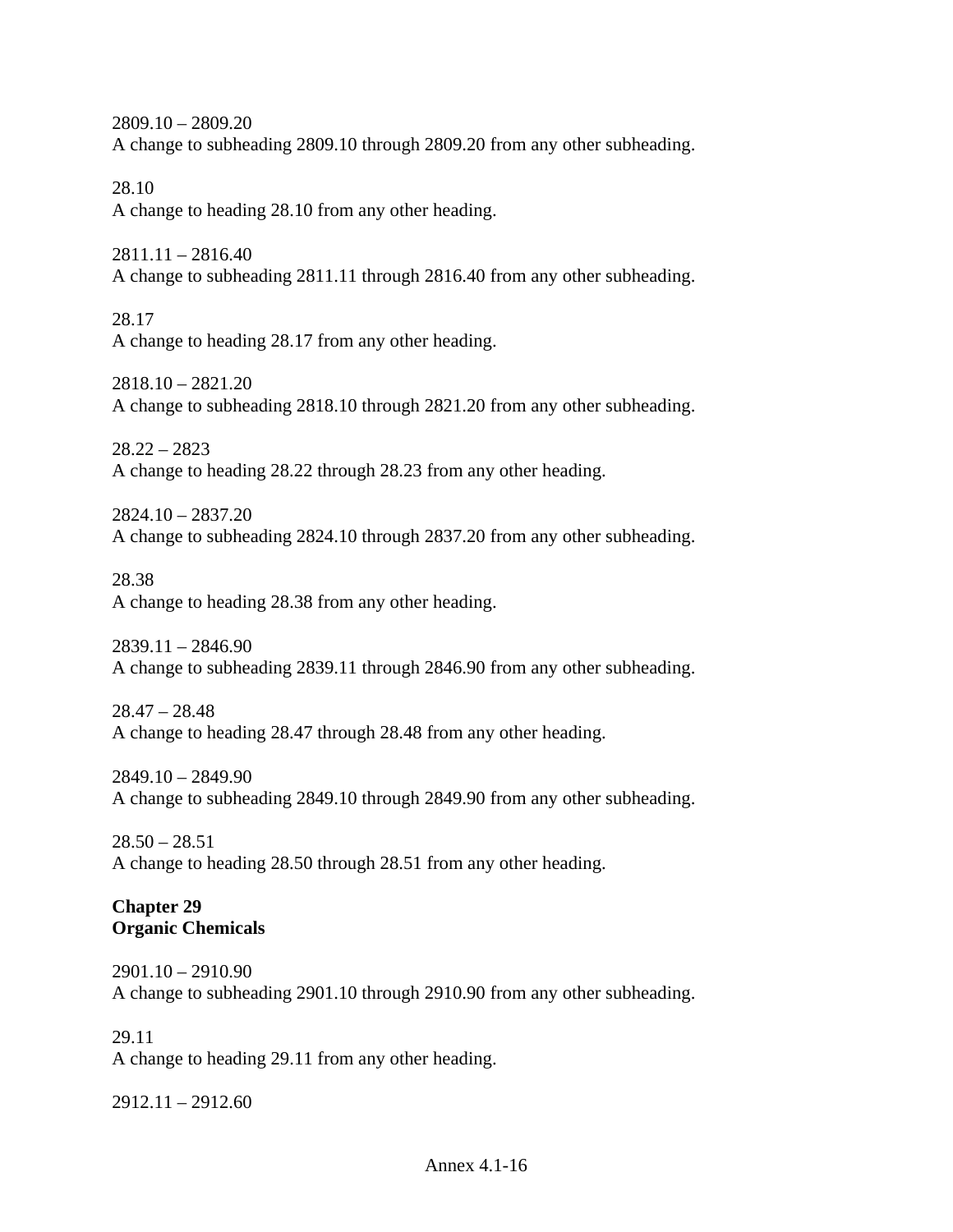2809.10 – 2809.20
A change to subheading 2809.10 through 2809.20 from any other subheading.

28.10
A change to heading 28.10 from any other heading.

2811.11 – 2816.40
A change to subheading 2811.11 through 2816.40 from any other subheading.

28.17
A change to heading 28.17 from any other heading.

2818.10 – 2821.20
A change to subheading 2818.10 through 2821.20 from any other subheading.

28.22 – 2823
A change to heading 28.22 through 28.23 from any other heading.

2824.10 – 2837.20
A change to subheading 2824.10 through 2837.20 from any other subheading.

28.38
A change to heading 28.38 from any other heading.

2839.11 – 2846.90
A change to subheading 2839.11 through 2846.90 from any other subheading.

28.47 – 28.48
A change to heading 28.47 through 28.48 from any other heading.

2849.10 – 2849.90
A change to subheading 2849.10 through 2849.90 from any other subheading.

28.50 – 28.51
A change to heading 28.50 through 28.51 from any other heading.

**Chapter 29**
**Organic Chemicals**

2901.10 – 2910.90
A change to subheading 2901.10 through 2910.90 from any other subheading.

29.11
A change to heading 29.11 from any other heading.

2912.11 – 2912.60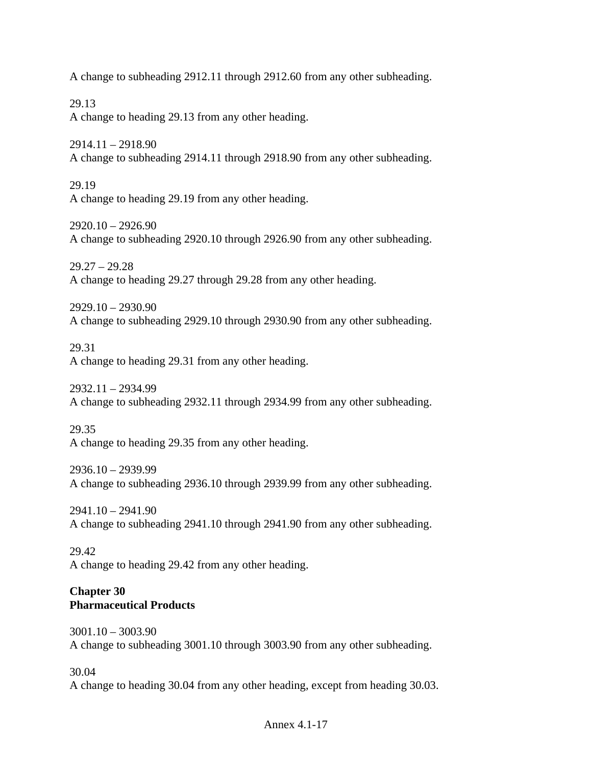A change to subheading 2912.11 through 2912.60 from any other subheading.

29.13
A change to heading 29.13 from any other heading.

2914.11 – 2918.90
A change to subheading 2914.11 through 2918.90 from any other subheading.

29.19
A change to heading 29.19 from any other heading.

2920.10 – 2926.90
A change to subheading 2920.10 through 2926.90 from any other subheading.

29.27 – 29.28
A change to heading 29.27 through 29.28 from any other heading.

2929.10 – 2930.90
A change to subheading 2929.10 through 2930.90 from any other subheading.

29.31
A change to heading 29.31 from any other heading.

2932.11 – 2934.99
A change to subheading 2932.11 through 2934.99 from any other subheading.

29.35
A change to heading 29.35 from any other heading.

2936.10 – 2939.99
A change to subheading 2936.10 through 2939.99 from any other subheading.

2941.10 – 2941.90
A change to subheading 2941.10 through 2941.90 from any other subheading.

29.42
A change to heading 29.42 from any other heading.

**Chapter 30**
**Pharmaceutical Products**

3001.10 – 3003.90
A change to subheading 3001.10 through 3003.90 from any other subheading.

30.04
A change to heading 30.04 from any other heading, except from heading 30.03.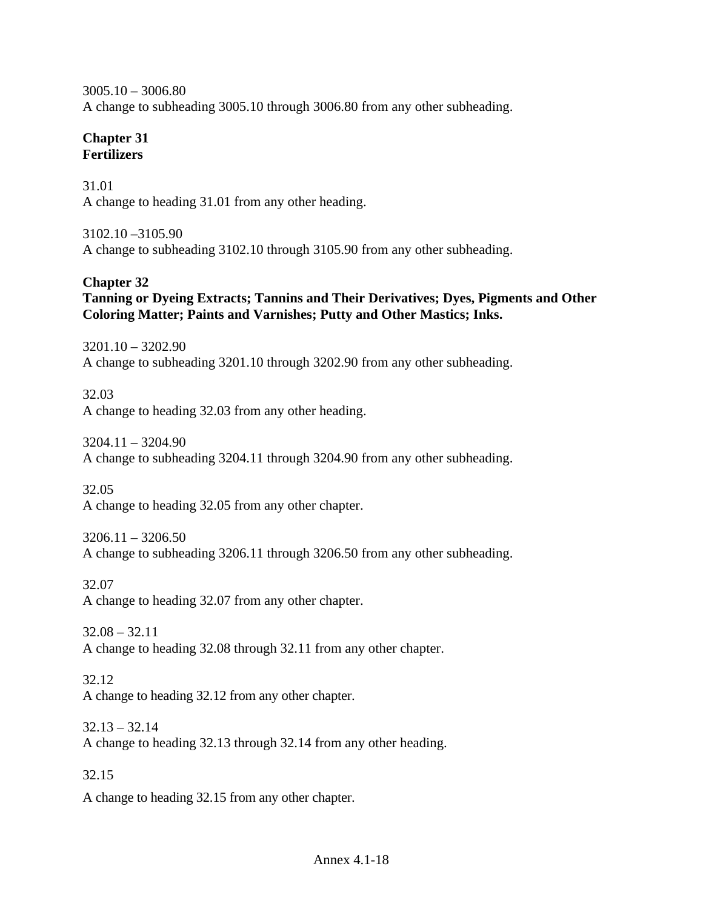3005.10 – 3006.80
A change to subheading 3005.10 through 3006.80 from any other subheading.

**Chapter 31**
**Fertilizers**

31.01
A change to heading 31.01 from any other heading.

3102.10 –3105.90
A change to subheading 3102.10 through 3105.90 from any other subheading.

**Chapter 32**
**Tanning or Dyeing Extracts; Tannins and Their Derivatives; Dyes, Pigments and Other Coloring Matter; Paints and Varnishes; Putty and Other Mastics; Inks.**

3201.10 – 3202.90
A change to subheading 3201.10 through 3202.90 from any other subheading.

32.03
A change to heading 32.03 from any other heading.

3204.11 – 3204.90
A change to subheading 3204.11 through 3204.90 from any other subheading.

32.05
A change to heading 32.05 from any other chapter.

3206.11 – 3206.50
A change to subheading 3206.11 through 3206.50 from any other subheading.

32.07
A change to heading 32.07 from any other chapter.

32.08 – 32.11
A change to heading 32.08 through 32.11 from any other chapter.

32.12
A change to heading 32.12 from any other chapter.

32.13 – 32.14
A change to heading 32.13 through 32.14 from any other heading.

32.15

A change to heading 32.15 from any other chapter.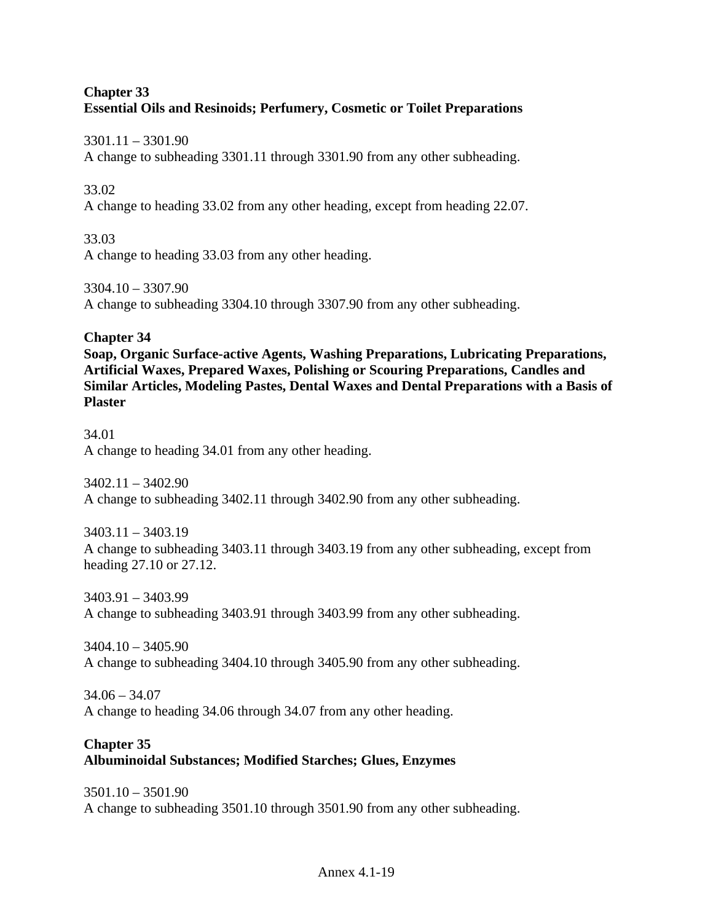**Chapter 33**
**Essential Oils and Resinoids; Perfumery, Cosmetic or Toilet Preparations**

3301.11 – 3301.90
A change to subheading 3301.11 through 3301.90 from any other subheading.

33.02
A change to heading 33.02 from any other heading, except from heading 22.07.

33.03
A change to heading 33.03 from any other heading.

3304.10 – 3307.90
A change to subheading 3304.10 through 3307.90 from any other subheading.

**Chapter 34**
**Soap, Organic Surface-active Agents, Washing Preparations, Lubricating Preparations, Artificial Waxes, Prepared Waxes, Polishing or Scouring Preparations, Candles and Similar Articles, Modeling Pastes, Dental Waxes and Dental Preparations with a Basis of Plaster**

34.01
A change to heading 34.01 from any other heading.

3402.11 – 3402.90
A change to subheading 3402.11 through 3402.90 from any other subheading.

3403.11 – 3403.19
A change to subheading 3403.11 through 3403.19 from any other subheading, except from heading 27.10 or 27.12.

3403.91 – 3403.99
A change to subheading 3403.91 through 3403.99 from any other subheading.

3404.10 – 3405.90
A change to subheading 3404.10 through 3405.90 from any other subheading.

34.06 – 34.07
A change to heading 34.06 through 34.07 from any other heading.

**Chapter 35**
**Albuminoidal Substances; Modified Starches; Glues, Enzymes**

3501.10 – 3501.90
A change to subheading 3501.10 through 3501.90 from any other subheading.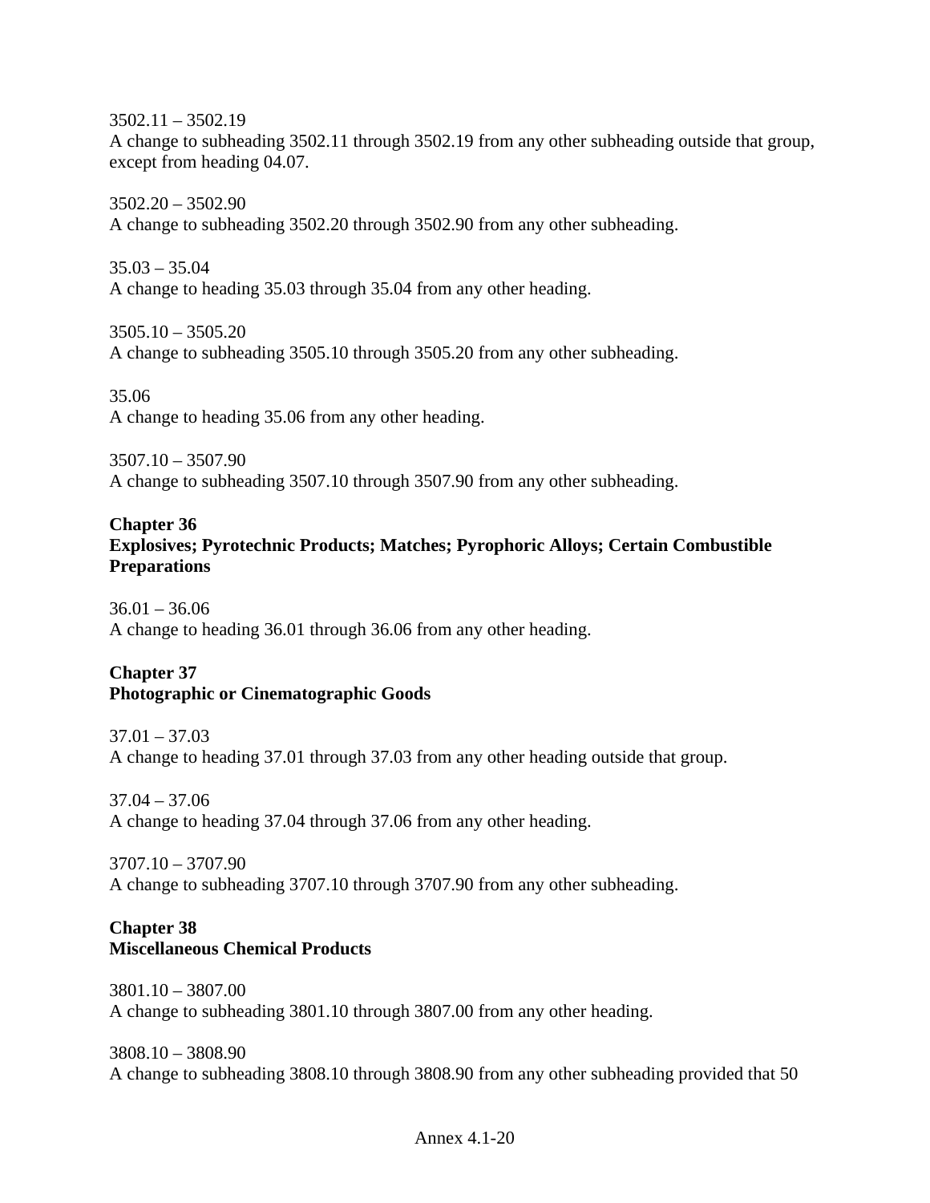3502.11 – 3502.19
A change to subheading 3502.11 through 3502.19 from any other subheading outside that group, except from heading 04.07.

3502.20 – 3502.90
A change to subheading 3502.20 through 3502.90 from any other subheading.

35.03 – 35.04
A change to heading 35.03 through 35.04 from any other heading.

3505.10 – 3505.20
A change to subheading 3505.10 through 3505.20 from any other subheading.

35.06
A change to heading 35.06 from any other heading.

3507.10 – 3507.90
A change to subheading 3507.10 through 3507.90 from any other subheading.

**Chapter 36**
**Explosives; Pyrotechnic Products; Matches; Pyrophoric Alloys; Certain Combustible Preparations**

36.01 – 36.06
A change to heading 36.01 through 36.06 from any other heading.

**Chapter 37**
**Photographic or Cinematographic Goods**

37.01 – 37.03
A change to heading 37.01 through 37.03 from any other heading outside that group.

37.04 – 37.06
A change to heading 37.04 through 37.06 from any other heading.

3707.10 – 3707.90
A change to subheading 3707.10 through 3707.90 from any other subheading.

**Chapter 38**
**Miscellaneous Chemical Products**

3801.10 – 3807.00
A change to subheading 3801.10 through 3807.00 from any other heading.

3808.10 – 3808.90
A change to subheading 3808.10 through 3808.90 from any other subheading provided that 50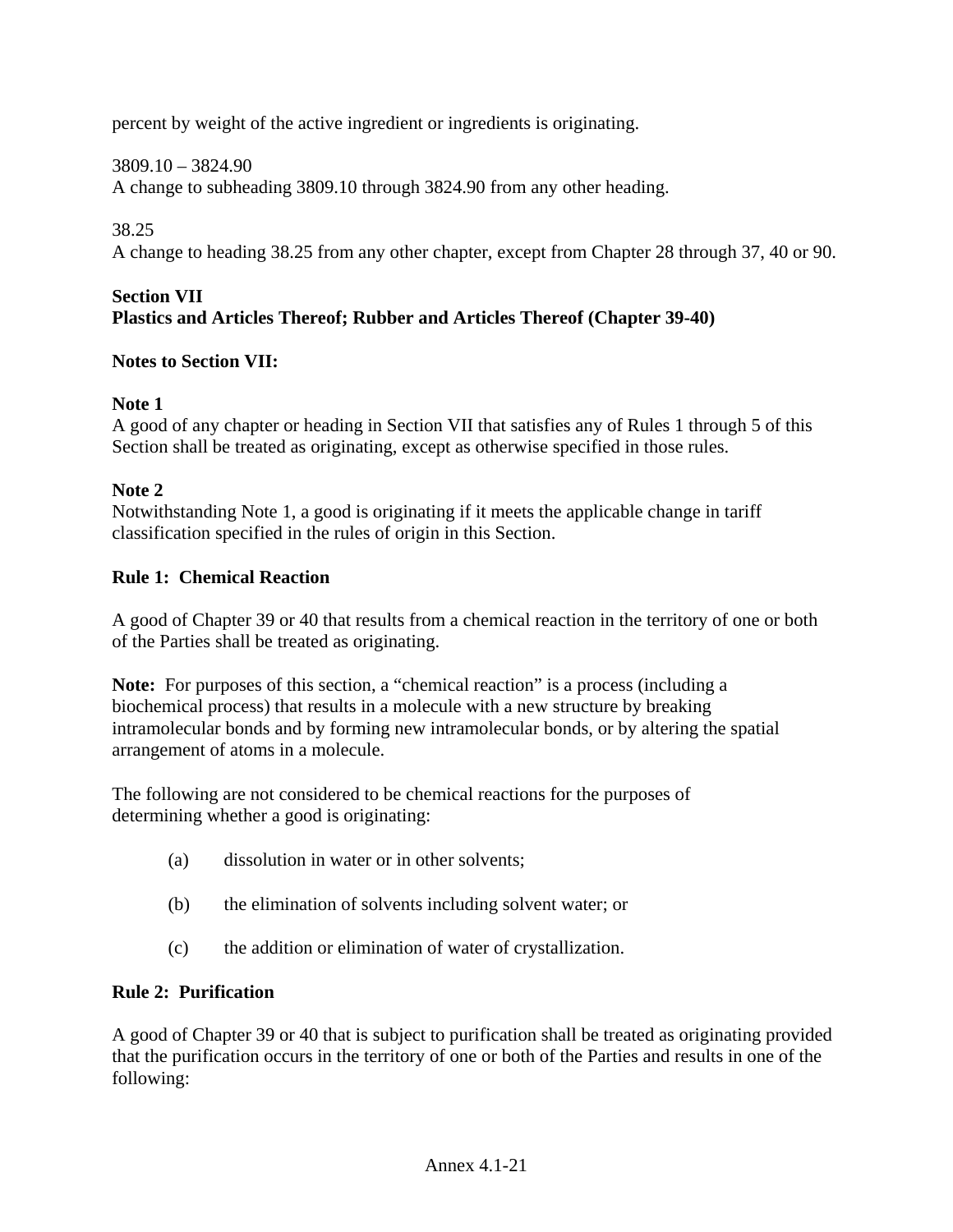percent by weight of the active ingredient or ingredients is originating.

3809.10 – 3824.90
A change to subheading 3809.10 through 3824.90 from any other heading.

38.25
A change to heading 38.25 from any other chapter, except from Chapter 28 through 37, 40 or 90.

## Section VII
## Plastics and Articles Thereof; Rubber and Articles Thereof (Chapter 39-40)

### Notes to Section VII:

**Note 1**
A good of any chapter or heading in Section VII that satisfies any of Rules 1 through 5 of this Section shall be treated as originating, except as otherwise specified in those rules.

**Note 2**
Notwithstanding Note 1, a good is originating if it meets the applicable change in tariff classification specified in the rules of origin in this Section.

### Rule 1: Chemical Reaction

A good of Chapter 39 or 40 that results from a chemical reaction in the territory of one or both of the Parties shall be treated as originating.

**Note:** For purposes of this section, a "chemical reaction" is a process (including a biochemical process) that results in a molecule with a new structure by breaking intramolecular bonds and by forming new intramolecular bonds, or by altering the spatial arrangement of atoms in a molecule.

The following are not considered to be chemical reactions for the purposes of determining whether a good is originating:

(a) dissolution in water or in other solvents;

(b) the elimination of solvents including solvent water; or

(c) the addition or elimination of water of crystallization.

### Rule 2: Purification

A good of Chapter 39 or 40 that is subject to purification shall be treated as originating provided that the purification occurs in the territory of one or both of the Parties and results in one of the following: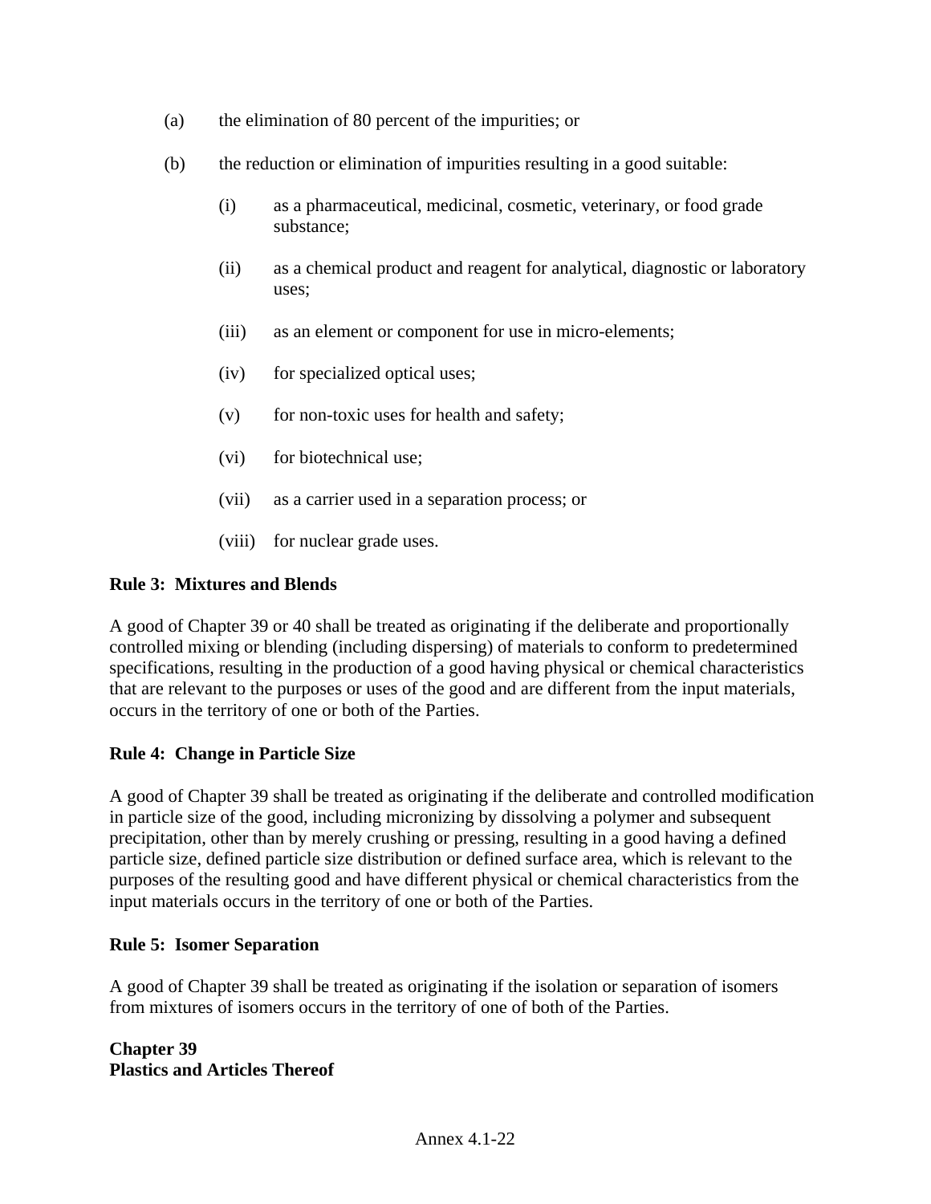(a) the elimination of 80 percent of the impurities; or

(b) the reduction or elimination of impurities resulting in a good suitable:

   (i) as a pharmaceutical, medicinal, cosmetic, veterinary, or food grade substance;

   (ii) as a chemical product and reagent for analytical, diagnostic or laboratory uses;

   (iii) as an element or component for use in micro-elements;

   (iv) for specialized optical uses;

   (v) for non-toxic uses for health and safety;

   (vi) for biotechnical use;

   (vii) as a carrier used in a separation process; or

   (viii) for nuclear grade uses.

**Rule 3: Mixtures and Blends**

A good of Chapter 39 or 40 shall be treated as originating if the deliberate and proportionally controlled mixing or blending (including dispersing) of materials to conform to predetermined specifications, resulting in the production of a good having physical or chemical characteristics that are relevant to the purposes or uses of the good and are different from the input materials, occurs in the territory of one or both of the Parties.

**Rule 4: Change in Particle Size**

A good of Chapter 39 shall be treated as originating if the deliberate and controlled modification in particle size of the good, including micronizing by dissolving a polymer and subsequent precipitation, other than by merely crushing or pressing, resulting in a good having a defined particle size, defined particle size distribution or defined surface area, which is relevant to the purposes of the resulting good and have different physical or chemical characteristics from the input materials occurs in the territory of one or both of the Parties.

**Rule 5: Isomer Separation**

A good of Chapter 39 shall be treated as originating if the isolation or separation of isomers from mixtures of isomers occurs in the territory of one of both of the Parties.

**Chapter 39**
**Plastics and Articles Thereof**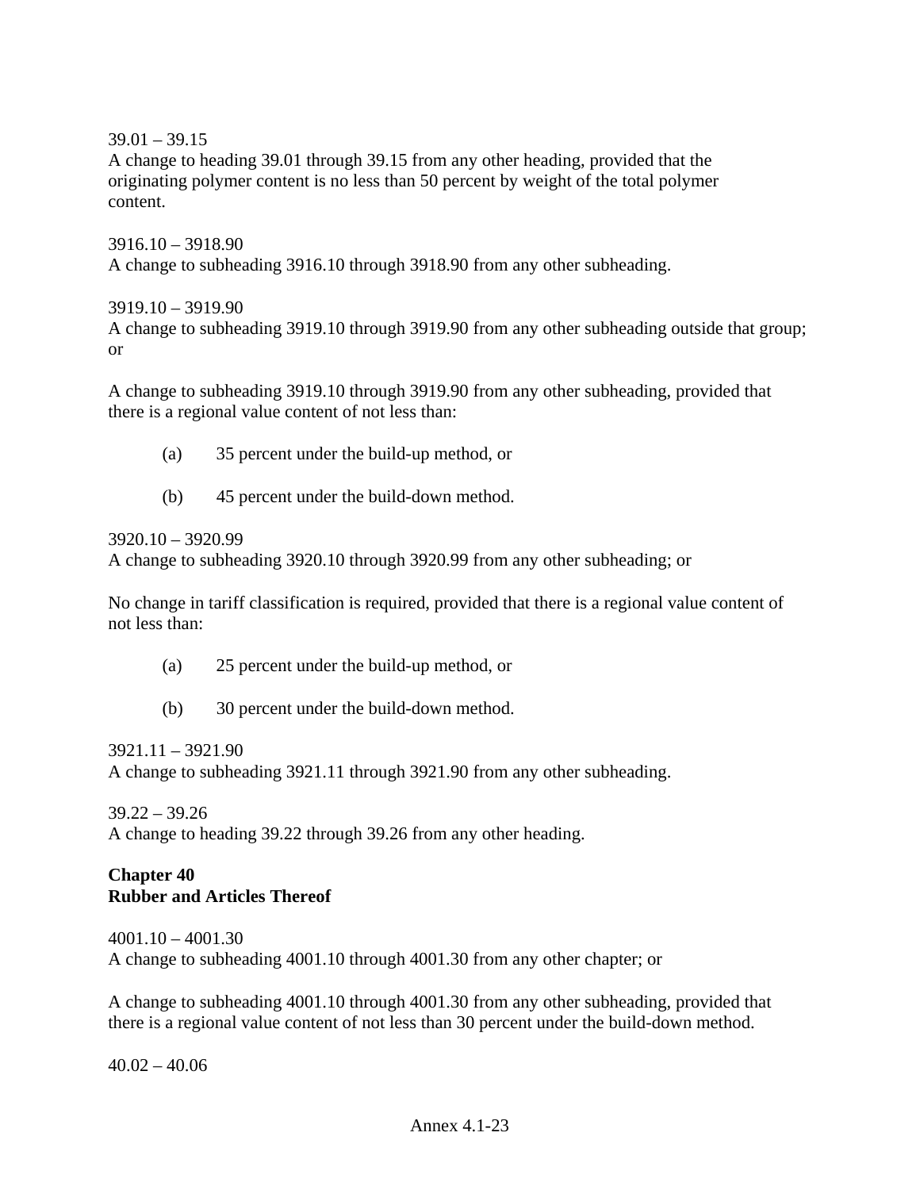39.01 – 39.15
A change to heading 39.01 through 39.15 from any other heading, provided that the originating polymer content is no less than 50 percent by weight of the total polymer content.

3916.10 – 3918.90
A change to subheading 3916.10 through 3918.90 from any other subheading.

3919.10 – 3919.90
A change to subheading 3919.10 through 3919.90 from any other subheading outside that group; or

A change to subheading 3919.10 through 3919.90 from any other subheading, provided that there is a regional value content of not less than:

(a) 35 percent under the build-up method, or

(b) 45 percent under the build-down method.

3920.10 – 3920.99
A change to subheading 3920.10 through 3920.99 from any other subheading; or

No change in tariff classification is required, provided that there is a regional value content of not less than:

(a) 25 percent under the build-up method, or

(b) 30 percent under the build-down method.

3921.11 – 3921.90
A change to subheading 3921.11 through 3921.90 from any other subheading.

39.22 – 39.26
A change to heading 39.22 through 39.26 from any other heading.

**Chapter 40**
**Rubber and Articles Thereof**

4001.10 – 4001.30
A change to subheading 4001.10 through 4001.30 from any other chapter; or

A change to subheading 4001.10 through 4001.30 from any other subheading, provided that there is a regional value content of not less than 30 percent under the build-down method.

40.02 – 40.06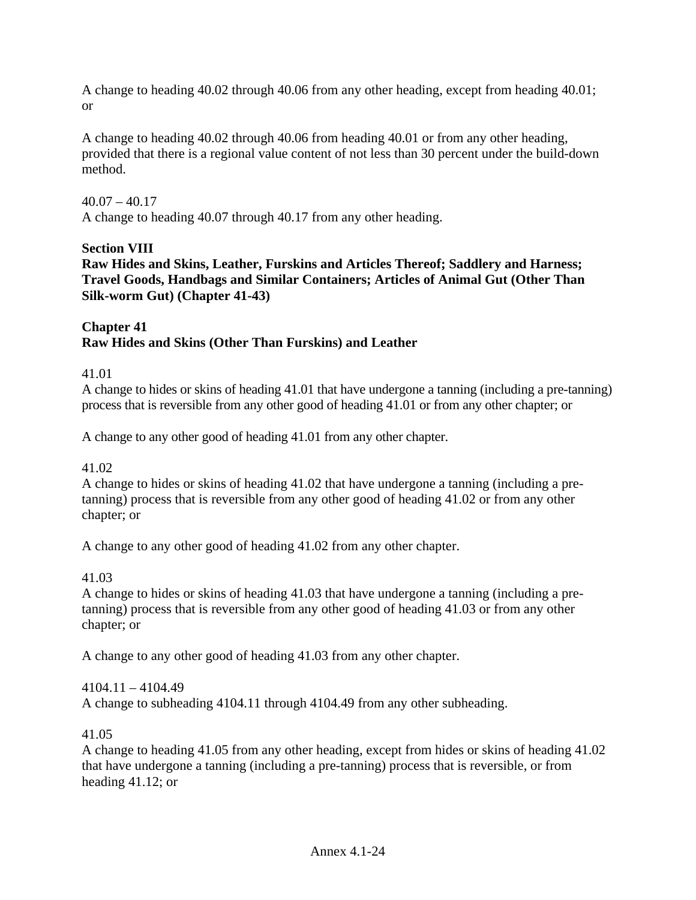A change to heading 40.02 through 40.06 from any other heading, except from heading 40.01; or

A change to heading 40.02 through 40.06 from heading 40.01 or from any other heading, provided that there is a regional value content of not less than 30 percent under the build-down method.

40.07 – 40.17
A change to heading 40.07 through 40.17 from any other heading.

## Section VIII
## Raw Hides and Skins, Leather, Furskins and Articles Thereof; Saddlery and Harness; Travel Goods, Handbags and Similar Containers; Articles of Animal Gut (Other Than Silk-worm Gut) (Chapter 41-43)

### Chapter 41
### Raw Hides and Skins (Other Than Furskins) and Leather

41.01
A change to hides or skins of heading 41.01 that have undergone a tanning (including a pre-tanning) process that is reversible from any other good of heading 41.01 or from any other chapter; or

A change to any other good of heading 41.01 from any other chapter.

41.02
A change to hides or skins of heading 41.02 that have undergone a tanning (including a pre-tanning) process that is reversible from any other good of heading 41.02 or from any other chapter; or

A change to any other good of heading 41.02 from any other chapter.

41.03
A change to hides or skins of heading 41.03 that have undergone a tanning (including a pre-tanning) process that is reversible from any other good of heading 41.03 or from any other chapter; or

A change to any other good of heading 41.03 from any other chapter.

4104.11 – 4104.49
A change to subheading 4104.11 through 4104.49 from any other subheading.

41.05
A change to heading 41.05 from any other heading, except from hides or skins of heading 41.02 that have undergone a tanning (including a pre-tanning) process that is reversible, or from heading 41.12; or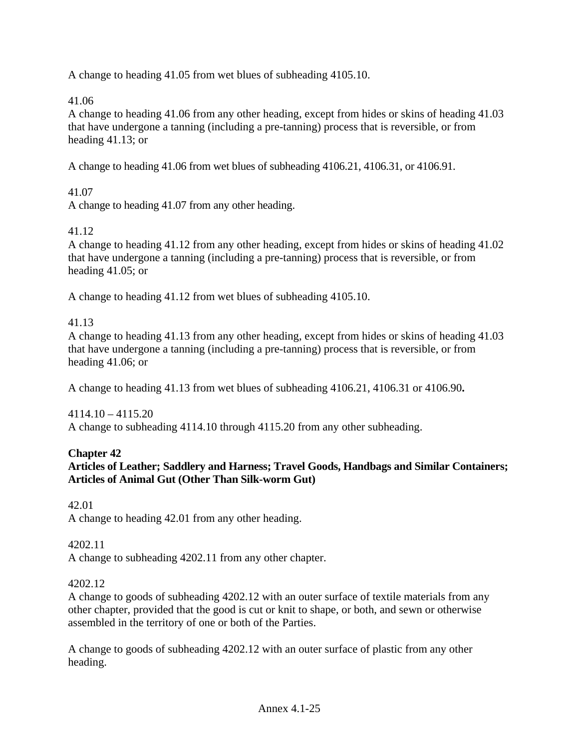A change to heading 41.05 from wet blues of subheading 4105.10.

41.06
A change to heading 41.06 from any other heading, except from hides or skins of heading 41.03 that have undergone a tanning (including a pre-tanning) process that is reversible, or from heading 41.13; or

A change to heading 41.06 from wet blues of subheading 4106.21, 4106.31, or 4106.91.

41.07
A change to heading 41.07 from any other heading.

41.12
A change to heading 41.12 from any other heading, except from hides or skins of heading 41.02 that have undergone a tanning (including a pre-tanning) process that is reversible, or from heading 41.05; or

A change to heading 41.12 from wet blues of subheading 4105.10.

41.13
A change to heading 41.13 from any other heading, except from hides or skins of heading 41.03 that have undergone a tanning (including a pre-tanning) process that is reversible, or from heading 41.06; or

A change to heading 41.13 from wet blues of subheading 4106.21, 4106.31 or 4106.90**.**

4114.10 – 4115.20
A change to subheading 4114.10 through 4115.20 from any other subheading.

**Chapter 42**
**Articles of Leather; Saddlery and Harness; Travel Goods, Handbags and Similar Containers; Articles of Animal Gut (Other Than Silk-worm Gut)**

42.01
A change to heading 42.01 from any other heading.

4202.11
A change to subheading 4202.11 from any other chapter.

4202.12
A change to goods of subheading 4202.12 with an outer surface of textile materials from any other chapter, provided that the good is cut or knit to shape, or both, and sewn or otherwise assembled in the territory of one or both of the Parties.

A change to goods of subheading 4202.12 with an outer surface of plastic from any other heading.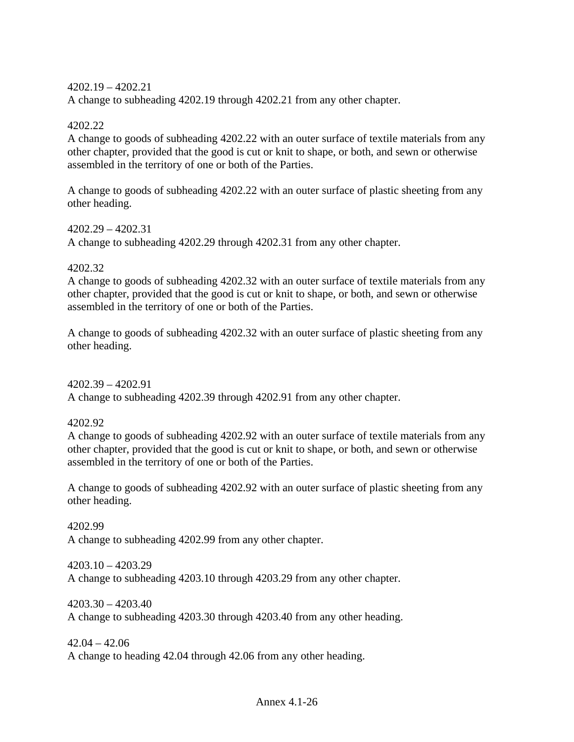4202.19 – 4202.21
A change to subheading 4202.19 through 4202.21 from any other chapter.

4202.22
A change to goods of subheading 4202.22 with an outer surface of textile materials from any other chapter, provided that the good is cut or knit to shape, or both, and sewn or otherwise assembled in the territory of one or both of the Parties.

A change to goods of subheading 4202.22 with an outer surface of plastic sheeting from any other heading.

4202.29 – 4202.31
A change to subheading 4202.29 through 4202.31 from any other chapter.

4202.32
A change to goods of subheading 4202.32 with an outer surface of textile materials from any other chapter, provided that the good is cut or knit to shape, or both, and sewn or otherwise assembled in the territory of one or both of the Parties.

A change to goods of subheading 4202.32 with an outer surface of plastic sheeting from any other heading.

4202.39 – 4202.91
A change to subheading 4202.39 through 4202.91 from any other chapter.

4202.92
A change to goods of subheading 4202.92 with an outer surface of textile materials from any other chapter, provided that the good is cut or knit to shape, or both, and sewn or otherwise assembled in the territory of one or both of the Parties.

A change to goods of subheading 4202.92 with an outer surface of plastic sheeting from any other heading.

4202.99
A change to subheading 4202.99 from any other chapter.

4203.10 – 4203.29
A change to subheading 4203.10 through 4203.29 from any other chapter.

4203.30 – 4203.40
A change to subheading 4203.30 through 4203.40 from any other heading.

42.04 – 42.06
A change to heading 42.04 through 42.06 from any other heading.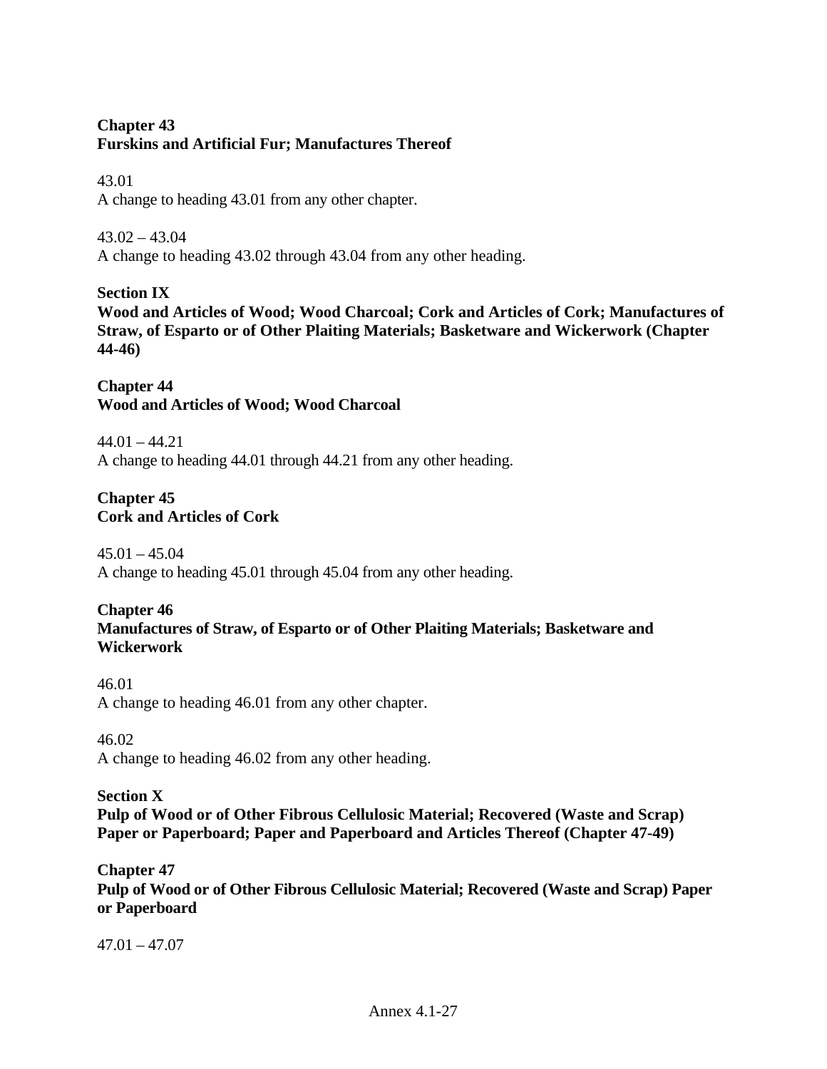**Chapter 43**
**Furskins and Artificial Fur; Manufactures Thereof**

43.01
A change to heading 43.01 from any other chapter.

43.02 – 43.04
A change to heading 43.02 through 43.04 from any other heading.

**Section IX**
**Wood and Articles of Wood; Wood Charcoal; Cork and Articles of Cork; Manufactures of Straw, of Esparto or of Other Plaiting Materials; Basketware and Wickerwork (Chapter 44-46)**

**Chapter 44**
**Wood and Articles of Wood; Wood Charcoal**

44.01 – 44.21
A change to heading 44.01 through 44.21 from any other heading.

**Chapter 45**
**Cork and Articles of Cork**

45.01 – 45.04
A change to heading 45.01 through 45.04 from any other heading.

**Chapter 46**
**Manufactures of Straw, of Esparto or of Other Plaiting Materials; Basketware and Wickerwork**

46.01
A change to heading 46.01 from any other chapter.

46.02
A change to heading 46.02 from any other heading.

**Section X**
**Pulp of Wood or of Other Fibrous Cellulosic Material; Recovered (Waste and Scrap) Paper or Paperboard; Paper and Paperboard and Articles Thereof (Chapter 47-49)**

**Chapter 47**
**Pulp of Wood or of Other Fibrous Cellulosic Material; Recovered (Waste and Scrap) Paper or Paperboard**

47.01 – 47.07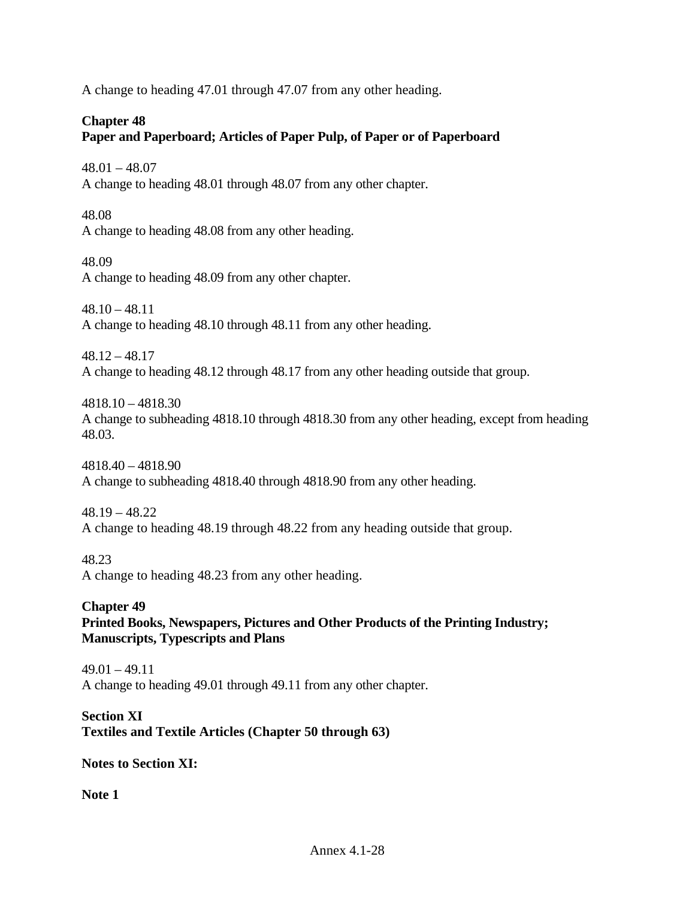A change to heading 47.01 through 47.07 from any other heading.

**Chapter 48**
**Paper and Paperboard; Articles of Paper Pulp, of Paper or of Paperboard**

48.01 – 48.07
A change to heading 48.01 through 48.07 from any other chapter.

48.08
A change to heading 48.08 from any other heading.

48.09
A change to heading 48.09 from any other chapter.

48.10 – 48.11
A change to heading 48.10 through 48.11 from any other heading.

48.12 – 48.17
A change to heading 48.12 through 48.17 from any other heading outside that group.

4818.10 – 4818.30
A change to subheading 4818.10 through 4818.30 from any other heading, except from heading 48.03.

4818.40 – 4818.90
A change to subheading 4818.40 through 4818.90 from any other heading.

48.19 – 48.22
A change to heading 48.19 through 48.22 from any heading outside that group.

48.23
A change to heading 48.23 from any other heading.

**Chapter 49**
**Printed Books, Newspapers, Pictures and Other Products of the Printing Industry; Manuscripts, Typescripts and Plans**

49.01 – 49.11
A change to heading 49.01 through 49.11 from any other chapter.

**Section XI**
**Textiles and Textile Articles (Chapter 50 through 63)**

**Notes to Section XI:**

**Note 1**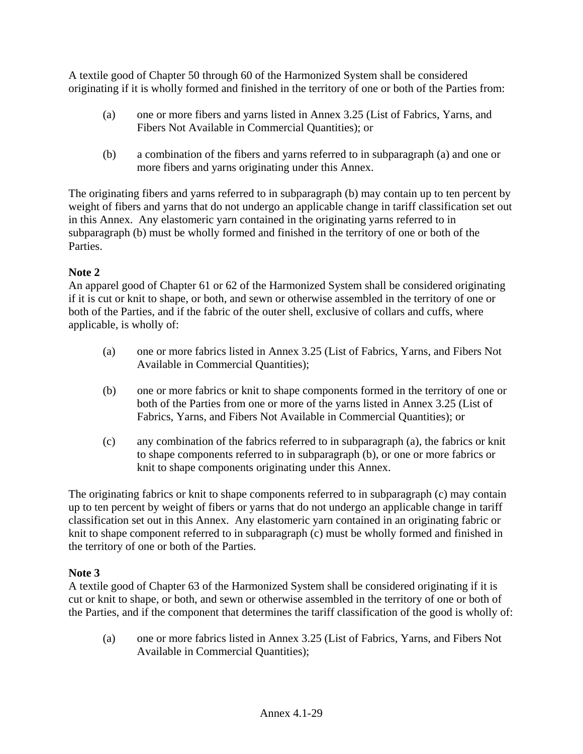A textile good of Chapter 50 through 60 of the Harmonized System shall be considered originating if it is wholly formed and finished in the territory of one or both of the Parties from:

(a) one or more fibers and yarns listed in Annex 3.25 (List of Fabrics, Yarns, and Fibers Not Available in Commercial Quantities); or

(b) a combination of the fibers and yarns referred to in subparagraph (a) and one or more fibers and yarns originating under this Annex.

The originating fibers and yarns referred to in subparagraph (b) may contain up to ten percent by weight of fibers and yarns that do not undergo an applicable change in tariff classification set out in this Annex. Any elastomeric yarn contained in the originating yarns referred to in subparagraph (b) must be wholly formed and finished in the territory of one or both of the Parties.

**Note 2**

An apparel good of Chapter 61 or 62 of the Harmonized System shall be considered originating if it is cut or knit to shape, or both, and sewn or otherwise assembled in the territory of one or both of the Parties, and if the fabric of the outer shell, exclusive of collars and cuffs, where applicable, is wholly of:

(a) one or more fabrics listed in Annex 3.25 (List of Fabrics, Yarns, and Fibers Not Available in Commercial Quantities);

(b) one or more fabrics or knit to shape components formed in the territory of one or both of the Parties from one or more of the yarns listed in Annex 3.25 (List of Fabrics, Yarns, and Fibers Not Available in Commercial Quantities); or

(c) any combination of the fabrics referred to in subparagraph (a), the fabrics or knit to shape components referred to in subparagraph (b), or one or more fabrics or knit to shape components originating under this Annex.

The originating fabrics or knit to shape components referred to in subparagraph (c) may contain up to ten percent by weight of fibers or yarns that do not undergo an applicable change in tariff classification set out in this Annex. Any elastomeric yarn contained in an originating fabric or knit to shape component referred to in subparagraph (c) must be wholly formed and finished in the territory of one or both of the Parties.

**Note 3**

A textile good of Chapter 63 of the Harmonized System shall be considered originating if it is cut or knit to shape, or both, and sewn or otherwise assembled in the territory of one or both of the Parties, and if the component that determines the tariff classification of the good is wholly of:

(a) one or more fabrics listed in Annex 3.25 (List of Fabrics, Yarns, and Fibers Not Available in Commercial Quantities);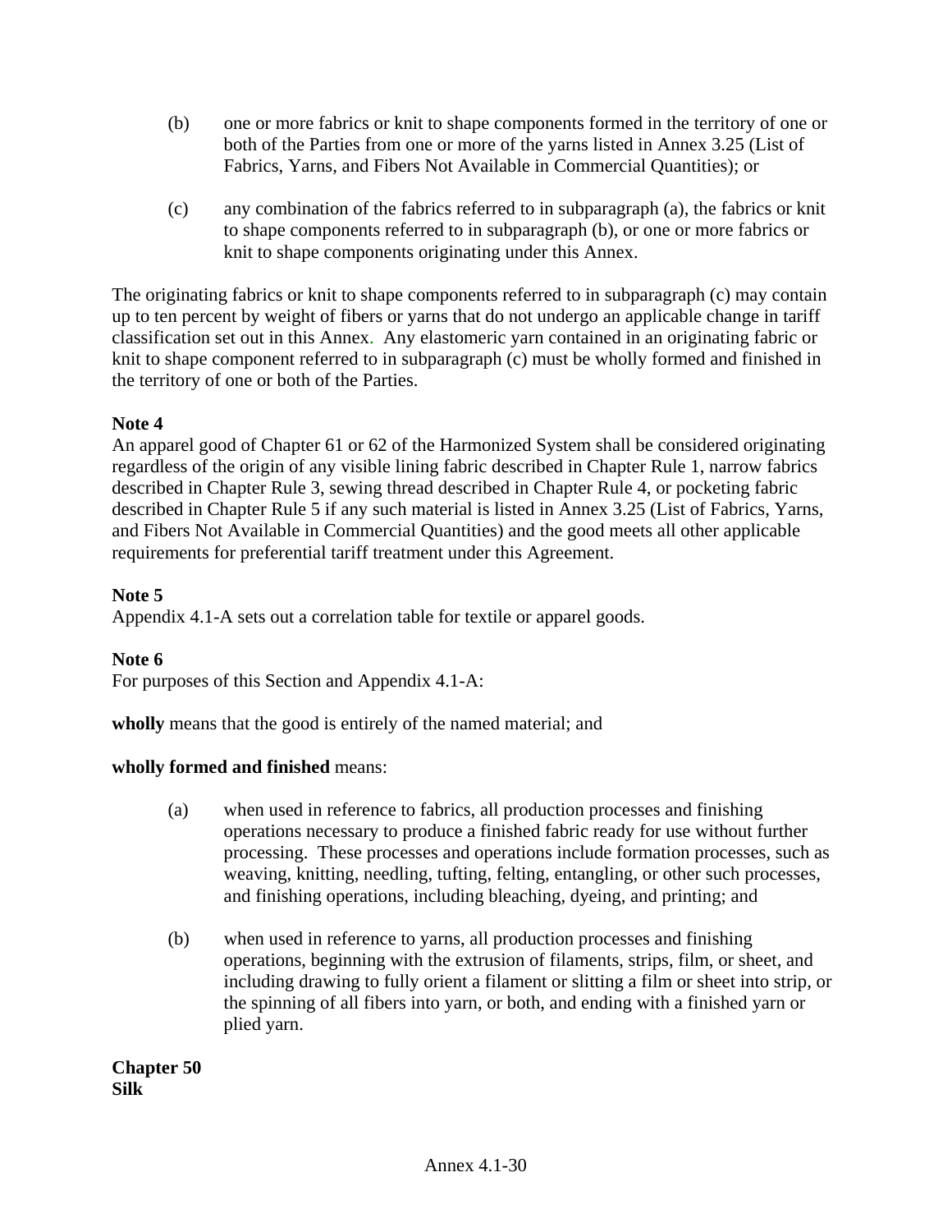(b) one or more fabrics or knit to shape components formed in the territory of one or both of the Parties from one or more of the yarns listed in Annex 3.25 (List of Fabrics, Yarns, and Fibers Not Available in Commercial Quantities); or

(c) any combination of the fabrics referred to in subparagraph (a), the fabrics or knit to shape components referred to in subparagraph (b), or one or more fabrics or knit to shape components originating under this Annex.

The originating fabrics or knit to shape components referred to in subparagraph (c) may contain up to ten percent by weight of fibers or yarns that do not undergo an applicable change in tariff classification set out in this Annex. Any elastomeric yarn contained in an originating fabric or knit to shape component referred to in subparagraph (c) must be wholly formed and finished in the territory of one or both of the Parties.

**Note 4**

An apparel good of Chapter 61 or 62 of the Harmonized System shall be considered originating regardless of the origin of any visible lining fabric described in Chapter Rule 1, narrow fabrics described in Chapter Rule 3, sewing thread described in Chapter Rule 4, or pocketing fabric described in Chapter Rule 5 if any such material is listed in Annex 3.25 (List of Fabrics, Yarns, and Fibers Not Available in Commercial Quantities) and the good meets all other applicable requirements for preferential tariff treatment under this Agreement.

**Note 5**

Appendix 4.1-A sets out a correlation table for textile or apparel goods.

**Note 6**

For purposes of this Section and Appendix 4.1-A:

**wholly** means that the good is entirely of the named material; and

**wholly formed and finished** means:

(a) when used in reference to fabrics, all production processes and finishing operations necessary to produce a finished fabric ready for use without further processing. These processes and operations include formation processes, such as weaving, knitting, needling, tufting, felting, entangling, or other such processes, and finishing operations, including bleaching, dyeing, and printing; and

(b) when used in reference to yarns, all production processes and finishing operations, beginning with the extrusion of filaments, strips, film, or sheet, and including drawing to fully orient a filament or slitting a film or sheet into strip, or the spinning of all fibers into yarn, or both, and ending with a finished yarn or plied yarn.

**Chapter 50**
**Silk**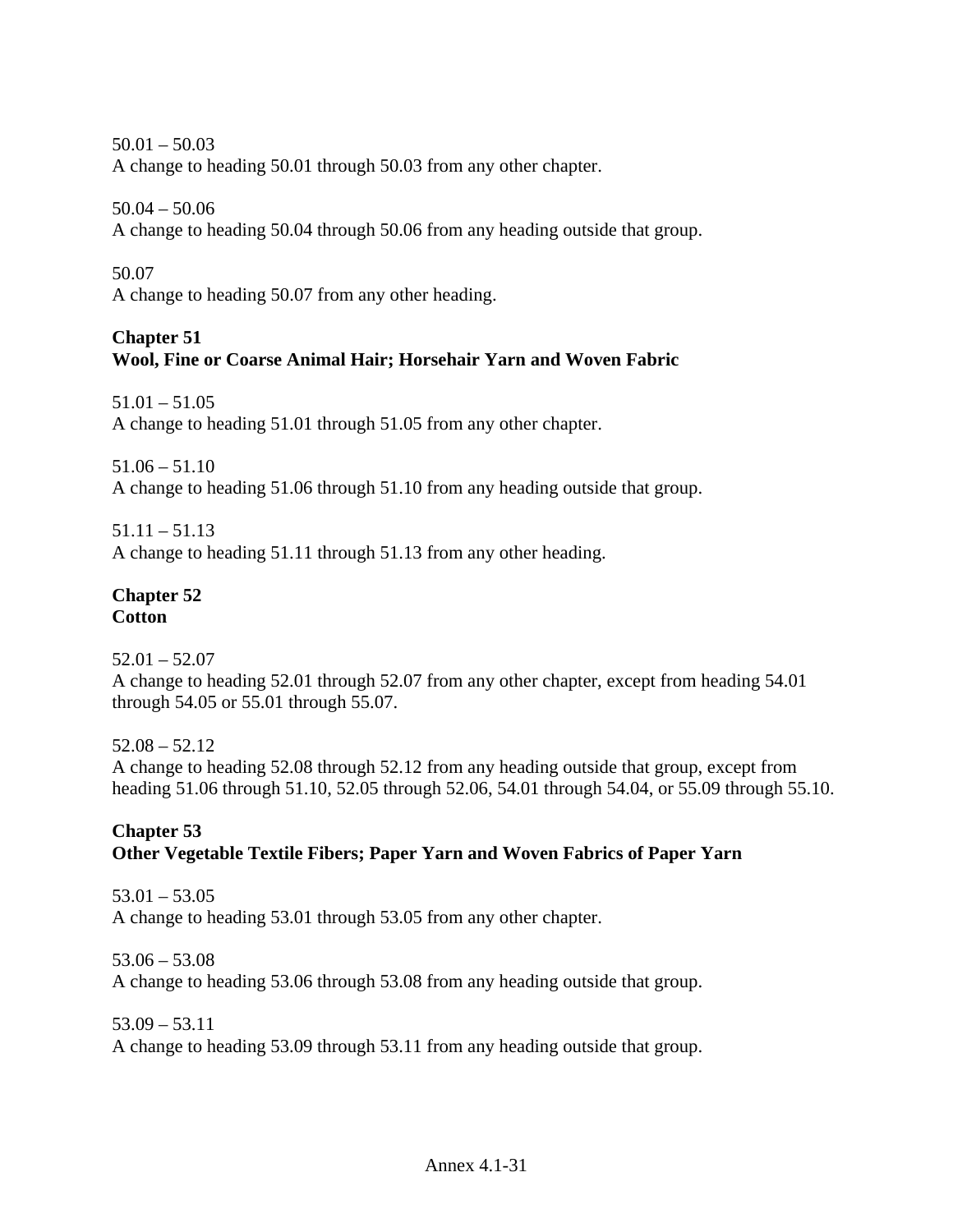50.01 – 50.03
A change to heading 50.01 through 50.03 from any other chapter.

50.04 – 50.06
A change to heading 50.04 through 50.06 from any heading outside that group.

50.07
A change to heading 50.07 from any other heading.

**Chapter 51**
**Wool, Fine or Coarse Animal Hair; Horsehair Yarn and Woven Fabric**

51.01 – 51.05
A change to heading 51.01 through 51.05 from any other chapter.

51.06 – 51.10
A change to heading 51.06 through 51.10 from any heading outside that group.

51.11 – 51.13
A change to heading 51.11 through 51.13 from any other heading.

**Chapter 52**
**Cotton**

52.01 – 52.07
A change to heading 52.01 through 52.07 from any other chapter, except from heading 54.01 through 54.05 or 55.01 through 55.07.

52.08 – 52.12
A change to heading 52.08 through 52.12 from any heading outside that group, except from heading 51.06 through 51.10, 52.05 through 52.06, 54.01 through 54.04, or 55.09 through 55.10.

**Chapter 53**
**Other Vegetable Textile Fibers; Paper Yarn and Woven Fabrics of Paper Yarn**

53.01 – 53.05
A change to heading 53.01 through 53.05 from any other chapter.

53.06 – 53.08
A change to heading 53.06 through 53.08 from any heading outside that group.

53.09 – 53.11
A change to heading 53.09 through 53.11 from any heading outside that group.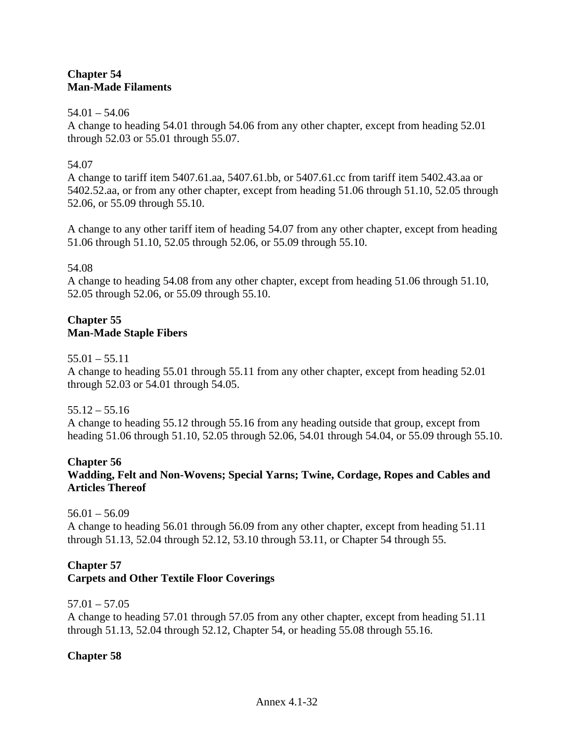**Chapter 54**
**Man-Made Filaments**

54.01 – 54.06
A change to heading 54.01 through 54.06 from any other chapter, except from heading 52.01 through 52.03 or 55.01 through 55.07.

54.07
A change to tariff item 5407.61.aa, 5407.61.bb, or 5407.61.cc from tariff item 5402.43.aa or 5402.52.aa, or from any other chapter, except from heading 51.06 through 51.10, 52.05 through 52.06, or 55.09 through 55.10.

A change to any other tariff item of heading 54.07 from any other chapter, except from heading 51.06 through 51.10, 52.05 through 52.06, or 55.09 through 55.10.

54.08
A change to heading 54.08 from any other chapter, except from heading 51.06 through 51.10, 52.05 through 52.06, or 55.09 through 55.10.

**Chapter 55**
**Man-Made Staple Fibers**

55.01 – 55.11
A change to heading 55.01 through 55.11 from any other chapter, except from heading 52.01 through 52.03 or 54.01 through 54.05.

55.12 – 55.16
A change to heading 55.12 through 55.16 from any heading outside that group, except from heading 51.06 through 51.10, 52.05 through 52.06, 54.01 through 54.04, or 55.09 through 55.10.

**Chapter 56**
**Wadding, Felt and Non-Wovens; Special Yarns; Twine, Cordage, Ropes and Cables and Articles Thereof**

56.01 – 56.09
A change to heading 56.01 through 56.09 from any other chapter, except from heading 51.11 through 51.13, 52.04 through 52.12, 53.10 through 53.11, or Chapter 54 through 55.

**Chapter 57**
**Carpets and Other Textile Floor Coverings**

57.01 – 57.05
A change to heading 57.01 through 57.05 from any other chapter, except from heading 51.11 through 51.13, 52.04 through 52.12, Chapter 54, or heading 55.08 through 55.16.

**Chapter 58**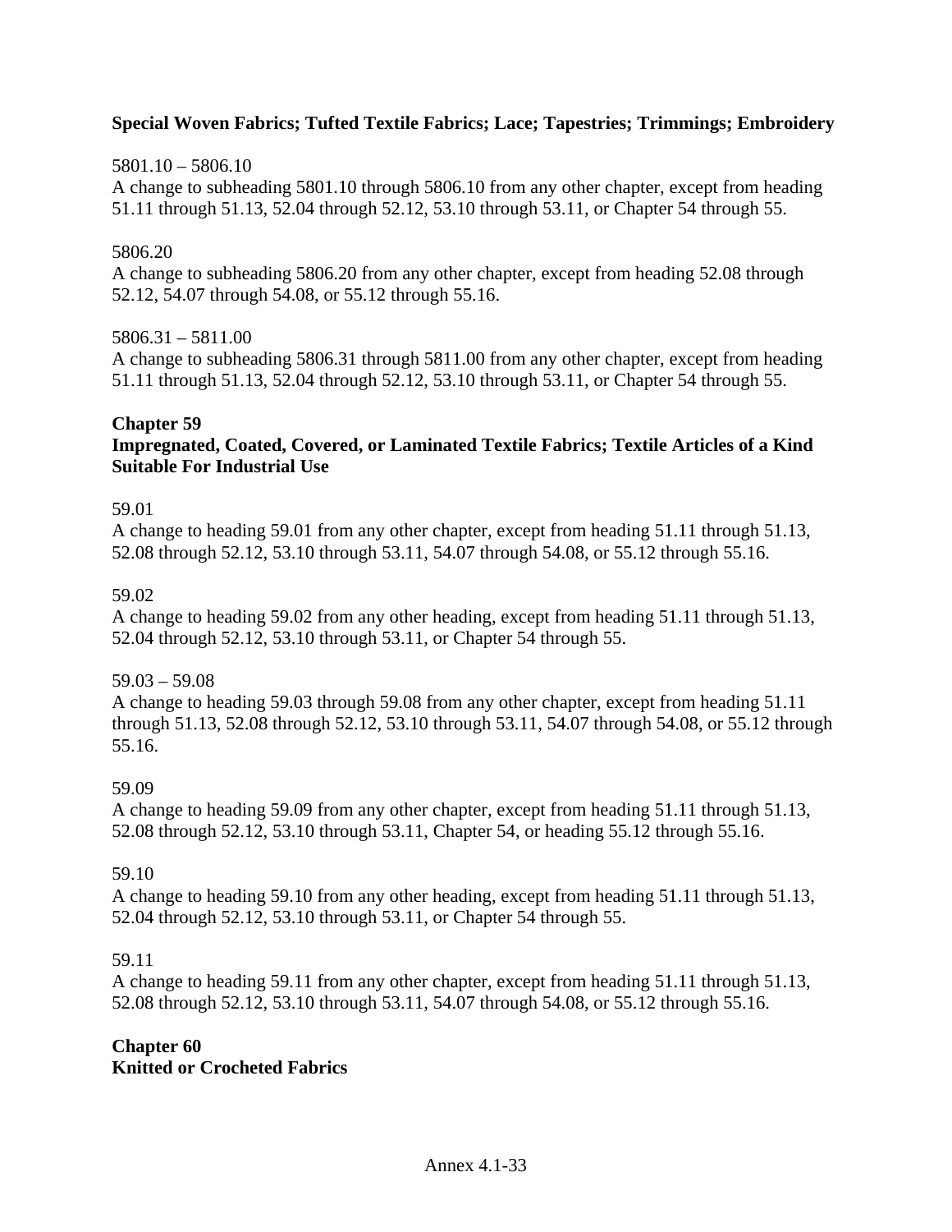**Special Woven Fabrics; Tufted Textile Fabrics; Lace; Tapestries; Trimmings; Embroidery**

5801.10 – 5806.10
A change to subheading 5801.10 through 5806.10 from any other chapter, except from heading 51.11 through 51.13, 52.04 through 52.12, 53.10 through 53.11, or Chapter 54 through 55.

5806.20
A change to subheading 5806.20 from any other chapter, except from heading 52.08 through 52.12, 54.07 through 54.08, or 55.12 through 55.16.

5806.31 – 5811.00
A change to subheading 5806.31 through 5811.00 from any other chapter, except from heading 51.11 through 51.13, 52.04 through 52.12, 53.10 through 53.11, or Chapter 54 through 55.

## Chapter 59
## Impregnated, Coated, Covered, or Laminated Textile Fabrics; Textile Articles of a Kind Suitable For Industrial Use

59.01
A change to heading 59.01 from any other chapter, except from heading 51.11 through 51.13, 52.08 through 52.12, 53.10 through 53.11, 54.07 through 54.08, or 55.12 through 55.16.

59.02
A change to heading 59.02 from any other heading, except from heading 51.11 through 51.13, 52.04 through 52.12, 53.10 through 53.11, or Chapter 54 through 55.

59.03 – 59.08
A change to heading 59.03 through 59.08 from any other chapter, except from heading 51.11 through 51.13, 52.08 through 52.12, 53.10 through 53.11, 54.07 through 54.08, or 55.12 through 55.16.

59.09
A change to heading 59.09 from any other chapter, except from heading 51.11 through 51.13, 52.08 through 52.12, 53.10 through 53.11, Chapter 54, or heading 55.12 through 55.16.

59.10
A change to heading 59.10 from any other heading, except from heading 51.11 through 51.13, 52.04 through 52.12, 53.10 through 53.11, or Chapter 54 through 55.

59.11
A change to heading 59.11 from any other chapter, except from heading 51.11 through 51.13, 52.08 through 52.12, 53.10 through 53.11, 54.07 through 54.08, or 55.12 through 55.16.

## Chapter 60
## Knitted or Crocheted Fabrics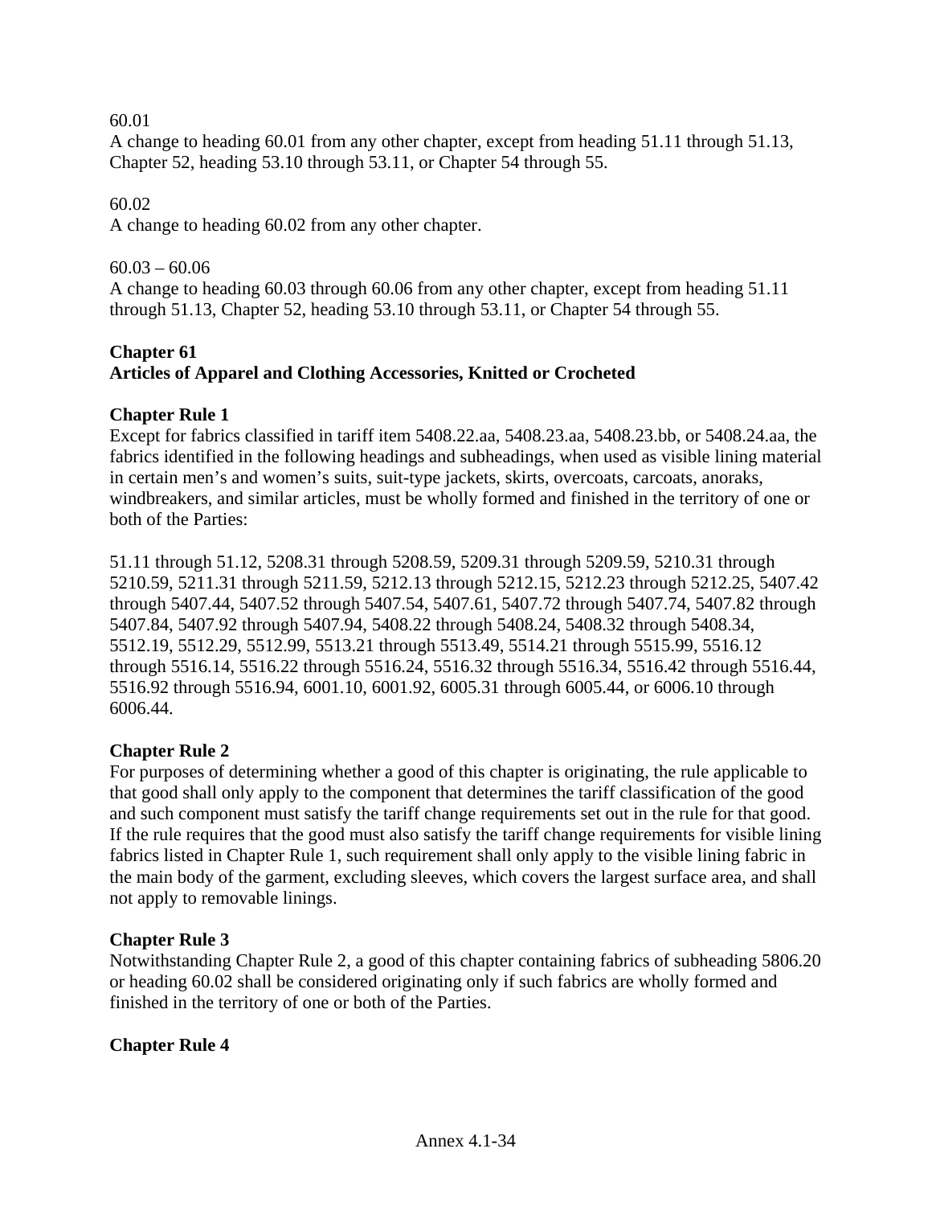60.01
A change to heading 60.01 from any other chapter, except from heading 51.11 through 51.13, Chapter 52, heading 53.10 through 53.11, or Chapter 54 through 55.

60.02
A change to heading 60.02 from any other chapter.

60.03 – 60.06
A change to heading 60.03 through 60.06 from any other chapter, except from heading 51.11 through 51.13, Chapter 52, heading 53.10 through 53.11, or Chapter 54 through 55.

**Chapter 61**
**Articles of Apparel and Clothing Accessories, Knitted or Crocheted**

**Chapter Rule 1**
Except for fabrics classified in tariff item 5408.22.aa, 5408.23.aa, 5408.23.bb, or 5408.24.aa, the fabrics identified in the following headings and subheadings, when used as visible lining material in certain men's and women's suits, suit-type jackets, skirts, overcoats, carcoats, anoraks, windbreakers, and similar articles, must be wholly formed and finished in the territory of one or both of the Parties:

51.11 through 51.12, 5208.31 through 5208.59, 5209.31 through 5209.59, 5210.31 through 5210.59, 5211.31 through 5211.59, 5212.13 through 5212.15, 5212.23 through 5212.25, 5407.42 through 5407.44, 5407.52 through 5407.54, 5407.61, 5407.72 through 5407.74, 5407.82 through 5407.84, 5407.92 through 5407.94, 5408.22 through 5408.24, 5408.32 through 5408.34, 5512.19, 5512.29, 5512.99, 5513.21 through 5513.49, 5514.21 through 5515.99, 5516.12 through 5516.14, 5516.22 through 5516.24, 5516.32 through 5516.34, 5516.42 through 5516.44, 5516.92 through 5516.94, 6001.10, 6001.92, 6005.31 through 6005.44, or 6006.10 through 6006.44.

**Chapter Rule 2**
For purposes of determining whether a good of this chapter is originating, the rule applicable to that good shall only apply to the component that determines the tariff classification of the good and such component must satisfy the tariff change requirements set out in the rule for that good. If the rule requires that the good must also satisfy the tariff change requirements for visible lining fabrics listed in Chapter Rule 1, such requirement shall only apply to the visible lining fabric in the main body of the garment, excluding sleeves, which covers the largest surface area, and shall not apply to removable linings.

**Chapter Rule 3**
Notwithstanding Chapter Rule 2, a good of this chapter containing fabrics of subheading 5806.20 or heading 60.02 shall be considered originating only if such fabrics are wholly formed and finished in the territory of one or both of the Parties.

**Chapter Rule 4**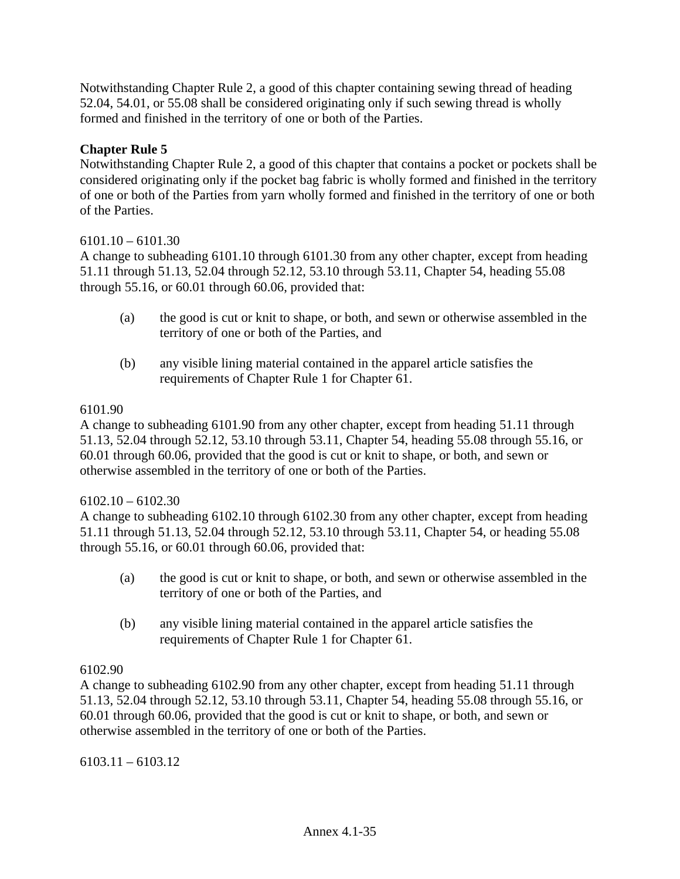Notwithstanding Chapter Rule 2, a good of this chapter containing sewing thread of heading 52.04, 54.01, or 55.08 shall be considered originating only if such sewing thread is wholly formed and finished in the territory of one or both of the Parties.

**Chapter Rule 5**

Notwithstanding Chapter Rule 2, a good of this chapter that contains a pocket or pockets shall be considered originating only if the pocket bag fabric is wholly formed and finished in the territory of one or both of the Parties from yarn wholly formed and finished in the territory of one or both of the Parties.

6101.10 – 6101.30

A change to subheading 6101.10 through 6101.30 from any other chapter, except from heading 51.11 through 51.13, 52.04 through 52.12, 53.10 through 53.11, Chapter 54, heading 55.08 through 55.16, or 60.01 through 60.06, provided that:

(a) the good is cut or knit to shape, or both, and sewn or otherwise assembled in the territory of one or both of the Parties, and

(b) any visible lining material contained in the apparel article satisfies the requirements of Chapter Rule 1 for Chapter 61.

6101.90

A change to subheading 6101.90 from any other chapter, except from heading 51.11 through 51.13, 52.04 through 52.12, 53.10 through 53.11, Chapter 54, heading 55.08 through 55.16, or 60.01 through 60.06, provided that the good is cut or knit to shape, or both, and sewn or otherwise assembled in the territory of one or both of the Parties.

6102.10 – 6102.30

A change to subheading 6102.10 through 6102.30 from any other chapter, except from heading 51.11 through 51.13, 52.04 through 52.12, 53.10 through 53.11, Chapter 54, or heading 55.08 through 55.16, or 60.01 through 60.06, provided that:

(a) the good is cut or knit to shape, or both, and sewn or otherwise assembled in the territory of one or both of the Parties, and

(b) any visible lining material contained in the apparel article satisfies the requirements of Chapter Rule 1 for Chapter 61.

6102.90

A change to subheading 6102.90 from any other chapter, except from heading 51.11 through 51.13, 52.04 through 52.12, 53.10 through 53.11, Chapter 54, heading 55.08 through 55.16, or 60.01 through 60.06, provided that the good is cut or knit to shape, or both, and sewn or otherwise assembled in the territory of one or both of the Parties.

6103.11 – 6103.12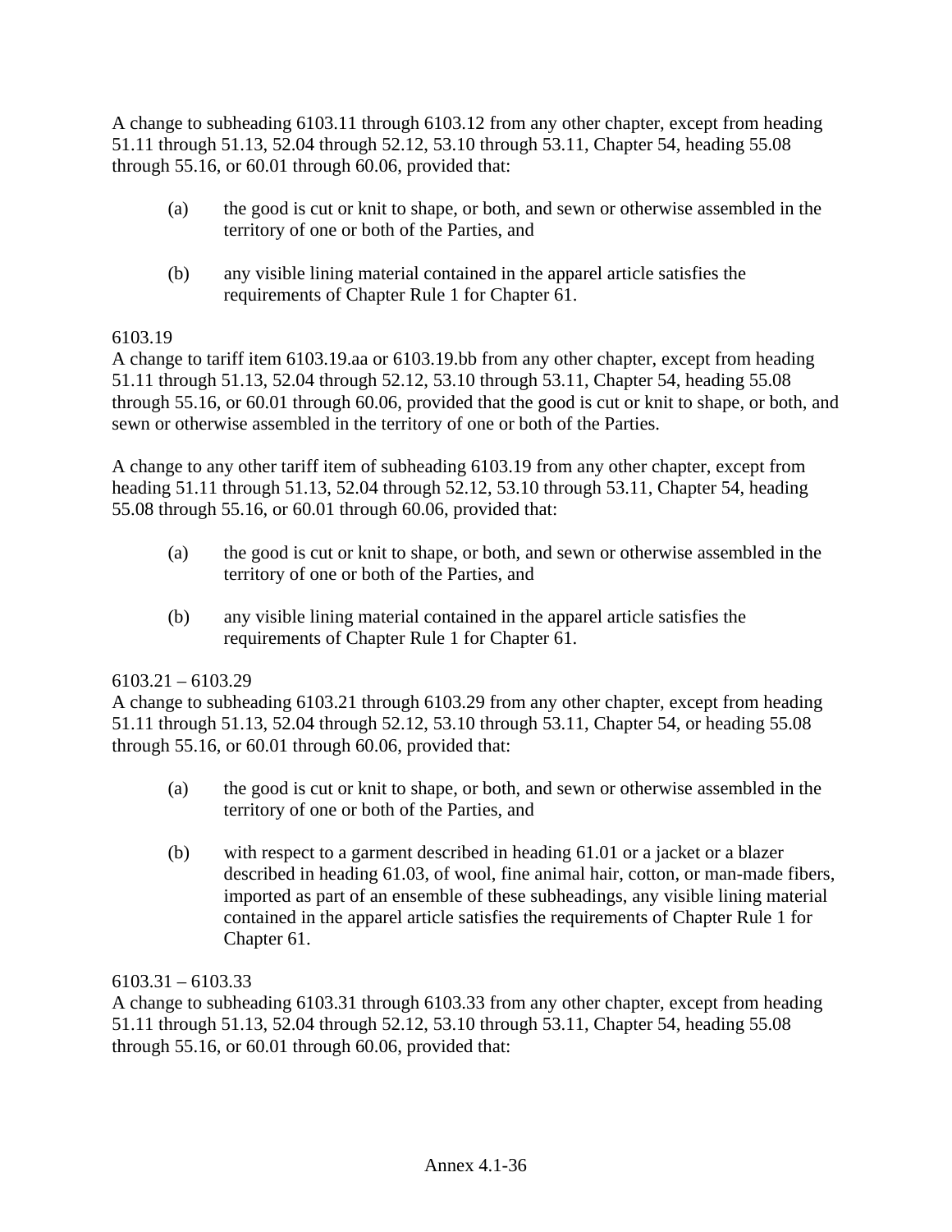A change to subheading 6103.11 through 6103.12 from any other chapter, except from heading 51.11 through 51.13, 52.04 through 52.12, 53.10 through 53.11, Chapter 54, heading 55.08 through 55.16, or 60.01 through 60.06, provided that:

(a) the good is cut or knit to shape, or both, and sewn or otherwise assembled in the territory of one or both of the Parties, and

(b) any visible lining material contained in the apparel article satisfies the requirements of Chapter Rule 1 for Chapter 61.

6103.19

A change to tariff item 6103.19.aa or 6103.19.bb from any other chapter, except from heading 51.11 through 51.13, 52.04 through 52.12, 53.10 through 53.11, Chapter 54, heading 55.08 through 55.16, or 60.01 through 60.06, provided that the good is cut or knit to shape, or both, and sewn or otherwise assembled in the territory of one or both of the Parties.

A change to any other tariff item of subheading 6103.19 from any other chapter, except from heading 51.11 through 51.13, 52.04 through 52.12, 53.10 through 53.11, Chapter 54, heading 55.08 through 55.16, or 60.01 through 60.06, provided that:

(a) the good is cut or knit to shape, or both, and sewn or otherwise assembled in the territory of one or both of the Parties, and

(b) any visible lining material contained in the apparel article satisfies the requirements of Chapter Rule 1 for Chapter 61.

6103.21 – 6103.29

A change to subheading 6103.21 through 6103.29 from any other chapter, except from heading 51.11 through 51.13, 52.04 through 52.12, 53.10 through 53.11, Chapter 54, or heading 55.08 through 55.16, or 60.01 through 60.06, provided that:

(a) the good is cut or knit to shape, or both, and sewn or otherwise assembled in the territory of one or both of the Parties, and

(b) with respect to a garment described in heading 61.01 or a jacket or a blazer described in heading 61.03, of wool, fine animal hair, cotton, or man-made fibers, imported as part of an ensemble of these subheadings, any visible lining material contained in the apparel article satisfies the requirements of Chapter Rule 1 for Chapter 61.

6103.31 – 6103.33

A change to subheading 6103.31 through 6103.33 from any other chapter, except from heading 51.11 through 51.13, 52.04 through 52.12, 53.10 through 53.11, Chapter 54, heading 55.08 through 55.16, or 60.01 through 60.06, provided that: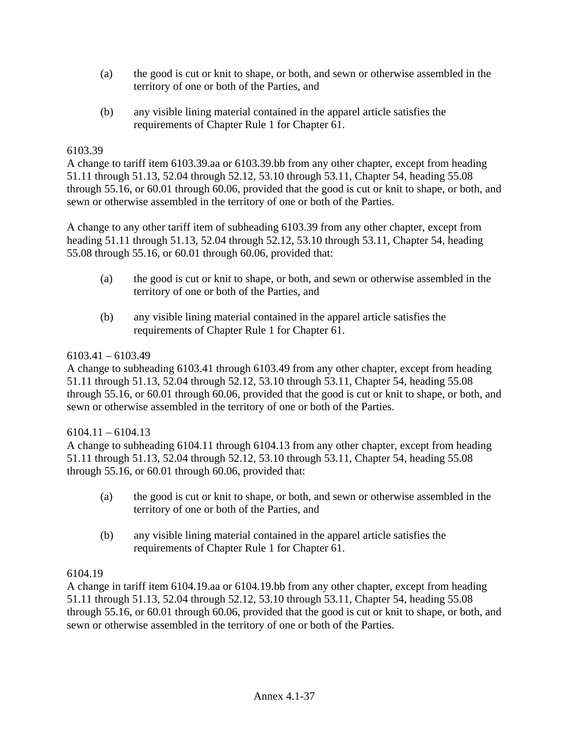(a) the good is cut or knit to shape, or both, and sewn or otherwise assembled in the territory of one or both of the Parties, and

(b) any visible lining material contained in the apparel article satisfies the requirements of Chapter Rule 1 for Chapter 61.

6103.39

A change to tariff item 6103.39.aa or 6103.39.bb from any other chapter, except from heading 51.11 through 51.13, 52.04 through 52.12, 53.10 through 53.11, Chapter 54, heading 55.08 through 55.16, or 60.01 through 60.06, provided that the good is cut or knit to shape, or both, and sewn or otherwise assembled in the territory of one or both of the Parties.

A change to any other tariff item of subheading 6103.39 from any other chapter, except from heading 51.11 through 51.13, 52.04 through 52.12, 53.10 through 53.11, Chapter 54, heading 55.08 through 55.16, or 60.01 through 60.06, provided that:

(a) the good is cut or knit to shape, or both, and sewn or otherwise assembled in the territory of one or both of the Parties, and

(b) any visible lining material contained in the apparel article satisfies the requirements of Chapter Rule 1 for Chapter 61.

6103.41 – 6103.49

A change to subheading 6103.41 through 6103.49 from any other chapter, except from heading 51.11 through 51.13, 52.04 through 52.12, 53.10 through 53.11, Chapter 54, heading 55.08 through 55.16, or 60.01 through 60.06, provided that the good is cut or knit to shape, or both, and sewn or otherwise assembled in the territory of one or both of the Parties.

6104.11 – 6104.13

A change to subheading 6104.11 through 6104.13 from any other chapter, except from heading 51.11 through 51.13, 52.04 through 52.12, 53.10 through 53.11, Chapter 54, heading 55.08 through 55.16, or 60.01 through 60.06, provided that:

(a) the good is cut or knit to shape, or both, and sewn or otherwise assembled in the territory of one or both of the Parties, and

(b) any visible lining material contained in the apparel article satisfies the requirements of Chapter Rule 1 for Chapter 61.

6104.19

A change in tariff item 6104.19.aa or 6104.19.bb from any other chapter, except from heading 51.11 through 51.13, 52.04 through 52.12, 53.10 through 53.11, Chapter 54, heading 55.08 through 55.16, or 60.01 through 60.06, provided that the good is cut or knit to shape, or both, and sewn or otherwise assembled in the territory of one or both of the Parties.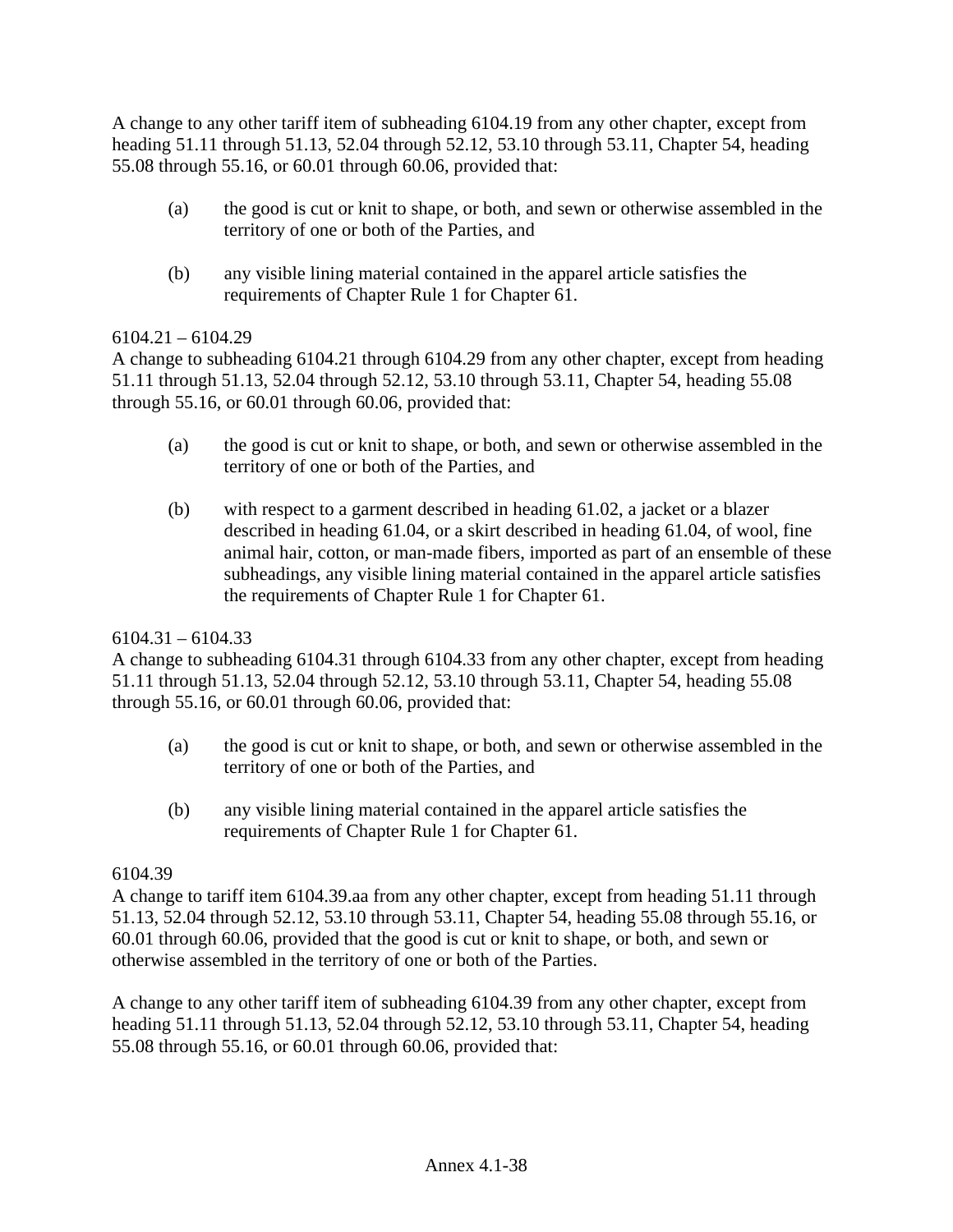A change to any other tariff item of subheading 6104.19 from any other chapter, except from heading 51.11 through 51.13, 52.04 through 52.12, 53.10 through 53.11, Chapter 54, heading 55.08 through 55.16, or 60.01 through 60.06, provided that:

(a) the good is cut or knit to shape, or both, and sewn or otherwise assembled in the territory of one or both of the Parties, and

(b) any visible lining material contained in the apparel article satisfies the requirements of Chapter Rule 1 for Chapter 61.

6104.21 – 6104.29
A change to subheading 6104.21 through 6104.29 from any other chapter, except from heading 51.11 through 51.13, 52.04 through 52.12, 53.10 through 53.11, Chapter 54, heading 55.08 through 55.16, or 60.01 through 60.06, provided that:

(a) the good is cut or knit to shape, or both, and sewn or otherwise assembled in the territory of one or both of the Parties, and

(b) with respect to a garment described in heading 61.02, a jacket or a blazer described in heading 61.04, or a skirt described in heading 61.04, of wool, fine animal hair, cotton, or man-made fibers, imported as part of an ensemble of these subheadings, any visible lining material contained in the apparel article satisfies the requirements of Chapter Rule 1 for Chapter 61.

6104.31 – 6104.33
A change to subheading 6104.31 through 6104.33 from any other chapter, except from heading 51.11 through 51.13, 52.04 through 52.12, 53.10 through 53.11, Chapter 54, heading 55.08 through 55.16, or 60.01 through 60.06, provided that:

(a) the good is cut or knit to shape, or both, and sewn or otherwise assembled in the territory of one or both of the Parties, and

(b) any visible lining material contained in the apparel article satisfies the requirements of Chapter Rule 1 for Chapter 61.

6104.39
A change to tariff item 6104.39.aa from any other chapter, except from heading 51.11 through 51.13, 52.04 through 52.12, 53.10 through 53.11, Chapter 54, heading 55.08 through 55.16, or 60.01 through 60.06, provided that the good is cut or knit to shape, or both, and sewn or otherwise assembled in the territory of one or both of the Parties.

A change to any other tariff item of subheading 6104.39 from any other chapter, except from heading 51.11 through 51.13, 52.04 through 52.12, 53.10 through 53.11, Chapter 54, heading 55.08 through 55.16, or 60.01 through 60.06, provided that: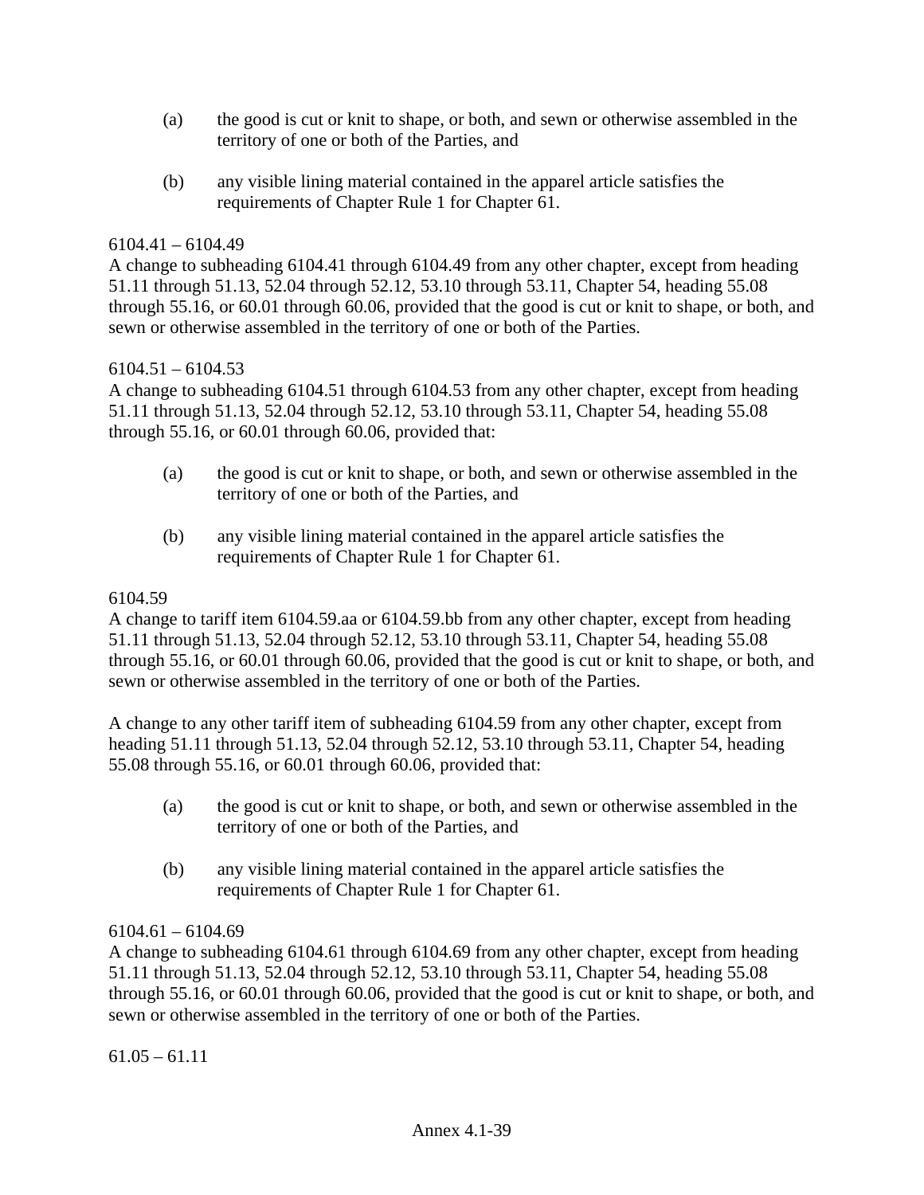(a) the good is cut or knit to shape, or both, and sewn or otherwise assembled in the territory of one or both of the Parties, and

(b) any visible lining material contained in the apparel article satisfies the requirements of Chapter Rule 1 for Chapter 61.

6104.41 – 6104.49
A change to subheading 6104.41 through 6104.49 from any other chapter, except from heading 51.11 through 51.13, 52.04 through 52.12, 53.10 through 53.11, Chapter 54, heading 55.08 through 55.16, or 60.01 through 60.06, provided that the good is cut or knit to shape, or both, and sewn or otherwise assembled in the territory of one or both of the Parties.

6104.51 – 6104.53
A change to subheading 6104.51 through 6104.53 from any other chapter, except from heading 51.11 through 51.13, 52.04 through 52.12, 53.10 through 53.11, Chapter 54, heading 55.08 through 55.16, or 60.01 through 60.06, provided that:

(a) the good is cut or knit to shape, or both, and sewn or otherwise assembled in the territory of one or both of the Parties, and

(b) any visible lining material contained in the apparel article satisfies the requirements of Chapter Rule 1 for Chapter 61.

6104.59
A change to tariff item 6104.59.aa or 6104.59.bb from any other chapter, except from heading 51.11 through 51.13, 52.04 through 52.12, 53.10 through 53.11, Chapter 54, heading 55.08 through 55.16, or 60.01 through 60.06, provided that the good is cut or knit to shape, or both, and sewn or otherwise assembled in the territory of one or both of the Parties.

A change to any other tariff item of subheading 6104.59 from any other chapter, except from heading 51.11 through 51.13, 52.04 through 52.12, 53.10 through 53.11, Chapter 54, heading 55.08 through 55.16, or 60.01 through 60.06, provided that:

(a) the good is cut or knit to shape, or both, and sewn or otherwise assembled in the territory of one or both of the Parties, and

(b) any visible lining material contained in the apparel article satisfies the requirements of Chapter Rule 1 for Chapter 61.

6104.61 – 6104.69
A change to subheading 6104.61 through 6104.69 from any other chapter, except from heading 51.11 through 51.13, 52.04 through 52.12, 53.10 through 53.11, Chapter 54, heading 55.08 through 55.16, or 60.01 through 60.06, provided that the good is cut or knit to shape, or both, and sewn or otherwise assembled in the territory of one or both of the Parties.

61.05 – 61.11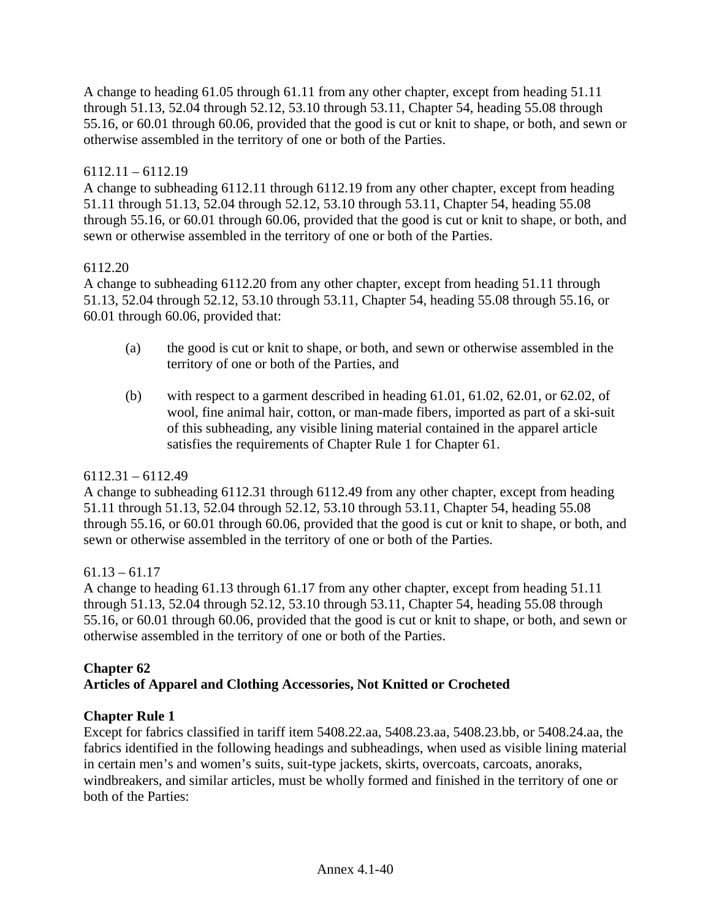A change to heading 61.05 through 61.11 from any other chapter, except from heading 51.11 through 51.13, 52.04 through 52.12, 53.10 through 53.11, Chapter 54, heading 55.08 through 55.16, or 60.01 through 60.06, provided that the good is cut or knit to shape, or both, and sewn or otherwise assembled in the territory of one or both of the Parties.

6112.11 – 6112.19
A change to subheading 6112.11 through 6112.19 from any other chapter, except from heading 51.11 through 51.13, 52.04 through 52.12, 53.10 through 53.11, Chapter 54, heading 55.08 through 55.16, or 60.01 through 60.06, provided that the good is cut or knit to shape, or both, and sewn or otherwise assembled in the territory of one or both of the Parties.

6112.20
A change to subheading 6112.20 from any other chapter, except from heading 51.11 through 51.13, 52.04 through 52.12, 53.10 through 53.11, Chapter 54, heading 55.08 through 55.16, or 60.01 through 60.06, provided that:

(a) the good is cut or knit to shape, or both, and sewn or otherwise assembled in the territory of one or both of the Parties, and

(b) with respect to a garment described in heading 61.01, 61.02, 62.01, or 62.02, of wool, fine animal hair, cotton, or man-made fibers, imported as part of a ski-suit of this subheading, any visible lining material contained in the apparel article satisfies the requirements of Chapter Rule 1 for Chapter 61.

6112.31 – 6112.49
A change to subheading 6112.31 through 6112.49 from any other chapter, except from heading 51.11 through 51.13, 52.04 through 52.12, 53.10 through 53.11, Chapter 54, heading 55.08 through 55.16, or 60.01 through 60.06, provided that the good is cut or knit to shape, or both, and sewn or otherwise assembled in the territory of one or both of the Parties.

61.13 – 61.17
A change to heading 61.13 through 61.17 from any other chapter, except from heading 51.11 through 51.13, 52.04 through 52.12, 53.10 through 53.11, Chapter 54, heading 55.08 through 55.16, or 60.01 through 60.06, provided that the good is cut or knit to shape, or both, and sewn or otherwise assembled in the territory of one or both of the Parties.

## Chapter 62
## Articles of Apparel and Clothing Accessories, Not Knitted or Crocheted

### Chapter Rule 1
Except for fabrics classified in tariff item 5408.22.aa, 5408.23.aa, 5408.23.bb, or 5408.24.aa, the fabrics identified in the following headings and subheadings, when used as visible lining material in certain men's and women's suits, suit-type jackets, skirts, overcoats, carcoats, anoraks, windbreakers, and similar articles, must be wholly formed and finished in the territory of one or both of the Parties: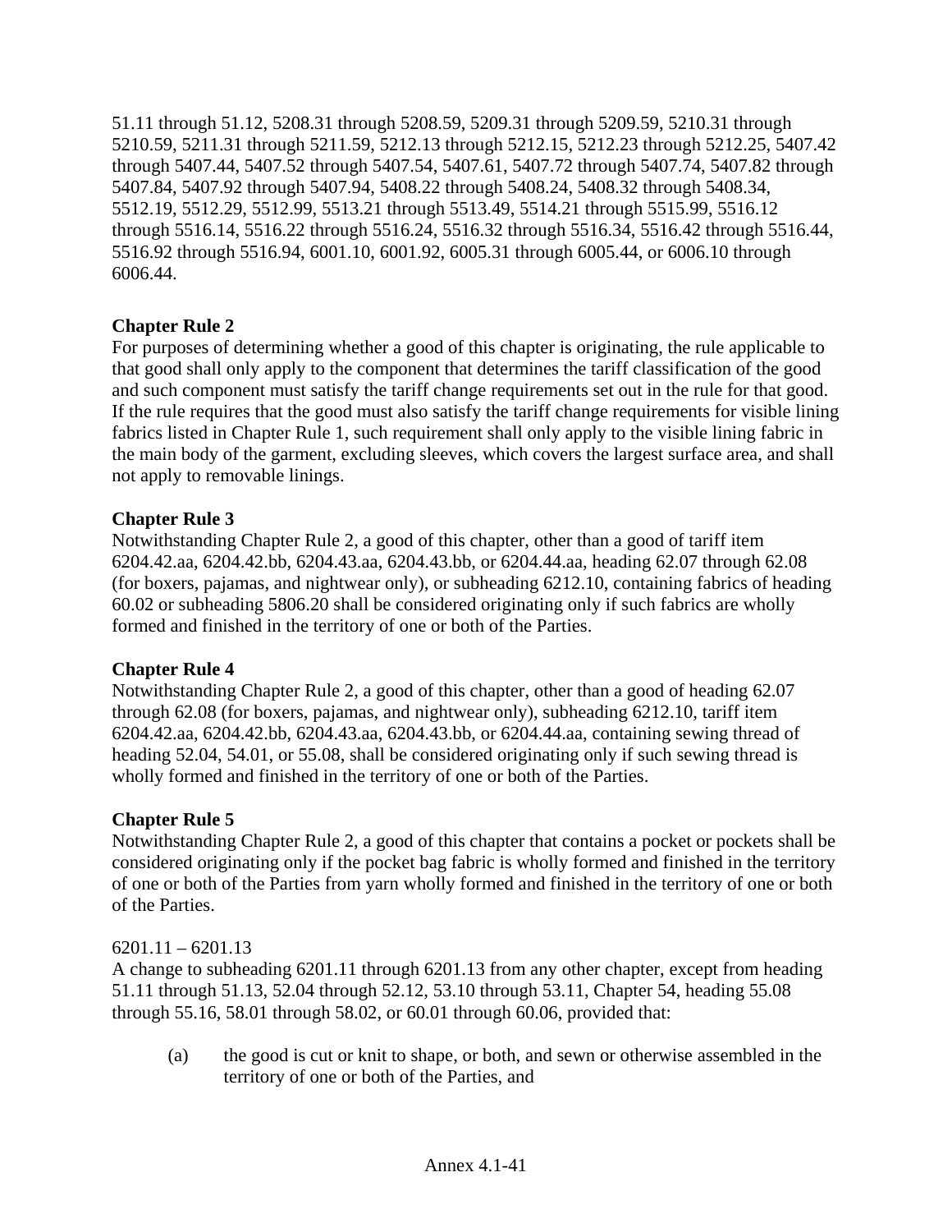51.11 through 51.12, 5208.31 through 5208.59, 5209.31 through 5209.59, 5210.31 through 5210.59, 5211.31 through 5211.59, 5212.13 through 5212.15, 5212.23 through 5212.25, 5407.42 through 5407.44, 5407.52 through 5407.54, 5407.61, 5407.72 through 5407.74, 5407.82 through 5407.84, 5407.92 through 5407.94, 5408.22 through 5408.24, 5408.32 through 5408.34, 5512.19, 5512.29, 5512.99, 5513.21 through 5513.49, 5514.21 through 5515.99, 5516.12 through 5516.14, 5516.22 through 5516.24, 5516.32 through 5516.34, 5516.42 through 5516.44, 5516.92 through 5516.94, 6001.10, 6001.92, 6005.31 through 6005.44, or 6006.10 through 6006.44.

**Chapter Rule 2**
For purposes of determining whether a good of this chapter is originating, the rule applicable to that good shall only apply to the component that determines the tariff classification of the good and such component must satisfy the tariff change requirements set out in the rule for that good. If the rule requires that the good must also satisfy the tariff change requirements for visible lining fabrics listed in Chapter Rule 1, such requirement shall only apply to the visible lining fabric in the main body of the garment, excluding sleeves, which covers the largest surface area, and shall not apply to removable linings.

**Chapter Rule 3**
Notwithstanding Chapter Rule 2, a good of this chapter, other than a good of tariff item 6204.42.aa, 6204.42.bb, 6204.43.aa, 6204.43.bb, or 6204.44.aa, heading 62.07 through 62.08 (for boxers, pajamas, and nightwear only), or subheading 6212.10, containing fabrics of heading 60.02 or subheading 5806.20 shall be considered originating only if such fabrics are wholly formed and finished in the territory of one or both of the Parties.

**Chapter Rule 4**
Notwithstanding Chapter Rule 2, a good of this chapter, other than a good of heading 62.07 through 62.08 (for boxers, pajamas, and nightwear only), subheading 6212.10, tariff item 6204.42.aa, 6204.42.bb, 6204.43.aa, 6204.43.bb, or 6204.44.aa, containing sewing thread of heading 52.04, 54.01, or 55.08, shall be considered originating only if such sewing thread is wholly formed and finished in the territory of one or both of the Parties.

**Chapter Rule 5**
Notwithstanding Chapter Rule 2, a good of this chapter that contains a pocket or pockets shall be considered originating only if the pocket bag fabric is wholly formed and finished in the territory of one or both of the Parties from yarn wholly formed and finished in the territory of one or both of the Parties.

6201.11 – 6201.13
A change to subheading 6201.11 through 6201.13 from any other chapter, except from heading 51.11 through 51.13, 52.04 through 52.12, 53.10 through 53.11, Chapter 54, heading 55.08 through 55.16, 58.01 through 58.02, or 60.01 through 60.06, provided that:

(a) the good is cut or knit to shape, or both, and sewn or otherwise assembled in the territory of one or both of the Parties, and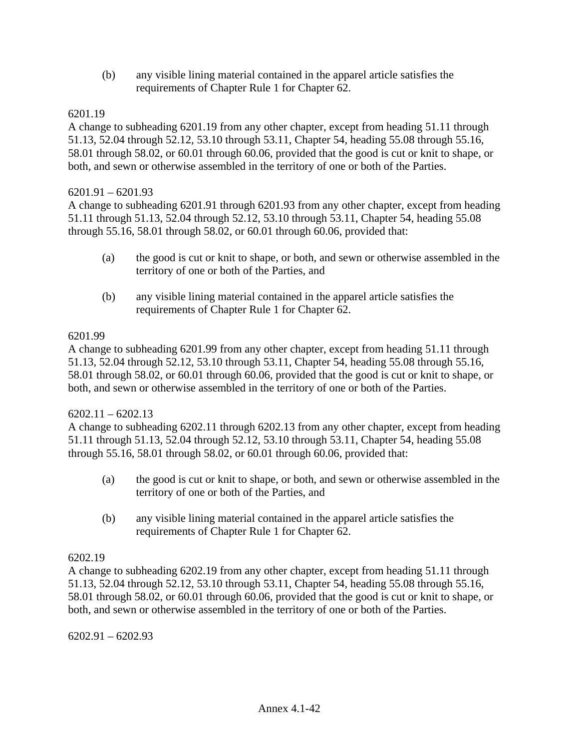(b) any visible lining material contained in the apparel article satisfies the requirements of Chapter Rule 1 for Chapter 62.

6201.19

A change to subheading 6201.19 from any other chapter, except from heading 51.11 through 51.13, 52.04 through 52.12, 53.10 through 53.11, Chapter 54, heading 55.08 through 55.16, 58.01 through 58.02, or 60.01 through 60.06, provided that the good is cut or knit to shape, or both, and sewn or otherwise assembled in the territory of one or both of the Parties.

6201.91 – 6201.93

A change to subheading 6201.91 through 6201.93 from any other chapter, except from heading 51.11 through 51.13, 52.04 through 52.12, 53.10 through 53.11, Chapter 54, heading 55.08 through 55.16, 58.01 through 58.02, or 60.01 through 60.06, provided that:

(a) the good is cut or knit to shape, or both, and sewn or otherwise assembled in the territory of one or both of the Parties, and

(b) any visible lining material contained in the apparel article satisfies the requirements of Chapter Rule 1 for Chapter 62.

6201.99

A change to subheading 6201.99 from any other chapter, except from heading 51.11 through 51.13, 52.04 through 52.12, 53.10 through 53.11, Chapter 54, heading 55.08 through 55.16, 58.01 through 58.02, or 60.01 through 60.06, provided that the good is cut or knit to shape, or both, and sewn or otherwise assembled in the territory of one or both of the Parties.

6202.11 – 6202.13

A change to subheading 6202.11 through 6202.13 from any other chapter, except from heading 51.11 through 51.13, 52.04 through 52.12, 53.10 through 53.11, Chapter 54, heading 55.08 through 55.16, 58.01 through 58.02, or 60.01 through 60.06, provided that:

(a) the good is cut or knit to shape, or both, and sewn or otherwise assembled in the territory of one or both of the Parties, and

(b) any visible lining material contained in the apparel article satisfies the requirements of Chapter Rule 1 for Chapter 62.

6202.19

A change to subheading 6202.19 from any other chapter, except from heading 51.11 through 51.13, 52.04 through 52.12, 53.10 through 53.11, Chapter 54, heading 55.08 through 55.16, 58.01 through 58.02, or 60.01 through 60.06, provided that the good is cut or knit to shape, or both, and sewn or otherwise assembled in the territory of one or both of the Parties.

6202.91 – 6202.93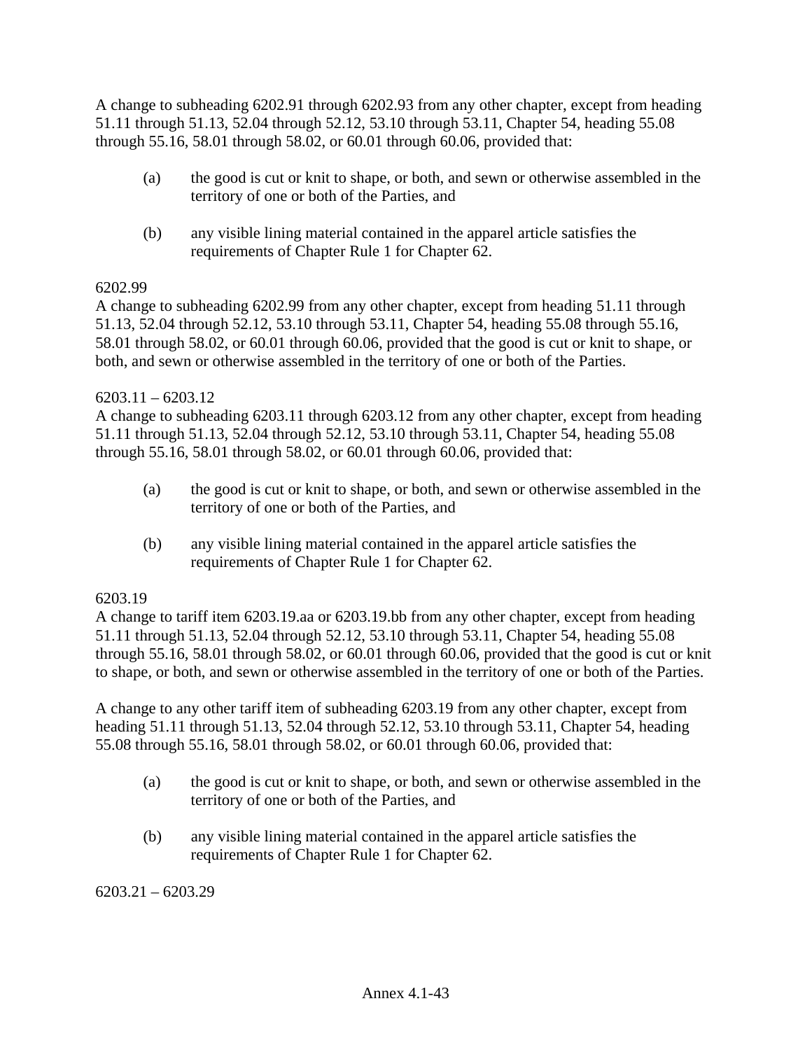A change to subheading 6202.91 through 6202.93 from any other chapter, except from heading 51.11 through 51.13, 52.04 through 52.12, 53.10 through 53.11, Chapter 54, heading 55.08 through 55.16, 58.01 through 58.02, or 60.01 through 60.06, provided that:

(a) the good is cut or knit to shape, or both, and sewn or otherwise assembled in the territory of one or both of the Parties, and

(b) any visible lining material contained in the apparel article satisfies the requirements of Chapter Rule 1 for Chapter 62.

6202.99
A change to subheading 6202.99 from any other chapter, except from heading 51.11 through 51.13, 52.04 through 52.12, 53.10 through 53.11, Chapter 54, heading 55.08 through 55.16, 58.01 through 58.02, or 60.01 through 60.06, provided that the good is cut or knit to shape, or both, and sewn or otherwise assembled in the territory of one or both of the Parties.

6203.11 – 6203.12
A change to subheading 6203.11 through 6203.12 from any other chapter, except from heading 51.11 through 51.13, 52.04 through 52.12, 53.10 through 53.11, Chapter 54, heading 55.08 through 55.16, 58.01 through 58.02, or 60.01 through 60.06, provided that:

(a) the good is cut or knit to shape, or both, and sewn or otherwise assembled in the territory of one or both of the Parties, and

(b) any visible lining material contained in the apparel article satisfies the requirements of Chapter Rule 1 for Chapter 62.

6203.19
A change to tariff item 6203.19.aa or 6203.19.bb from any other chapter, except from heading 51.11 through 51.13, 52.04 through 52.12, 53.10 through 53.11, Chapter 54, heading 55.08 through 55.16, 58.01 through 58.02, or 60.01 through 60.06, provided that the good is cut or knit to shape, or both, and sewn or otherwise assembled in the territory of one or both of the Parties.

A change to any other tariff item of subheading 6203.19 from any other chapter, except from heading 51.11 through 51.13, 52.04 through 52.12, 53.10 through 53.11, Chapter 54, heading 55.08 through 55.16, 58.01 through 58.02, or 60.01 through 60.06, provided that:

(a) the good is cut or knit to shape, or both, and sewn or otherwise assembled in the territory of one or both of the Parties, and

(b) any visible lining material contained in the apparel article satisfies the requirements of Chapter Rule 1 for Chapter 62.

6203.21 – 6203.29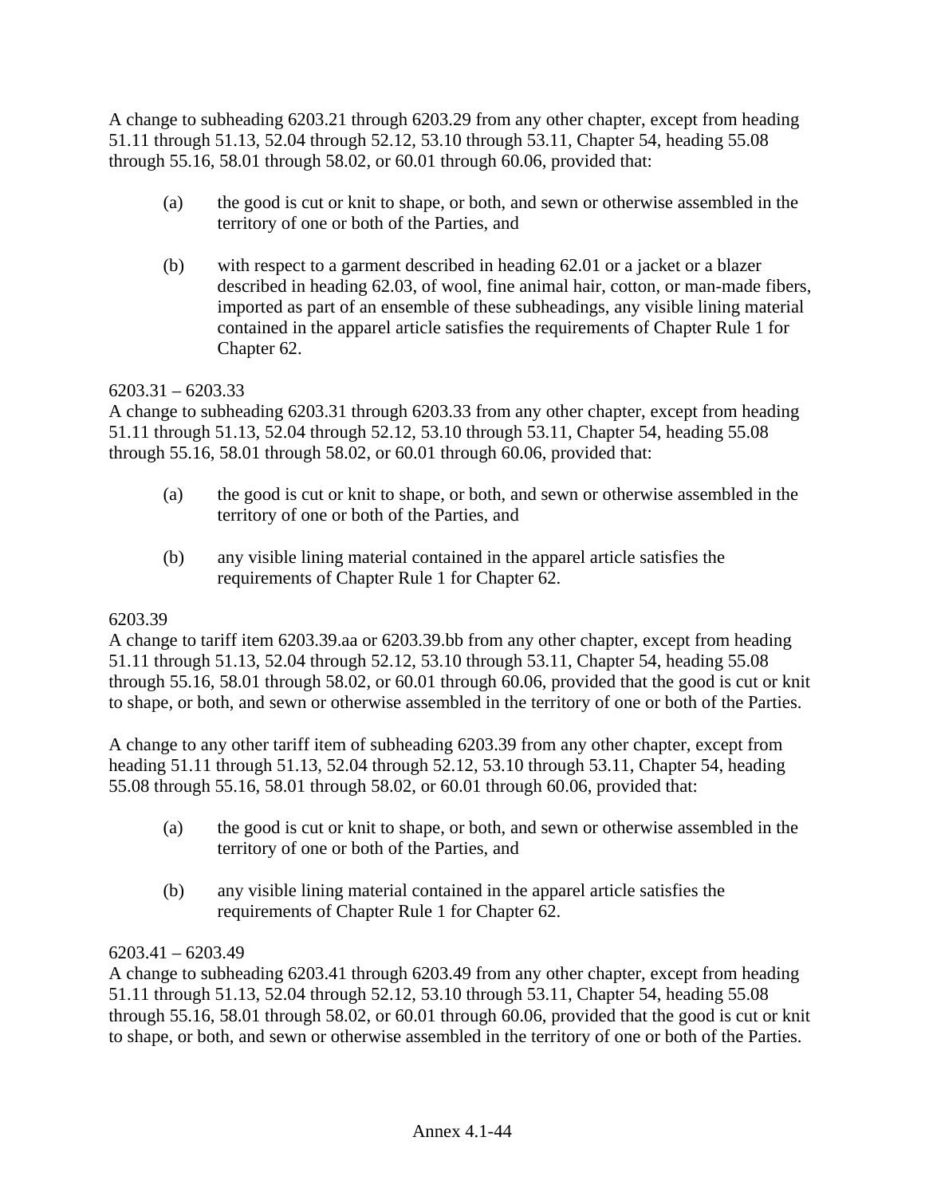A change to subheading 6203.21 through 6203.29 from any other chapter, except from heading 51.11 through 51.13, 52.04 through 52.12, 53.10 through 53.11, Chapter 54, heading 55.08 through 55.16, 58.01 through 58.02, or 60.01 through 60.06, provided that:

(a) the good is cut or knit to shape, or both, and sewn or otherwise assembled in the territory of one or both of the Parties, and

(b) with respect to a garment described in heading 62.01 or a jacket or a blazer described in heading 62.03, of wool, fine animal hair, cotton, or man-made fibers, imported as part of an ensemble of these subheadings, any visible lining material contained in the apparel article satisfies the requirements of Chapter Rule 1 for Chapter 62.

6203.31 – 6203.33

A change to subheading 6203.31 through 6203.33 from any other chapter, except from heading 51.11 through 51.13, 52.04 through 52.12, 53.10 through 53.11, Chapter 54, heading 55.08 through 55.16, 58.01 through 58.02, or 60.01 through 60.06, provided that:

(a) the good is cut or knit to shape, or both, and sewn or otherwise assembled in the territory of one or both of the Parties, and

(b) any visible lining material contained in the apparel article satisfies the requirements of Chapter Rule 1 for Chapter 62.

6203.39

A change to tariff item 6203.39.aa or 6203.39.bb from any other chapter, except from heading 51.11 through 51.13, 52.04 through 52.12, 53.10 through 53.11, Chapter 54, heading 55.08 through 55.16, 58.01 through 58.02, or 60.01 through 60.06, provided that the good is cut or knit to shape, or both, and sewn or otherwise assembled in the territory of one or both of the Parties.

A change to any other tariff item of subheading 6203.39 from any other chapter, except from heading 51.11 through 51.13, 52.04 through 52.12, 53.10 through 53.11, Chapter 54, heading 55.08 through 55.16, 58.01 through 58.02, or 60.01 through 60.06, provided that:

(a) the good is cut or knit to shape, or both, and sewn or otherwise assembled in the territory of one or both of the Parties, and

(b) any visible lining material contained in the apparel article satisfies the requirements of Chapter Rule 1 for Chapter 62.

6203.41 – 6203.49

A change to subheading 6203.41 through 6203.49 from any other chapter, except from heading 51.11 through 51.13, 52.04 through 52.12, 53.10 through 53.11, Chapter 54, heading 55.08 through 55.16, 58.01 through 58.02, or 60.01 through 60.06, provided that the good is cut or knit to shape, or both, and sewn or otherwise assembled in the territory of one or both of the Parties.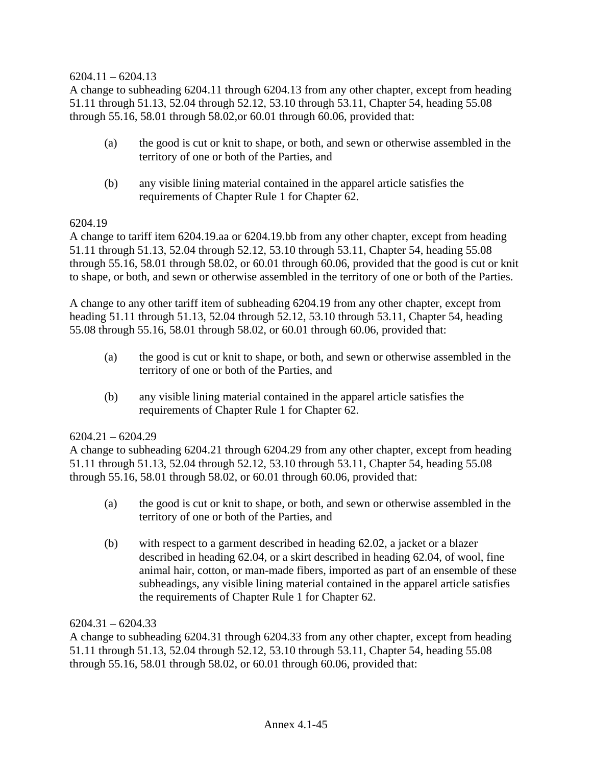6204.11 – 6204.13
A change to subheading 6204.11 through 6204.13 from any other chapter, except from heading 51.11 through 51.13, 52.04 through 52.12, 53.10 through 53.11, Chapter 54, heading 55.08 through 55.16, 58.01 through 58.02,or 60.01 through 60.06, provided that:

(a) the good is cut or knit to shape, or both, and sewn or otherwise assembled in the territory of one or both of the Parties, and

(b) any visible lining material contained in the apparel article satisfies the requirements of Chapter Rule 1 for Chapter 62.

6204.19
A change to tariff item 6204.19.aa or 6204.19.bb from any other chapter, except from heading 51.11 through 51.13, 52.04 through 52.12, 53.10 through 53.11, Chapter 54, heading 55.08 through 55.16, 58.01 through 58.02, or 60.01 through 60.06, provided that the good is cut or knit to shape, or both, and sewn or otherwise assembled in the territory of one or both of the Parties.

A change to any other tariff item of subheading 6204.19 from any other chapter, except from heading 51.11 through 51.13, 52.04 through 52.12, 53.10 through 53.11, Chapter 54, heading 55.08 through 55.16, 58.01 through 58.02, or 60.01 through 60.06, provided that:

(a) the good is cut or knit to shape, or both, and sewn or otherwise assembled in the territory of one or both of the Parties, and

(b) any visible lining material contained in the apparel article satisfies the requirements of Chapter Rule 1 for Chapter 62.

6204.21 – 6204.29
A change to subheading 6204.21 through 6204.29 from any other chapter, except from heading 51.11 through 51.13, 52.04 through 52.12, 53.10 through 53.11, Chapter 54, heading 55.08 through 55.16, 58.01 through 58.02, or 60.01 through 60.06, provided that:

(a) the good is cut or knit to shape, or both, and sewn or otherwise assembled in the territory of one or both of the Parties, and

(b) with respect to a garment described in heading 62.02, a jacket or a blazer described in heading 62.04, or a skirt described in heading 62.04, of wool, fine animal hair, cotton, or man-made fibers, imported as part of an ensemble of these subheadings, any visible lining material contained in the apparel article satisfies the requirements of Chapter Rule 1 for Chapter 62.

6204.31 – 6204.33
A change to subheading 6204.31 through 6204.33 from any other chapter, except from heading 51.11 through 51.13, 52.04 through 52.12, 53.10 through 53.11, Chapter 54, heading 55.08 through 55.16, 58.01 through 58.02, or 60.01 through 60.06, provided that: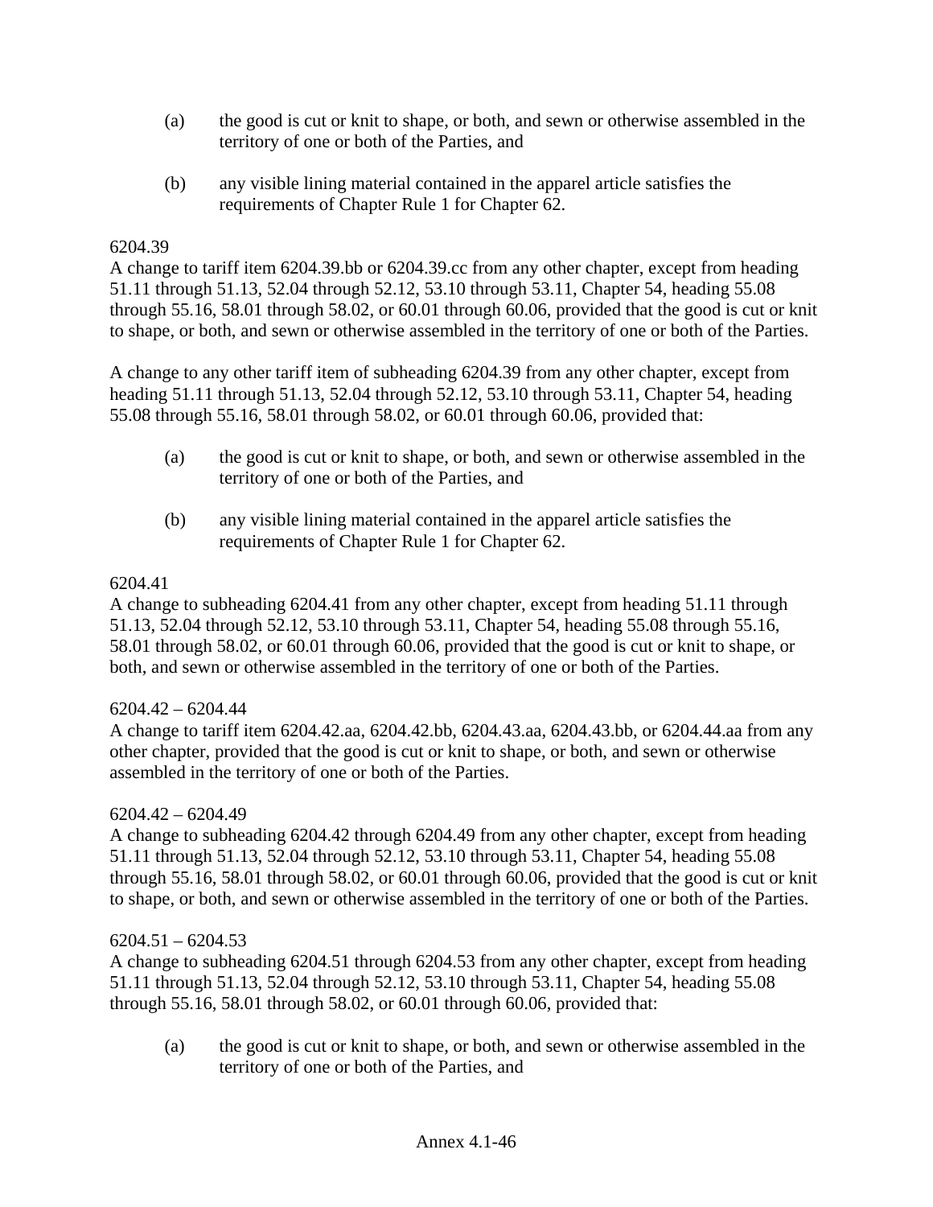(a) the good is cut or knit to shape, or both, and sewn or otherwise assembled in the territory of one or both of the Parties, and

(b) any visible lining material contained in the apparel article satisfies the requirements of Chapter Rule 1 for Chapter 62.

6204.39

A change to tariff item 6204.39.bb or 6204.39.cc from any other chapter, except from heading 51.11 through 51.13, 52.04 through 52.12, 53.10 through 53.11, Chapter 54, heading 55.08 through 55.16, 58.01 through 58.02, or 60.01 through 60.06, provided that the good is cut or knit to shape, or both, and sewn or otherwise assembled in the territory of one or both of the Parties.

A change to any other tariff item of subheading 6204.39 from any other chapter, except from heading 51.11 through 51.13, 52.04 through 52.12, 53.10 through 53.11, Chapter 54, heading 55.08 through 55.16, 58.01 through 58.02, or 60.01 through 60.06, provided that:

(a) the good is cut or knit to shape, or both, and sewn or otherwise assembled in the territory of one or both of the Parties, and

(b) any visible lining material contained in the apparel article satisfies the requirements of Chapter Rule 1 for Chapter 62.

6204.41

A change to subheading 6204.41 from any other chapter, except from heading 51.11 through 51.13, 52.04 through 52.12, 53.10 through 53.11, Chapter 54, heading 55.08 through 55.16, 58.01 through 58.02, or 60.01 through 60.06, provided that the good is cut or knit to shape, or both, and sewn or otherwise assembled in the territory of one or both of the Parties.

6204.42 – 6204.44

A change to tariff item 6204.42.aa, 6204.42.bb, 6204.43.aa, 6204.43.bb, or 6204.44.aa from any other chapter, provided that the good is cut or knit to shape, or both, and sewn or otherwise assembled in the territory of one or both of the Parties.

6204.42 – 6204.49

A change to subheading 6204.42 through 6204.49 from any other chapter, except from heading 51.11 through 51.13, 52.04 through 52.12, 53.10 through 53.11, Chapter 54, heading 55.08 through 55.16, 58.01 through 58.02, or 60.01 through 60.06, provided that the good is cut or knit to shape, or both, and sewn or otherwise assembled in the territory of one or both of the Parties.

6204.51 – 6204.53

A change to subheading 6204.51 through 6204.53 from any other chapter, except from heading 51.11 through 51.13, 52.04 through 52.12, 53.10 through 53.11, Chapter 54, heading 55.08 through 55.16, 58.01 through 58.02, or 60.01 through 60.06, provided that:

(a) the good is cut or knit to shape, or both, and sewn or otherwise assembled in the territory of one or both of the Parties, and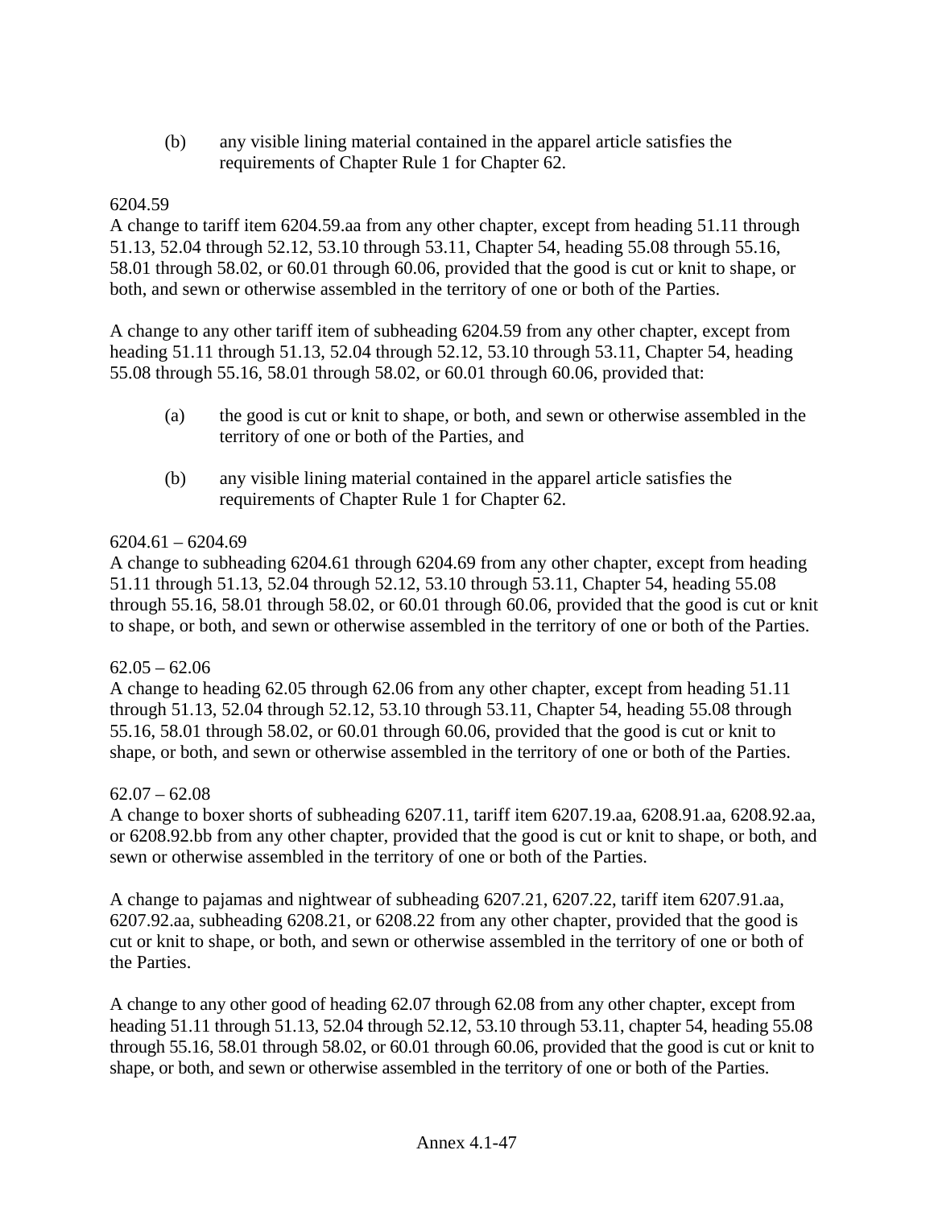(b) any visible lining material contained in the apparel article satisfies the requirements of Chapter Rule 1 for Chapter 62.

6204.59
A change to tariff item 6204.59.aa from any other chapter, except from heading 51.11 through 51.13, 52.04 through 52.12, 53.10 through 53.11, Chapter 54, heading 55.08 through 55.16, 58.01 through 58.02, or 60.01 through 60.06, provided that the good is cut or knit to shape, or both, and sewn or otherwise assembled in the territory of one or both of the Parties.

A change to any other tariff item of subheading 6204.59 from any other chapter, except from heading 51.11 through 51.13, 52.04 through 52.12, 53.10 through 53.11, Chapter 54, heading 55.08 through 55.16, 58.01 through 58.02, or 60.01 through 60.06, provided that:

(a) the good is cut or knit to shape, or both, and sewn or otherwise assembled in the territory of one or both of the Parties, and

(b) any visible lining material contained in the apparel article satisfies the requirements of Chapter Rule 1 for Chapter 62.

6204.61 – 6204.69
A change to subheading 6204.61 through 6204.69 from any other chapter, except from heading 51.11 through 51.13, 52.04 through 52.12, 53.10 through 53.11, Chapter 54, heading 55.08 through 55.16, 58.01 through 58.02, or 60.01 through 60.06, provided that the good is cut or knit to shape, or both, and sewn or otherwise assembled in the territory of one or both of the Parties.

62.05 – 62.06
A change to heading 62.05 through 62.06 from any other chapter, except from heading 51.11 through 51.13, 52.04 through 52.12, 53.10 through 53.11, Chapter 54, heading 55.08 through 55.16, 58.01 through 58.02, or 60.01 through 60.06, provided that the good is cut or knit to shape, or both, and sewn or otherwise assembled in the territory of one or both of the Parties.

62.07 – 62.08
A change to boxer shorts of subheading 6207.11, tariff item 6207.19.aa, 6208.91.aa, 6208.92.aa, or 6208.92.bb from any other chapter, provided that the good is cut or knit to shape, or both, and sewn or otherwise assembled in the territory of one or both of the Parties.

A change to pajamas and nightwear of subheading 6207.21, 6207.22, tariff item 6207.91.aa, 6207.92.aa, subheading 6208.21, or 6208.22 from any other chapter, provided that the good is cut or knit to shape, or both, and sewn or otherwise assembled in the territory of one or both of the Parties.

A change to any other good of heading 62.07 through 62.08 from any other chapter, except from heading 51.11 through 51.13, 52.04 through 52.12, 53.10 through 53.11, chapter 54, heading 55.08 through 55.16, 58.01 through 58.02, or 60.01 through 60.06, provided that the good is cut or knit to shape, or both, and sewn or otherwise assembled in the territory of one or both of the Parties.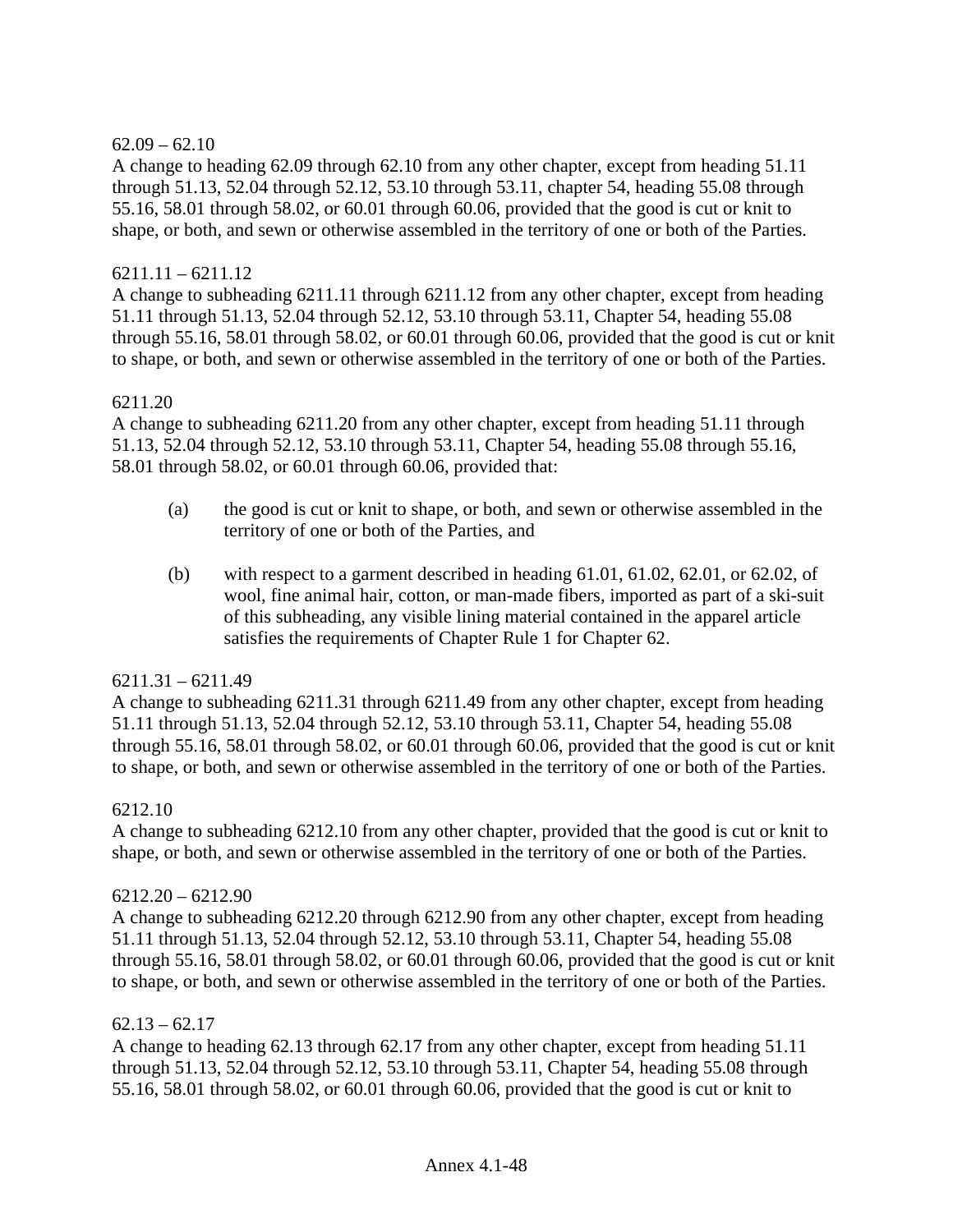62.09 – 62.10
A change to heading 62.09 through 62.10 from any other chapter, except from heading 51.11 through 51.13, 52.04 through 52.12, 53.10 through 53.11, chapter 54, heading 55.08 through 55.16, 58.01 through 58.02, or 60.01 through 60.06, provided that the good is cut or knit to shape, or both, and sewn or otherwise assembled in the territory of one or both of the Parties.

6211.11 – 6211.12
A change to subheading 6211.11 through 6211.12 from any other chapter, except from heading 51.11 through 51.13, 52.04 through 52.12, 53.10 through 53.11, Chapter 54, heading 55.08 through 55.16, 58.01 through 58.02, or 60.01 through 60.06, provided that the good is cut or knit to shape, or both, and sewn or otherwise assembled in the territory of one or both of the Parties.

6211.20
A change to subheading 6211.20 from any other chapter, except from heading 51.11 through 51.13, 52.04 through 52.12, 53.10 through 53.11, Chapter 54, heading 55.08 through 55.16, 58.01 through 58.02, or 60.01 through 60.06, provided that:

(a) the good is cut or knit to shape, or both, and sewn or otherwise assembled in the territory of one or both of the Parties, and

(b) with respect to a garment described in heading 61.01, 61.02, 62.01, or 62.02, of wool, fine animal hair, cotton, or man-made fibers, imported as part of a ski-suit of this subheading, any visible lining material contained in the apparel article satisfies the requirements of Chapter Rule 1 for Chapter 62.

6211.31 – 6211.49
A change to subheading 6211.31 through 6211.49 from any other chapter, except from heading 51.11 through 51.13, 52.04 through 52.12, 53.10 through 53.11, Chapter 54, heading 55.08 through 55.16, 58.01 through 58.02, or 60.01 through 60.06, provided that the good is cut or knit to shape, or both, and sewn or otherwise assembled in the territory of one or both of the Parties.

6212.10
A change to subheading 6212.10 from any other chapter, provided that the good is cut or knit to shape, or both, and sewn or otherwise assembled in the territory of one or both of the Parties.

6212.20 – 6212.90
A change to subheading 6212.20 through 6212.90 from any other chapter, except from heading 51.11 through 51.13, 52.04 through 52.12, 53.10 through 53.11, Chapter 54, heading 55.08 through 55.16, 58.01 through 58.02, or 60.01 through 60.06, provided that the good is cut or knit to shape, or both, and sewn or otherwise assembled in the territory of one or both of the Parties.

62.13 – 62.17
A change to heading 62.13 through 62.17 from any other chapter, except from heading 51.11 through 51.13, 52.04 through 52.12, 53.10 through 53.11, Chapter 54, heading 55.08 through 55.16, 58.01 through 58.02, or 60.01 through 60.06, provided that the good is cut or knit to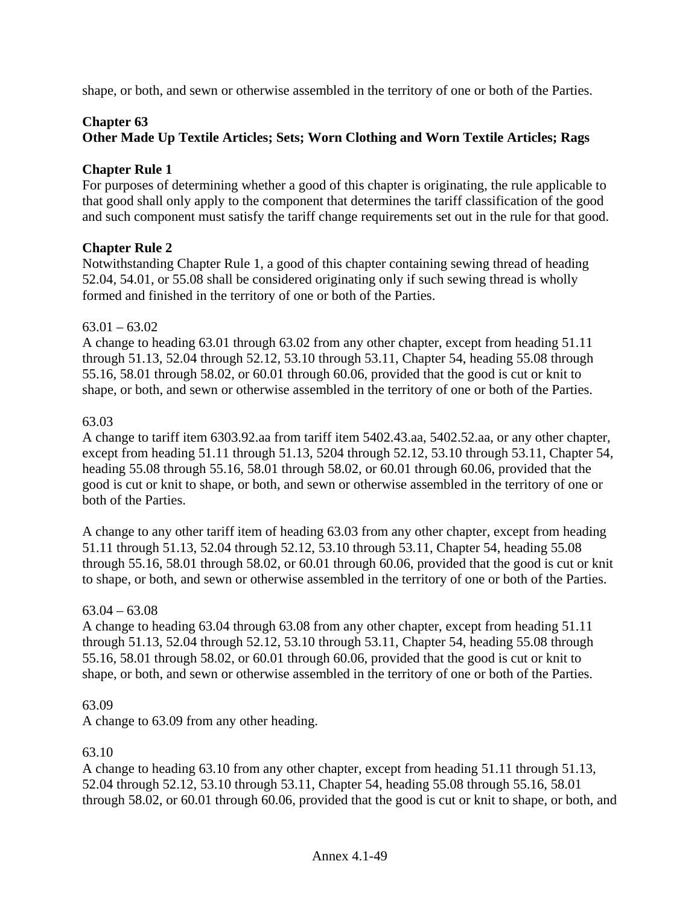shape, or both, and sewn or otherwise assembled in the territory of one or both of the Parties.

## Chapter 63
## Other Made Up Textile Articles; Sets; Worn Clothing and Worn Textile Articles; Rags

### Chapter Rule 1

For purposes of determining whether a good of this chapter is originating, the rule applicable to that good shall only apply to the component that determines the tariff classification of the good and such component must satisfy the tariff change requirements set out in the rule for that good.

### Chapter Rule 2

Notwithstanding Chapter Rule 1, a good of this chapter containing sewing thread of heading 52.04, 54.01, or 55.08 shall be considered originating only if such sewing thread is wholly formed and finished in the territory of one or both of the Parties.

63.01 – 63.02

A change to heading 63.01 through 63.02 from any other chapter, except from heading 51.11 through 51.13, 52.04 through 52.12, 53.10 through 53.11, Chapter 54, heading 55.08 through 55.16, 58.01 through 58.02, or 60.01 through 60.06, provided that the good is cut or knit to shape, or both, and sewn or otherwise assembled in the territory of one or both of the Parties.

63.03

A change to tariff item 6303.92.aa from tariff item 5402.43.aa, 5402.52.aa, or any other chapter, except from heading 51.11 through 51.13, 5204 through 52.12, 53.10 through 53.11, Chapter 54, heading 55.08 through 55.16, 58.01 through 58.02, or 60.01 through 60.06, provided that the good is cut or knit to shape, or both, and sewn or otherwise assembled in the territory of one or both of the Parties.

A change to any other tariff item of heading 63.03 from any other chapter, except from heading 51.11 through 51.13, 52.04 through 52.12, 53.10 through 53.11, Chapter 54, heading 55.08 through 55.16, 58.01 through 58.02, or 60.01 through 60.06, provided that the good is cut or knit to shape, or both, and sewn or otherwise assembled in the territory of one or both of the Parties.

63.04 – 63.08

A change to heading 63.04 through 63.08 from any other chapter, except from heading 51.11 through 51.13, 52.04 through 52.12, 53.10 through 53.11, Chapter 54, heading 55.08 through 55.16, 58.01 through 58.02, or 60.01 through 60.06, provided that the good is cut or knit to shape, or both, and sewn or otherwise assembled in the territory of one or both of the Parties.

63.09

A change to 63.09 from any other heading.

63.10

A change to heading 63.10 from any other chapter, except from heading 51.11 through 51.13, 52.04 through 52.12, 53.10 through 53.11, Chapter 54, heading 55.08 through 55.16, 58.01 through 58.02, or 60.01 through 60.06, provided that the good is cut or knit to shape, or both, and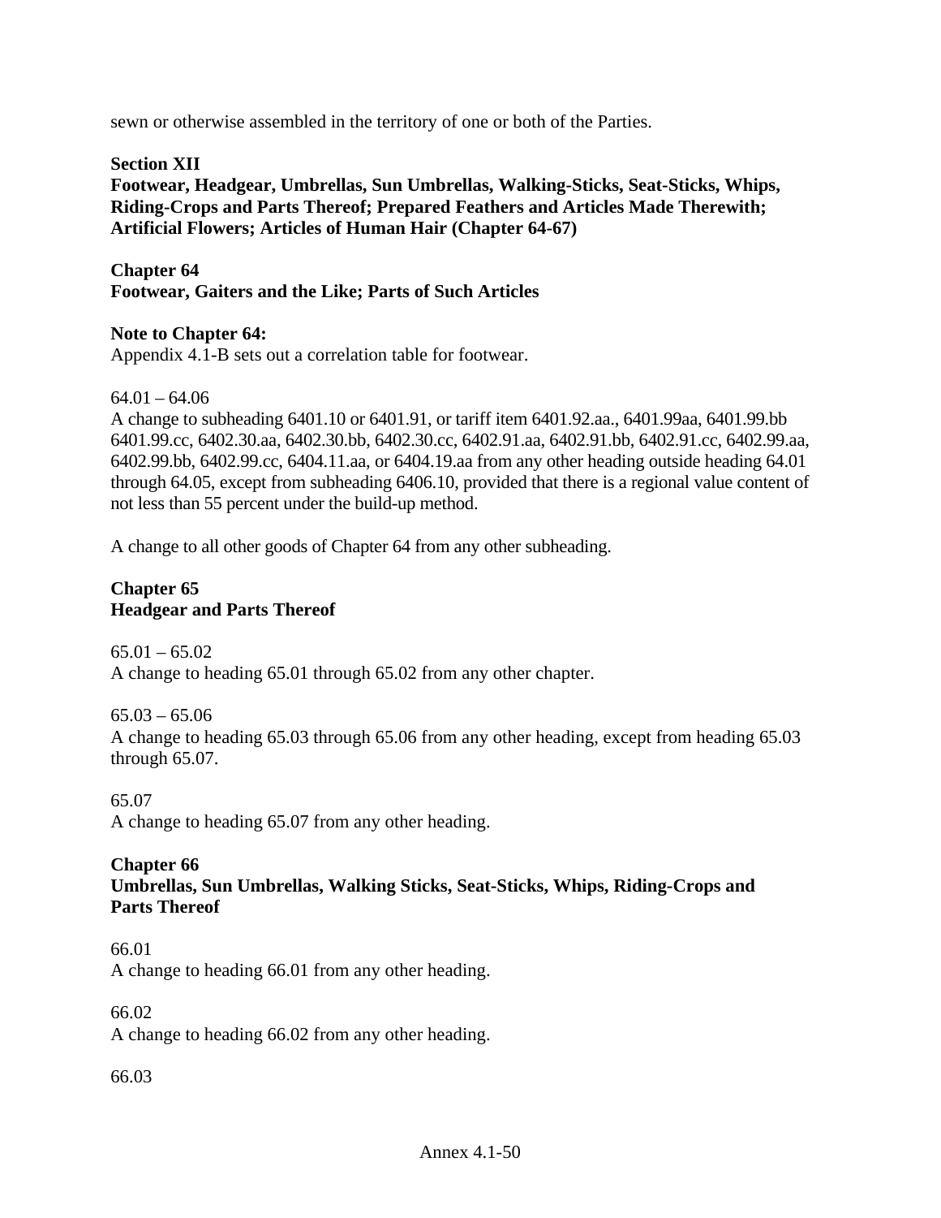sewn or otherwise assembled in the territory of one or both of the Parties.

## Section XII
## Footwear, Headgear, Umbrellas, Sun Umbrellas, Walking-Sticks, Seat-Sticks, Whips, Riding-Crops and Parts Thereof; Prepared Feathers and Articles Made Therewith; Artificial Flowers; Articles of Human Hair (Chapter 64-67)

### Chapter 64
### Footwear, Gaiters and the Like; Parts of Such Articles

**Note to Chapter 64:**
Appendix 4.1-B sets out a correlation table for footwear.

64.01 – 64.06
A change to subheading 6401.10 or 6401.91, or tariff item 6401.92.aa., 6401.99aa, 6401.99.bb 6401.99.cc, 6402.30.aa, 6402.30.bb, 6402.30.cc, 6402.91.aa, 6402.91.bb, 6402.91.cc, 6402.99.aa, 6402.99.bb, 6402.99.cc, 6404.11.aa, or 6404.19.aa from any other heading outside heading 64.01 through 64.05, except from subheading 6406.10, provided that there is a regional value content of not less than 55 percent under the build-up method.

A change to all other goods of Chapter 64 from any other subheading.

### Chapter 65
### Headgear and Parts Thereof

65.01 – 65.02
A change to heading 65.01 through 65.02 from any other chapter.

65.03 – 65.06
A change to heading 65.03 through 65.06 from any other heading, except from heading 65.03 through 65.07.

65.07
A change to heading 65.07 from any other heading.

### Chapter 66
### Umbrellas, Sun Umbrellas, Walking Sticks, Seat-Sticks, Whips, Riding-Crops and Parts Thereof

66.01
A change to heading 66.01 from any other heading.

66.02
A change to heading 66.02 from any other heading.

66.03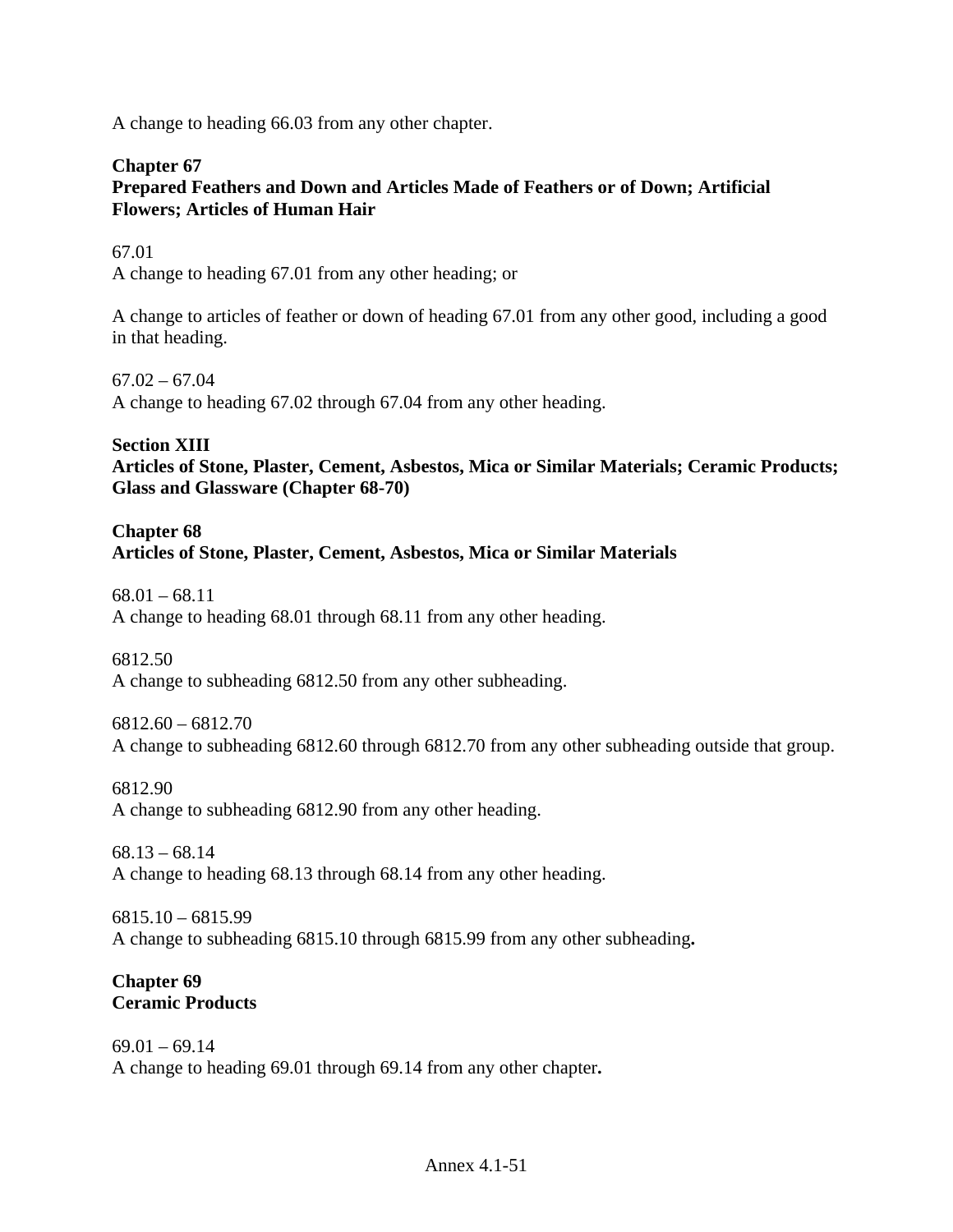A change to heading 66.03 from any other chapter.

**Chapter 67**
**Prepared Feathers and Down and Articles Made of Feathers or of Down; Artificial Flowers; Articles of Human Hair**

67.01
A change to heading 67.01 from any other heading; or

A change to articles of feather or down of heading 67.01 from any other good, including a good in that heading.

67.02 – 67.04
A change to heading 67.02 through 67.04 from any other heading.

**Section XIII**
**Articles of Stone, Plaster, Cement, Asbestos, Mica or Similar Materials; Ceramic Products; Glass and Glassware (Chapter 68-70)**

**Chapter 68**
**Articles of Stone, Plaster, Cement, Asbestos, Mica or Similar Materials**

68.01 – 68.11
A change to heading 68.01 through 68.11 from any other heading.

6812.50
A change to subheading 6812.50 from any other subheading.

6812.60 – 6812.70
A change to subheading 6812.60 through 6812.70 from any other subheading outside that group.

6812.90
A change to subheading 6812.90 from any other heading.

68.13 – 68.14
A change to heading 68.13 through 68.14 from any other heading.

6815.10 – 6815.99
A change to subheading 6815.10 through 6815.99 from any other subheading**.**

**Chapter 69**
**Ceramic Products**

69.01 – 69.14
A change to heading 69.01 through 69.14 from any other chapter**.**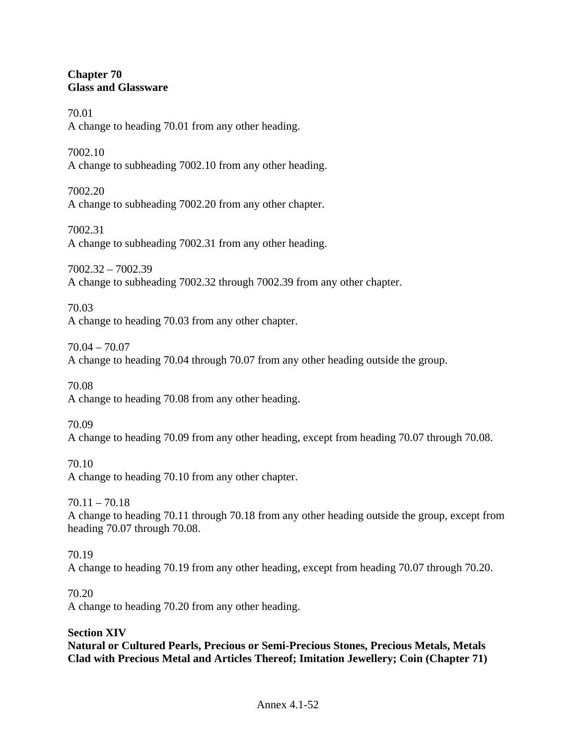**Chapter 70**
**Glass and Glassware**

70.01
A change to heading 70.01 from any other heading.

7002.10
A change to subheading 7002.10 from any other heading.

7002.20
A change to subheading 7002.20 from any other chapter.

7002.31
A change to subheading 7002.31 from any other heading.

7002.32 – 7002.39
A change to subheading 7002.32 through 7002.39 from any other chapter.

70.03
A change to heading 70.03 from any other chapter.

70.04 – 70.07
A change to heading 70.04 through 70.07 from any other heading outside the group.

70.08
A change to heading 70.08 from any other heading.

70.09
A change to heading 70.09 from any other heading, except from heading 70.07 through 70.08.

70.10
A change to heading 70.10 from any other chapter.

70.11 – 70.18
A change to heading 70.11 through 70.18 from any other heading outside the group, except from heading 70.07 through 70.08.

70.19
A change to heading 70.19 from any other heading, except from heading 70.07 through 70.20.

70.20
A change to heading 70.20 from any other heading.

**Section XIV**
**Natural or Cultured Pearls, Precious or Semi-Precious Stones, Precious Metals, Metals Clad with Precious Metal and Articles Thereof; Imitation Jewellery; Coin (Chapter 71)**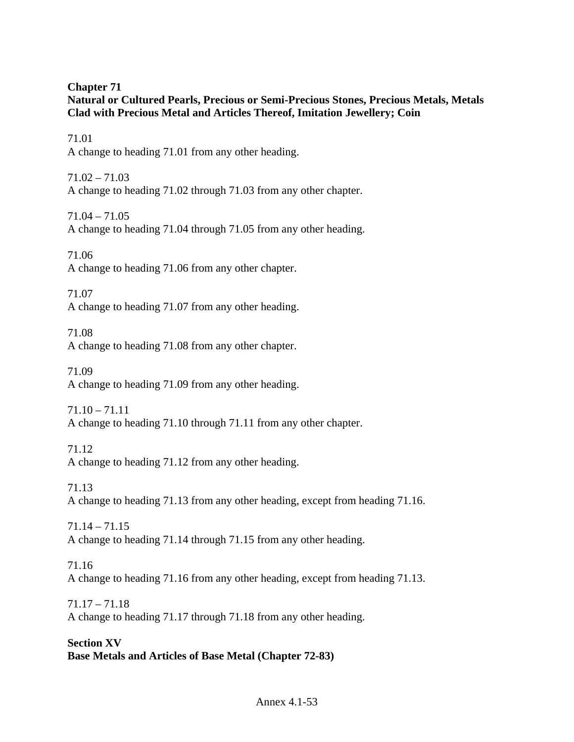**Chapter 71**
**Natural or Cultured Pearls, Precious or Semi-Precious Stones, Precious Metals, Metals Clad with Precious Metal and Articles Thereof, Imitation Jewellery; Coin**

71.01
A change to heading 71.01 from any other heading.

71.02 – 71.03
A change to heading 71.02 through 71.03 from any other chapter.

71.04 – 71.05
A change to heading 71.04 through 71.05 from any other heading.

71.06
A change to heading 71.06 from any other chapter.

71.07
A change to heading 71.07 from any other heading.

71.08
A change to heading 71.08 from any other chapter.

71.09
A change to heading 71.09 from any other heading.

71.10 – 71.11
A change to heading 71.10 through 71.11 from any other chapter.

71.12
A change to heading 71.12 from any other heading.

71.13
A change to heading 71.13 from any other heading, except from heading 71.16.

71.14 – 71.15
A change to heading 71.14 through 71.15 from any other heading.

71.16
A change to heading 71.16 from any other heading, except from heading 71.13.

71.17 – 71.18
A change to heading 71.17 through 71.18 from any other heading.

**Section XV**
**Base Metals and Articles of Base Metal (Chapter 72-83)**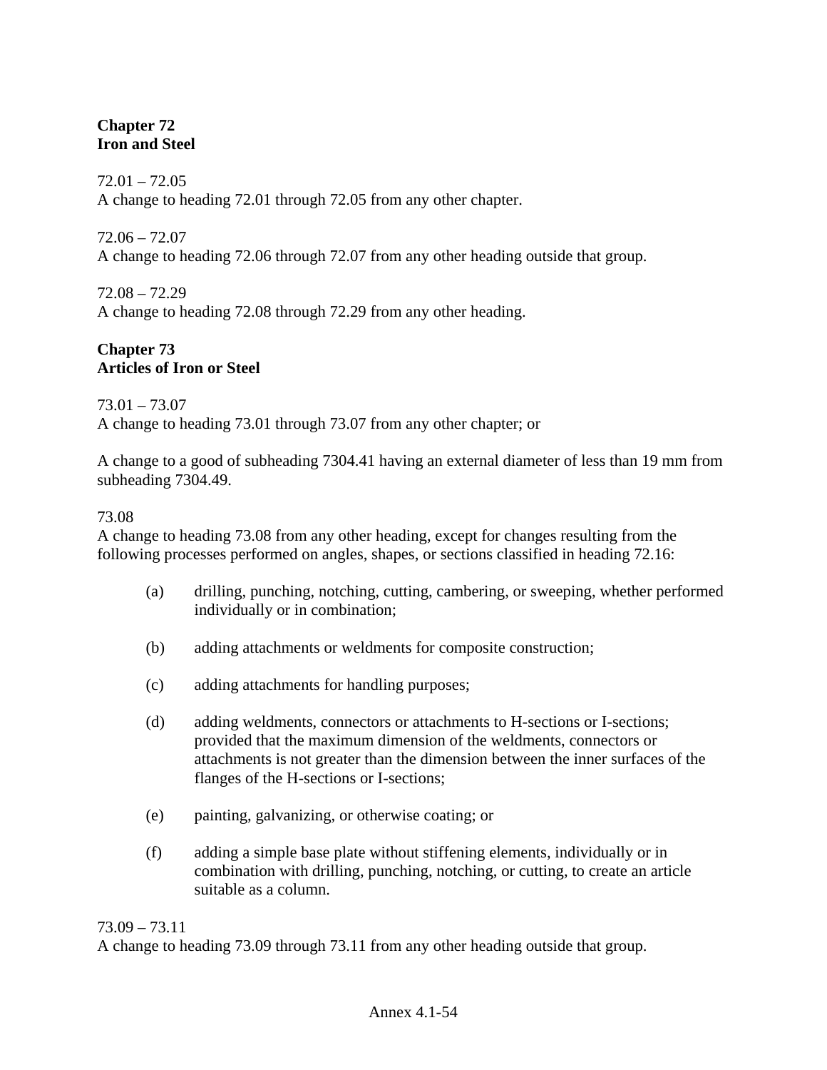## Chapter 72
## Iron and Steel

72.01 – 72.05
A change to heading 72.01 through 72.05 from any other chapter.

72.06 – 72.07
A change to heading 72.06 through 72.07 from any other heading outside that group.

72.08 – 72.29
A change to heading 72.08 through 72.29 from any other heading.

## Chapter 73
## Articles of Iron or Steel

73.01 – 73.07
A change to heading 73.01 through 73.07 from any other chapter; or

A change to a good of subheading 7304.41 having an external diameter of less than 19 mm from subheading 7304.49.

73.08
A change to heading 73.08 from any other heading, except for changes resulting from the following processes performed on angles, shapes, or sections classified in heading 72.16:

(a) drilling, punching, notching, cutting, cambering, or sweeping, whether performed individually or in combination;

(b) adding attachments or weldments for composite construction;

(c) adding attachments for handling purposes;

(d) adding weldments, connectors or attachments to H-sections or I-sections; provided that the maximum dimension of the weldments, connectors or attachments is not greater than the dimension between the inner surfaces of the flanges of the H-sections or I-sections;

(e) painting, galvanizing, or otherwise coating; or

(f) adding a simple base plate without stiffening elements, individually or in combination with drilling, punching, notching, or cutting, to create an article suitable as a column.

73.09 – 73.11
A change to heading 73.09 through 73.11 from any other heading outside that group.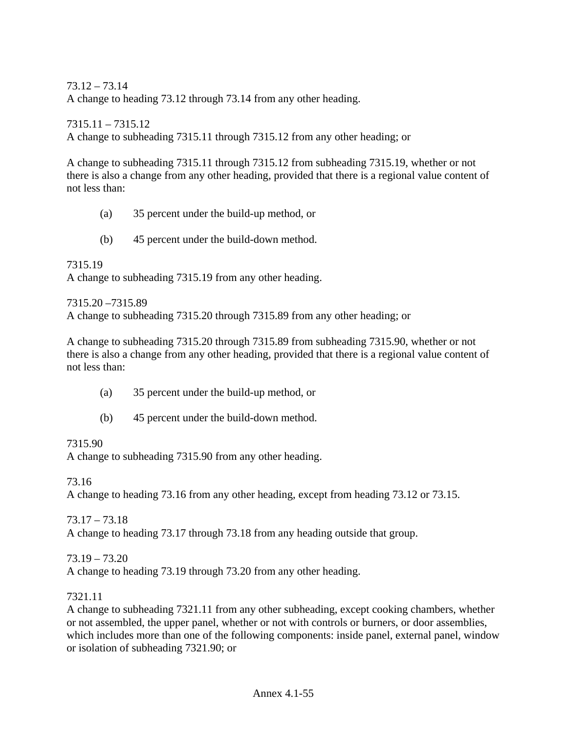73.12 – 73.14
A change to heading 73.12 through 73.14 from any other heading.

7315.11 – 7315.12
A change to subheading 7315.11 through 7315.12 from any other heading; or

A change to subheading 7315.11 through 7315.12 from subheading 7315.19, whether or not there is also a change from any other heading, provided that there is a regional value content of not less than:

(a) 35 percent under the build-up method, or

(b) 45 percent under the build-down method.

7315.19
A change to subheading 7315.19 from any other heading.

7315.20 –7315.89
A change to subheading 7315.20 through 7315.89 from any other heading; or

A change to subheading 7315.20 through 7315.89 from subheading 7315.90, whether or not there is also a change from any other heading, provided that there is a regional value content of not less than:

(a) 35 percent under the build-up method, or

(b) 45 percent under the build-down method.

7315.90
A change to subheading 7315.90 from any other heading.

73.16
A change to heading 73.16 from any other heading, except from heading 73.12 or 73.15.

73.17 – 73.18
A change to heading 73.17 through 73.18 from any heading outside that group.

73.19 – 73.20
A change to heading 73.19 through 73.20 from any other heading.

7321.11
A change to subheading 7321.11 from any other subheading, except cooking chambers, whether or not assembled, the upper panel, whether or not with controls or burners, or door assemblies, which includes more than one of the following components: inside panel, external panel, window or isolation of subheading 7321.90; or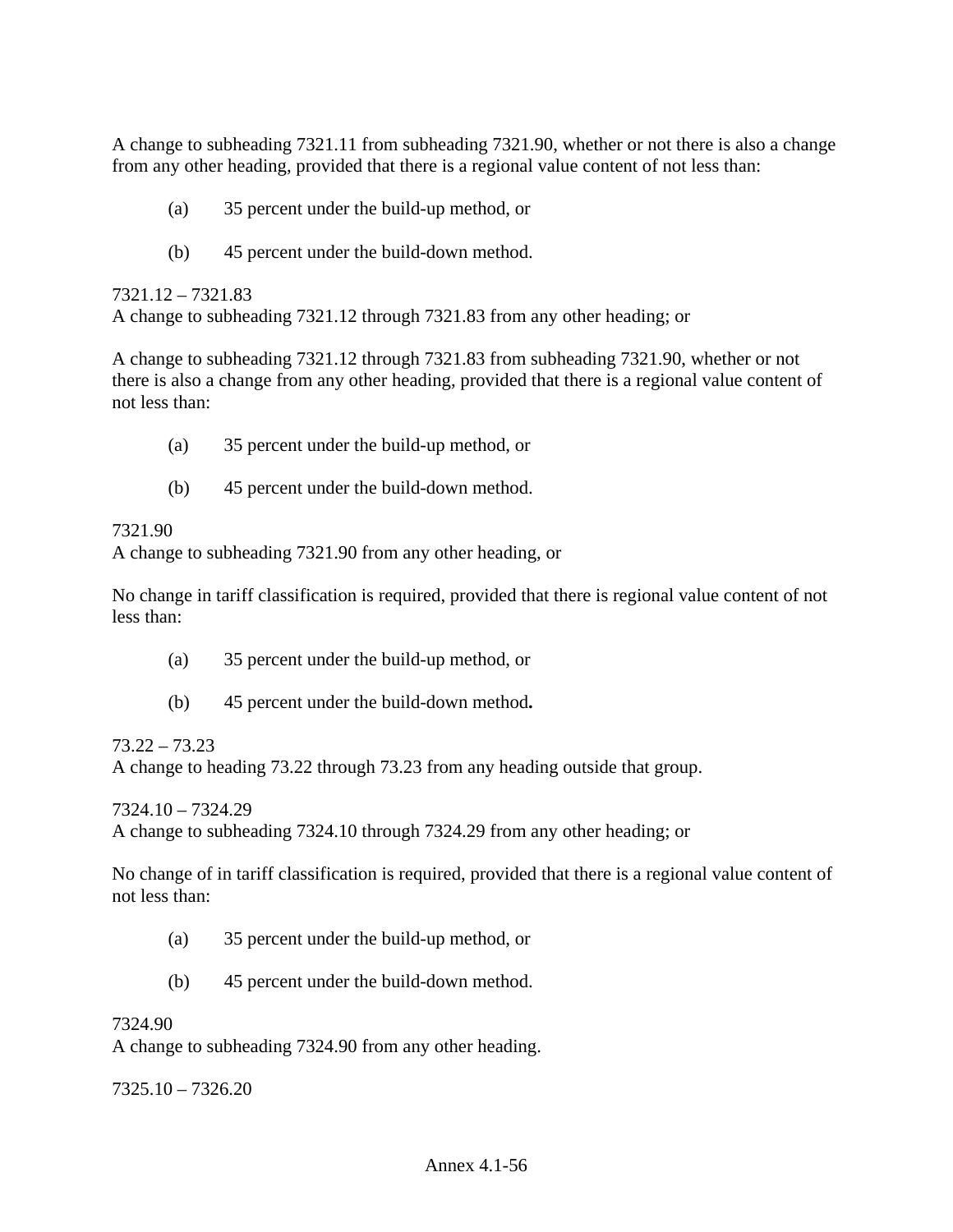A change to subheading 7321.11 from subheading 7321.90, whether or not there is also a change from any other heading, provided that there is a regional value content of not less than:

(a) 35 percent under the build-up method, or

(b) 45 percent under the build-down method.

7321.12 – 7321.83
A change to subheading 7321.12 through 7321.83 from any other heading; or

A change to subheading 7321.12 through 7321.83 from subheading 7321.90, whether or not there is also a change from any other heading, provided that there is a regional value content of not less than:

(a) 35 percent under the build-up method, or

(b) 45 percent under the build-down method.

7321.90
A change to subheading 7321.90 from any other heading, or

No change in tariff classification is required, provided that there is regional value content of not less than:

(a) 35 percent under the build-up method, or

(b) 45 percent under the build-down method**.**

73.22 – 73.23
A change to heading 73.22 through 73.23 from any heading outside that group.

7324.10 – 7324.29
A change to subheading 7324.10 through 7324.29 from any other heading; or

No change of in tariff classification is required, provided that there is a regional value content of not less than:

(a) 35 percent under the build-up method, or

(b) 45 percent under the build-down method.

7324.90
A change to subheading 7324.90 from any other heading.

7325.10 – 7326.20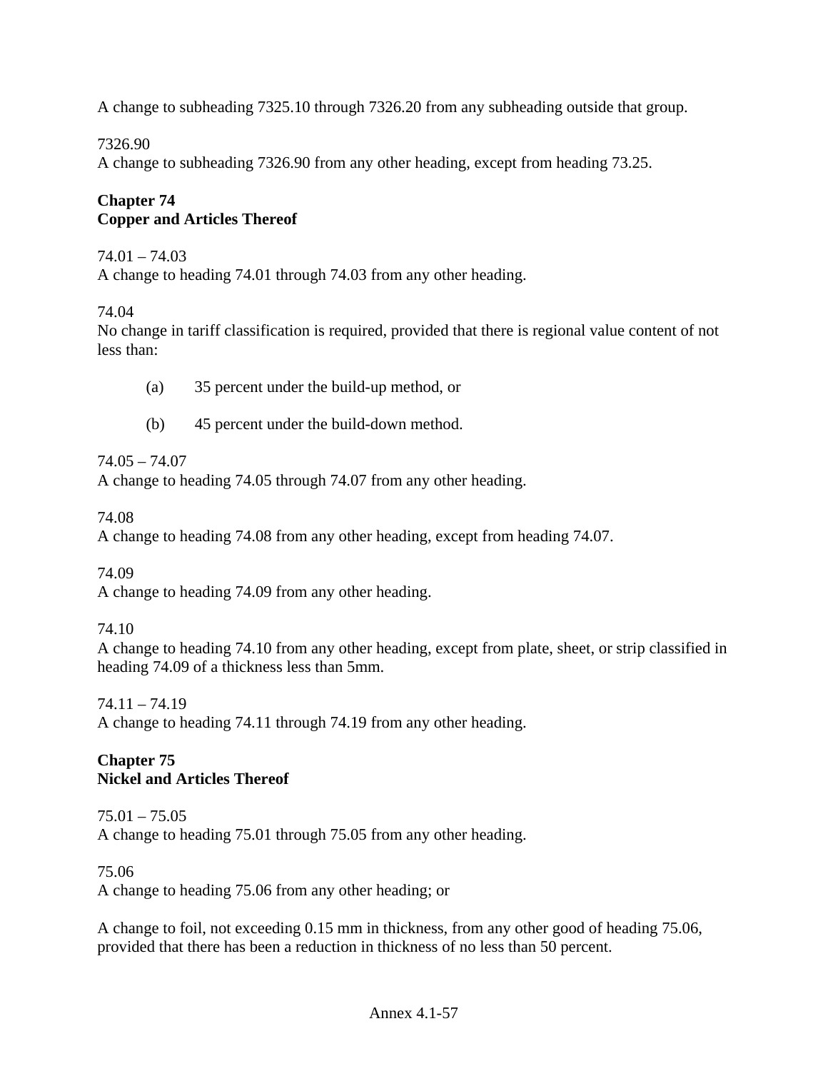A change to subheading 7325.10 through 7326.20 from any subheading outside that group.

7326.90
A change to subheading 7326.90 from any other heading, except from heading 73.25.

**Chapter 74**
**Copper and Articles Thereof**

74.01 – 74.03
A change to heading 74.01 through 74.03 from any other heading.

74.04
No change in tariff classification is required, provided that there is regional value content of not less than:

(a) 35 percent under the build-up method, or

(b) 45 percent under the build-down method.

74.05 – 74.07
A change to heading 74.05 through 74.07 from any other heading.

74.08
A change to heading 74.08 from any other heading, except from heading 74.07.

74.09
A change to heading 74.09 from any other heading.

74.10
A change to heading 74.10 from any other heading, except from plate, sheet, or strip classified in heading 74.09 of a thickness less than 5mm.

74.11 – 74.19
A change to heading 74.11 through 74.19 from any other heading.

**Chapter 75**
**Nickel and Articles Thereof**

75.01 – 75.05
A change to heading 75.01 through 75.05 from any other heading.

75.06
A change to heading 75.06 from any other heading; or

A change to foil, not exceeding 0.15 mm in thickness, from any other good of heading 75.06, provided that there has been a reduction in thickness of no less than 50 percent.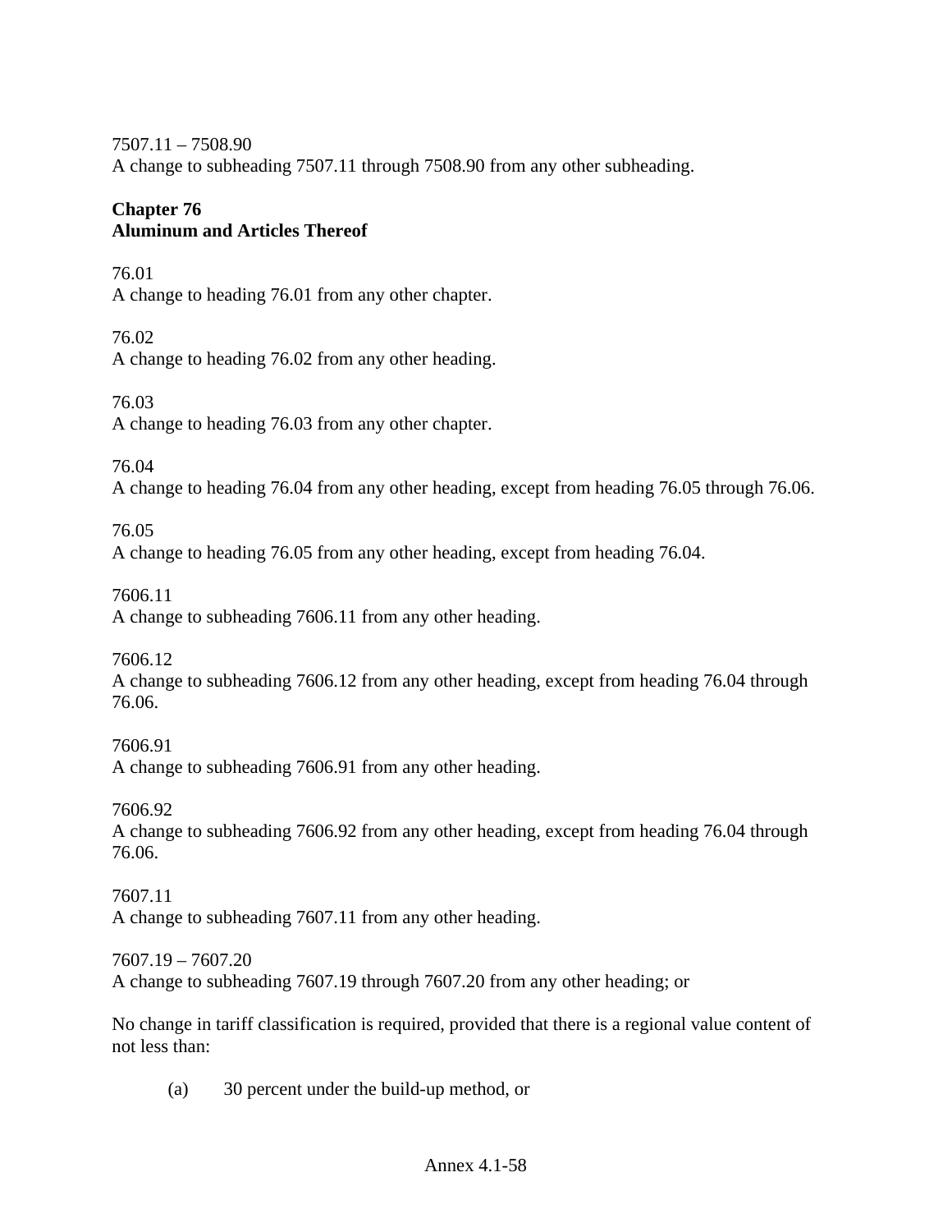7507.11 – 7508.90
A change to subheading 7507.11 through 7508.90 from any other subheading.

**Chapter 76**
**Aluminum and Articles Thereof**

76.01
A change to heading 76.01 from any other chapter.

76.02
A change to heading 76.02 from any other heading.

76.03
A change to heading 76.03 from any other chapter.

76.04
A change to heading 76.04 from any other heading, except from heading 76.05 through 76.06.

76.05
A change to heading 76.05 from any other heading, except from heading 76.04.

7606.11
A change to subheading 7606.11 from any other heading.

7606.12
A change to subheading 7606.12 from any other heading, except from heading 76.04 through 76.06.

7606.91
A change to subheading 7606.91 from any other heading.

7606.92
A change to subheading 7606.92 from any other heading, except from heading 76.04 through 76.06.

7607.11
A change to subheading 7607.11 from any other heading.

7607.19 – 7607.20
A change to subheading 7607.19 through 7607.20 from any other heading; or

No change in tariff classification is required, provided that there is a regional value content of not less than:

(a) 30 percent under the build-up method, or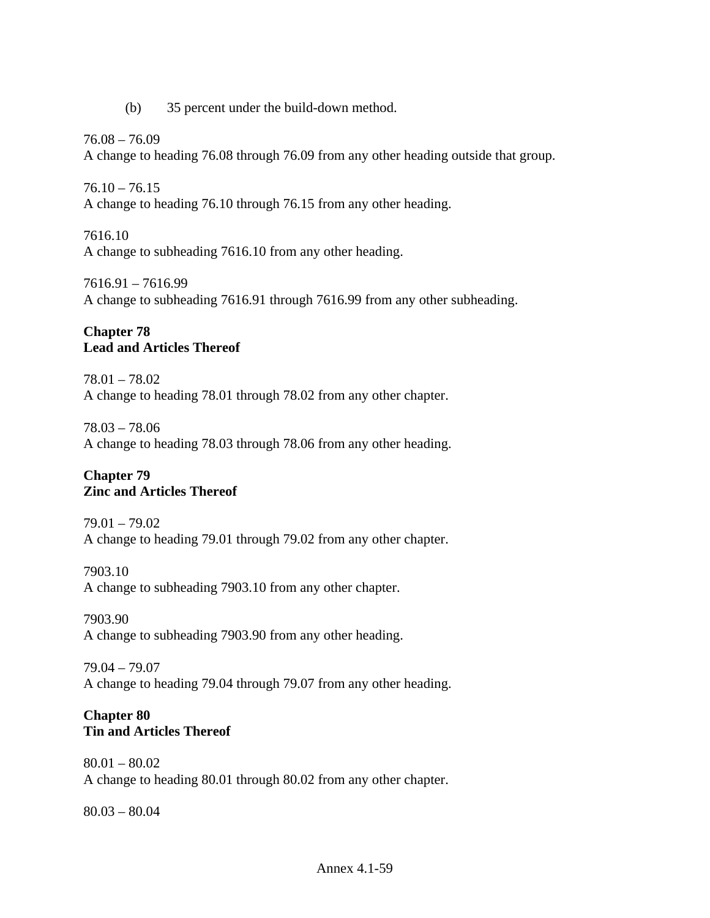(b) 35 percent under the build-down method.

76.08 – 76.09
A change to heading 76.08 through 76.09 from any other heading outside that group.

76.10 – 76.15
A change to heading 76.10 through 76.15 from any other heading.

7616.10
A change to subheading 7616.10 from any other heading.

7616.91 – 7616.99
A change to subheading 7616.91 through 7616.99 from any other subheading.

**Chapter 78**
**Lead and Articles Thereof**

78.01 – 78.02
A change to heading 78.01 through 78.02 from any other chapter.

78.03 – 78.06
A change to heading 78.03 through 78.06 from any other heading.

**Chapter 79**
**Zinc and Articles Thereof**

79.01 – 79.02
A change to heading 79.01 through 79.02 from any other chapter.

7903.10
A change to subheading 7903.10 from any other chapter.

7903.90
A change to subheading 7903.90 from any other heading.

79.04 – 79.07
A change to heading 79.04 through 79.07 from any other heading.

**Chapter 80**
**Tin and Articles Thereof**

80.01 – 80.02
A change to heading 80.01 through 80.02 from any other chapter.

80.03 – 80.04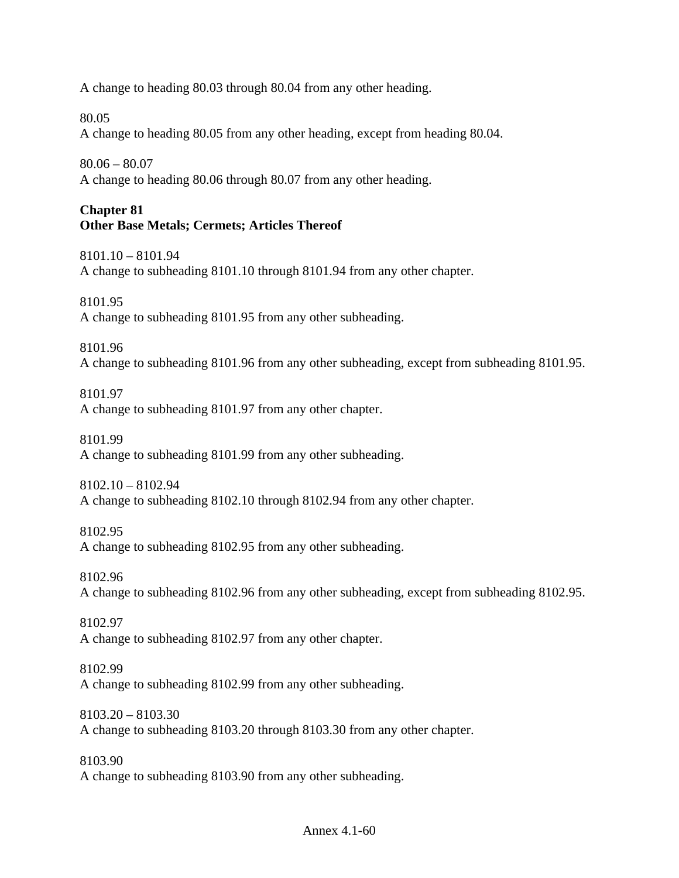A change to heading 80.03 through 80.04 from any other heading.

80.05
A change to heading 80.05 from any other heading, except from heading 80.04.

80.06 – 80.07
A change to heading 80.06 through 80.07 from any other heading.

**Chapter 81**
**Other Base Metals; Cermets; Articles Thereof**

8101.10 – 8101.94
A change to subheading 8101.10 through 8101.94 from any other chapter.

8101.95
A change to subheading 8101.95 from any other subheading.

8101.96
A change to subheading 8101.96 from any other subheading, except from subheading 8101.95.

8101.97
A change to subheading 8101.97 from any other chapter.

8101.99
A change to subheading 8101.99 from any other subheading.

8102.10 – 8102.94
A change to subheading 8102.10 through 8102.94 from any other chapter.

8102.95
A change to subheading 8102.95 from any other subheading.

8102.96
A change to subheading 8102.96 from any other subheading, except from subheading 8102.95.

8102.97
A change to subheading 8102.97 from any other chapter.

8102.99
A change to subheading 8102.99 from any other subheading.

8103.20 – 8103.30
A change to subheading 8103.20 through 8103.30 from any other chapter.

8103.90
A change to subheading 8103.90 from any other subheading.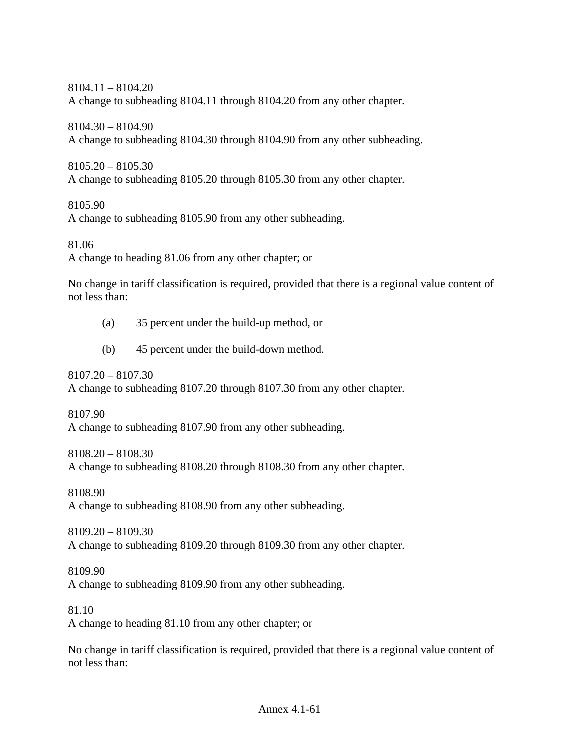8104.11 – 8104.20
A change to subheading 8104.11 through 8104.20 from any other chapter.

8104.30 – 8104.90
A change to subheading 8104.30 through 8104.90 from any other subheading.

8105.20 – 8105.30
A change to subheading 8105.20 through 8105.30 from any other chapter.

8105.90
A change to subheading 8105.90 from any other subheading.

81.06
A change to heading 81.06 from any other chapter; or

No change in tariff classification is required, provided that there is a regional value content of not less than:

(a) 35 percent under the build-up method, or

(b) 45 percent under the build-down method.

8107.20 – 8107.30
A change to subheading 8107.20 through 8107.30 from any other chapter.

8107.90
A change to subheading 8107.90 from any other subheading.

8108.20 – 8108.30
A change to subheading 8108.20 through 8108.30 from any other chapter.

8108.90
A change to subheading 8108.90 from any other subheading.

8109.20 – 8109.30
A change to subheading 8109.20 through 8109.30 from any other chapter.

8109.90
A change to subheading 8109.90 from any other subheading.

81.10
A change to heading 81.10 from any other chapter; or

No change in tariff classification is required, provided that there is a regional value content of not less than: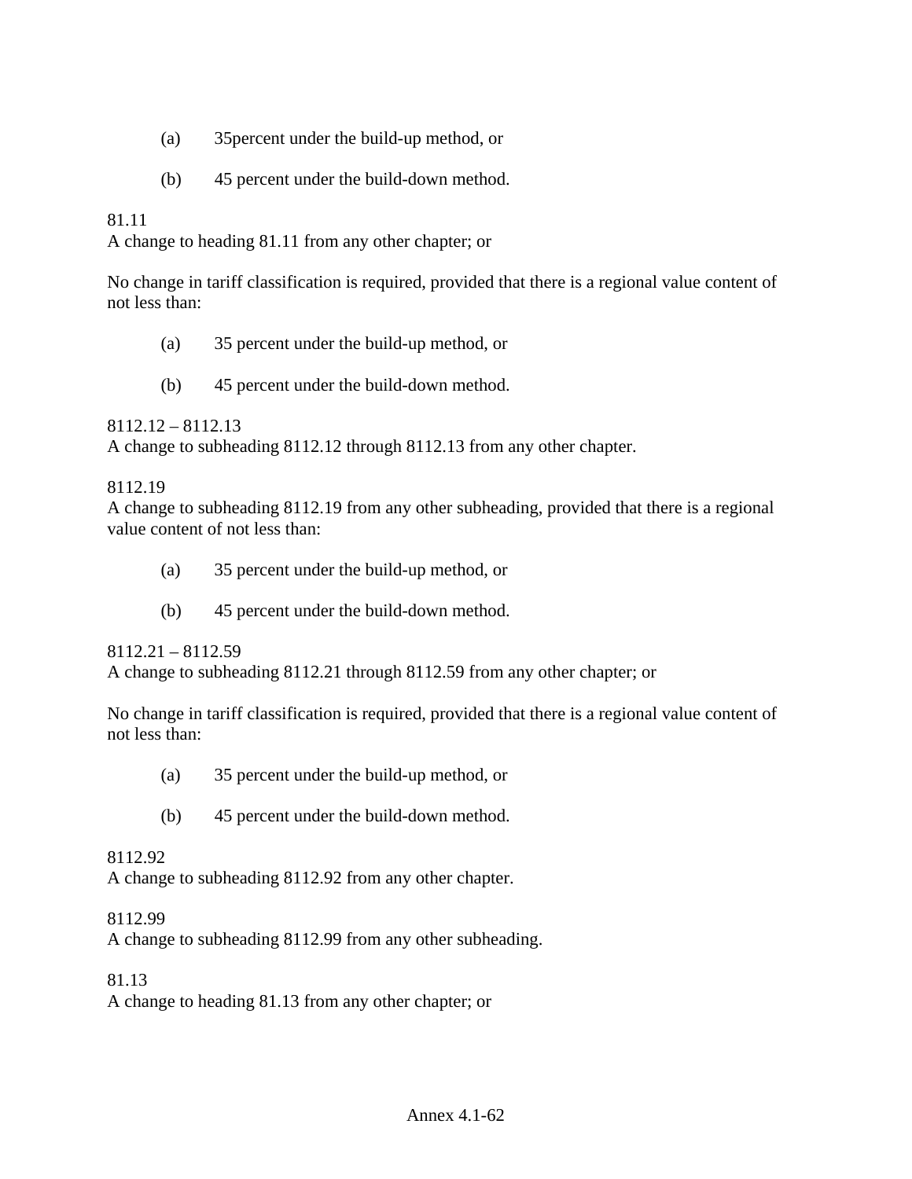(a) 35percent under the build-up method, or

(b) 45 percent under the build-down method.

81.11
A change to heading 81.11 from any other chapter; or

No change in tariff classification is required, provided that there is a regional value content of not less than:

(a) 35 percent under the build-up method, or

(b) 45 percent under the build-down method.

8112.12 – 8112.13
A change to subheading 8112.12 through 8112.13 from any other chapter.

8112.19
A change to subheading 8112.19 from any other subheading, provided that there is a regional value content of not less than:

(a) 35 percent under the build-up method, or

(b) 45 percent under the build-down method.

8112.21 – 8112.59
A change to subheading 8112.21 through 8112.59 from any other chapter; or

No change in tariff classification is required, provided that there is a regional value content of not less than:

(a) 35 percent under the build-up method, or

(b) 45 percent under the build-down method.

8112.92
A change to subheading 8112.92 from any other chapter.

8112.99
A change to subheading 8112.99 from any other subheading.

81.13
A change to heading 81.13 from any other chapter; or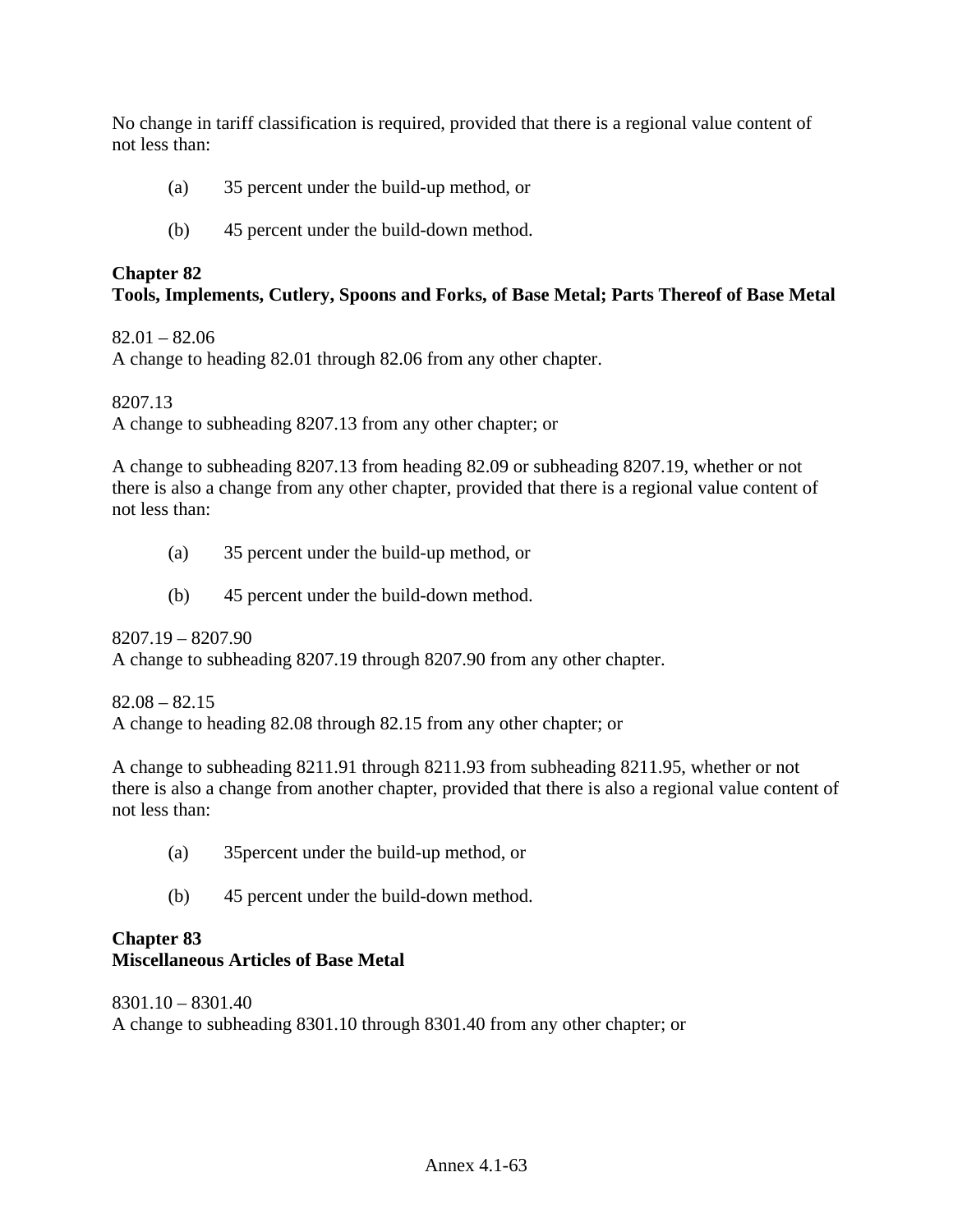No change in tariff classification is required, provided that there is a regional value content of not less than:

(a) 35 percent under the build-up method, or

(b) 45 percent under the build-down method.

**Chapter 82**
**Tools, Implements, Cutlery, Spoons and Forks, of Base Metal; Parts Thereof of Base Metal**

82.01 – 82.06
A change to heading 82.01 through 82.06 from any other chapter.

8207.13
A change to subheading 8207.13 from any other chapter; or

A change to subheading 8207.13 from heading 82.09 or subheading 8207.19, whether or not there is also a change from any other chapter, provided that there is a regional value content of not less than:

(a) 35 percent under the build-up method, or

(b) 45 percent under the build-down method.

8207.19 – 8207.90
A change to subheading 8207.19 through 8207.90 from any other chapter.

82.08 – 82.15
A change to heading 82.08 through 82.15 from any other chapter; or

A change to subheading 8211.91 through 8211.93 from subheading 8211.95, whether or not there is also a change from another chapter, provided that there is also a regional value content of not less than:

(a) 35percent under the build-up method, or

(b) 45 percent under the build-down method.

**Chapter 83**
**Miscellaneous Articles of Base Metal**

8301.10 – 8301.40
A change to subheading 8301.10 through 8301.40 from any other chapter; or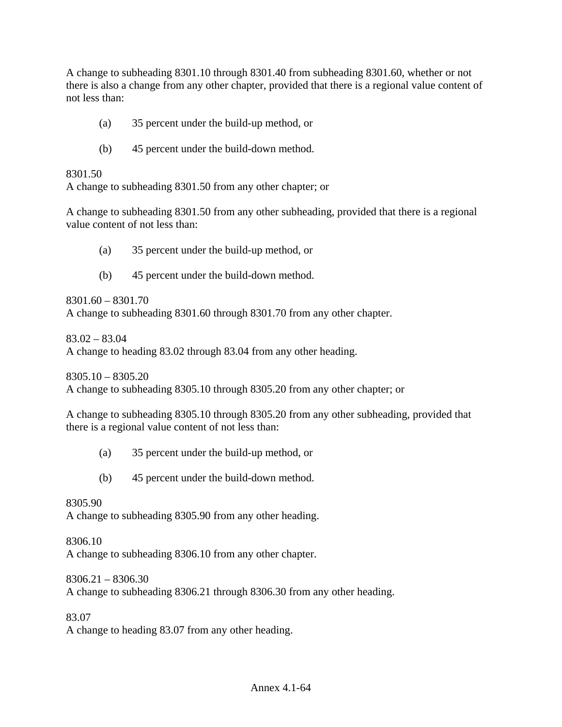A change to subheading 8301.10 through 8301.40 from subheading 8301.60, whether or not there is also a change from any other chapter, provided that there is a regional value content of not less than:

(a) 35 percent under the build-up method, or

(b) 45 percent under the build-down method.

8301.50
A change to subheading 8301.50 from any other chapter; or

A change to subheading 8301.50 from any other subheading, provided that there is a regional value content of not less than:

(a) 35 percent under the build-up method, or

(b) 45 percent under the build-down method.

8301.60 – 8301.70
A change to subheading 8301.60 through 8301.70 from any other chapter.

83.02 – 83.04
A change to heading 83.02 through 83.04 from any other heading.

8305.10 – 8305.20
A change to subheading 8305.10 through 8305.20 from any other chapter; or

A change to subheading 8305.10 through 8305.20 from any other subheading, provided that there is a regional value content of not less than:

(a) 35 percent under the build-up method, or

(b) 45 percent under the build-down method.

8305.90
A change to subheading 8305.90 from any other heading.

8306.10
A change to subheading 8306.10 from any other chapter.

8306.21 – 8306.30
A change to subheading 8306.21 through 8306.30 from any other heading.

83.07
A change to heading 83.07 from any other heading.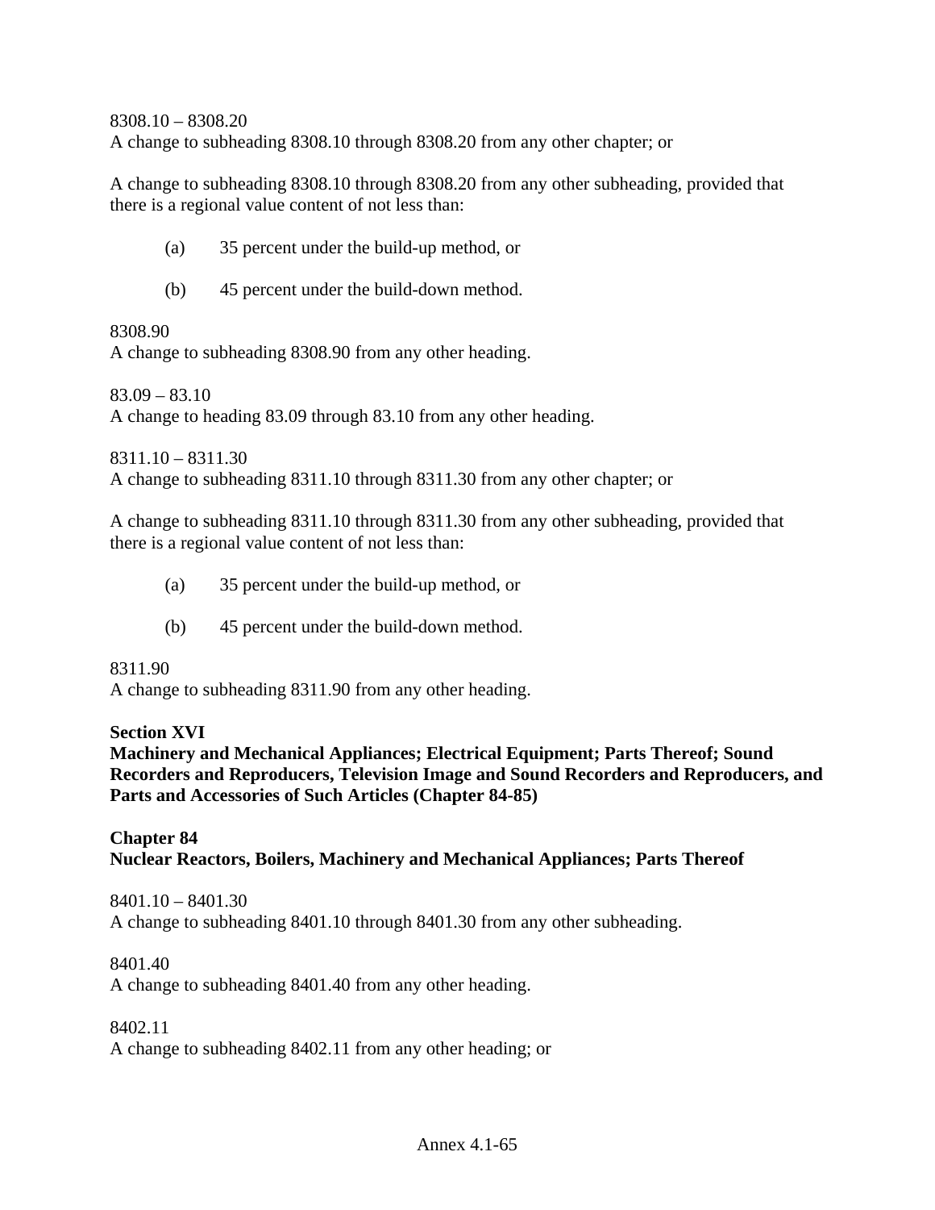8308.10 – 8308.20
A change to subheading 8308.10 through 8308.20 from any other chapter; or

A change to subheading 8308.10 through 8308.20 from any other subheading, provided that there is a regional value content of not less than:

(a) 35 percent under the build-up method, or

(b) 45 percent under the build-down method.

8308.90
A change to subheading 8308.90 from any other heading.

83.09 – 83.10
A change to heading 83.09 through 83.10 from any other heading.

8311.10 – 8311.30
A change to subheading 8311.10 through 8311.30 from any other chapter; or

A change to subheading 8311.10 through 8311.30 from any other subheading, provided that there is a regional value content of not less than:

(a) 35 percent under the build-up method, or

(b) 45 percent under the build-down method.

8311.90
A change to subheading 8311.90 from any other heading.

**Section XVI**
**Machinery and Mechanical Appliances; Electrical Equipment; Parts Thereof; Sound Recorders and Reproducers, Television Image and Sound Recorders and Reproducers, and Parts and Accessories of Such Articles (Chapter 84-85)**

**Chapter 84**
**Nuclear Reactors, Boilers, Machinery and Mechanical Appliances; Parts Thereof**

8401.10 – 8401.30
A change to subheading 8401.10 through 8401.30 from any other subheading.

8401.40
A change to subheading 8401.40 from any other heading.

8402.11
A change to subheading 8402.11 from any other heading; or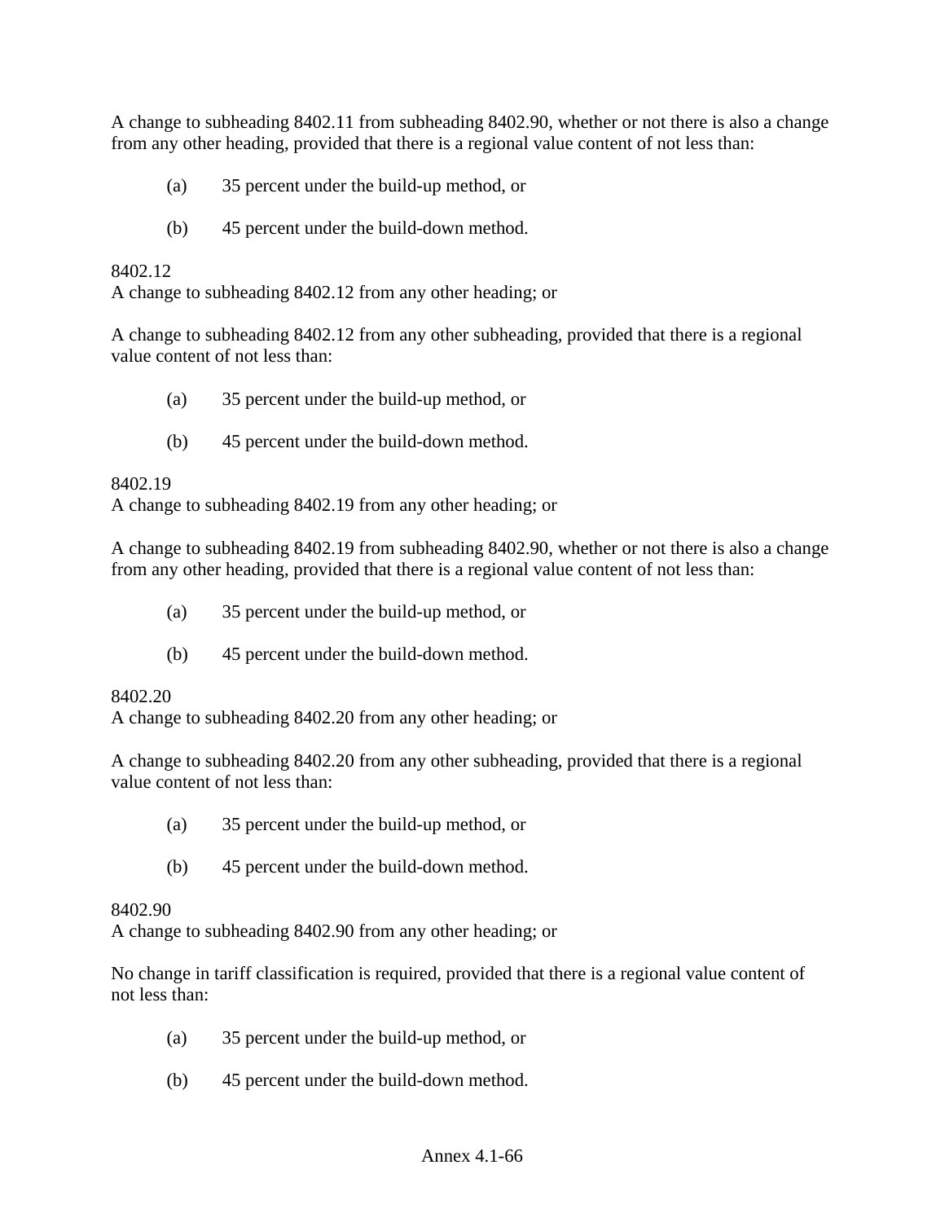A change to subheading 8402.11 from subheading 8402.90, whether or not there is also a change from any other heading, provided that there is a regional value content of not less than:

(a) 35 percent under the build-up method, or

(b) 45 percent under the build-down method.

8402.12
A change to subheading 8402.12 from any other heading; or

A change to subheading 8402.12 from any other subheading, provided that there is a regional value content of not less than:

(a) 35 percent under the build-up method, or

(b) 45 percent under the build-down method.

8402.19
A change to subheading 8402.19 from any other heading; or

A change to subheading 8402.19 from subheading 8402.90, whether or not there is also a change from any other heading, provided that there is a regional value content of not less than:

(a) 35 percent under the build-up method, or

(b) 45 percent under the build-down method.

8402.20
A change to subheading 8402.20 from any other heading; or

A change to subheading 8402.20 from any other subheading, provided that there is a regional value content of not less than:

(a) 35 percent under the build-up method, or

(b) 45 percent under the build-down method.

8402.90
A change to subheading 8402.90 from any other heading; or

No change in tariff classification is required, provided that there is a regional value content of not less than:

(a) 35 percent under the build-up method, or

(b) 45 percent under the build-down method.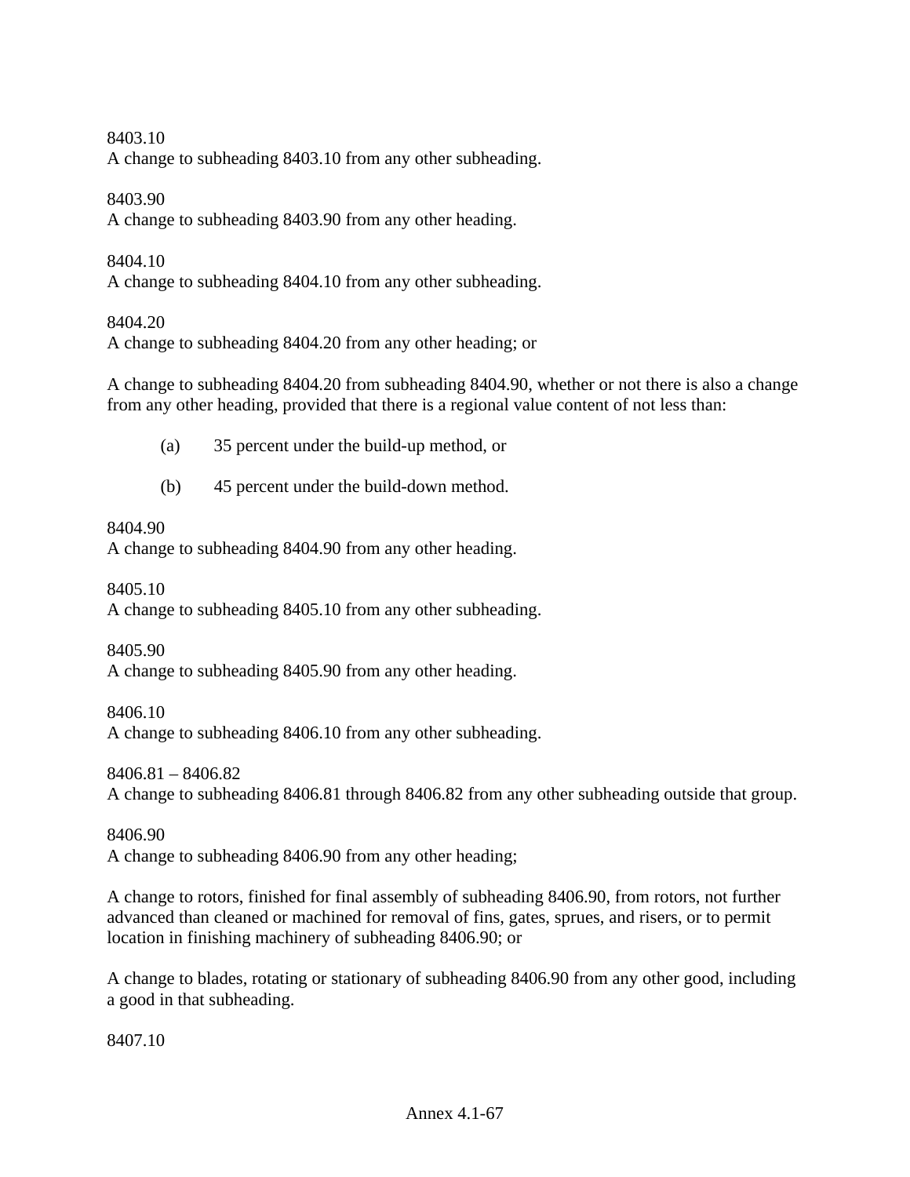8403.10
A change to subheading 8403.10 from any other subheading.

8403.90
A change to subheading 8403.90 from any other heading.

8404.10
A change to subheading 8404.10 from any other subheading.

8404.20
A change to subheading 8404.20 from any other heading; or

A change to subheading 8404.20 from subheading 8404.90, whether or not there is also a change from any other heading, provided that there is a regional value content of not less than:

(a) 35 percent under the build-up method, or

(b) 45 percent under the build-down method.

8404.90
A change to subheading 8404.90 from any other heading.

8405.10
A change to subheading 8405.10 from any other subheading.

8405.90
A change to subheading 8405.90 from any other heading.

8406.10
A change to subheading 8406.10 from any other subheading.

8406.81 – 8406.82
A change to subheading 8406.81 through 8406.82 from any other subheading outside that group.

8406.90
A change to subheading 8406.90 from any other heading;

A change to rotors, finished for final assembly of subheading 8406.90, from rotors, not further advanced than cleaned or machined for removal of fins, gates, sprues, and risers, or to permit location in finishing machinery of subheading 8406.90; or

A change to blades, rotating or stationary of subheading 8406.90 from any other good, including a good in that subheading.

8407.10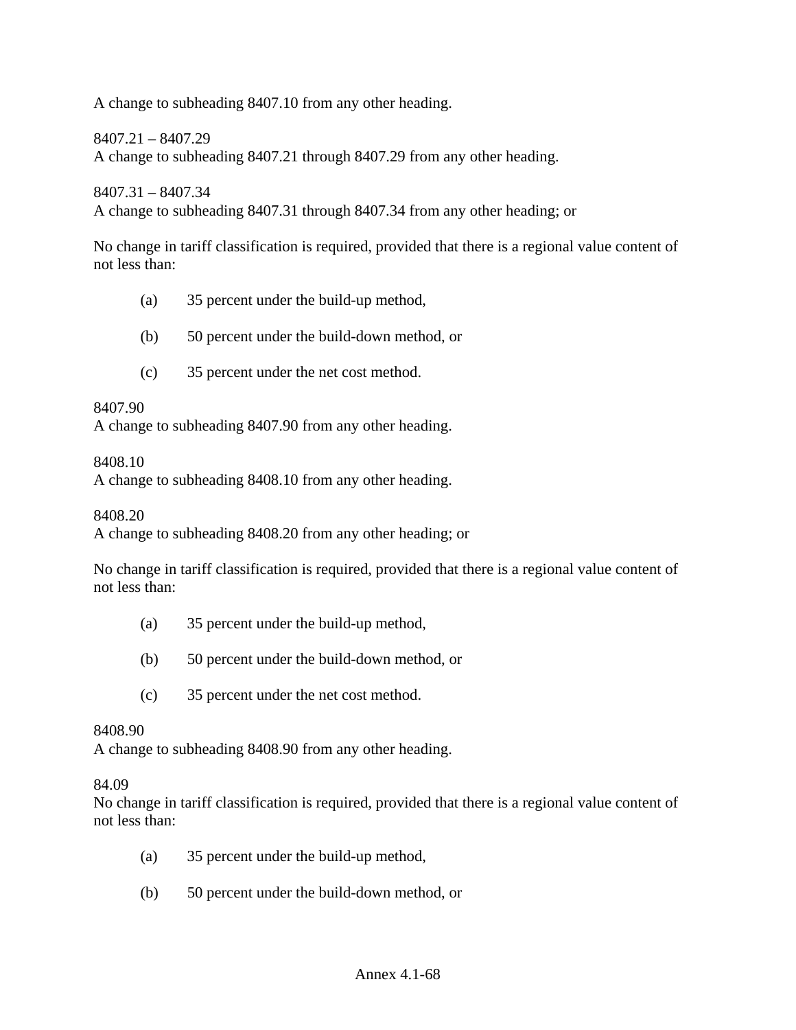A change to subheading 8407.10 from any other heading.

8407.21 – 8407.29
A change to subheading 8407.21 through 8407.29 from any other heading.

8407.31 – 8407.34
A change to subheading 8407.31 through 8407.34 from any other heading; or

No change in tariff classification is required, provided that there is a regional value content of not less than:

(a) 35 percent under the build-up method,

(b) 50 percent under the build-down method, or

(c) 35 percent under the net cost method.

8407.90
A change to subheading 8407.90 from any other heading.

8408.10
A change to subheading 8408.10 from any other heading.

8408.20
A change to subheading 8408.20 from any other heading; or

No change in tariff classification is required, provided that there is a regional value content of not less than:

(a) 35 percent under the build-up method,

(b) 50 percent under the build-down method, or

(c) 35 percent under the net cost method.

8408.90
A change to subheading 8408.90 from any other heading.

84.09
No change in tariff classification is required, provided that there is a regional value content of not less than:

(a) 35 percent under the build-up method,

(b) 50 percent under the build-down method, or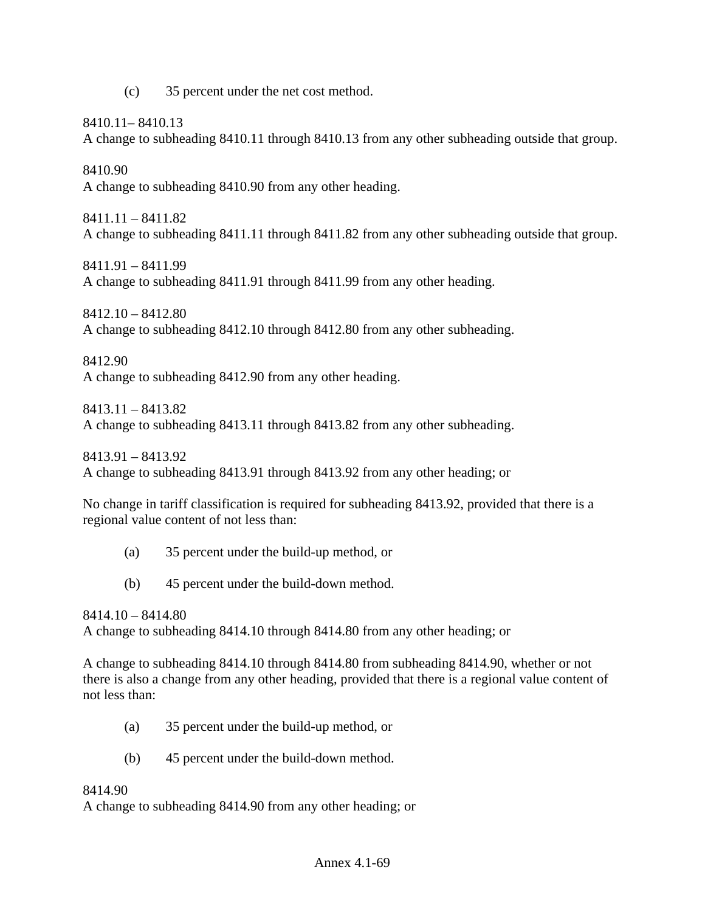(c) 35 percent under the net cost method.

8410.11– 8410.13
A change to subheading 8410.11 through 8410.13 from any other subheading outside that group.

8410.90
A change to subheading 8410.90 from any other heading.

8411.11 – 8411.82
A change to subheading 8411.11 through 8411.82 from any other subheading outside that group.

8411.91 – 8411.99
A change to subheading 8411.91 through 8411.99 from any other heading.

8412.10 – 8412.80
A change to subheading 8412.10 through 8412.80 from any other subheading.

8412.90
A change to subheading 8412.90 from any other heading.

8413.11 – 8413.82
A change to subheading 8413.11 through 8413.82 from any other subheading.

8413.91 – 8413.92
A change to subheading 8413.91 through 8413.92 from any other heading; or

No change in tariff classification is required for subheading 8413.92, provided that there is a regional value content of not less than:

(a) 35 percent under the build-up method, or

(b) 45 percent under the build-down method.

8414.10 – 8414.80
A change to subheading 8414.10 through 8414.80 from any other heading; or

A change to subheading 8414.10 through 8414.80 from subheading 8414.90, whether or not there is also a change from any other heading, provided that there is a regional value content of not less than:

(a) 35 percent under the build-up method, or

(b) 45 percent under the build-down method.

8414.90
A change to subheading 8414.90 from any other heading; or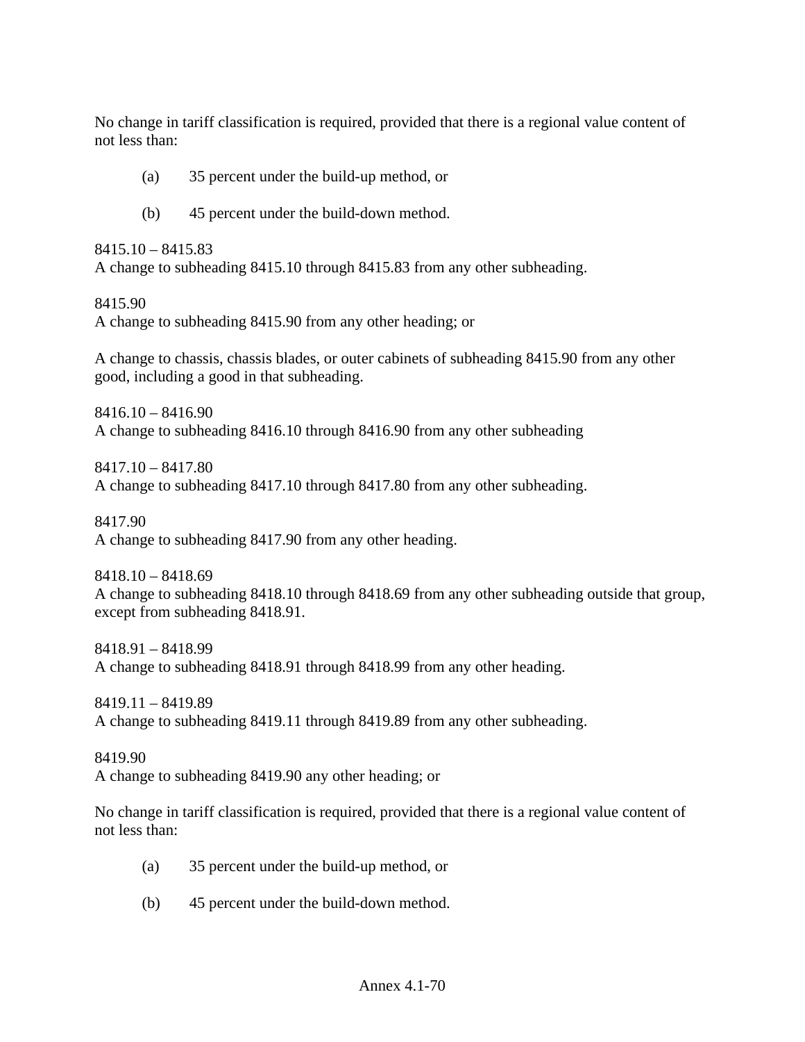No change in tariff classification is required, provided that there is a regional value content of not less than:

(a) 35 percent under the build-up method, or

(b) 45 percent under the build-down method.

8415.10 – 8415.83
A change to subheading 8415.10 through 8415.83 from any other subheading.

8415.90
A change to subheading 8415.90 from any other heading; or

A change to chassis, chassis blades, or outer cabinets of subheading 8415.90 from any other good, including a good in that subheading.

8416.10 – 8416.90
A change to subheading 8416.10 through 8416.90 from any other subheading

8417.10 – 8417.80
A change to subheading 8417.10 through 8417.80 from any other subheading.

8417.90
A change to subheading 8417.90 from any other heading.

8418.10 – 8418.69
A change to subheading 8418.10 through 8418.69 from any other subheading outside that group, except from subheading 8418.91.

8418.91 – 8418.99
A change to subheading 8418.91 through 8418.99 from any other heading.

8419.11 – 8419.89
A change to subheading 8419.11 through 8419.89 from any other subheading.

8419.90
A change to subheading 8419.90 any other heading; or

No change in tariff classification is required, provided that there is a regional value content of not less than:

(a) 35 percent under the build-up method, or

(b) 45 percent under the build-down method.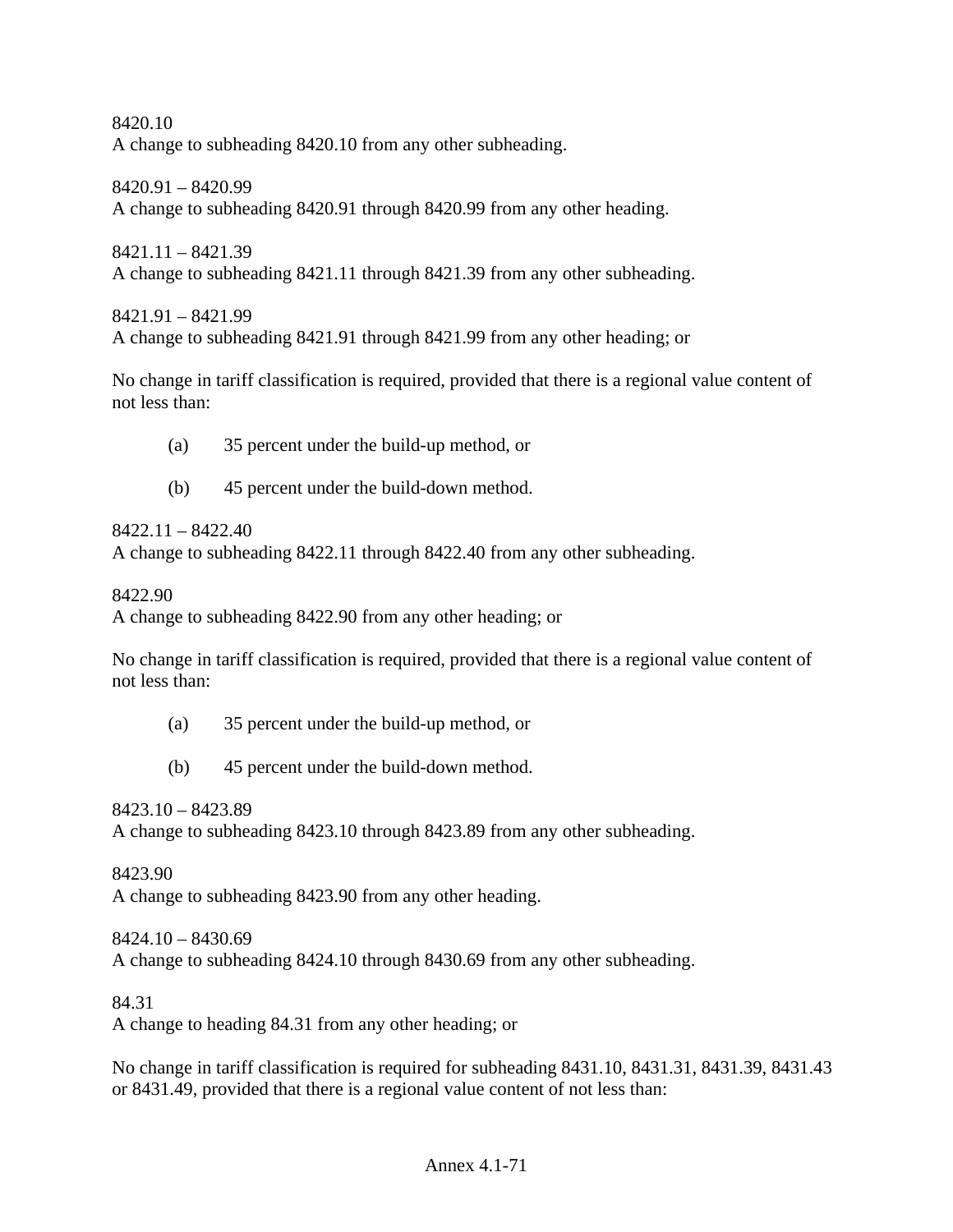8420.10
A change to subheading 8420.10 from any other subheading.

8420.91 – 8420.99
A change to subheading 8420.91 through 8420.99 from any other heading.

8421.11 – 8421.39
A change to subheading 8421.11 through 8421.39 from any other subheading.

8421.91 – 8421.99
A change to subheading 8421.91 through 8421.99 from any other heading; or

No change in tariff classification is required, provided that there is a regional value content of not less than:

(a) 35 percent under the build-up method, or

(b) 45 percent under the build-down method.

8422.11 – 8422.40
A change to subheading 8422.11 through 8422.40 from any other subheading.

8422.90
A change to subheading 8422.90 from any other heading; or

No change in tariff classification is required, provided that there is a regional value content of not less than:

(a) 35 percent under the build-up method, or

(b) 45 percent under the build-down method.

8423.10 – 8423.89
A change to subheading 8423.10 through 8423.89 from any other subheading.

8423.90
A change to subheading 8423.90 from any other heading.

8424.10 – 8430.69
A change to subheading 8424.10 through 8430.69 from any other subheading.

84.31
A change to heading 84.31 from any other heading; or

No change in tariff classification is required for subheading 8431.10, 8431.31, 8431.39, 8431.43 or 8431.49, provided that there is a regional value content of not less than: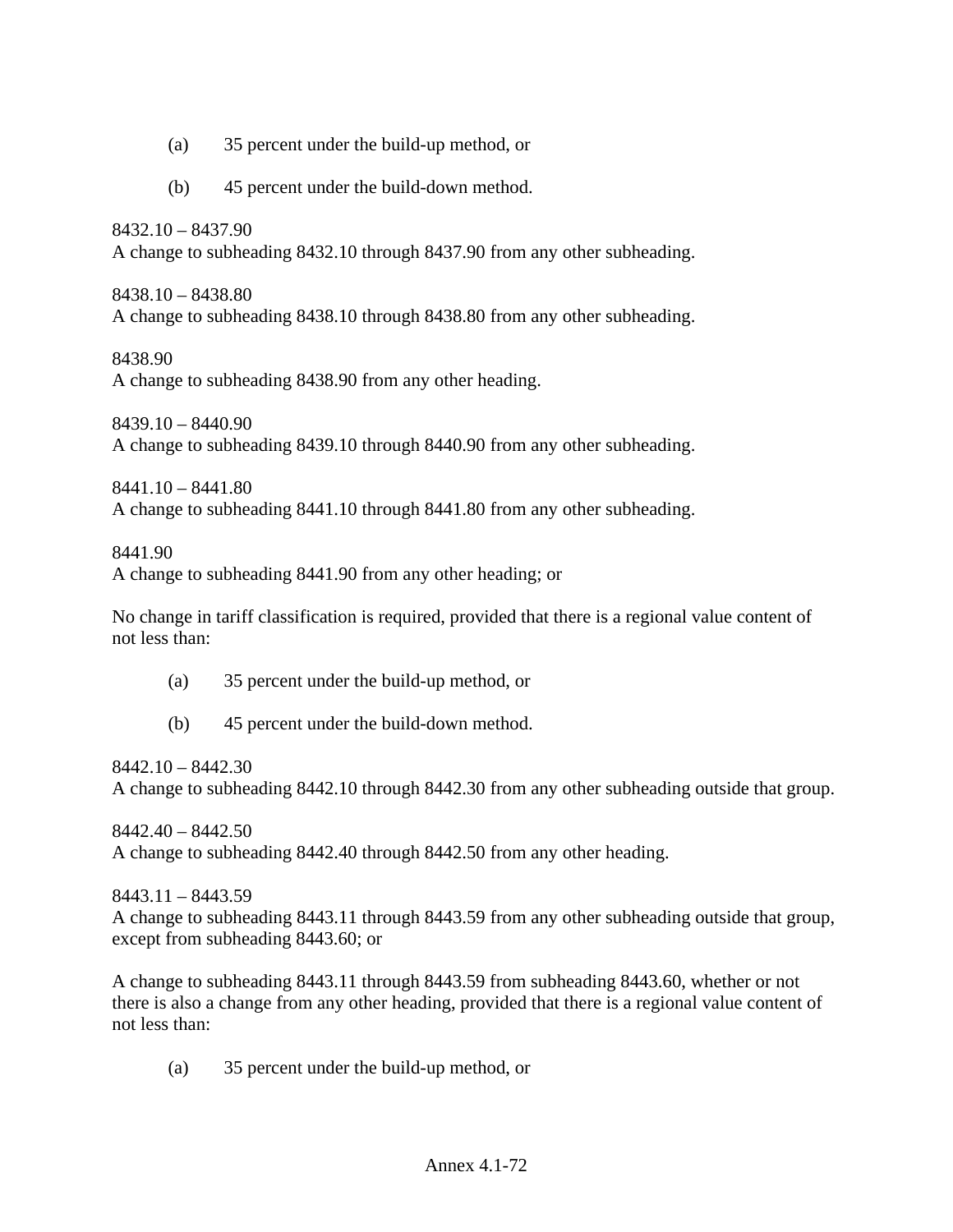(a) 35 percent under the build-up method, or

(b) 45 percent under the build-down method.

8432.10 – 8437.90
A change to subheading 8432.10 through 8437.90 from any other subheading.

8438.10 – 8438.80
A change to subheading 8438.10 through 8438.80 from any other subheading.

8438.90
A change to subheading 8438.90 from any other heading.

8439.10 – 8440.90
A change to subheading 8439.10 through 8440.90 from any other subheading.

8441.10 – 8441.80
A change to subheading 8441.10 through 8441.80 from any other subheading.

8441.90
A change to subheading 8441.90 from any other heading; or

No change in tariff classification is required, provided that there is a regional value content of not less than:

(a) 35 percent under the build-up method, or

(b) 45 percent under the build-down method.

8442.10 – 8442.30
A change to subheading 8442.10 through 8442.30 from any other subheading outside that group.

8442.40 – 8442.50
A change to subheading 8442.40 through 8442.50 from any other heading.

8443.11 – 8443.59
A change to subheading 8443.11 through 8443.59 from any other subheading outside that group, except from subheading 8443.60; or

A change to subheading 8443.11 through 8443.59 from subheading 8443.60, whether or not there is also a change from any other heading, provided that there is a regional value content of not less than:

(a) 35 percent under the build-up method, or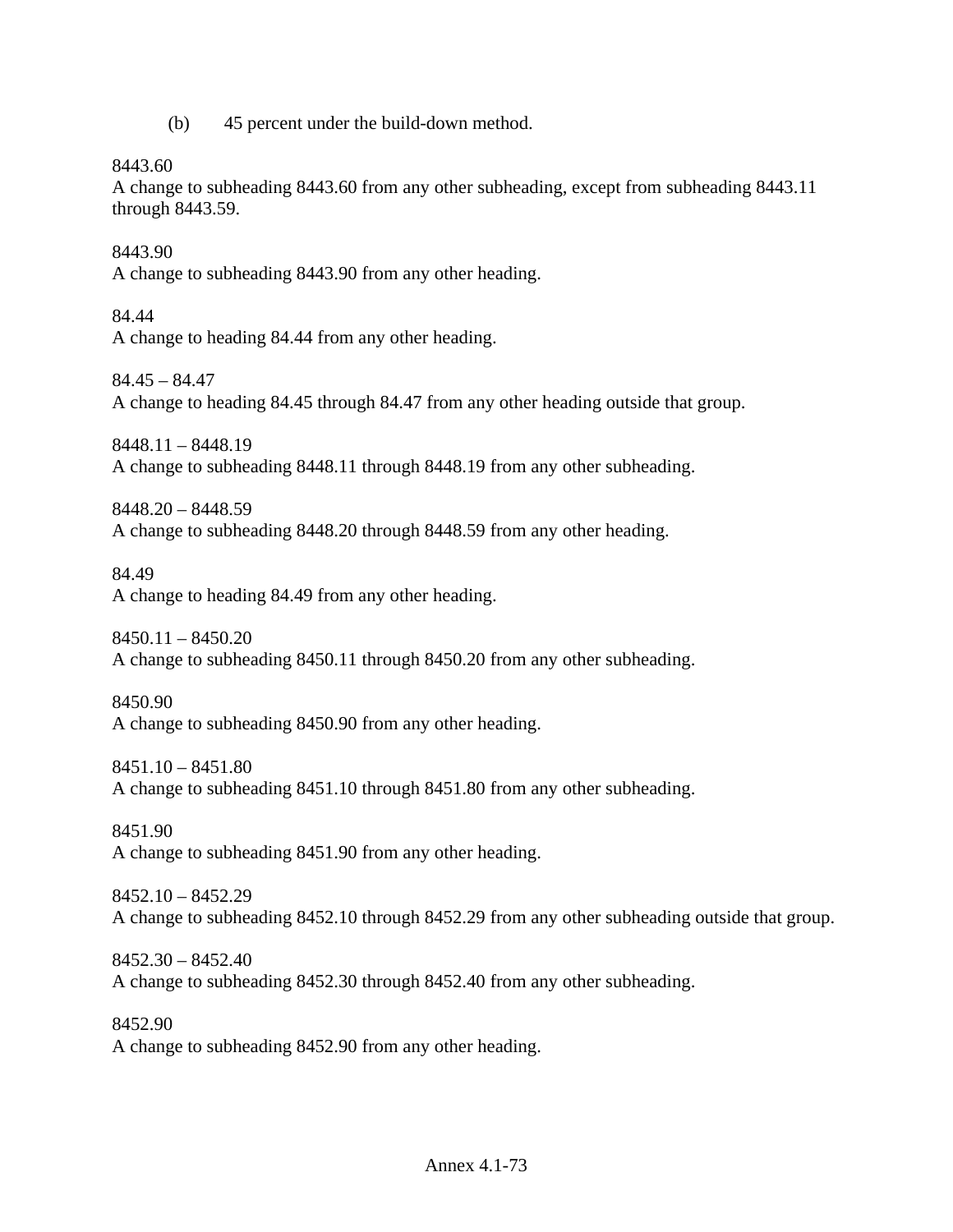(b) 45 percent under the build-down method.

8443.60
A change to subheading 8443.60 from any other subheading, except from subheading 8443.11 through 8443.59.

8443.90
A change to subheading 8443.90 from any other heading.

84.44
A change to heading 84.44 from any other heading.

84.45 – 84.47
A change to heading 84.45 through 84.47 from any other heading outside that group.

8448.11 – 8448.19
A change to subheading 8448.11 through 8448.19 from any other subheading.

8448.20 – 8448.59
A change to subheading 8448.20 through 8448.59 from any other heading.

84.49
A change to heading 84.49 from any other heading.

8450.11 – 8450.20
A change to subheading 8450.11 through 8450.20 from any other subheading.

8450.90
A change to subheading 8450.90 from any other heading.

8451.10 – 8451.80
A change to subheading 8451.10 through 8451.80 from any other subheading.

8451.90
A change to subheading 8451.90 from any other heading.

8452.10 – 8452.29
A change to subheading 8452.10 through 8452.29 from any other subheading outside that group.

8452.30 – 8452.40
A change to subheading 8452.30 through 8452.40 from any other subheading.

8452.90
A change to subheading 8452.90 from any other heading.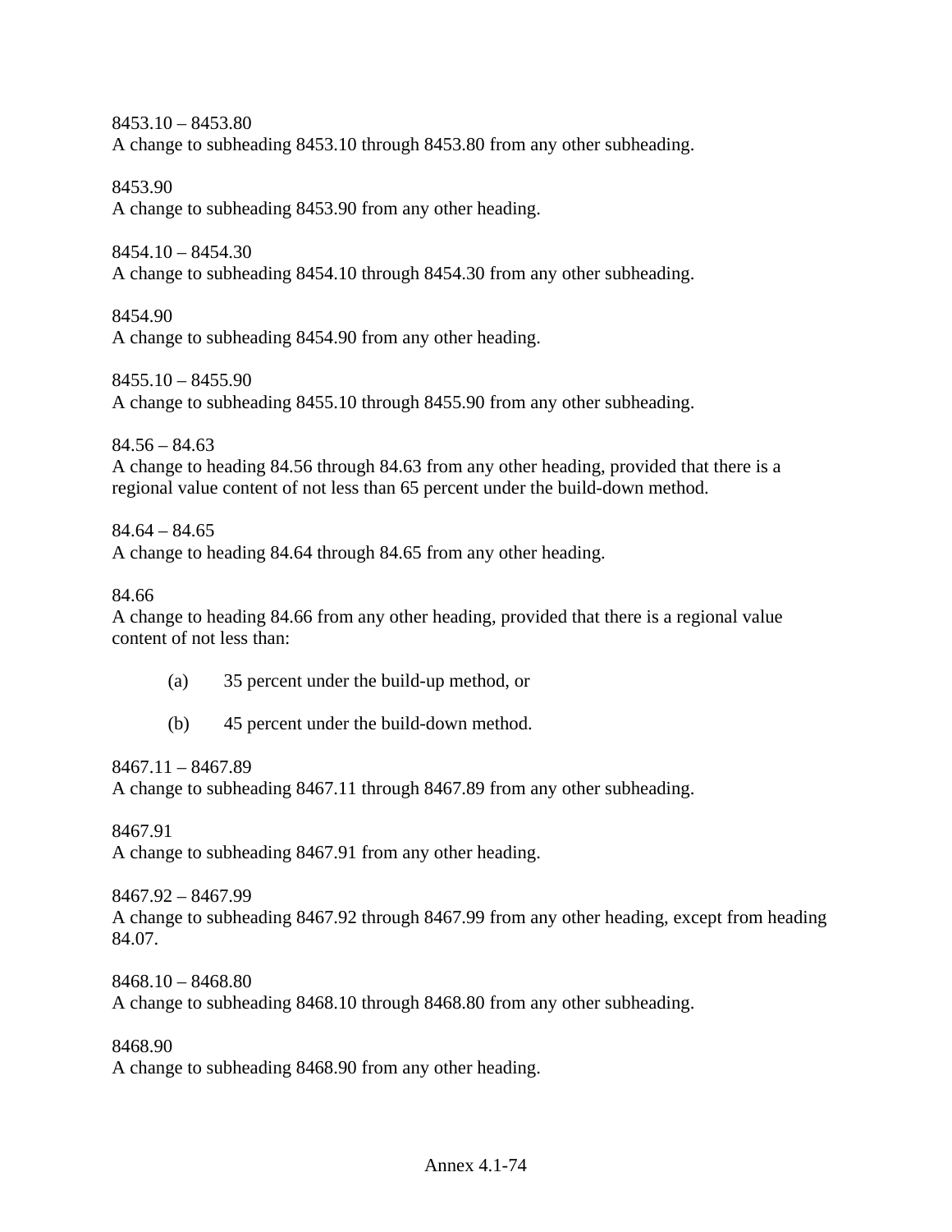8453.10 – 8453.80
A change to subheading 8453.10 through 8453.80 from any other subheading.

8453.90
A change to subheading 8453.90 from any other heading.

8454.10 – 8454.30
A change to subheading 8454.10 through 8454.30 from any other subheading.

8454.90
A change to subheading 8454.90 from any other heading.

8455.10 – 8455.90
A change to subheading 8455.10 through 8455.90 from any other subheading.

84.56 – 84.63
A change to heading 84.56 through 84.63 from any other heading, provided that there is a regional value content of not less than 65 percent under the build-down method.

84.64 – 84.65
A change to heading 84.64 through 84.65 from any other heading.

84.66
A change to heading 84.66 from any other heading, provided that there is a regional value content of not less than:

(a) 35 percent under the build-up method, or

(b) 45 percent under the build-down method.

8467.11 – 8467.89
A change to subheading 8467.11 through 8467.89 from any other subheading.

8467.91
A change to subheading 8467.91 from any other heading.

8467.92 – 8467.99
A change to subheading 8467.92 through 8467.99 from any other heading, except from heading 84.07.

8468.10 – 8468.80
A change to subheading 8468.10 through 8468.80 from any other subheading.

8468.90
A change to subheading 8468.90 from any other heading.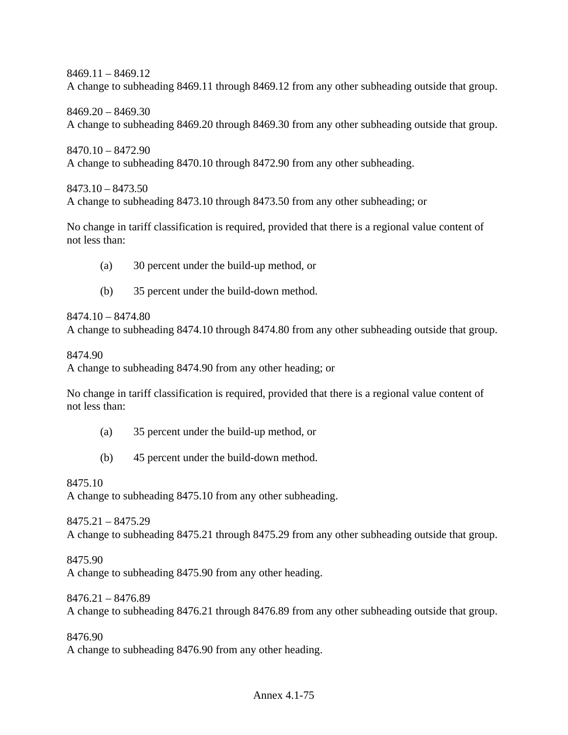8469.11 – 8469.12
A change to subheading 8469.11 through 8469.12 from any other subheading outside that group.

8469.20 – 8469.30
A change to subheading 8469.20 through 8469.30 from any other subheading outside that group.

8470.10 – 8472.90
A change to subheading 8470.10 through 8472.90 from any other subheading.

8473.10 – 8473.50
A change to subheading 8473.10 through 8473.50 from any other subheading; or

No change in tariff classification is required, provided that there is a regional value content of not less than:

(a) 30 percent under the build-up method, or

(b) 35 percent under the build-down method.

8474.10 – 8474.80
A change to subheading 8474.10 through 8474.80 from any other subheading outside that group.

8474.90
A change to subheading 8474.90 from any other heading; or

No change in tariff classification is required, provided that there is a regional value content of not less than:

(a) 35 percent under the build-up method, or

(b) 45 percent under the build-down method.

8475.10
A change to subheading 8475.10 from any other subheading.

8475.21 – 8475.29
A change to subheading 8475.21 through 8475.29 from any other subheading outside that group.

8475.90
A change to subheading 8475.90 from any other heading.

8476.21 – 8476.89
A change to subheading 8476.21 through 8476.89 from any other subheading outside that group.

8476.90
A change to subheading 8476.90 from any other heading.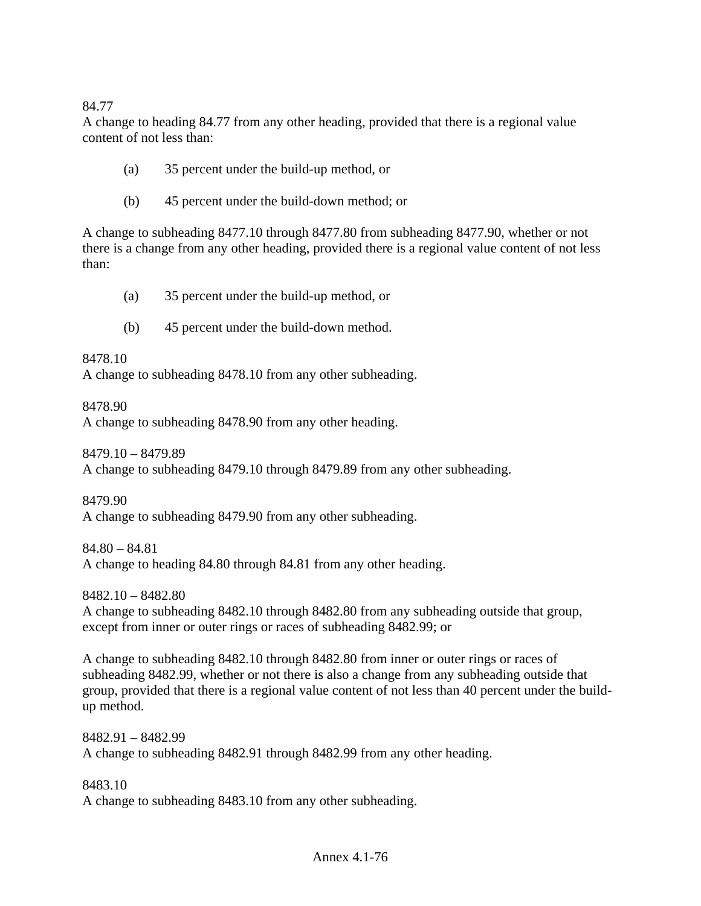84.77
A change to heading 84.77 from any other heading, provided that there is a regional value content of not less than:

(a) 35 percent under the build-up method, or

(b) 45 percent under the build-down method; or

A change to subheading 8477.10 through 8477.80 from subheading 8477.90, whether or not there is a change from any other heading, provided there is a regional value content of not less than:

(a) 35 percent under the build-up method, or

(b) 45 percent under the build-down method.

8478.10
A change to subheading 8478.10 from any other subheading.

8478.90
A change to subheading 8478.90 from any other heading.

8479.10 – 8479.89
A change to subheading 8479.10 through 8479.89 from any other subheading.

8479.90
A change to subheading 8479.90 from any other subheading.

84.80 – 84.81
A change to heading 84.80 through 84.81 from any other heading.

8482.10 – 8482.80
A change to subheading 8482.10 through 8482.80 from any subheading outside that group, except from inner or outer rings or races of subheading 8482.99; or

A change to subheading 8482.10 through 8482.80 from inner or outer rings or races of subheading 8482.99, whether or not there is also a change from any subheading outside that group, provided that there is a regional value content of not less than 40 percent under the build-up method.

8482.91 – 8482.99
A change to subheading 8482.91 through 8482.99 from any other heading.

8483.10
A change to subheading 8483.10 from any other subheading.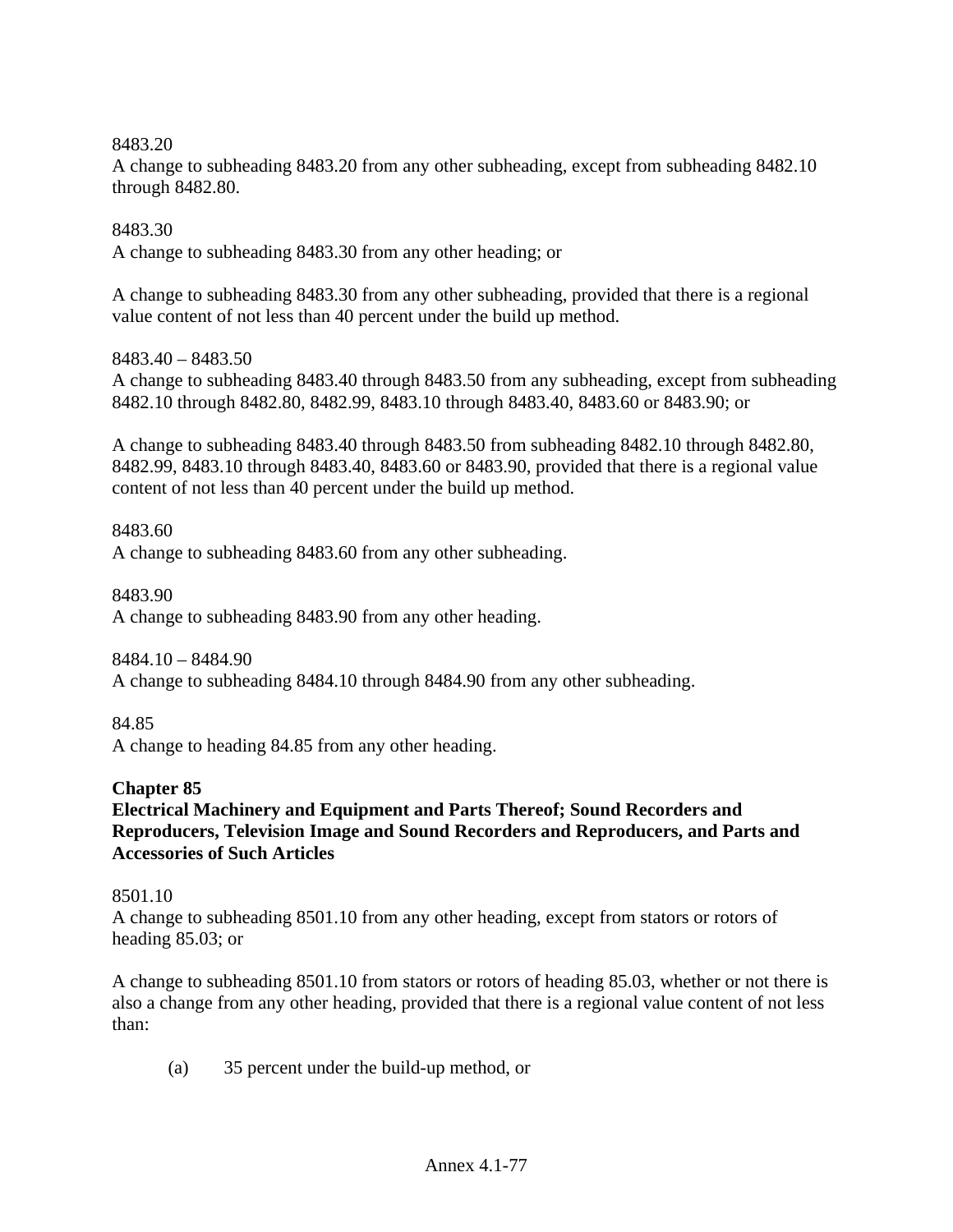8483.20
A change to subheading 8483.20 from any other subheading, except from subheading 8482.10 through 8482.80.

8483.30
A change to subheading 8483.30 from any other heading; or

A change to subheading 8483.30 from any other subheading, provided that there is a regional value content of not less than 40 percent under the build up method.

8483.40 – 8483.50
A change to subheading 8483.40 through 8483.50 from any subheading, except from subheading 8482.10 through 8482.80, 8482.99, 8483.10 through 8483.40, 8483.60 or 8483.90; or

A change to subheading 8483.40 through 8483.50 from subheading 8482.10 through 8482.80, 8482.99, 8483.10 through 8483.40, 8483.60 or 8483.90, provided that there is a regional value content of not less than 40 percent under the build up method.

8483.60
A change to subheading 8483.60 from any other subheading.

8483.90
A change to subheading 8483.90 from any other heading.

8484.10 – 8484.90
A change to subheading 8484.10 through 8484.90 from any other subheading.

84.85
A change to heading 84.85 from any other heading.

**Chapter 85**
**Electrical Machinery and Equipment and Parts Thereof; Sound Recorders and Reproducers, Television Image and Sound Recorders and Reproducers, and Parts and Accessories of Such Articles**

8501.10
A change to subheading 8501.10 from any other heading, except from stators or rotors of heading 85.03; or

A change to subheading 8501.10 from stators or rotors of heading 85.03, whether or not there is also a change from any other heading, provided that there is a regional value content of not less than:

(a) 35 percent under the build-up method, or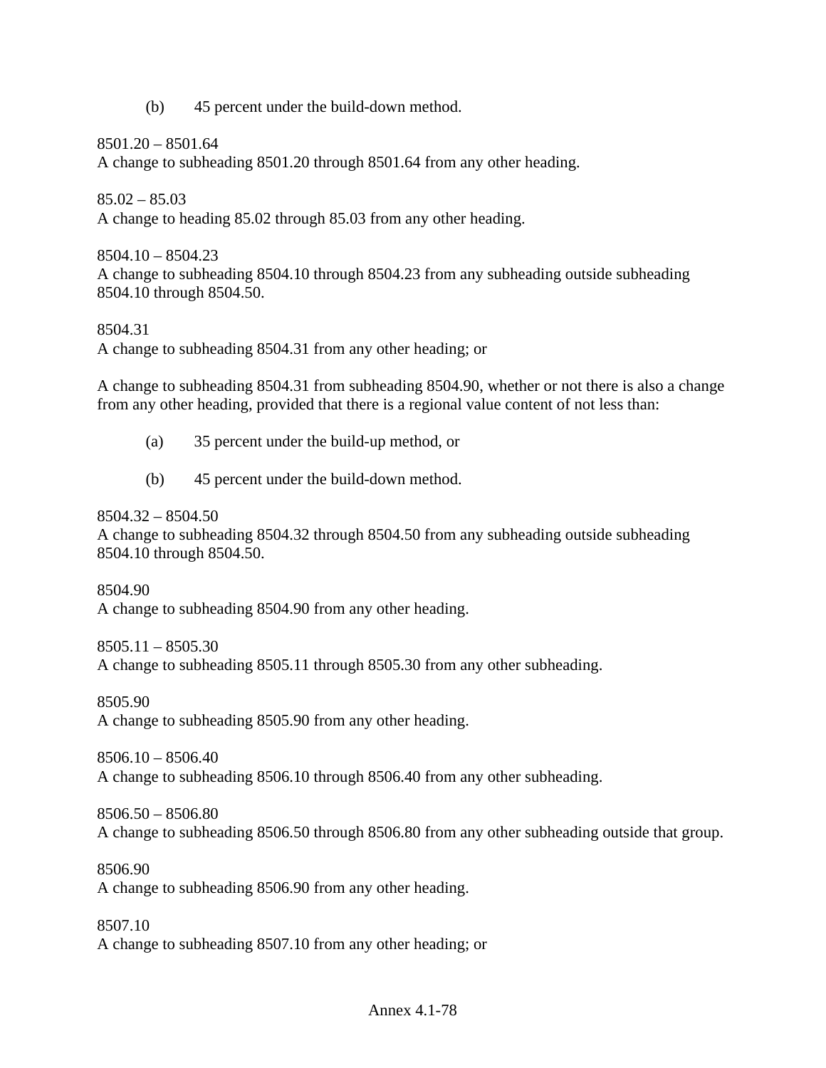(b) 45 percent under the build-down method.

8501.20 – 8501.64
A change to subheading 8501.20 through 8501.64 from any other heading.

85.02 – 85.03
A change to heading 85.02 through 85.03 from any other heading.

8504.10 – 8504.23
A change to subheading 8504.10 through 8504.23 from any subheading outside subheading 8504.10 through 8504.50.

8504.31
A change to subheading 8504.31 from any other heading; or

A change to subheading 8504.31 from subheading 8504.90, whether or not there is also a change from any other heading, provided that there is a regional value content of not less than:

(a) 35 percent under the build-up method, or

(b) 45 percent under the build-down method.

8504.32 – 8504.50
A change to subheading 8504.32 through 8504.50 from any subheading outside subheading 8504.10 through 8504.50.

8504.90
A change to subheading 8504.90 from any other heading.

8505.11 – 8505.30
A change to subheading 8505.11 through 8505.30 from any other subheading.

8505.90
A change to subheading 8505.90 from any other heading.

8506.10 – 8506.40
A change to subheading 8506.10 through 8506.40 from any other subheading.

8506.50 – 8506.80
A change to subheading 8506.50 through 8506.80 from any other subheading outside that group.

8506.90
A change to subheading 8506.90 from any other heading.

8507.10
A change to subheading 8507.10 from any other heading; or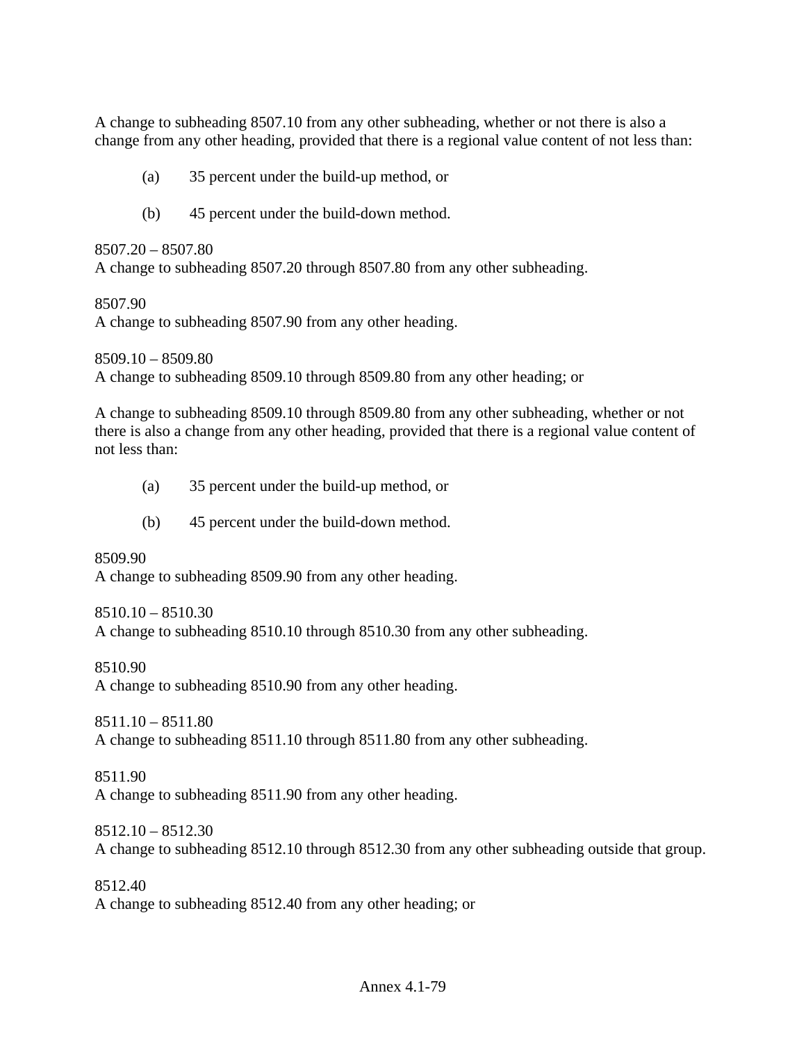A change to subheading 8507.10 from any other subheading, whether or not there is also a change from any other heading, provided that there is a regional value content of not less than:

(a) 35 percent under the build-up method, or

(b) 45 percent under the build-down method.

8507.20 – 8507.80
A change to subheading 8507.20 through 8507.80 from any other subheading.

8507.90
A change to subheading 8507.90 from any other heading.

8509.10 – 8509.80
A change to subheading 8509.10 through 8509.80 from any other heading; or

A change to subheading 8509.10 through 8509.80 from any other subheading, whether or not there is also a change from any other heading, provided that there is a regional value content of not less than:

(a) 35 percent under the build-up method, or

(b) 45 percent under the build-down method.

8509.90
A change to subheading 8509.90 from any other heading.

8510.10 – 8510.30
A change to subheading 8510.10 through 8510.30 from any other subheading.

8510.90
A change to subheading 8510.90 from any other heading.

8511.10 – 8511.80
A change to subheading 8511.10 through 8511.80 from any other subheading.

8511.90
A change to subheading 8511.90 from any other heading.

8512.10 – 8512.30
A change to subheading 8512.10 through 8512.30 from any other subheading outside that group.

8512.40
A change to subheading 8512.40 from any other heading; or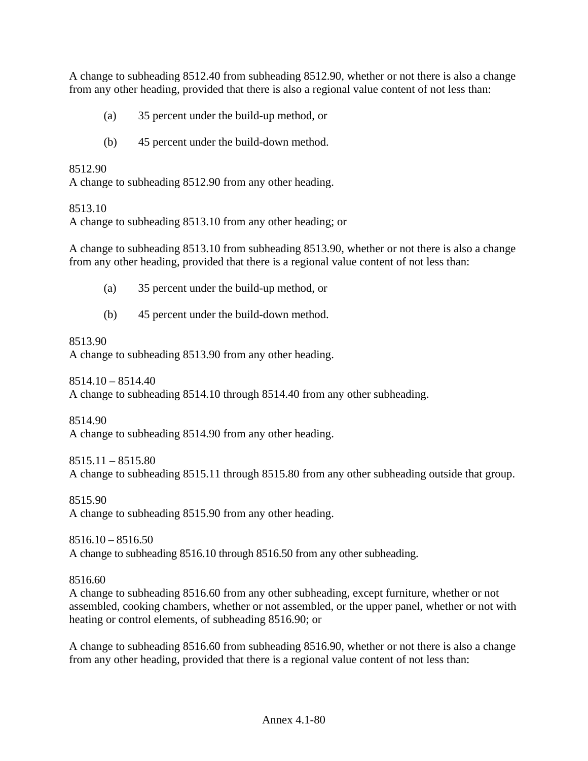A change to subheading 8512.40 from subheading 8512.90, whether or not there is also a change from any other heading, provided that there is also a regional value content of not less than:

(a) 35 percent under the build-up method, or

(b) 45 percent under the build-down method.

8512.90
A change to subheading 8512.90 from any other heading.

8513.10
A change to subheading 8513.10 from any other heading; or

A change to subheading 8513.10 from subheading 8513.90, whether or not there is also a change from any other heading, provided that there is a regional value content of not less than:

(a) 35 percent under the build-up method, or

(b) 45 percent under the build-down method.

8513.90
A change to subheading 8513.90 from any other heading.

8514.10 – 8514.40
A change to subheading 8514.10 through 8514.40 from any other subheading.

8514.90
A change to subheading 8514.90 from any other heading.

8515.11 – 8515.80
A change to subheading 8515.11 through 8515.80 from any other subheading outside that group.

8515.90
A change to subheading 8515.90 from any other heading.

8516.10 – 8516.50
A change to subheading 8516.10 through 8516.50 from any other subheading.

8516.60
A change to subheading 8516.60 from any other subheading, except furniture, whether or not assembled, cooking chambers, whether or not assembled, or the upper panel, whether or not with heating or control elements, of subheading 8516.90; or

A change to subheading 8516.60 from subheading 8516.90, whether or not there is also a change from any other heading, provided that there is a regional value content of not less than: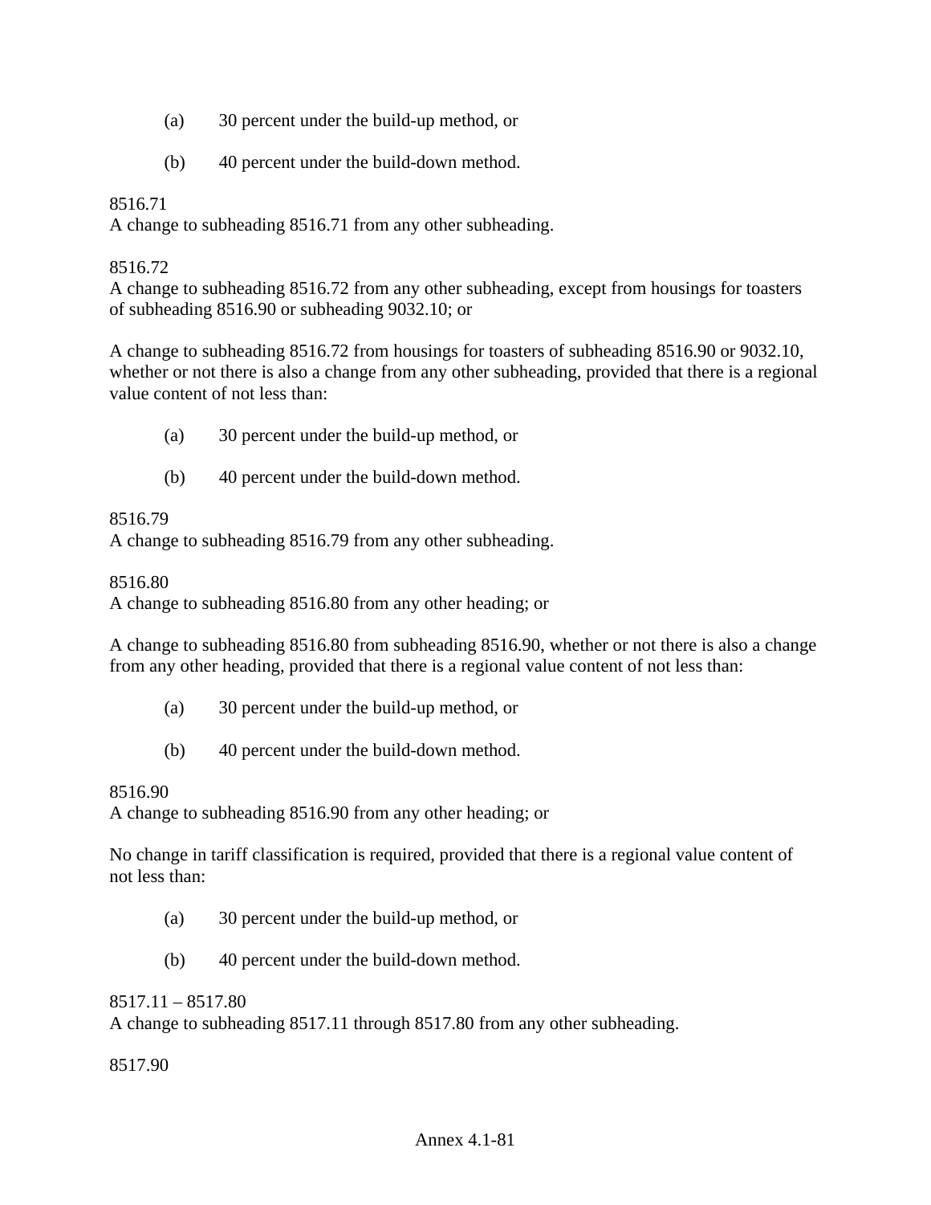(a) 30 percent under the build-up method, or

(b) 40 percent under the build-down method.

8516.71
A change to subheading 8516.71 from any other subheading.

8516.72
A change to subheading 8516.72 from any other subheading, except from housings for toasters of subheading 8516.90 or subheading 9032.10; or

A change to subheading 8516.72 from housings for toasters of subheading 8516.90 or 9032.10, whether or not there is also a change from any other subheading, provided that there is a regional value content of not less than:

(a) 30 percent under the build-up method, or

(b) 40 percent under the build-down method.

8516.79
A change to subheading 8516.79 from any other subheading.

8516.80
A change to subheading 8516.80 from any other heading; or

A change to subheading 8516.80 from subheading 8516.90, whether or not there is also a change from any other heading, provided that there is a regional value content of not less than:

(a) 30 percent under the build-up method, or

(b) 40 percent under the build-down method.

8516.90
A change to subheading 8516.90 from any other heading; or

No change in tariff classification is required, provided that there is a regional value content of not less than:

(a) 30 percent under the build-up method, or

(b) 40 percent under the build-down method.

8517.11 – 8517.80
A change to subheading 8517.11 through 8517.80 from any other subheading.

8517.90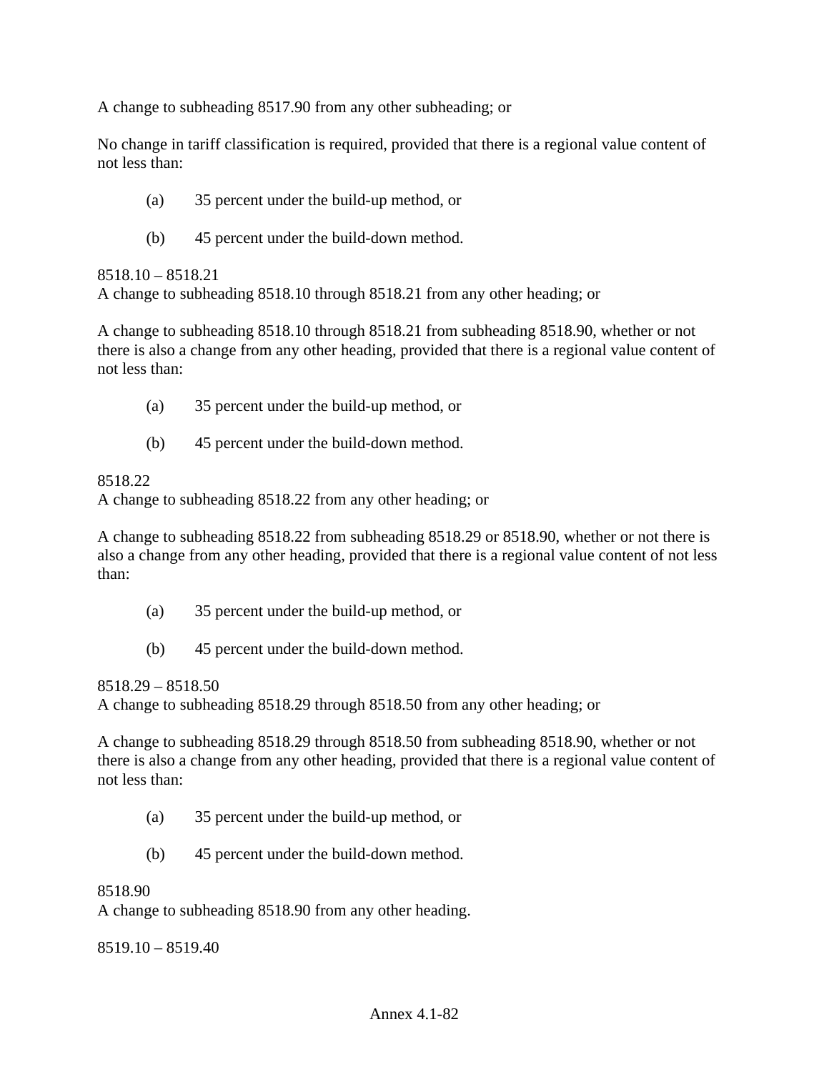A change to subheading 8517.90 from any other subheading; or

No change in tariff classification is required, provided that there is a regional value content of not less than:

(a) 35 percent under the build-up method, or

(b) 45 percent under the build-down method.

8518.10 – 8518.21
A change to subheading 8518.10 through 8518.21 from any other heading; or

A change to subheading 8518.10 through 8518.21 from subheading 8518.90, whether or not there is also a change from any other heading, provided that there is a regional value content of not less than:

(a) 35 percent under the build-up method, or

(b) 45 percent under the build-down method.

8518.22
A change to subheading 8518.22 from any other heading; or

A change to subheading 8518.22 from subheading 8518.29 or 8518.90, whether or not there is also a change from any other heading, provided that there is a regional value content of not less than:

(a) 35 percent under the build-up method, or

(b) 45 percent under the build-down method.

8518.29 – 8518.50
A change to subheading 8518.29 through 8518.50 from any other heading; or

A change to subheading 8518.29 through 8518.50 from subheading 8518.90, whether or not there is also a change from any other heading, provided that there is a regional value content of not less than:

(a) 35 percent under the build-up method, or

(b) 45 percent under the build-down method.

8518.90
A change to subheading 8518.90 from any other heading.

8519.10 – 8519.40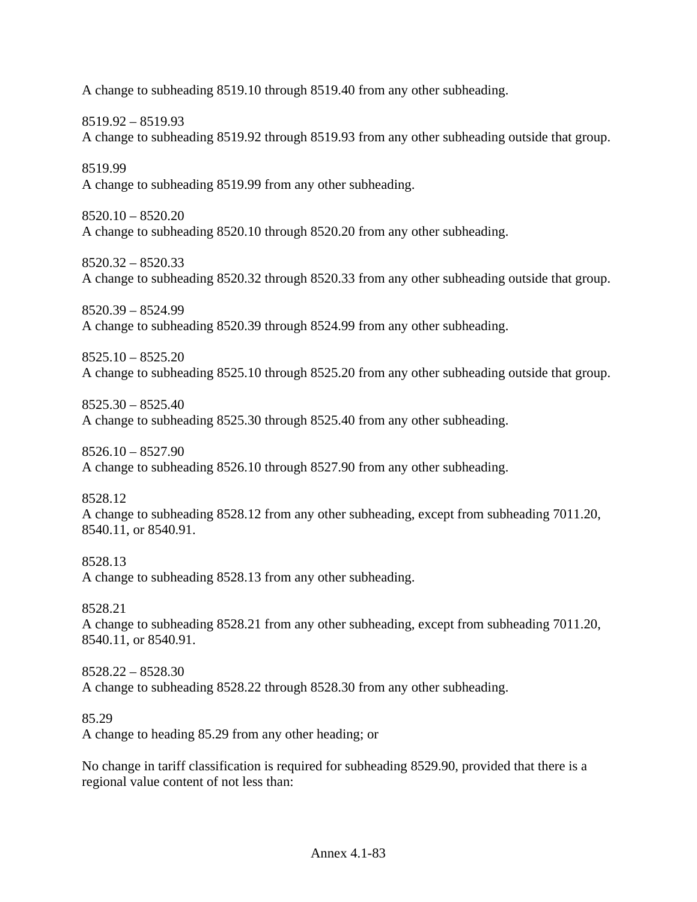A change to subheading 8519.10 through 8519.40 from any other subheading.

8519.92 – 8519.93
A change to subheading 8519.92 through 8519.93 from any other subheading outside that group.

8519.99
A change to subheading 8519.99 from any other subheading.

8520.10 – 8520.20
A change to subheading 8520.10 through 8520.20 from any other subheading.

8520.32 – 8520.33
A change to subheading 8520.32 through 8520.33 from any other subheading outside that group.

8520.39 – 8524.99
A change to subheading 8520.39 through 8524.99 from any other subheading.

8525.10 – 8525.20
A change to subheading 8525.10 through 8525.20 from any other subheading outside that group.

8525.30 – 8525.40
A change to subheading 8525.30 through 8525.40 from any other subheading.

8526.10 – 8527.90
A change to subheading 8526.10 through 8527.90 from any other subheading.

8528.12
A change to subheading 8528.12 from any other subheading, except from subheading 7011.20, 8540.11, or 8540.91.

8528.13
A change to subheading 8528.13 from any other subheading.

8528.21
A change to subheading 8528.21 from any other subheading, except from subheading 7011.20, 8540.11, or 8540.91.

8528.22 – 8528.30
A change to subheading 8528.22 through 8528.30 from any other subheading.

85.29
A change to heading 85.29 from any other heading; or

No change in tariff classification is required for subheading 8529.90, provided that there is a regional value content of not less than: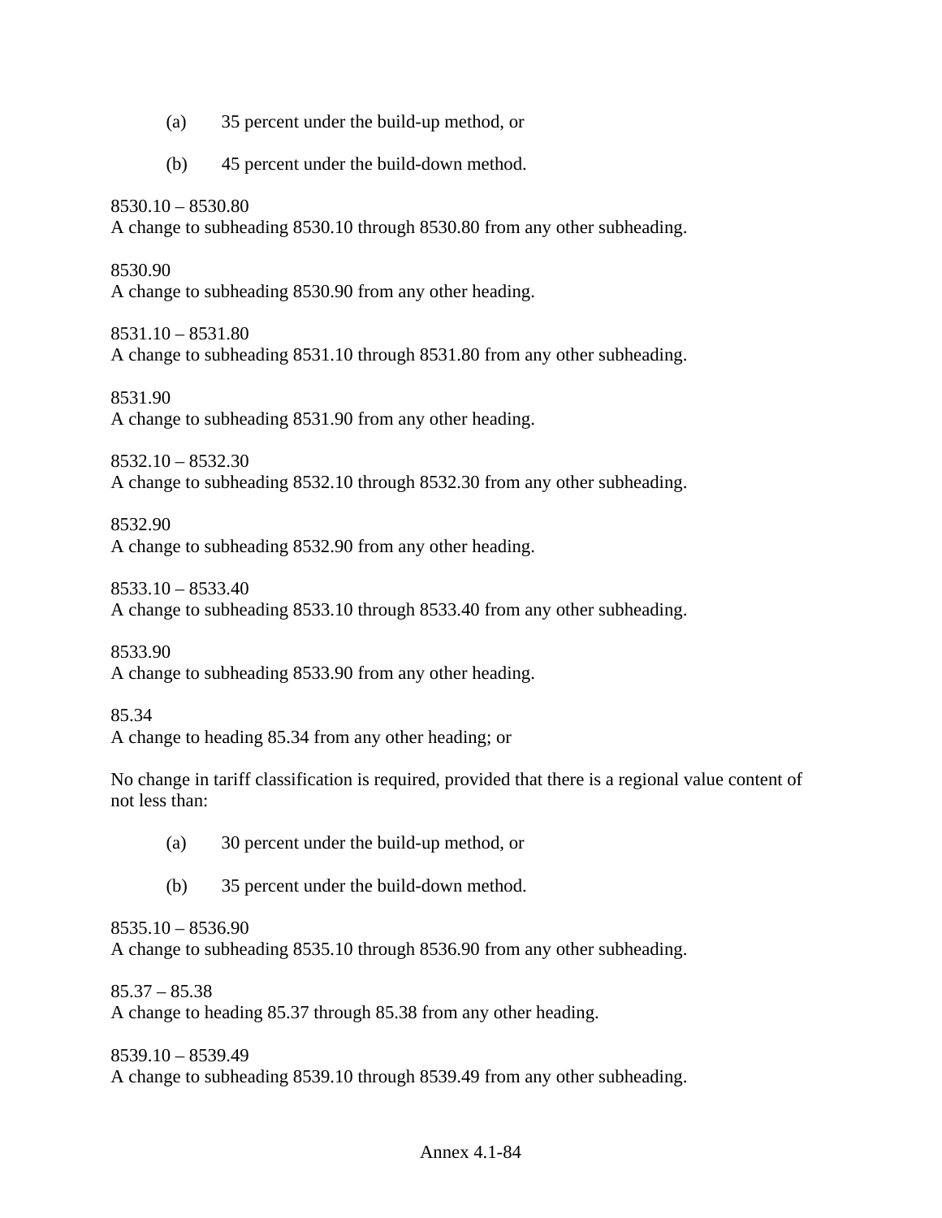(a) 35 percent under the build-up method, or

(b) 45 percent under the build-down method.

8530.10 – 8530.80
A change to subheading 8530.10 through 8530.80 from any other subheading.

8530.90
A change to subheading 8530.90 from any other heading.

8531.10 – 8531.80
A change to subheading 8531.10 through 8531.80 from any other subheading.

8531.90
A change to subheading 8531.90 from any other heading.

8532.10 – 8532.30
A change to subheading 8532.10 through 8532.30 from any other subheading.

8532.90
A change to subheading 8532.90 from any other heading.

8533.10 – 8533.40
A change to subheading 8533.10 through 8533.40 from any other subheading.

8533.90
A change to subheading 8533.90 from any other heading.

85.34
A change to heading 85.34 from any other heading; or

No change in tariff classification is required, provided that there is a regional value content of not less than:

(a) 30 percent under the build-up method, or

(b) 35 percent under the build-down method.

8535.10 – 8536.90
A change to subheading 8535.10 through 8536.90 from any other subheading.

85.37 – 85.38
A change to heading 85.37 through 85.38 from any other heading.

8539.10 – 8539.49
A change to subheading 8539.10 through 8539.49 from any other subheading.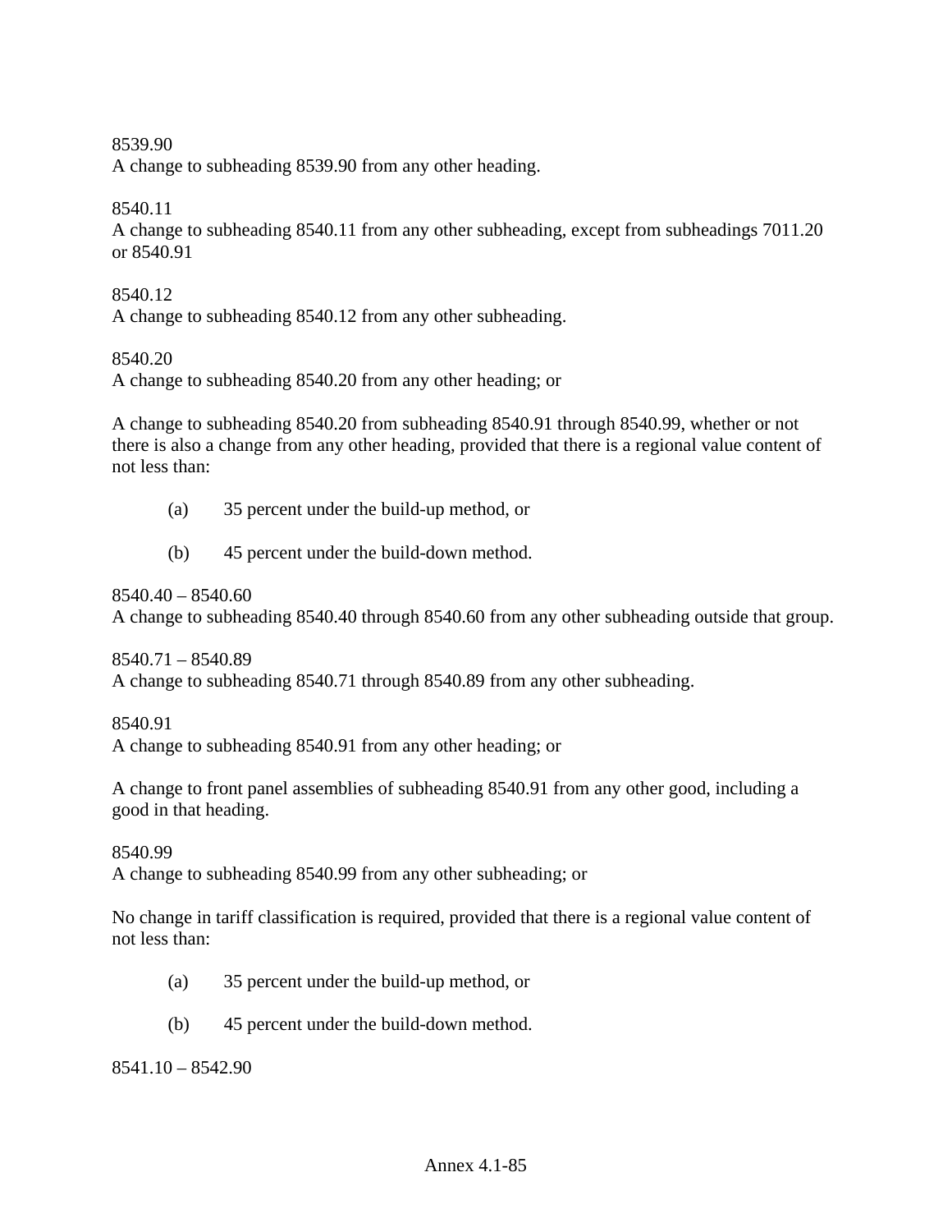8539.90
A change to subheading 8539.90 from any other heading.

8540.11
A change to subheading 8540.11 from any other subheading, except from subheadings 7011.20 or 8540.91

8540.12
A change to subheading 8540.12 from any other subheading.

8540.20
A change to subheading 8540.20 from any other heading; or

A change to subheading 8540.20 from subheading 8540.91 through 8540.99, whether or not there is also a change from any other heading, provided that there is a regional value content of not less than:

(a) 35 percent under the build-up method, or

(b) 45 percent under the build-down method.

8540.40 – 8540.60
A change to subheading 8540.40 through 8540.60 from any other subheading outside that group.

8540.71 – 8540.89
A change to subheading 8540.71 through 8540.89 from any other subheading.

8540.91
A change to subheading 8540.91 from any other heading; or

A change to front panel assemblies of subheading 8540.91 from any other good, including a good in that heading.

8540.99
A change to subheading 8540.99 from any other subheading; or

No change in tariff classification is required, provided that there is a regional value content of not less than:

(a) 35 percent under the build-up method, or

(b) 45 percent under the build-down method.

8541.10 – 8542.90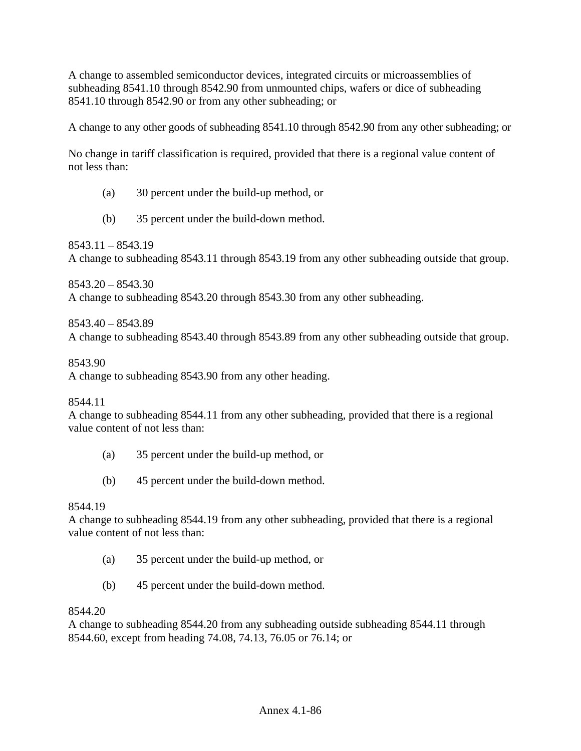A change to assembled semiconductor devices, integrated circuits or microassemblies of subheading 8541.10 through 8542.90 from unmounted chips, wafers or dice of subheading 8541.10 through 8542.90 or from any other subheading; or

A change to any other goods of subheading 8541.10 through 8542.90 from any other subheading; or

No change in tariff classification is required, provided that there is a regional value content of not less than:

(a) 30 percent under the build-up method, or

(b) 35 percent under the build-down method.

8543.11 – 8543.19
A change to subheading 8543.11 through 8543.19 from any other subheading outside that group.

8543.20 – 8543.30
A change to subheading 8543.20 through 8543.30 from any other subheading.

8543.40 – 8543.89
A change to subheading 8543.40 through 8543.89 from any other subheading outside that group.

8543.90
A change to subheading 8543.90 from any other heading.

8544.11
A change to subheading 8544.11 from any other subheading, provided that there is a regional value content of not less than:

(a) 35 percent under the build-up method, or

(b) 45 percent under the build-down method.

8544.19
A change to subheading 8544.19 from any other subheading, provided that there is a regional value content of not less than:

(a) 35 percent under the build-up method, or

(b) 45 percent under the build-down method.

8544.20
A change to subheading 8544.20 from any subheading outside subheading 8544.11 through 8544.60, except from heading 74.08, 74.13, 76.05 or 76.14; or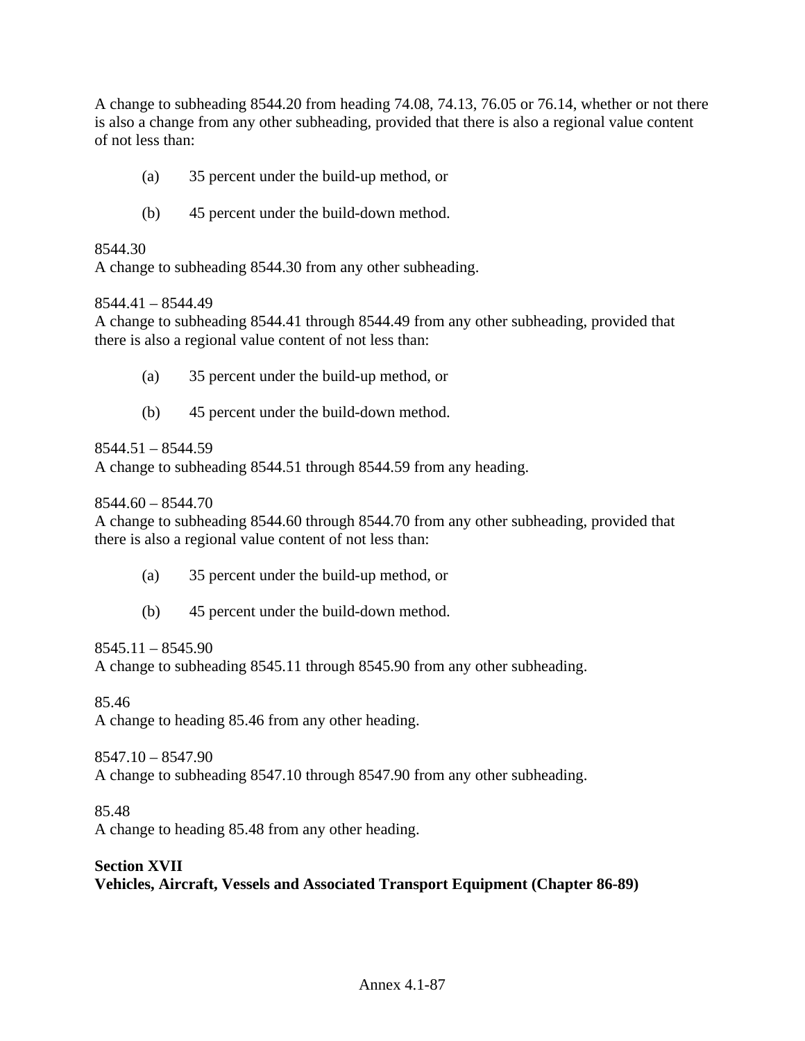A change to subheading 8544.20 from heading 74.08, 74.13, 76.05 or 76.14, whether or not there is also a change from any other subheading, provided that there is also a regional value content of not less than:

(a) 35 percent under the build-up method, or

(b) 45 percent under the build-down method.

8544.30
A change to subheading 8544.30 from any other subheading.

8544.41 – 8544.49
A change to subheading 8544.41 through 8544.49 from any other subheading, provided that there is also a regional value content of not less than:

(a) 35 percent under the build-up method, or

(b) 45 percent under the build-down method.

8544.51 – 8544.59
A change to subheading 8544.51 through 8544.59 from any heading.

8544.60 – 8544.70
A change to subheading 8544.60 through 8544.70 from any other subheading, provided that there is also a regional value content of not less than:

(a) 35 percent under the build-up method, or

(b) 45 percent under the build-down method.

8545.11 – 8545.90
A change to subheading 8545.11 through 8545.90 from any other subheading.

85.46
A change to heading 85.46 from any other heading.

8547.10 – 8547.90
A change to subheading 8547.10 through 8547.90 from any other subheading.

85.48
A change to heading 85.48 from any other heading.

**Section XVII**
**Vehicles, Aircraft, Vessels and Associated Transport Equipment (Chapter 86-89)**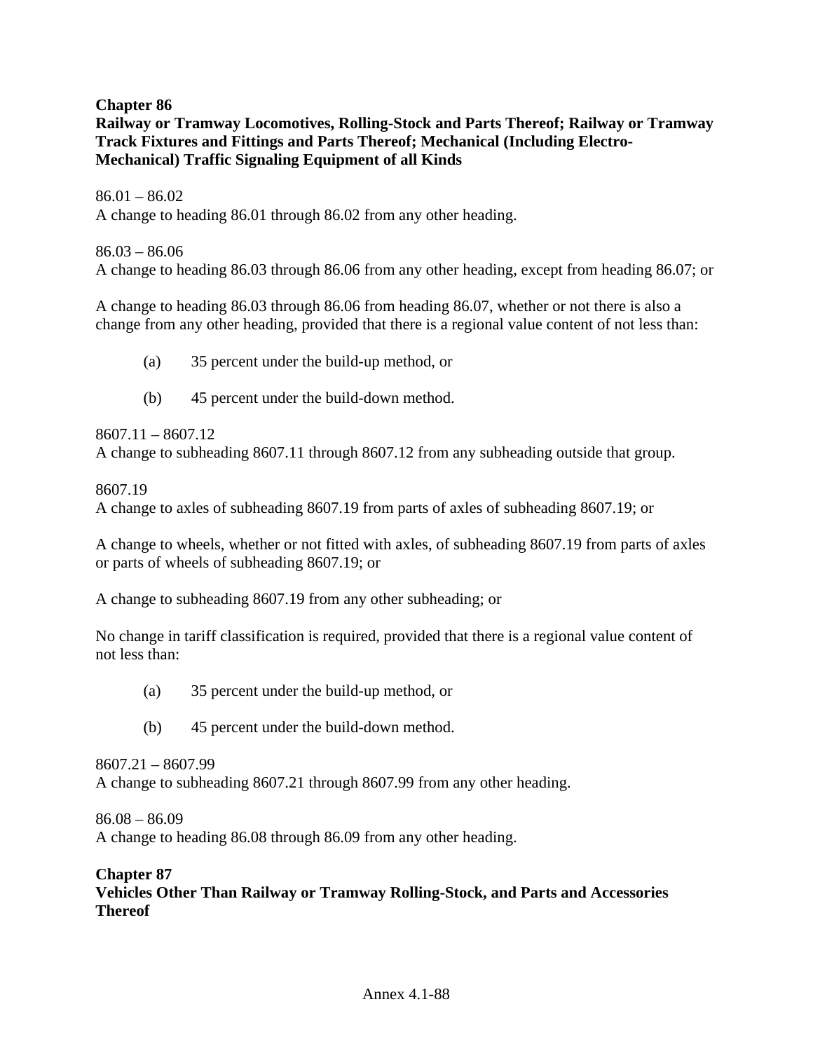## Chapter 86

**Railway or Tramway Locomotives, Rolling-Stock and Parts Thereof; Railway or Tramway Track Fixtures and Fittings and Parts Thereof; Mechanical (Including Electro-Mechanical) Traffic Signaling Equipment of all Kinds**

86.01 – 86.02
A change to heading 86.01 through 86.02 from any other heading.

86.03 – 86.06
A change to heading 86.03 through 86.06 from any other heading, except from heading 86.07; or

A change to heading 86.03 through 86.06 from heading 86.07, whether or not there is also a change from any other heading, provided that there is a regional value content of not less than:

(a) 35 percent under the build-up method, or

(b) 45 percent under the build-down method.

8607.11 – 8607.12
A change to subheading 8607.11 through 8607.12 from any subheading outside that group.

8607.19
A change to axles of subheading 8607.19 from parts of axles of subheading 8607.19; or

A change to wheels, whether or not fitted with axles, of subheading 8607.19 from parts of axles or parts of wheels of subheading 8607.19; or

A change to subheading 8607.19 from any other subheading; or

No change in tariff classification is required, provided that there is a regional value content of not less than:

(a) 35 percent under the build-up method, or

(b) 45 percent under the build-down method.

8607.21 – 8607.99
A change to subheading 8607.21 through 8607.99 from any other heading.

86.08 – 86.09
A change to heading 86.08 through 86.09 from any other heading.

## Chapter 87

**Vehicles Other Than Railway or Tramway Rolling-Stock, and Parts and Accessories Thereof**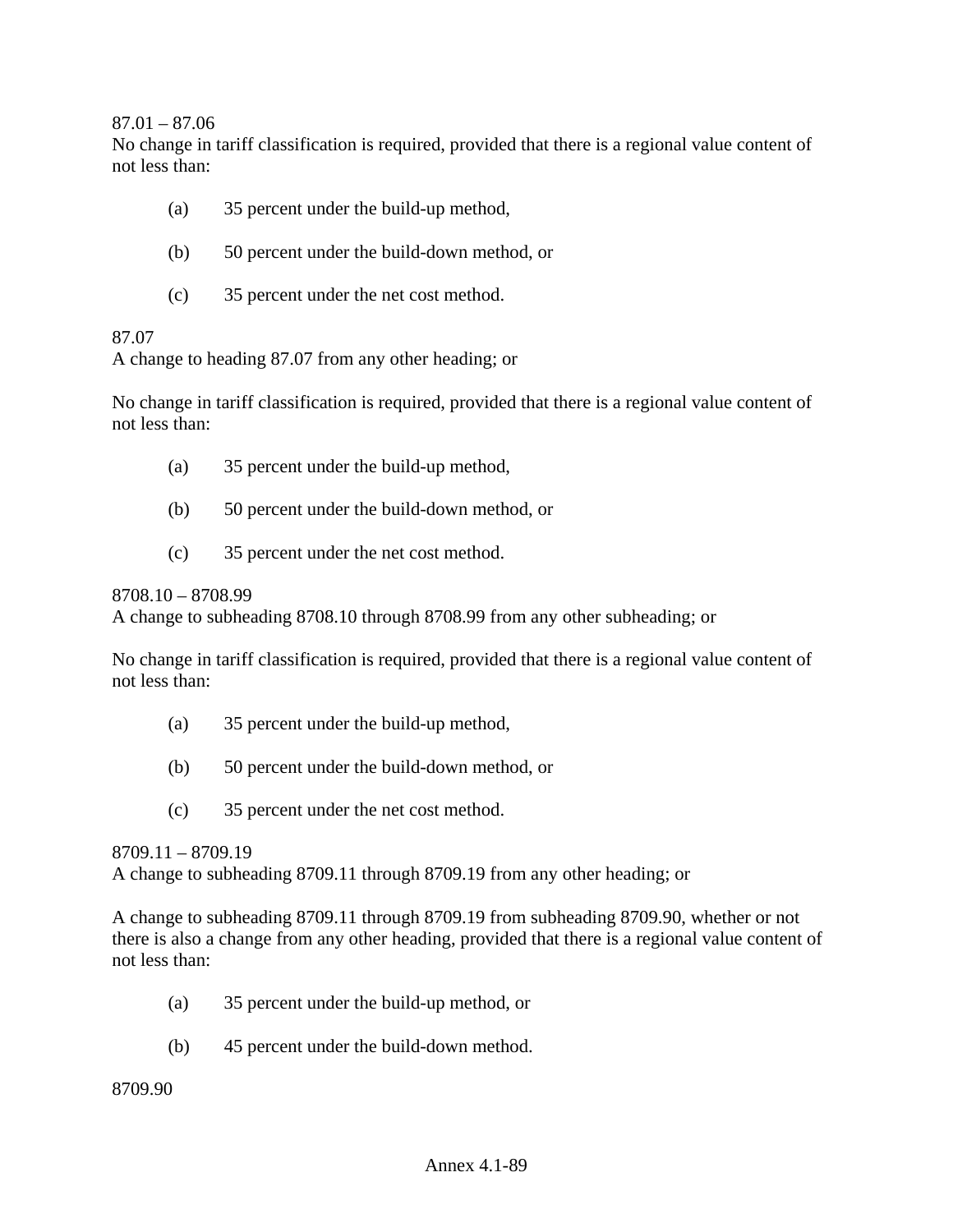87.01 – 87.06
No change in tariff classification is required, provided that there is a regional value content of not less than:

(a) 35 percent under the build-up method,

(b) 50 percent under the build-down method, or

(c) 35 percent under the net cost method.

87.07
A change to heading 87.07 from any other heading; or

No change in tariff classification is required, provided that there is a regional value content of not less than:

(a) 35 percent under the build-up method,

(b) 50 percent under the build-down method, or

(c) 35 percent under the net cost method.

8708.10 – 8708.99
A change to subheading 8708.10 through 8708.99 from any other subheading; or

No change in tariff classification is required, provided that there is a regional value content of not less than:

(a) 35 percent under the build-up method,

(b) 50 percent under the build-down method, or

(c) 35 percent under the net cost method.

8709.11 – 8709.19
A change to subheading 8709.11 through 8709.19 from any other heading; or

A change to subheading 8709.11 through 8709.19 from subheading 8709.90, whether or not there is also a change from any other heading, provided that there is a regional value content of not less than:

(a) 35 percent under the build-up method, or

(b) 45 percent under the build-down method.

8709.90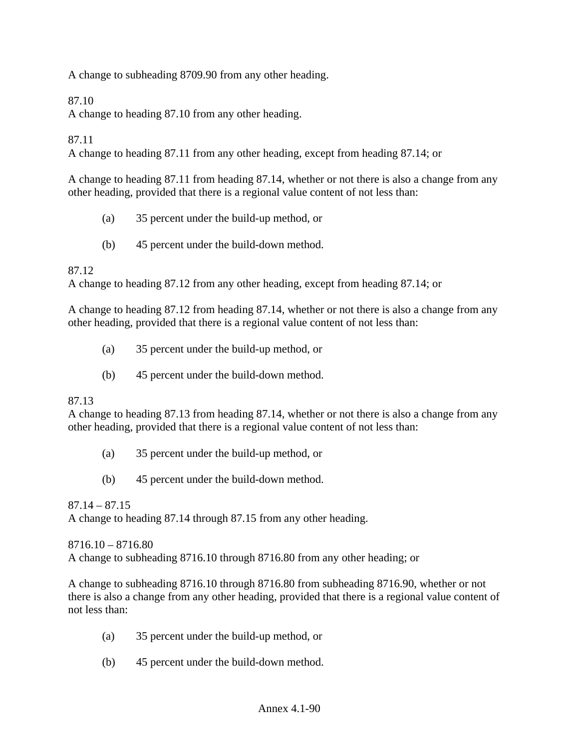A change to subheading 8709.90 from any other heading.

87.10
A change to heading 87.10 from any other heading.

87.11
A change to heading 87.11 from any other heading, except from heading 87.14; or

A change to heading 87.11 from heading 87.14, whether or not there is also a change from any other heading, provided that there is a regional value content of not less than:

(a) 35 percent under the build-up method, or

(b) 45 percent under the build-down method.

87.12
A change to heading 87.12 from any other heading, except from heading 87.14; or

A change to heading 87.12 from heading 87.14, whether or not there is also a change from any other heading, provided that there is a regional value content of not less than:

(a) 35 percent under the build-up method, or

(b) 45 percent under the build-down method.

87.13
A change to heading 87.13 from heading 87.14, whether or not there is also a change from any other heading, provided that there is a regional value content of not less than:

(a) 35 percent under the build-up method, or

(b) 45 percent under the build-down method.

87.14 – 87.15
A change to heading 87.14 through 87.15 from any other heading.

8716.10 – 8716.80
A change to subheading 8716.10 through 8716.80 from any other heading; or

A change to subheading 8716.10 through 8716.80 from subheading 8716.90, whether or not there is also a change from any other heading, provided that there is a regional value content of not less than:

(a) 35 percent under the build-up method, or

(b) 45 percent under the build-down method.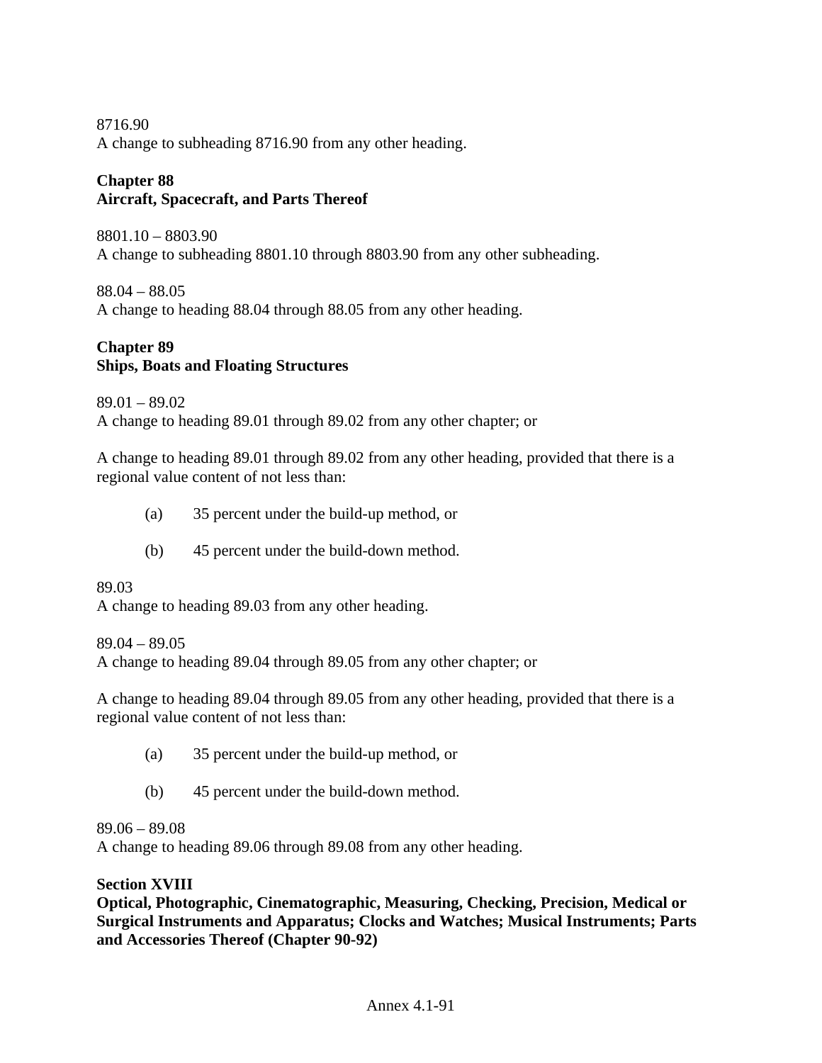8716.90
A change to subheading 8716.90 from any other heading.

**Chapter 88**
**Aircraft, Spacecraft, and Parts Thereof**

8801.10 – 8803.90
A change to subheading 8801.10 through 8803.90 from any other subheading.

88.04 – 88.05
A change to heading 88.04 through 88.05 from any other heading.

**Chapter 89**
**Ships, Boats and Floating Structures**

89.01 – 89.02
A change to heading 89.01 through 89.02 from any other chapter; or

A change to heading 89.01 through 89.02 from any other heading, provided that there is a regional value content of not less than:

(a) 35 percent under the build-up method, or

(b) 45 percent under the build-down method.

89.03
A change to heading 89.03 from any other heading.

89.04 – 89.05
A change to heading 89.04 through 89.05 from any other chapter; or

A change to heading 89.04 through 89.05 from any other heading, provided that there is a regional value content of not less than:

(a) 35 percent under the build-up method, or

(b) 45 percent under the build-down method.

89.06 – 89.08
A change to heading 89.06 through 89.08 from any other heading.

**Section XVIII**
**Optical, Photographic, Cinematographic, Measuring, Checking, Precision, Medical or Surgical Instruments and Apparatus; Clocks and Watches; Musical Instruments; Parts and Accessories Thereof (Chapter 90-92)**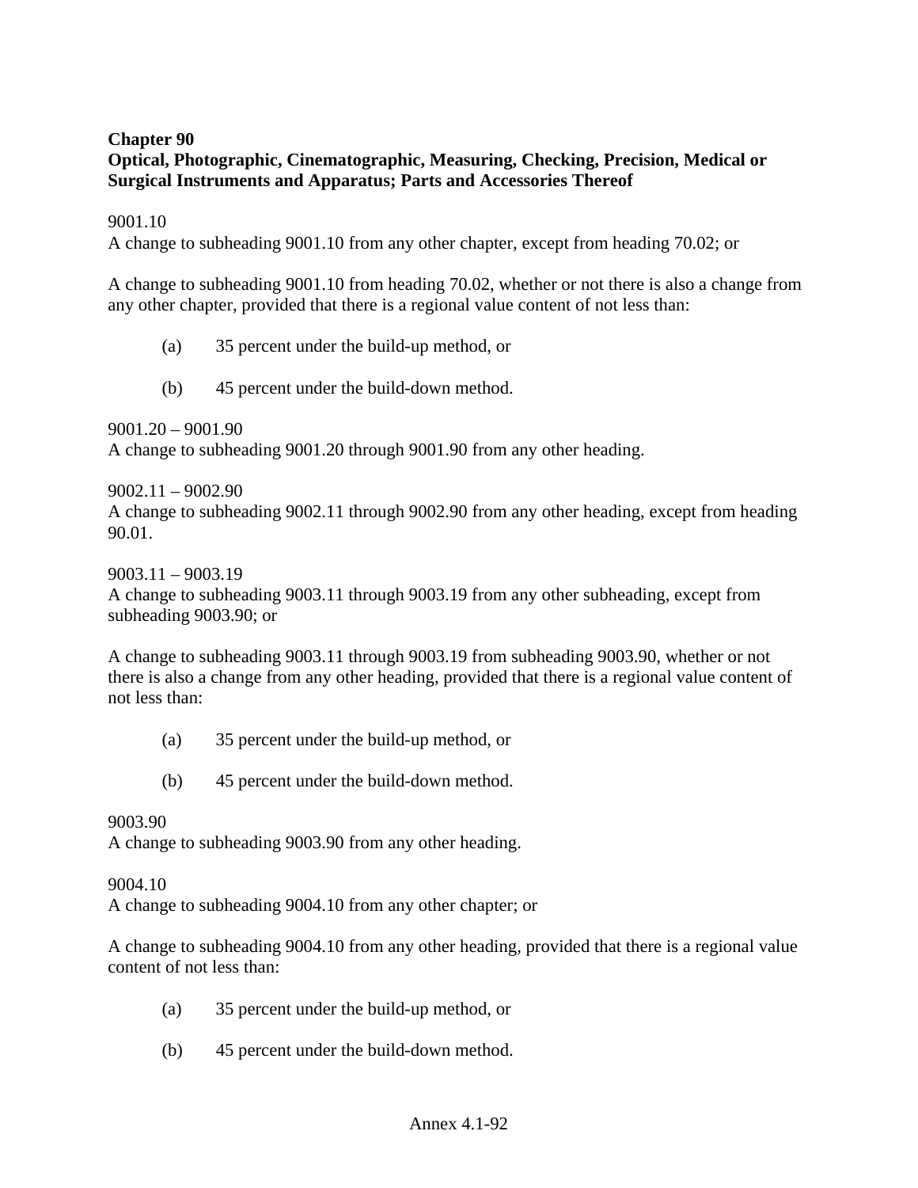**Chapter 90**
**Optical, Photographic, Cinematographic, Measuring, Checking, Precision, Medical or Surgical Instruments and Apparatus; Parts and Accessories Thereof**

9001.10
A change to subheading 9001.10 from any other chapter, except from heading 70.02; or

A change to subheading 9001.10 from heading 70.02, whether or not there is also a change from any other chapter, provided that there is a regional value content of not less than:

(a) 35 percent under the build-up method, or

(b) 45 percent under the build-down method.

9001.20 – 9001.90
A change to subheading 9001.20 through 9001.90 from any other heading.

9002.11 – 9002.90
A change to subheading 9002.11 through 9002.90 from any other heading, except from heading 90.01.

9003.11 – 9003.19
A change to subheading 9003.11 through 9003.19 from any other subheading, except from subheading 9003.90; or

A change to subheading 9003.11 through 9003.19 from subheading 9003.90, whether or not there is also a change from any other heading, provided that there is a regional value content of not less than:

(a) 35 percent under the build-up method, or

(b) 45 percent under the build-down method.

9003.90
A change to subheading 9003.90 from any other heading.

9004.10
A change to subheading 9004.10 from any other chapter; or

A change to subheading 9004.10 from any other heading, provided that there is a regional value content of not less than:

(a) 35 percent under the build-up method, or

(b) 45 percent under the build-down method.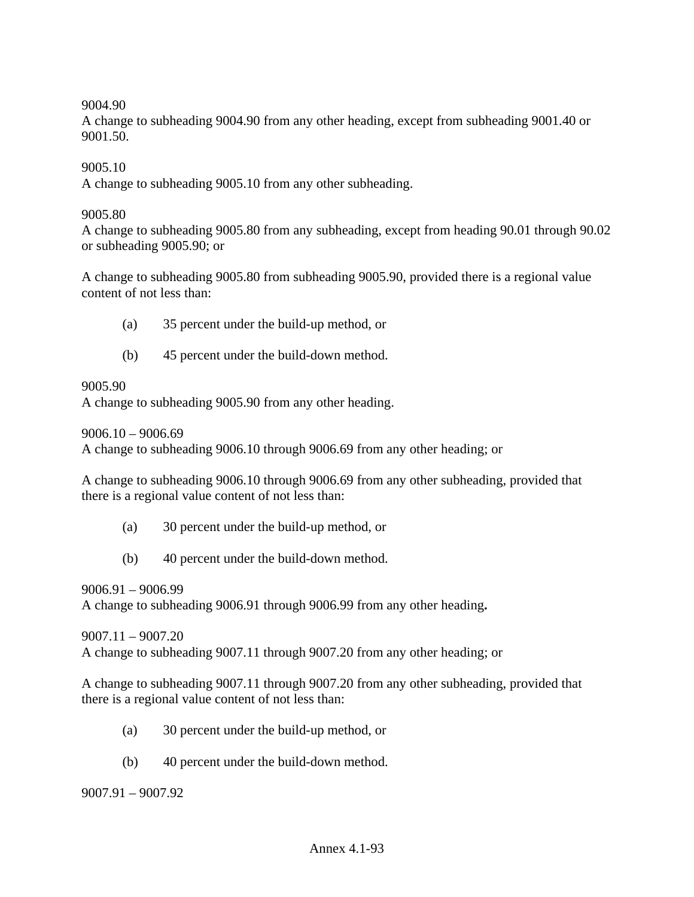9004.90
A change to subheading 9004.90 from any other heading, except from subheading 9001.40 or 9001.50.

9005.10
A change to subheading 9005.10 from any other subheading.

9005.80
A change to subheading 9005.80 from any subheading, except from heading 90.01 through 90.02 or subheading 9005.90; or

A change to subheading 9005.80 from subheading 9005.90, provided there is a regional value content of not less than:

(a) 35 percent under the build-up method, or

(b) 45 percent under the build-down method.

9005.90
A change to subheading 9005.90 from any other heading.

9006.10 – 9006.69
A change to subheading 9006.10 through 9006.69 from any other heading; or

A change to subheading 9006.10 through 9006.69 from any other subheading, provided that there is a regional value content of not less than:

(a) 30 percent under the build-up method, or

(b) 40 percent under the build-down method.

9006.91 – 9006.99
A change to subheading 9006.91 through 9006.99 from any other heading**.**

9007.11 – 9007.20
A change to subheading 9007.11 through 9007.20 from any other heading; or

A change to subheading 9007.11 through 9007.20 from any other subheading, provided that there is a regional value content of not less than:

(a) 30 percent under the build-up method, or

(b) 40 percent under the build-down method.

9007.91 – 9007.92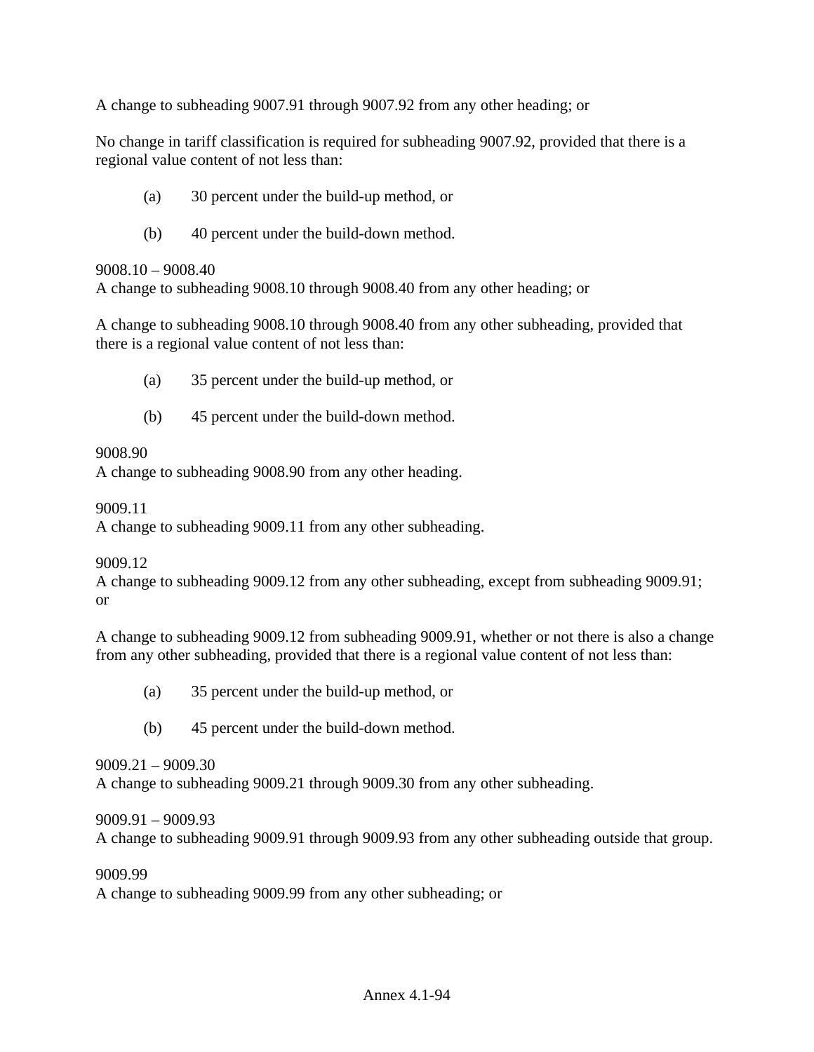A change to subheading 9007.91 through 9007.92 from any other heading; or

No change in tariff classification is required for subheading 9007.92, provided that there is a regional value content of not less than:

(a) 30 percent under the build-up method, or

(b) 40 percent under the build-down method.

9008.10 – 9008.40
A change to subheading 9008.10 through 9008.40 from any other heading; or

A change to subheading 9008.10 through 9008.40 from any other subheading, provided that there is a regional value content of not less than:

(a) 35 percent under the build-up method, or

(b) 45 percent under the build-down method.

9008.90
A change to subheading 9008.90 from any other heading.

9009.11
A change to subheading 9009.11 from any other subheading.

9009.12
A change to subheading 9009.12 from any other subheading, except from subheading 9009.91; or

A change to subheading 9009.12 from subheading 9009.91, whether or not there is also a change from any other subheading, provided that there is a regional value content of not less than:

(a) 35 percent under the build-up method, or

(b) 45 percent under the build-down method.

9009.21 – 9009.30
A change to subheading 9009.21 through 9009.30 from any other subheading.

9009.91 – 9009.93
A change to subheading 9009.91 through 9009.93 from any other subheading outside that group.

9009.99
A change to subheading 9009.99 from any other subheading; or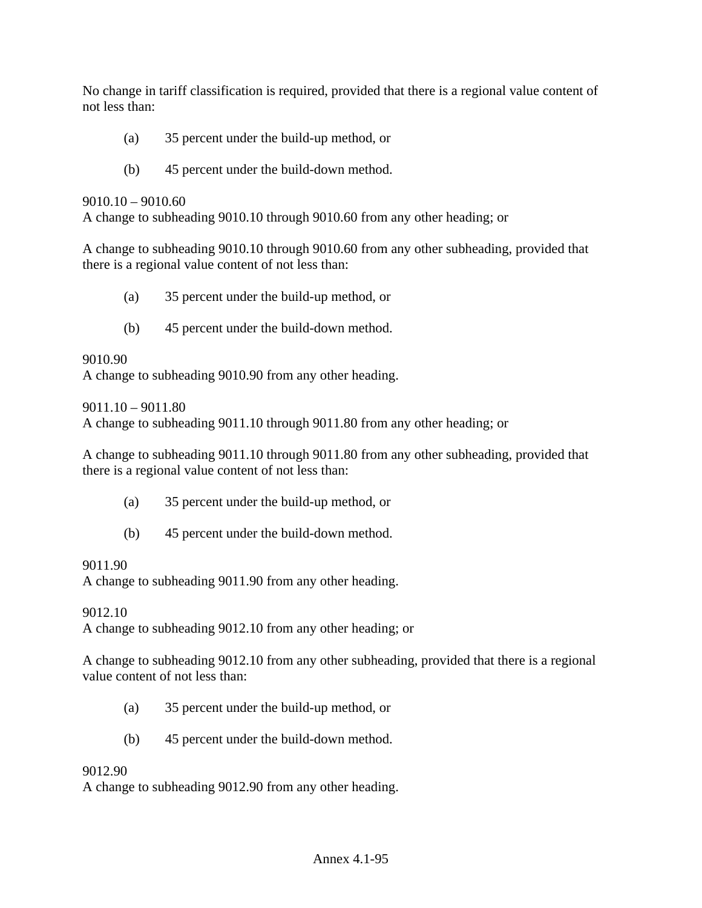No change in tariff classification is required, provided that there is a regional value content of not less than:

(a) 35 percent under the build-up method, or

(b) 45 percent under the build-down method.

9010.10 – 9010.60
A change to subheading 9010.10 through 9010.60 from any other heading; or

A change to subheading 9010.10 through 9010.60 from any other subheading, provided that there is a regional value content of not less than:

(a) 35 percent under the build-up method, or

(b) 45 percent under the build-down method.

9010.90
A change to subheading 9010.90 from any other heading.

9011.10 – 9011.80
A change to subheading 9011.10 through 9011.80 from any other heading; or

A change to subheading 9011.10 through 9011.80 from any other subheading, provided that there is a regional value content of not less than:

(a) 35 percent under the build-up method, or

(b) 45 percent under the build-down method.

9011.90
A change to subheading 9011.90 from any other heading.

9012.10
A change to subheading 9012.10 from any other heading; or

A change to subheading 9012.10 from any other subheading, provided that there is a regional value content of not less than:

(a) 35 percent under the build-up method, or

(b) 45 percent under the build-down method.

9012.90
A change to subheading 9012.90 from any other heading.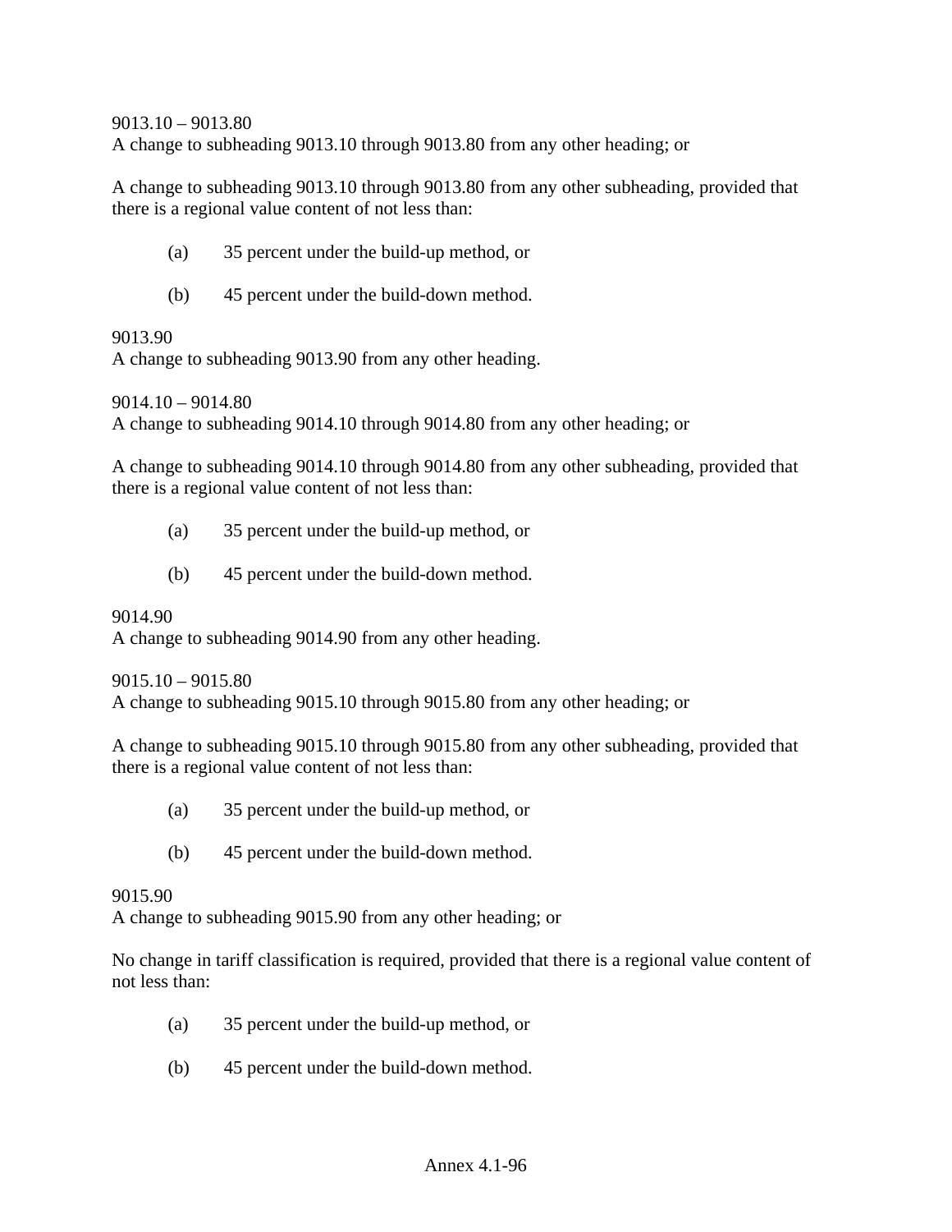9013.10 – 9013.80
A change to subheading 9013.10 through 9013.80 from any other heading; or

A change to subheading 9013.10 through 9013.80 from any other subheading, provided that there is a regional value content of not less than:

(a) 35 percent under the build-up method, or

(b) 45 percent under the build-down method.

9013.90
A change to subheading 9013.90 from any other heading.

9014.10 – 9014.80
A change to subheading 9014.10 through 9014.80 from any other heading; or

A change to subheading 9014.10 through 9014.80 from any other subheading, provided that there is a regional value content of not less than:

(a) 35 percent under the build-up method, or

(b) 45 percent under the build-down method.

9014.90
A change to subheading 9014.90 from any other heading.

9015.10 – 9015.80
A change to subheading 9015.10 through 9015.80 from any other heading; or

A change to subheading 9015.10 through 9015.80 from any other subheading, provided that there is a regional value content of not less than:

(a) 35 percent under the build-up method, or

(b) 45 percent under the build-down method.

9015.90
A change to subheading 9015.90 from any other heading; or

No change in tariff classification is required, provided that there is a regional value content of not less than:

(a) 35 percent under the build-up method, or

(b) 45 percent under the build-down method.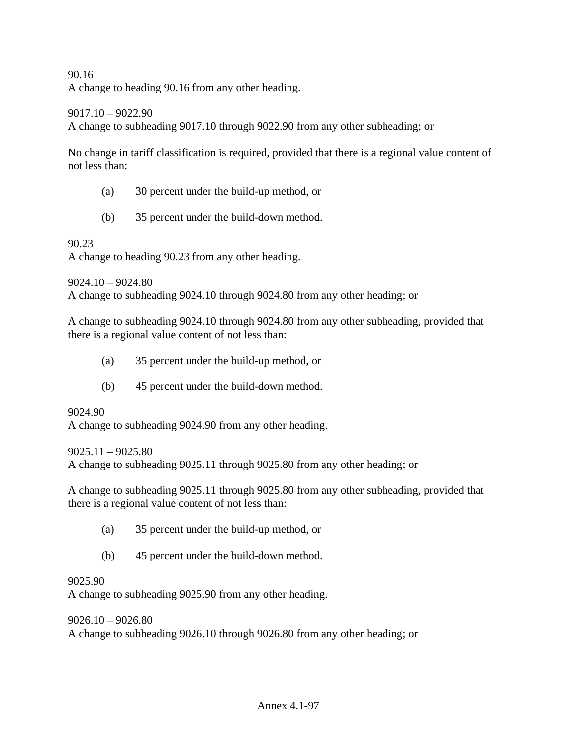90.16
A change to heading 90.16 from any other heading.

9017.10 – 9022.90
A change to subheading 9017.10 through 9022.90 from any other subheading; or

No change in tariff classification is required, provided that there is a regional value content of not less than:

(a) 30 percent under the build-up method, or

(b) 35 percent under the build-down method.

90.23
A change to heading 90.23 from any other heading.

9024.10 – 9024.80
A change to subheading 9024.10 through 9024.80 from any other heading; or

A change to subheading 9024.10 through 9024.80 from any other subheading, provided that there is a regional value content of not less than:

(a) 35 percent under the build-up method, or

(b) 45 percent under the build-down method.

9024.90
A change to subheading 9024.90 from any other heading.

9025.11 – 9025.80
A change to subheading 9025.11 through 9025.80 from any other heading; or

A change to subheading 9025.11 through 9025.80 from any other subheading, provided that there is a regional value content of not less than:

(a) 35 percent under the build-up method, or

(b) 45 percent under the build-down method.

9025.90
A change to subheading 9025.90 from any other heading.

9026.10 – 9026.80
A change to subheading 9026.10 through 9026.80 from any other heading; or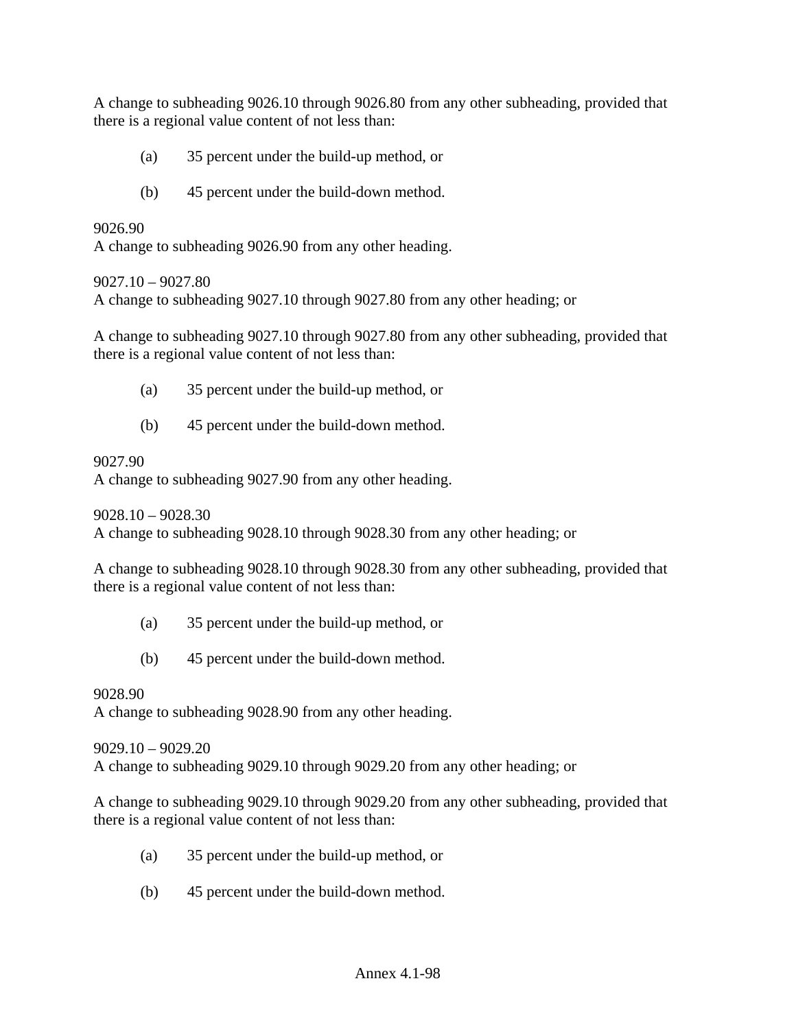A change to subheading 9026.10 through 9026.80 from any other subheading, provided that there is a regional value content of not less than:

(a) 35 percent under the build-up method, or

(b) 45 percent under the build-down method.

9026.90
A change to subheading 9026.90 from any other heading.

9027.10 – 9027.80
A change to subheading 9027.10 through 9027.80 from any other heading; or

A change to subheading 9027.10 through 9027.80 from any other subheading, provided that there is a regional value content of not less than:

(a) 35 percent under the build-up method, or

(b) 45 percent under the build-down method.

9027.90
A change to subheading 9027.90 from any other heading.

9028.10 – 9028.30
A change to subheading 9028.10 through 9028.30 from any other heading; or

A change to subheading 9028.10 through 9028.30 from any other subheading, provided that there is a regional value content of not less than:

(a) 35 percent under the build-up method, or

(b) 45 percent under the build-down method.

9028.90
A change to subheading 9028.90 from any other heading.

9029.10 – 9029.20
A change to subheading 9029.10 through 9029.20 from any other heading; or

A change to subheading 9029.10 through 9029.20 from any other subheading, provided that there is a regional value content of not less than:

(a) 35 percent under the build-up method, or

(b) 45 percent under the build-down method.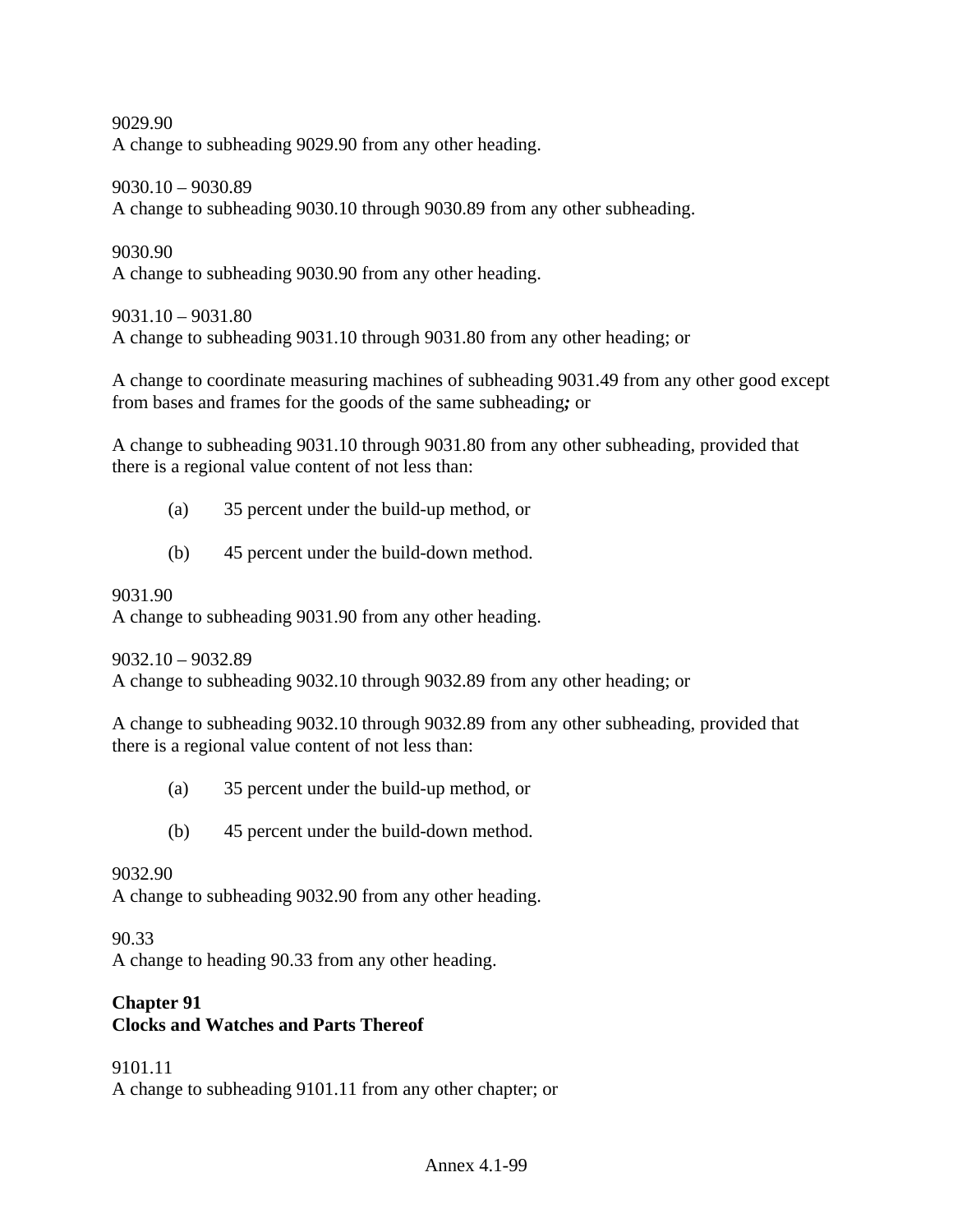9029.90
A change to subheading 9029.90 from any other heading.

9030.10 – 9030.89
A change to subheading 9030.10 through 9030.89 from any other subheading.

9030.90
A change to subheading 9030.90 from any other heading.

9031.10 – 9031.80
A change to subheading 9031.10 through 9031.80 from any other heading; or

A change to coordinate measuring machines of subheading 9031.49 from any other good except from bases and frames for the goods of the same subheading***;*** or

A change to subheading 9031.10 through 9031.80 from any other subheading, provided that there is a regional value content of not less than:

(a) 35 percent under the build-up method, or

(b) 45 percent under the build-down method.

9031.90
A change to subheading 9031.90 from any other heading.

9032.10 – 9032.89
A change to subheading 9032.10 through 9032.89 from any other heading; or

A change to subheading 9032.10 through 9032.89 from any other subheading, provided that there is a regional value content of not less than:

(a) 35 percent under the build-up method, or

(b) 45 percent under the build-down method.

9032.90
A change to subheading 9032.90 from any other heading.

90.33
A change to heading 90.33 from any other heading.

## Chapter 91
## Clocks and Watches and Parts Thereof

9101.11
A change to subheading 9101.11 from any other chapter; or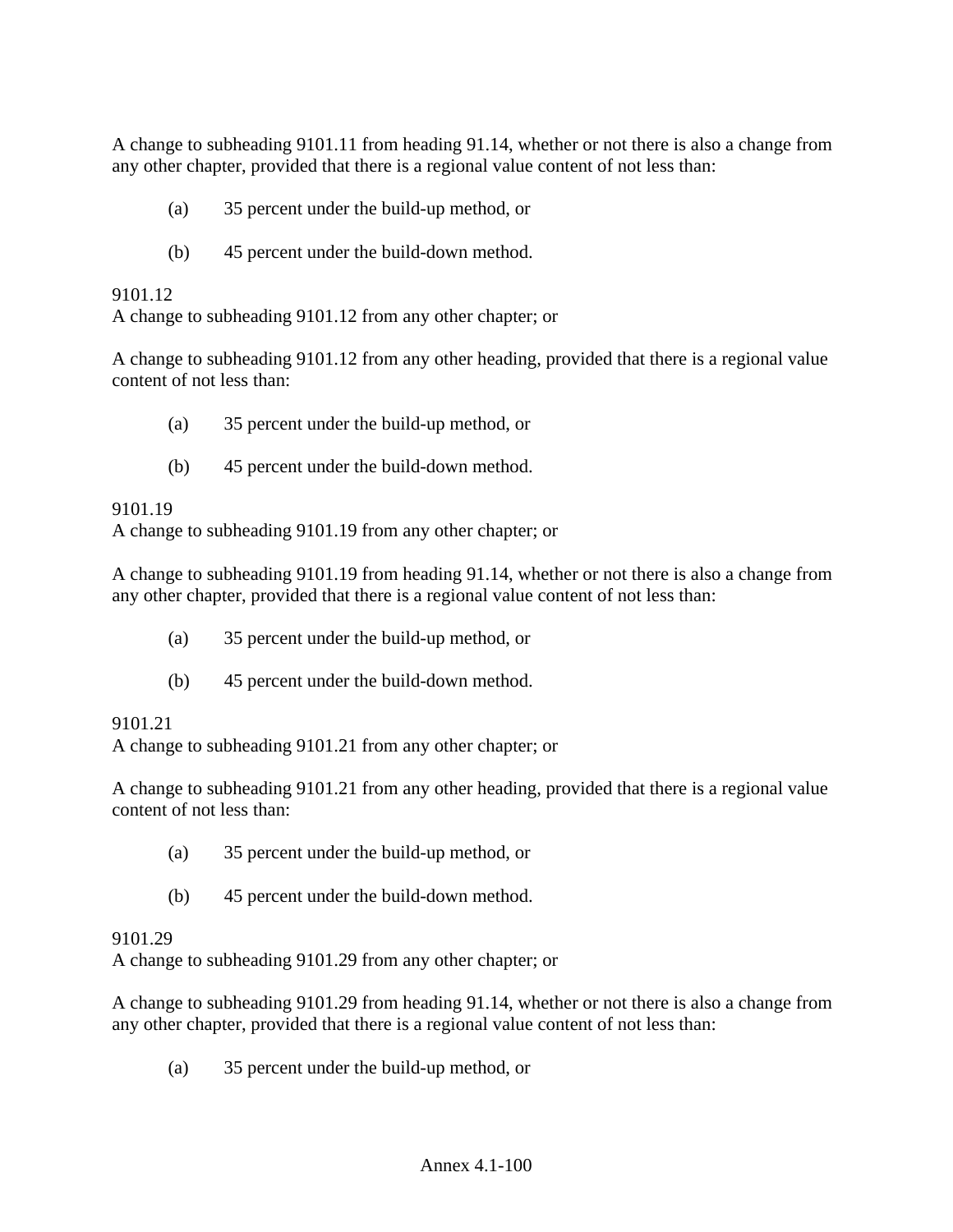A change to subheading 9101.11 from heading 91.14, whether or not there is also a change from any other chapter, provided that there is a regional value content of not less than:

(a) 35 percent under the build-up method, or

(b) 45 percent under the build-down method.

9101.12
A change to subheading 9101.12 from any other chapter; or

A change to subheading 9101.12 from any other heading, provided that there is a regional value content of not less than:

(a) 35 percent under the build-up method, or

(b) 45 percent under the build-down method.

9101.19
A change to subheading 9101.19 from any other chapter; or

A change to subheading 9101.19 from heading 91.14, whether or not there is also a change from any other chapter, provided that there is a regional value content of not less than:

(a) 35 percent under the build-up method, or

(b) 45 percent under the build-down method.

9101.21
A change to subheading 9101.21 from any other chapter; or

A change to subheading 9101.21 from any other heading, provided that there is a regional value content of not less than:

(a) 35 percent under the build-up method, or

(b) 45 percent under the build-down method.

9101.29
A change to subheading 9101.29 from any other chapter; or

A change to subheading 9101.29 from heading 91.14, whether or not there is also a change from any other chapter, provided that there is a regional value content of not less than:

(a) 35 percent under the build-up method, or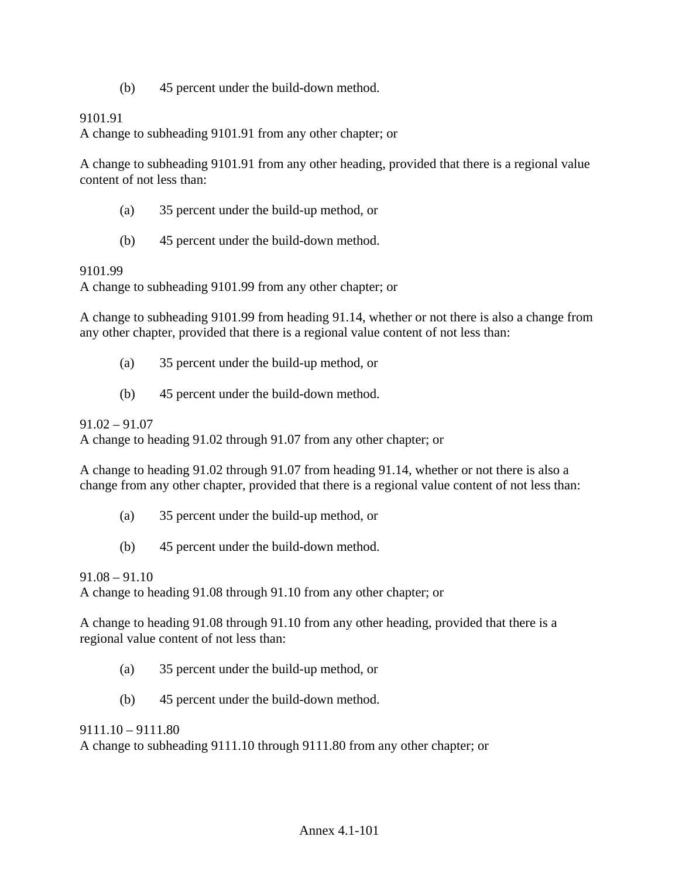(b) 45 percent under the build-down method.

9101.91
A change to subheading 9101.91 from any other chapter; or

A change to subheading 9101.91 from any other heading, provided that there is a regional value content of not less than:

(a) 35 percent under the build-up method, or

(b) 45 percent under the build-down method.

9101.99
A change to subheading 9101.99 from any other chapter; or

A change to subheading 9101.99 from heading 91.14, whether or not there is also a change from any other chapter, provided that there is a regional value content of not less than:

(a) 35 percent under the build-up method, or

(b) 45 percent under the build-down method.

91.02 – 91.07
A change to heading 91.02 through 91.07 from any other chapter; or

A change to heading 91.02 through 91.07 from heading 91.14, whether or not there is also a change from any other chapter, provided that there is a regional value content of not less than:

(a) 35 percent under the build-up method, or

(b) 45 percent under the build-down method.

91.08 – 91.10
A change to heading 91.08 through 91.10 from any other chapter; or

A change to heading 91.08 through 91.10 from any other heading, provided that there is a regional value content of not less than:

(a) 35 percent under the build-up method, or

(b) 45 percent under the build-down method.

9111.10 – 9111.80
A change to subheading 9111.10 through 9111.80 from any other chapter; or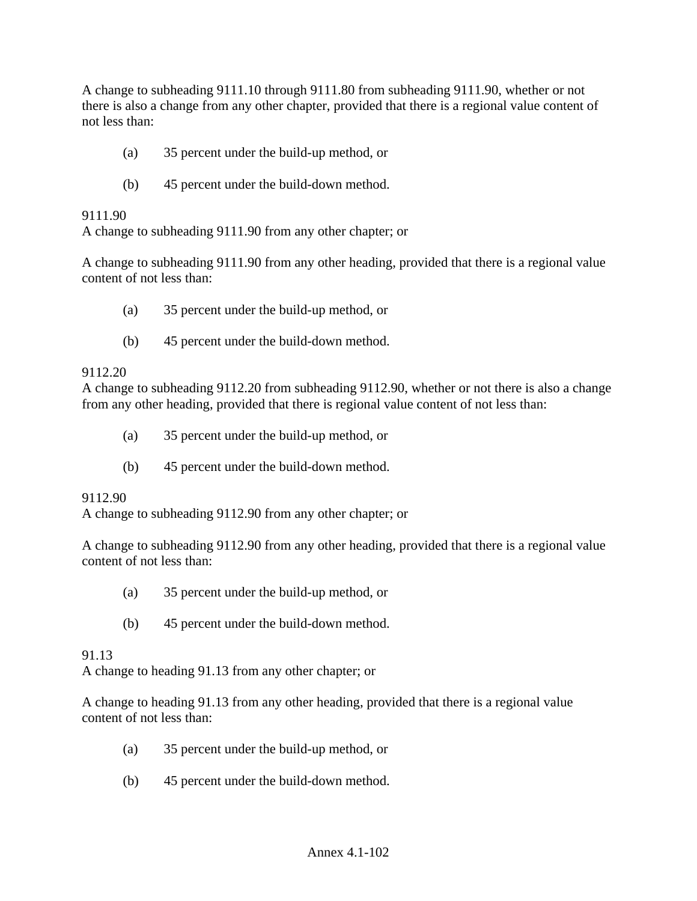A change to subheading 9111.10 through 9111.80 from subheading 9111.90, whether or not there is also a change from any other chapter, provided that there is a regional value content of not less than:

(a) 35 percent under the build-up method, or

(b) 45 percent under the build-down method.

9111.90
A change to subheading 9111.90 from any other chapter; or

A change to subheading 9111.90 from any other heading, provided that there is a regional value content of not less than:

(a) 35 percent under the build-up method, or

(b) 45 percent under the build-down method.

9112.20
A change to subheading 9112.20 from subheading 9112.90, whether or not there is also a change from any other heading, provided that there is regional value content of not less than:

(a) 35 percent under the build-up method, or

(b) 45 percent under the build-down method.

9112.90
A change to subheading 9112.90 from any other chapter; or

A change to subheading 9112.90 from any other heading, provided that there is a regional value content of not less than:

(a) 35 percent under the build-up method, or

(b) 45 percent under the build-down method.

91.13
A change to heading 91.13 from any other chapter; or

A change to heading 91.13 from any other heading, provided that there is a regional value content of not less than:

(a) 35 percent under the build-up method, or

(b) 45 percent under the build-down method.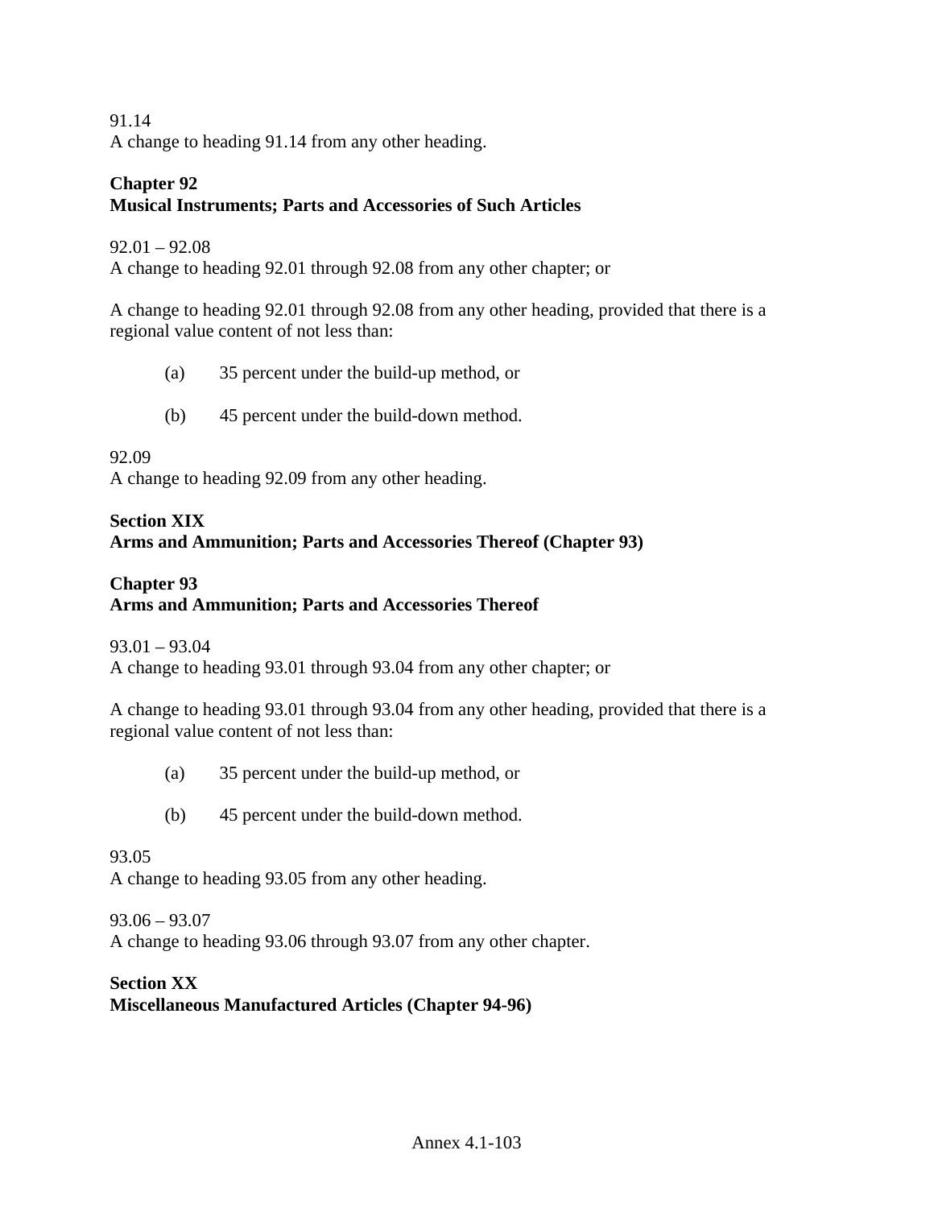91.14
A change to heading 91.14 from any other heading.

**Chapter 92**
**Musical Instruments; Parts and Accessories of Such Articles**

92.01 – 92.08
A change to heading 92.01 through 92.08 from any other chapter; or

A change to heading 92.01 through 92.08 from any other heading, provided that there is a regional value content of not less than:

(a) 35 percent under the build-up method, or

(b) 45 percent under the build-down method.

92.09
A change to heading 92.09 from any other heading.

**Section XIX**
**Arms and Ammunition; Parts and Accessories Thereof (Chapter 93)**

**Chapter 93**
**Arms and Ammunition; Parts and Accessories Thereof**

93.01 – 93.04
A change to heading 93.01 through 93.04 from any other chapter; or

A change to heading 93.01 through 93.04 from any other heading, provided that there is a regional value content of not less than:

(a) 35 percent under the build-up method, or

(b) 45 percent under the build-down method.

93.05
A change to heading 93.05 from any other heading.

93.06 – 93.07
A change to heading 93.06 through 93.07 from any other chapter.

**Section XX**
**Miscellaneous Manufactured Articles (Chapter 94-96)**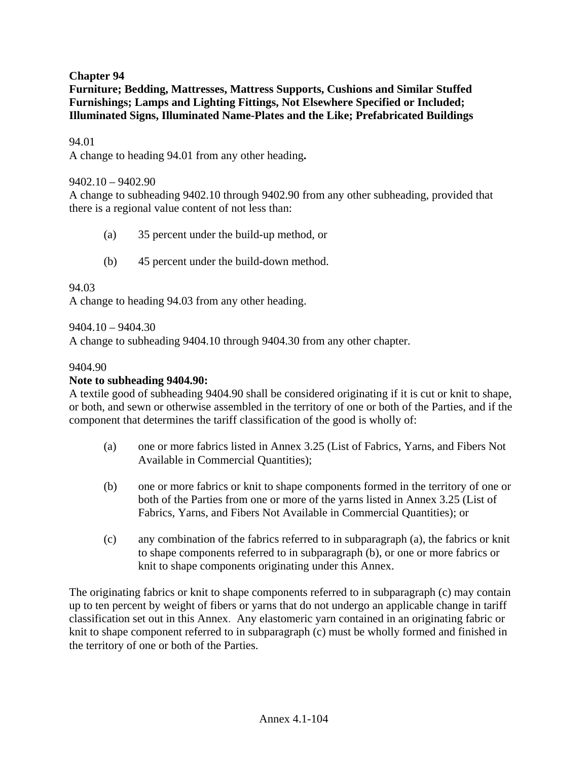**Chapter 94**
**Furniture; Bedding, Mattresses, Mattress Supports, Cushions and Similar Stuffed Furnishings; Lamps and Lighting Fittings, Not Elsewhere Specified or Included; Illuminated Signs, Illuminated Name-Plates and the Like; Prefabricated Buildings**

94.01
A change to heading 94.01 from any other heading**.**

9402.10 – 9402.90
A change to subheading 9402.10 through 9402.90 from any other subheading, provided that there is a regional value content of not less than:

(a) 35 percent under the build-up method, or

(b) 45 percent under the build-down method.

94.03
A change to heading 94.03 from any other heading.

9404.10 – 9404.30
A change to subheading 9404.10 through 9404.30 from any other chapter.

9404.90
**Note to subheading 9404.90:**
A textile good of subheading 9404.90 shall be considered originating if it is cut or knit to shape, or both, and sewn or otherwise assembled in the territory of one or both of the Parties, and if the component that determines the tariff classification of the good is wholly of:

(a) one or more fabrics listed in Annex 3.25 (List of Fabrics, Yarns, and Fibers Not Available in Commercial Quantities);

(b) one or more fabrics or knit to shape components formed in the territory of one or both of the Parties from one or more of the yarns listed in Annex 3.25 (List of Fabrics, Yarns, and Fibers Not Available in Commercial Quantities); or

(c) any combination of the fabrics referred to in subparagraph (a), the fabrics or knit to shape components referred to in subparagraph (b), or one or more fabrics or knit to shape components originating under this Annex.

The originating fabrics or knit to shape components referred to in subparagraph (c) may contain up to ten percent by weight of fibers or yarns that do not undergo an applicable change in tariff classification set out in this Annex. Any elastomeric yarn contained in an originating fabric or knit to shape component referred to in subparagraph (c) must be wholly formed and finished in the territory of one or both of the Parties.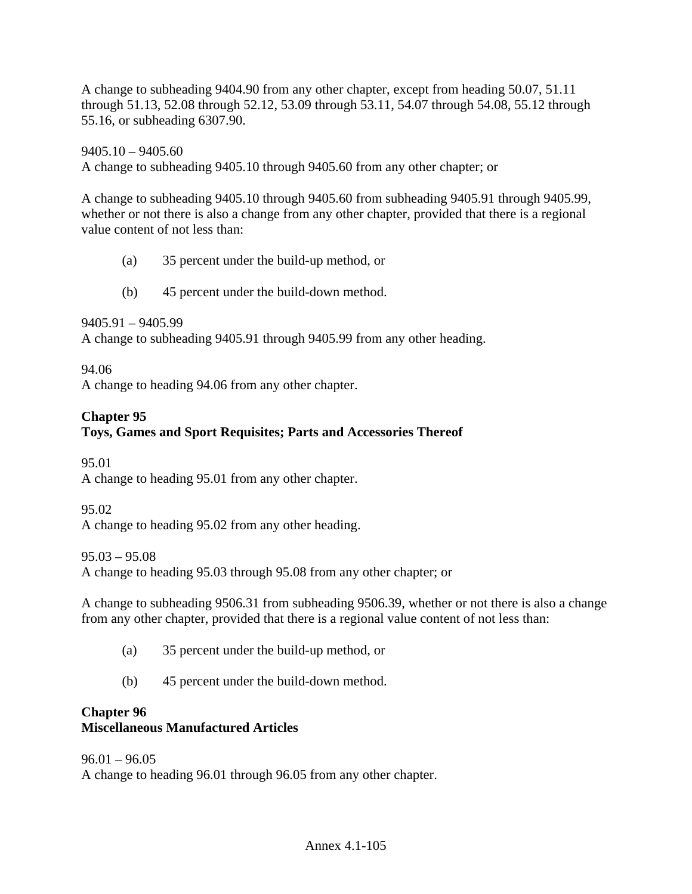A change to subheading 9404.90 from any other chapter, except from heading 50.07, 51.11 through 51.13, 52.08 through 52.12, 53.09 through 53.11, 54.07 through 54.08, 55.12 through 55.16, or subheading 6307.90.

9405.10 – 9405.60
A change to subheading 9405.10 through 9405.60 from any other chapter; or

A change to subheading 9405.10 through 9405.60 from subheading 9405.91 through 9405.99, whether or not there is also a change from any other chapter, provided that there is a regional value content of not less than:

(a) 35 percent under the build-up method, or

(b) 45 percent under the build-down method.

9405.91 – 9405.99
A change to subheading 9405.91 through 9405.99 from any other heading.

94.06
A change to heading 94.06 from any other chapter.

**Chapter 95**
**Toys, Games and Sport Requisites; Parts and Accessories Thereof**

95.01
A change to heading 95.01 from any other chapter.

95.02
A change to heading 95.02 from any other heading.

95.03 – 95.08
A change to heading 95.03 through 95.08 from any other chapter; or

A change to subheading 9506.31 from subheading 9506.39, whether or not there is also a change from any other chapter, provided that there is a regional value content of not less than:

(a) 35 percent under the build-up method, or

(b) 45 percent under the build-down method.

**Chapter 96**
**Miscellaneous Manufactured Articles**

96.01 – 96.05
A change to heading 96.01 through 96.05 from any other chapter.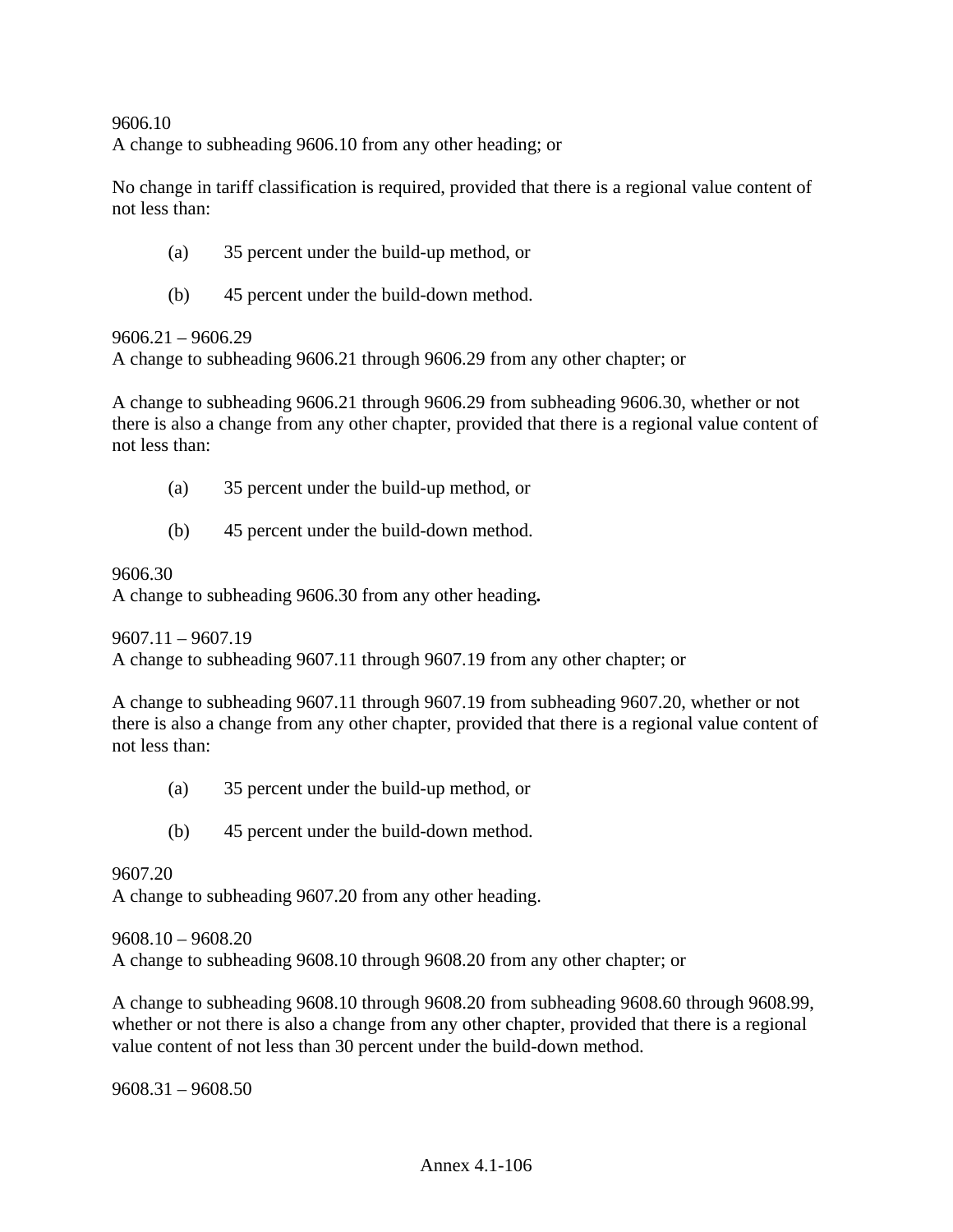9606.10
A change to subheading 9606.10 from any other heading; or

No change in tariff classification is required, provided that there is a regional value content of not less than:

(a) 35 percent under the build-up method, or

(b) 45 percent under the build-down method.

9606.21 – 9606.29
A change to subheading 9606.21 through 9606.29 from any other chapter; or

A change to subheading 9606.21 through 9606.29 from subheading 9606.30, whether or not there is also a change from any other chapter, provided that there is a regional value content of not less than:

(a) 35 percent under the build-up method, or

(b) 45 percent under the build-down method.

9606.30
A change to subheading 9606.30 from any other heading**.**

9607.11 – 9607.19
A change to subheading 9607.11 through 9607.19 from any other chapter; or

A change to subheading 9607.11 through 9607.19 from subheading 9607.20, whether or not there is also a change from any other chapter, provided that there is a regional value content of not less than:

(a) 35 percent under the build-up method, or

(b) 45 percent under the build-down method.

9607.20
A change to subheading 9607.20 from any other heading.

9608.10 – 9608.20
A change to subheading 9608.10 through 9608.20 from any other chapter; or

A change to subheading 9608.10 through 9608.20 from subheading 9608.60 through 9608.99, whether or not there is also a change from any other chapter, provided that there is a regional value content of not less than 30 percent under the build-down method.

9608.31 – 9608.50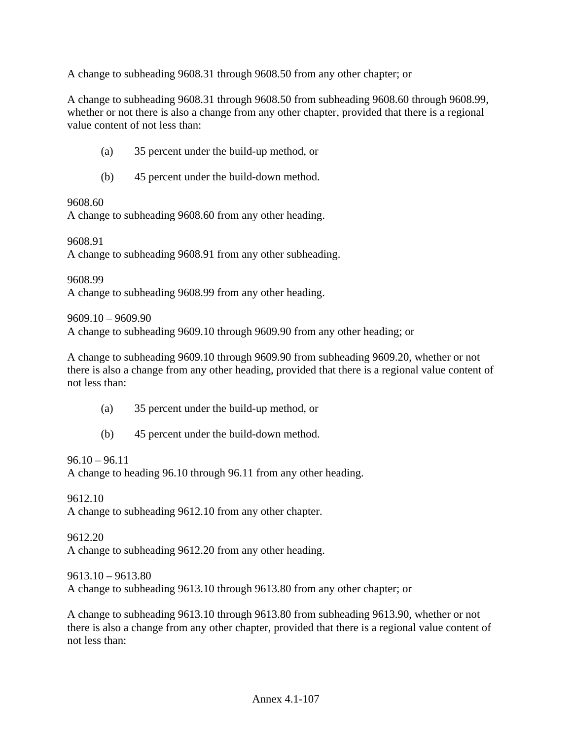A change to subheading 9608.31 through 9608.50 from any other chapter; or

A change to subheading 9608.31 through 9608.50 from subheading 9608.60 through 9608.99, whether or not there is also a change from any other chapter, provided that there is a regional value content of not less than:

(a) 35 percent under the build-up method, or

(b) 45 percent under the build-down method.

9608.60
A change to subheading 9608.60 from any other heading.

9608.91
A change to subheading 9608.91 from any other subheading.

9608.99
A change to subheading 9608.99 from any other heading.

9609.10 – 9609.90
A change to subheading 9609.10 through 9609.90 from any other heading; or

A change to subheading 9609.10 through 9609.90 from subheading 9609.20, whether or not there is also a change from any other heading, provided that there is a regional value content of not less than:

(a) 35 percent under the build-up method, or

(b) 45 percent under the build-down method.

96.10 – 96.11
A change to heading 96.10 through 96.11 from any other heading.

9612.10
A change to subheading 9612.10 from any other chapter.

9612.20
A change to subheading 9612.20 from any other heading.

9613.10 – 9613.80
A change to subheading 9613.10 through 9613.80 from any other chapter; or

A change to subheading 9613.10 through 9613.80 from subheading 9613.90, whether or not there is also a change from any other chapter, provided that there is a regional value content of not less than: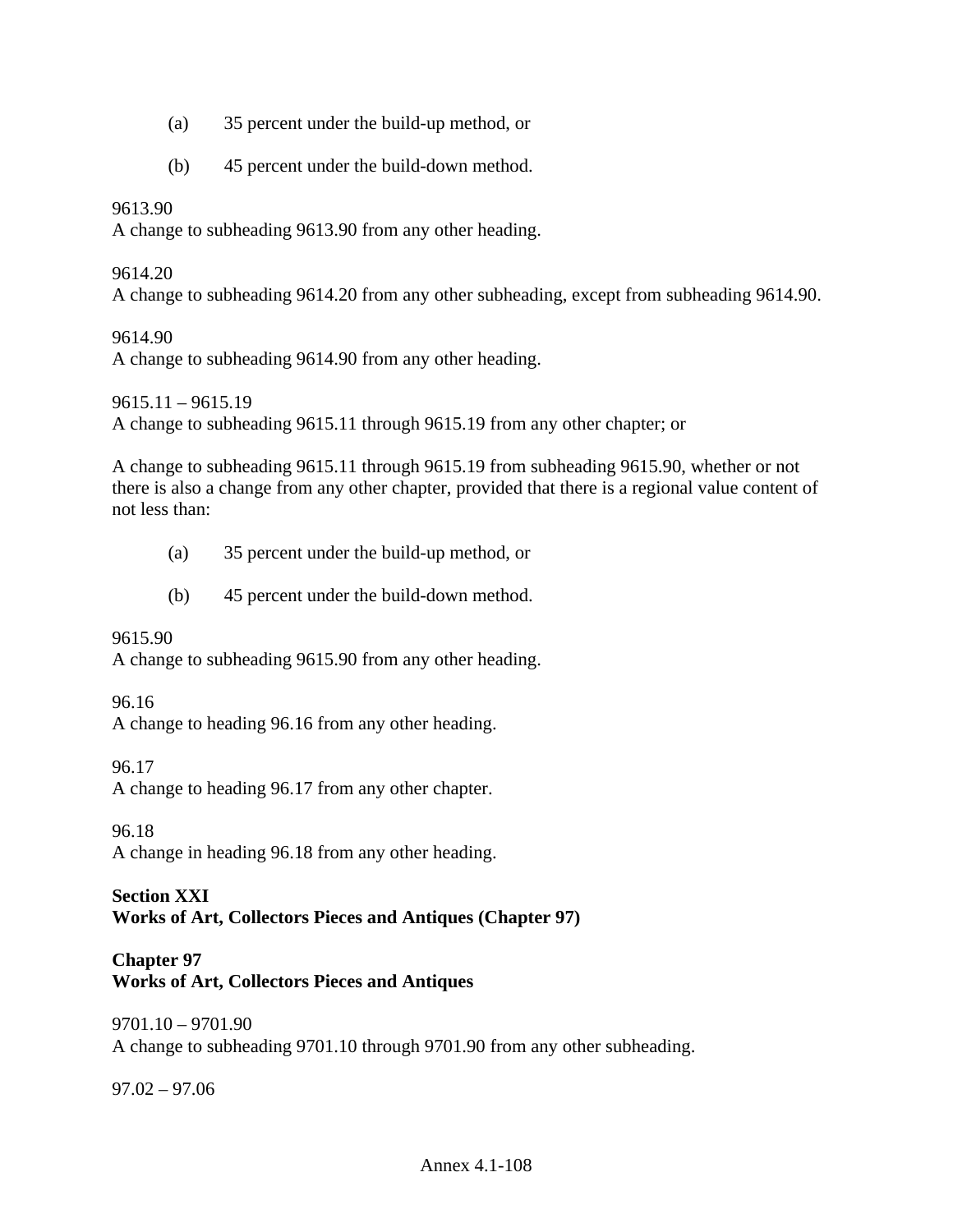(a) 35 percent under the build-up method, or

(b) 45 percent under the build-down method.

9613.90
A change to subheading 9613.90 from any other heading.

9614.20
A change to subheading 9614.20 from any other subheading, except from subheading 9614.90.

9614.90
A change to subheading 9614.90 from any other heading.

9615.11 – 9615.19
A change to subheading 9615.11 through 9615.19 from any other chapter; or

A change to subheading 9615.11 through 9615.19 from subheading 9615.90, whether or not there is also a change from any other chapter, provided that there is a regional value content of not less than:

(a) 35 percent under the build-up method, or

(b) 45 percent under the build-down method.

9615.90
A change to subheading 9615.90 from any other heading.

96.16
A change to heading 96.16 from any other heading.

96.17
A change to heading 96.17 from any other chapter.

96.18
A change in heading 96.18 from any other heading.

**Section XXI**
**Works of Art, Collectors Pieces and Antiques (Chapter 97)**

**Chapter 97**
**Works of Art, Collectors Pieces and Antiques**

9701.10 – 9701.90
A change to subheading 9701.10 through 9701.90 from any other subheading.

97.02 – 97.06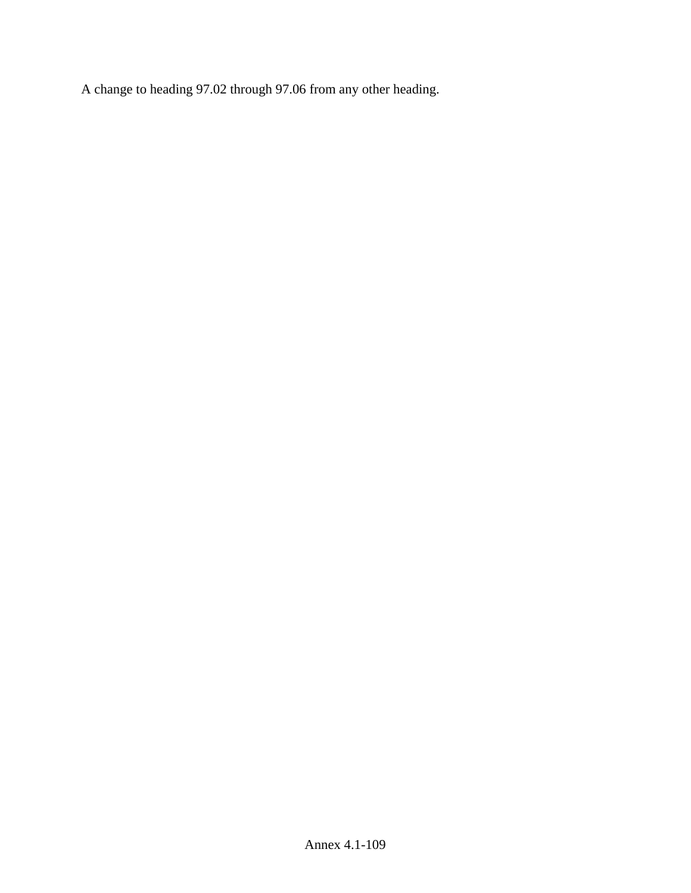A change to heading 97.02 through 97.06 from any other heading.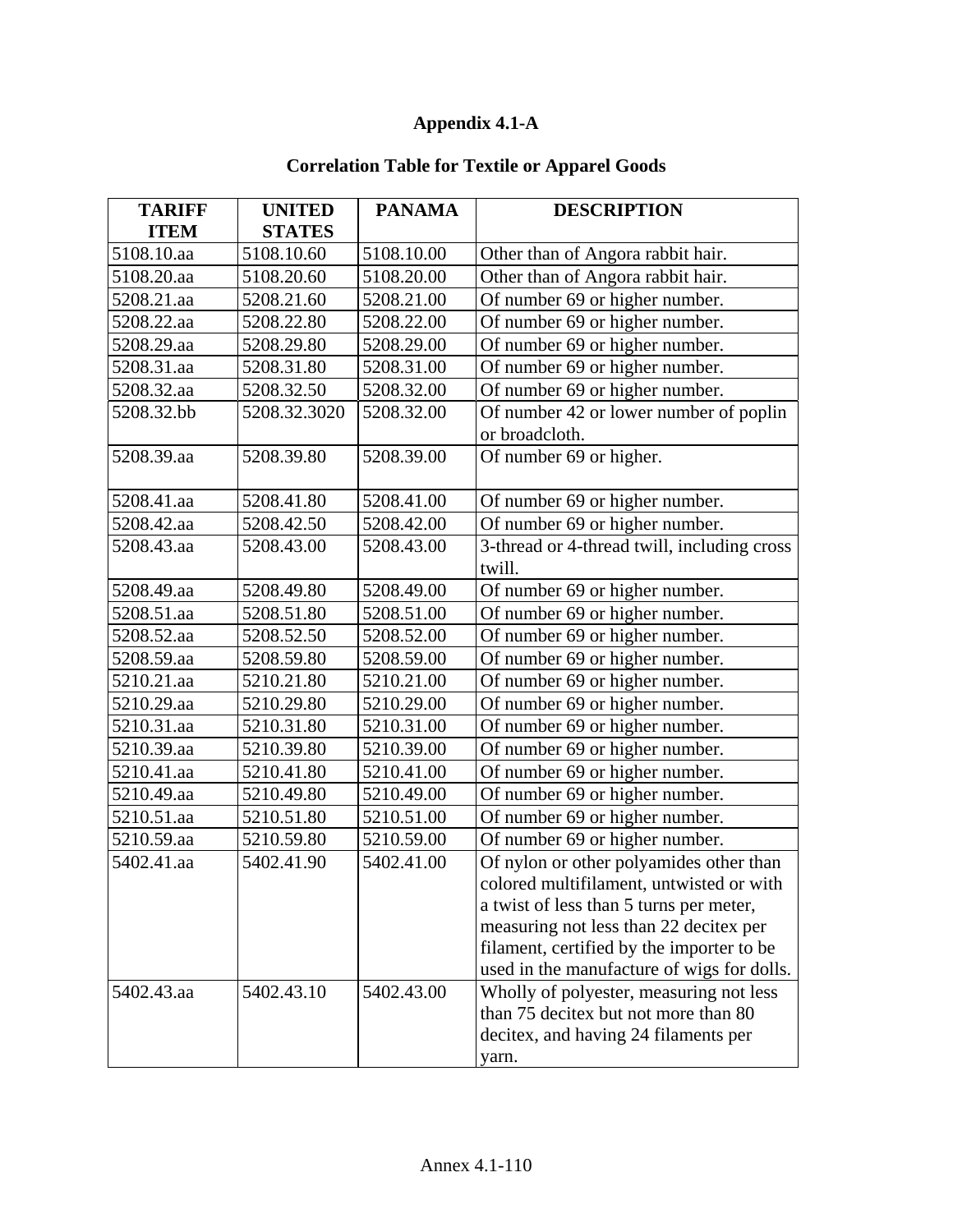# Appendix 4.1-A

## Correlation Table for Textile or Apparel Goods

| TARIFF ITEM | UNITED STATES | PANAMA | DESCRIPTION |
|---|---|---|---|
| 5108.10.aa | 5108.10.60 | 5108.10.00 | Other than of Angora rabbit hair. |
| 5108.20.aa | 5108.20.60 | 5108.20.00 | Other than of Angora rabbit hair. |
| 5208.21.aa | 5208.21.60 | 5208.21.00 | Of number 69 or higher number. |
| 5208.22.aa | 5208.22.80 | 5208.22.00 | Of number 69 or higher number. |
| 5208.29.aa | 5208.29.80 | 5208.29.00 | Of number 69 or higher number. |
| 5208.31.aa | 5208.31.80 | 5208.31.00 | Of number 69 or higher number. |
| 5208.32.aa | 5208.32.50 | 5208.32.00 | Of number 69 or higher number. |
| 5208.32.bb | 5208.32.3020 | 5208.32.00 | Of number 42 or lower number of poplin or broadcloth. |
| 5208.39.aa | 5208.39.80 | 5208.39.00 | Of number 69 or higher. |
| 5208.41.aa | 5208.41.80 | 5208.41.00 | Of number 69 or higher number. |
| 5208.42.aa | 5208.42.50 | 5208.42.00 | Of number 69 or higher number. |
| 5208.43.aa | 5208.43.00 | 5208.43.00 | 3-thread or 4-thread twill, including cross twill. |
| 5208.49.aa | 5208.49.80 | 5208.49.00 | Of number 69 or higher number. |
| 5208.51.aa | 5208.51.80 | 5208.51.00 | Of number 69 or higher number. |
| 5208.52.aa | 5208.52.50 | 5208.52.00 | Of number 69 or higher number. |
| 5208.59.aa | 5208.59.80 | 5208.59.00 | Of number 69 or higher number. |
| 5210.21.aa | 5210.21.80 | 5210.21.00 | Of number 69 or higher number. |
| 5210.29.aa | 5210.29.80 | 5210.29.00 | Of number 69 or higher number. |
| 5210.31.aa | 5210.31.80 | 5210.31.00 | Of number 69 or higher number. |
| 5210.39.aa | 5210.39.80 | 5210.39.00 | Of number 69 or higher number. |
| 5210.41.aa | 5210.41.80 | 5210.41.00 | Of number 69 or higher number. |
| 5210.49.aa | 5210.49.80 | 5210.49.00 | Of number 69 or higher number. |
| 5210.51.aa | 5210.51.80 | 5210.51.00 | Of number 69 or higher number. |
| 5210.59.aa | 5210.59.80 | 5210.59.00 | Of number 69 or higher number. |
| 5402.41.aa | 5402.41.90 | 5402.41.00 | Of nylon or other polyamides other than colored multifilament, untwisted or with a twist of less than 5 turns per meter, measuring not less than 22 decitex per filament, certified by the importer to be used in the manufacture of wigs for dolls. |
| 5402.43.aa | 5402.43.10 | 5402.43.00 | Wholly of polyester, measuring not less than 75 decitex but not more than 80 decitex, and having 24 filaments per yarn. |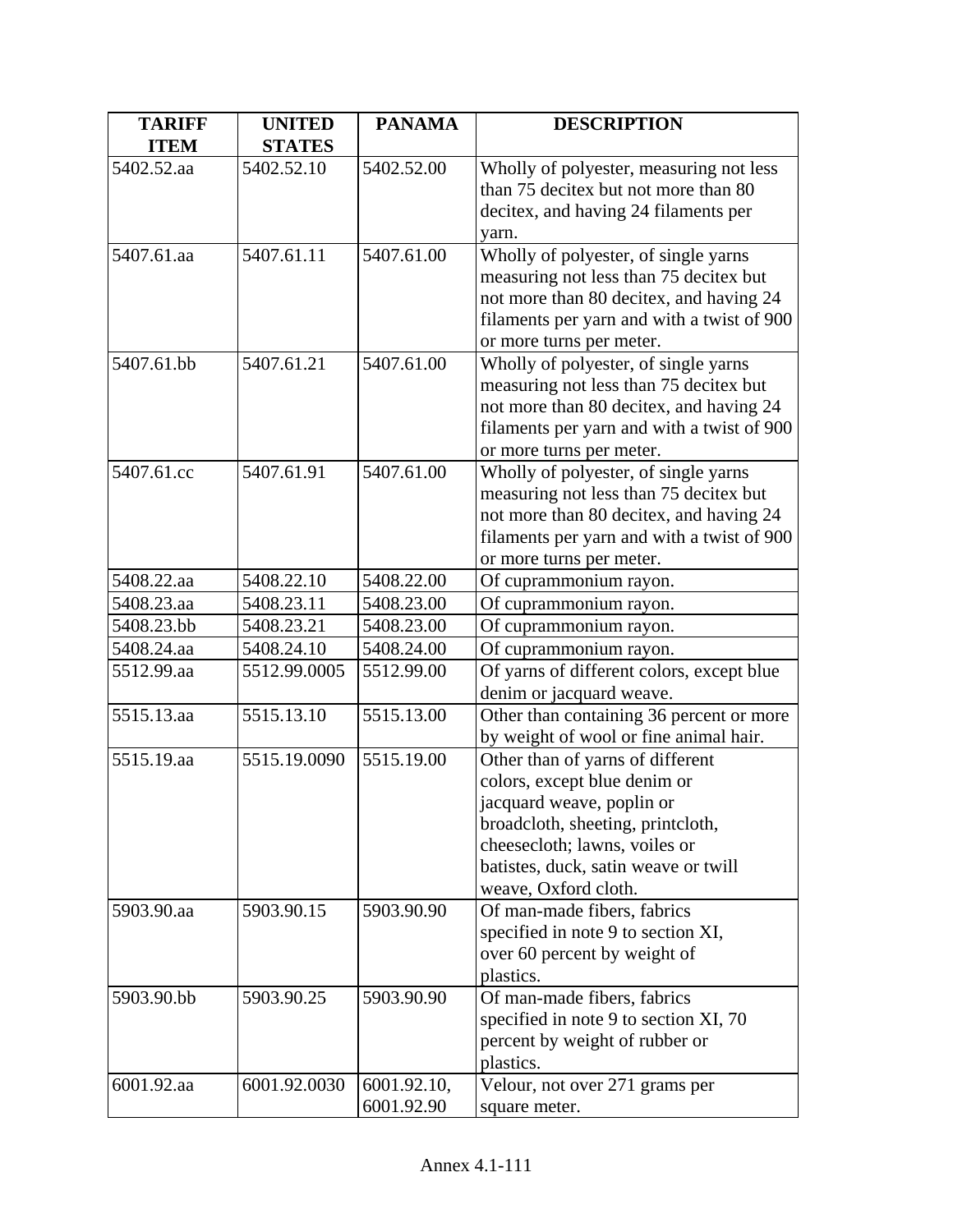| TARIFF ITEM | UNITED STATES | PANAMA | DESCRIPTION |
|---|---|---|---|
| 5402.52.aa | 5402.52.10 | 5402.52.00 | Wholly of polyester, measuring not less than 75 decitex but not more than 80 decitex, and having 24 filaments per yarn. |
| 5407.61.aa | 5407.61.11 | 5407.61.00 | Wholly of polyester, of single yarns measuring not less than 75 decitex but not more than 80 decitex, and having 24 filaments per yarn and with a twist of 900 or more turns per meter. |
| 5407.61.bb | 5407.61.21 | 5407.61.00 | Wholly of polyester, of single yarns measuring not less than 75 decitex but not more than 80 decitex, and having 24 filaments per yarn and with a twist of 900 or more turns per meter. |
| 5407.61.cc | 5407.61.91 | 5407.61.00 | Wholly of polyester, of single yarns measuring not less than 75 decitex but not more than 80 decitex, and having 24 filaments per yarn and with a twist of 900 or more turns per meter. |
| 5408.22.aa | 5408.22.10 | 5408.22.00 | Of cuprammonium rayon. |
| 5408.23.aa | 5408.23.11 | 5408.23.00 | Of cuprammonium rayon. |
| 5408.23.bb | 5408.23.21 | 5408.23.00 | Of cuprammonium rayon. |
| 5408.24.aa | 5408.24.10 | 5408.24.00 | Of cuprammonium rayon. |
| 5512.99.aa | 5512.99.0005 | 5512.99.00 | Of yarns of different colors, except blue denim or jacquard weave. |
| 5515.13.aa | 5515.13.10 | 5515.13.00 | Other than containing 36 percent or more by weight of wool or fine animal hair. |
| 5515.19.aa | 5515.19.0090 | 5515.19.00 | Other than of yarns of different colors, except blue denim or jacquard weave, poplin or broadcloth, sheeting, printcloth, cheesecloth; lawns, voiles or batistes, duck, satin weave or twill weave, Oxford cloth. |
| 5903.90.aa | 5903.90.15 | 5903.90.90 | Of man-made fibers, fabrics specified in note 9 to section XI, over 60 percent by weight of plastics. |
| 5903.90.bb | 5903.90.25 | 5903.90.90 | Of man-made fibers, fabrics specified in note 9 to section XI, 70 percent by weight of rubber or plastics. |
| 6001.92.aa | 6001.92.0030 | 6001.92.10, 6001.92.90 | Velour, not over 271 grams per square meter. |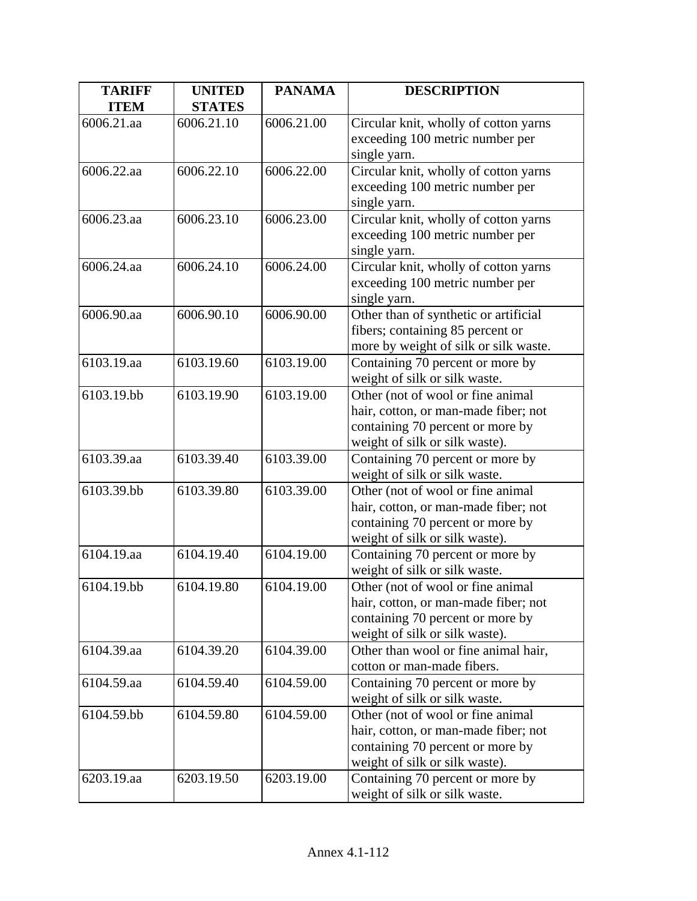| TARIFF ITEM | UNITED STATES | PANAMA | DESCRIPTION |
|---|---|---|---|
| 6006.21.aa | 6006.21.10 | 6006.21.00 | Circular knit, wholly of cotton yarns exceeding 100 metric number per single yarn. |
| 6006.22.aa | 6006.22.10 | 6006.22.00 | Circular knit, wholly of cotton yarns exceeding 100 metric number per single yarn. |
| 6006.23.aa | 6006.23.10 | 6006.23.00 | Circular knit, wholly of cotton yarns exceeding 100 metric number per single yarn. |
| 6006.24.aa | 6006.24.10 | 6006.24.00 | Circular knit, wholly of cotton yarns exceeding 100 metric number per single yarn. |
| 6006.90.aa | 6006.90.10 | 6006.90.00 | Other than of synthetic or artificial fibers; containing 85 percent or more by weight of silk or silk waste. |
| 6103.19.aa | 6103.19.60 | 6103.19.00 | Containing 70 percent or more by weight of silk or silk waste. |
| 6103.19.bb | 6103.19.90 | 6103.19.00 | Other (not of wool or fine animal hair, cotton, or man-made fiber; not containing 70 percent or more by weight of silk or silk waste). |
| 6103.39.aa | 6103.39.40 | 6103.39.00 | Containing 70 percent or more by weight of silk or silk waste. |
| 6103.39.bb | 6103.39.80 | 6103.39.00 | Other (not of wool or fine animal hair, cotton, or man-made fiber; not containing 70 percent or more by weight of silk or silk waste). |
| 6104.19.aa | 6104.19.40 | 6104.19.00 | Containing 70 percent or more by weight of silk or silk waste. |
| 6104.19.bb | 6104.19.80 | 6104.19.00 | Other (not of wool or fine animal hair, cotton, or man-made fiber; not containing 70 percent or more by weight of silk or silk waste). |
| 6104.39.aa | 6104.39.20 | 6104.39.00 | Other than wool or fine animal hair, cotton or man-made fibers. |
| 6104.59.aa | 6104.59.40 | 6104.59.00 | Containing 70 percent or more by weight of silk or silk waste. |
| 6104.59.bb | 6104.59.80 | 6104.59.00 | Other (not of wool or fine animal hair, cotton, or man-made fiber; not containing 70 percent or more by weight of silk or silk waste). |
| 6203.19.aa | 6203.19.50 | 6203.19.00 | Containing 70 percent or more by weight of silk or silk waste. |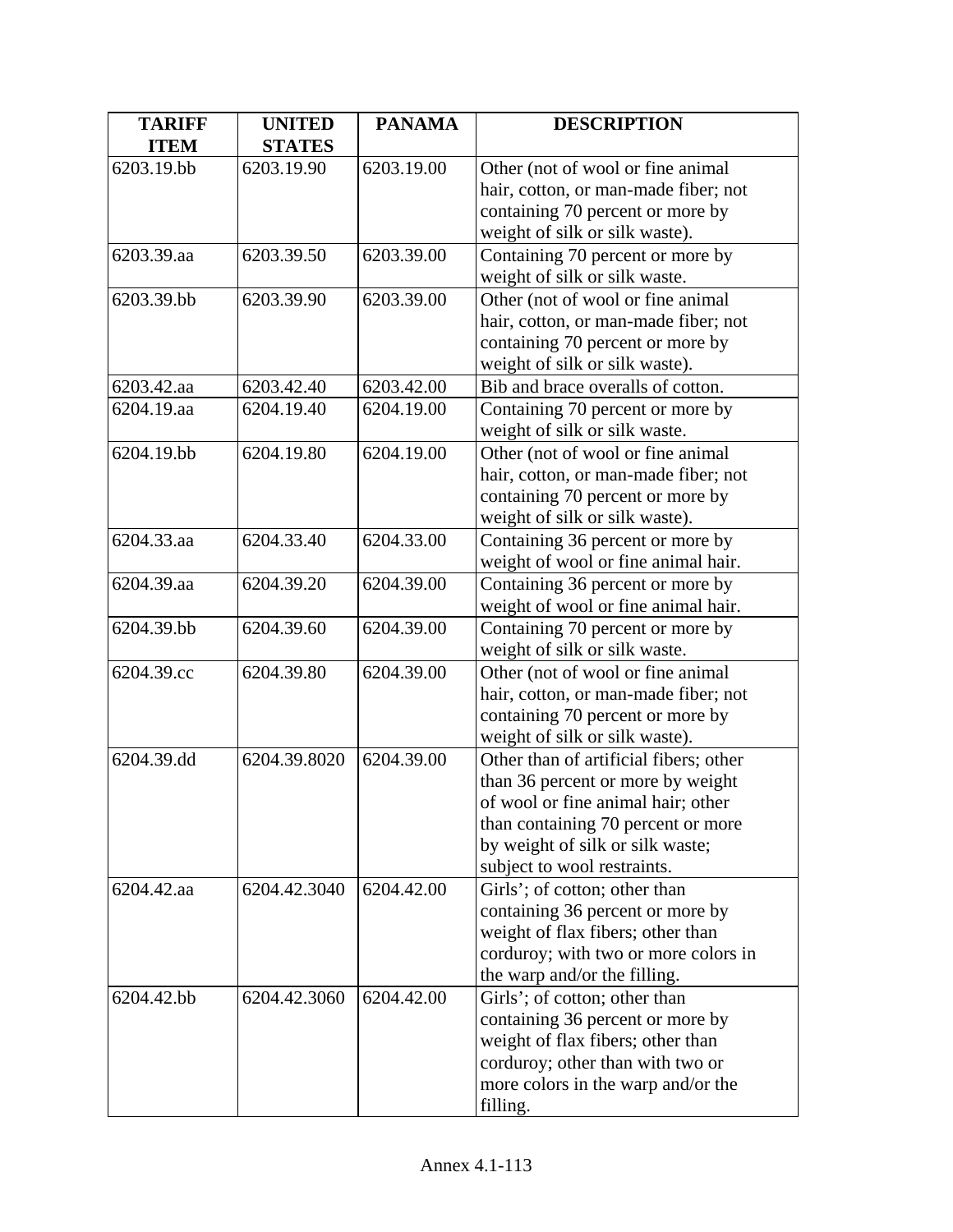| TARIFF ITEM | UNITED STATES | PANAMA | DESCRIPTION |
|---|---|---|---|
| 6203.19.bb | 6203.19.90 | 6203.19.00 | Other (not of wool or fine animal hair, cotton, or man-made fiber; not containing 70 percent or more by weight of silk or silk waste). |
| 6203.39.aa | 6203.39.50 | 6203.39.00 | Containing 70 percent or more by weight of silk or silk waste. |
| 6203.39.bb | 6203.39.90 | 6203.39.00 | Other (not of wool or fine animal hair, cotton, or man-made fiber; not containing 70 percent or more by weight of silk or silk waste). |
| 6203.42.aa | 6203.42.40 | 6203.42.00 | Bib and brace overalls of cotton. |
| 6204.19.aa | 6204.19.40 | 6204.19.00 | Containing 70 percent or more by weight of silk or silk waste. |
| 6204.19.bb | 6204.19.80 | 6204.19.00 | Other (not of wool or fine animal hair, cotton, or man-made fiber; not containing 70 percent or more by weight of silk or silk waste). |
| 6204.33.aa | 6204.33.40 | 6204.33.00 | Containing 36 percent or more by weight of wool or fine animal hair. |
| 6204.39.aa | 6204.39.20 | 6204.39.00 | Containing 36 percent or more by weight of wool or fine animal hair. |
| 6204.39.bb | 6204.39.60 | 6204.39.00 | Containing 70 percent or more by weight of silk or silk waste. |
| 6204.39.cc | 6204.39.80 | 6204.39.00 | Other (not of wool or fine animal hair, cotton, or man-made fiber; not containing 70 percent or more by weight of silk or silk waste). |
| 6204.39.dd | 6204.39.8020 | 6204.39.00 | Other than of artificial fibers; other than 36 percent or more by weight of wool or fine animal hair; other than containing 70 percent or more by weight of silk or silk waste; subject to wool restraints. |
| 6204.42.aa | 6204.42.3040 | 6204.42.00 | Girls'; of cotton; other than containing 36 percent or more by weight of flax fibers; other than corduroy; with two or more colors in the warp and/or the filling. |
| 6204.42.bb | 6204.42.3060 | 6204.42.00 | Girls'; of cotton; other than containing 36 percent or more by weight of flax fibers; other than corduroy; other than with two or more colors in the warp and/or the filling. |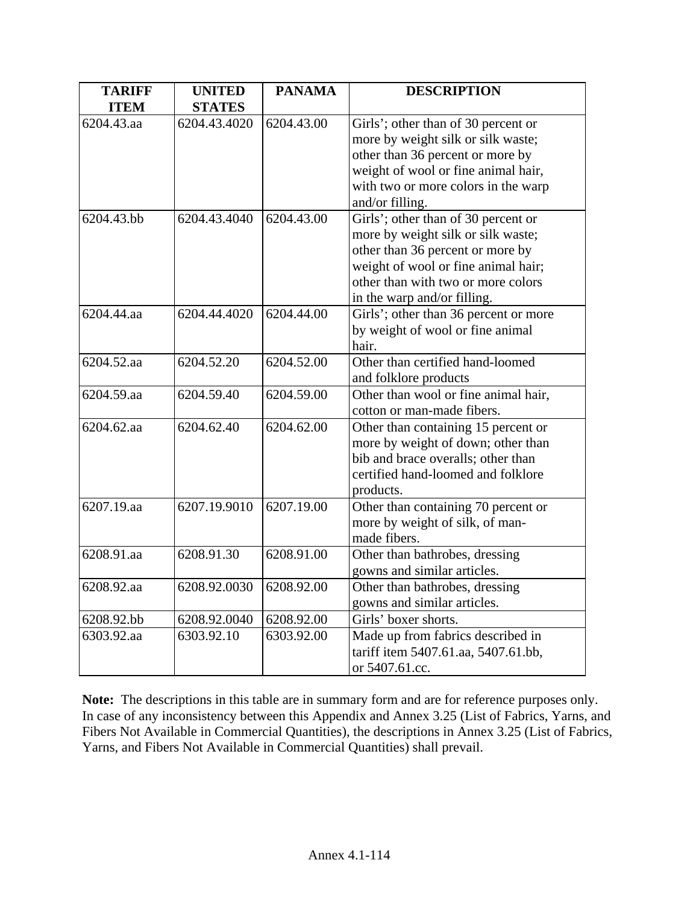| TARIFF ITEM | UNITED STATES | PANAMA | DESCRIPTION |
|---|---|---|---|
| 6204.43.aa | 6204.43.4020 | 6204.43.00 | Girls'; other than of 30 percent or more by weight silk or silk waste; other than 36 percent or more by weight of wool or fine animal hair, with two or more colors in the warp and/or filling. |
| 6204.43.bb | 6204.43.4040 | 6204.43.00 | Girls'; other than of 30 percent or more by weight silk or silk waste; other than 36 percent or more by weight of wool or fine animal hair; other than with two or more colors in the warp and/or filling. |
| 6204.44.aa | 6204.44.4020 | 6204.44.00 | Girls'; other than 36 percent or more by weight of wool or fine animal hair. |
| 6204.52.aa | 6204.52.20 | 6204.52.00 | Other than certified hand-loomed and folklore products |
| 6204.59.aa | 6204.59.40 | 6204.59.00 | Other than wool or fine animal hair, cotton or man-made fibers. |
| 6204.62.aa | 6204.62.40 | 6204.62.00 | Other than containing 15 percent or more by weight of down; other than bib and brace overalls; other than certified hand-loomed and folklore products. |
| 6207.19.aa | 6207.19.9010 | 6207.19.00 | Other than containing 70 percent or more by weight of silk, of man-made fibers. |
| 6208.91.aa | 6208.91.30 | 6208.91.00 | Other than bathrobes, dressing gowns and similar articles. |
| 6208.92.aa | 6208.92.0030 | 6208.92.00 | Other than bathrobes, dressing gowns and similar articles. |
| 6208.92.bb | 6208.92.0040 | 6208.92.00 | Girls' boxer shorts. |
| 6303.92.aa | 6303.92.10 | 6303.92.00 | Made up from fabrics described in tariff item 5407.61.aa, 5407.61.bb, or 5407.61.cc. |

**Note:** The descriptions in this table are in summary form and are for reference purposes only. In case of any inconsistency between this Appendix and Annex 3.25 (List of Fabrics, Yarns, and Fibers Not Available in Commercial Quantities), the descriptions in Annex 3.25 (List of Fabrics, Yarns, and Fibers Not Available in Commercial Quantities) shall prevail.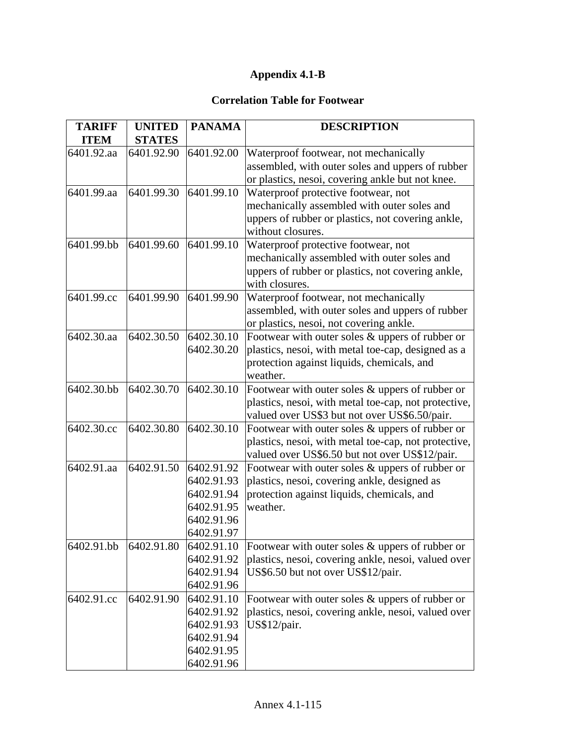## Appendix 4.1-B

### Correlation Table for Footwear

| TARIFF ITEM | UNITED STATES | PANAMA | DESCRIPTION |
|---|---|---|---|
| 6401.92.aa | 6401.92.90 | 6401.92.00 | Waterproof footwear, not mechanically assembled, with outer soles and uppers of rubber or plastics, nesoi, covering ankle but not knee. |
| 6401.99.aa | 6401.99.30 | 6401.99.10 | Waterproof protective footwear, not mechanically assembled with outer soles and uppers of rubber or plastics, not covering ankle, without closures. |
| 6401.99.bb | 6401.99.60 | 6401.99.10 | Waterproof protective footwear, not mechanically assembled with outer soles and uppers of rubber or plastics, not covering ankle, with closures. |
| 6401.99.cc | 6401.99.90 | 6401.99.90 | Waterproof footwear, not mechanically assembled, with outer soles and uppers of rubber or plastics, nesoi, not covering ankle. |
| 6402.30.aa | 6402.30.50 | 6402.30.10<br>6402.30.20 | Footwear with outer soles & uppers of rubber or plastics, nesoi, with metal toe-cap, designed as a protection against liquids, chemicals, and weather. |
| 6402.30.bb | 6402.30.70 | 6402.30.10 | Footwear with outer soles & uppers of rubber or plastics, nesoi, with metal toe-cap, not protective, valued over US$3 but not over US$6.50/pair. |
| 6402.30.cc | 6402.30.80 | 6402.30.10 | Footwear with outer soles & uppers of rubber or plastics, nesoi, with metal toe-cap, not protective, valued over US$6.50 but not over US$12/pair. |
| 6402.91.aa | 6402.91.50 | 6402.91.92<br>6402.91.93<br>6402.91.94<br>6402.91.95<br>6402.91.96<br>6402.91.97 | Footwear with outer soles & uppers of rubber or plastics, nesoi, covering ankle, designed as protection against liquids, chemicals, and weather. |
| 6402.91.bb | 6402.91.80 | 6402.91.10<br>6402.91.92<br>6402.91.94<br>6402.91.96 | Footwear with outer soles & uppers of rubber or plastics, nesoi, covering ankle, nesoi, valued over US$6.50 but not over US$12/pair. |
| 6402.91.cc | 6402.91.90 | 6402.91.10<br>6402.91.92<br>6402.91.93<br>6402.91.94<br>6402.91.95<br>6402.91.96 | Footwear with outer soles & uppers of rubber or plastics, nesoi, covering ankle, nesoi, valued over US$12/pair. |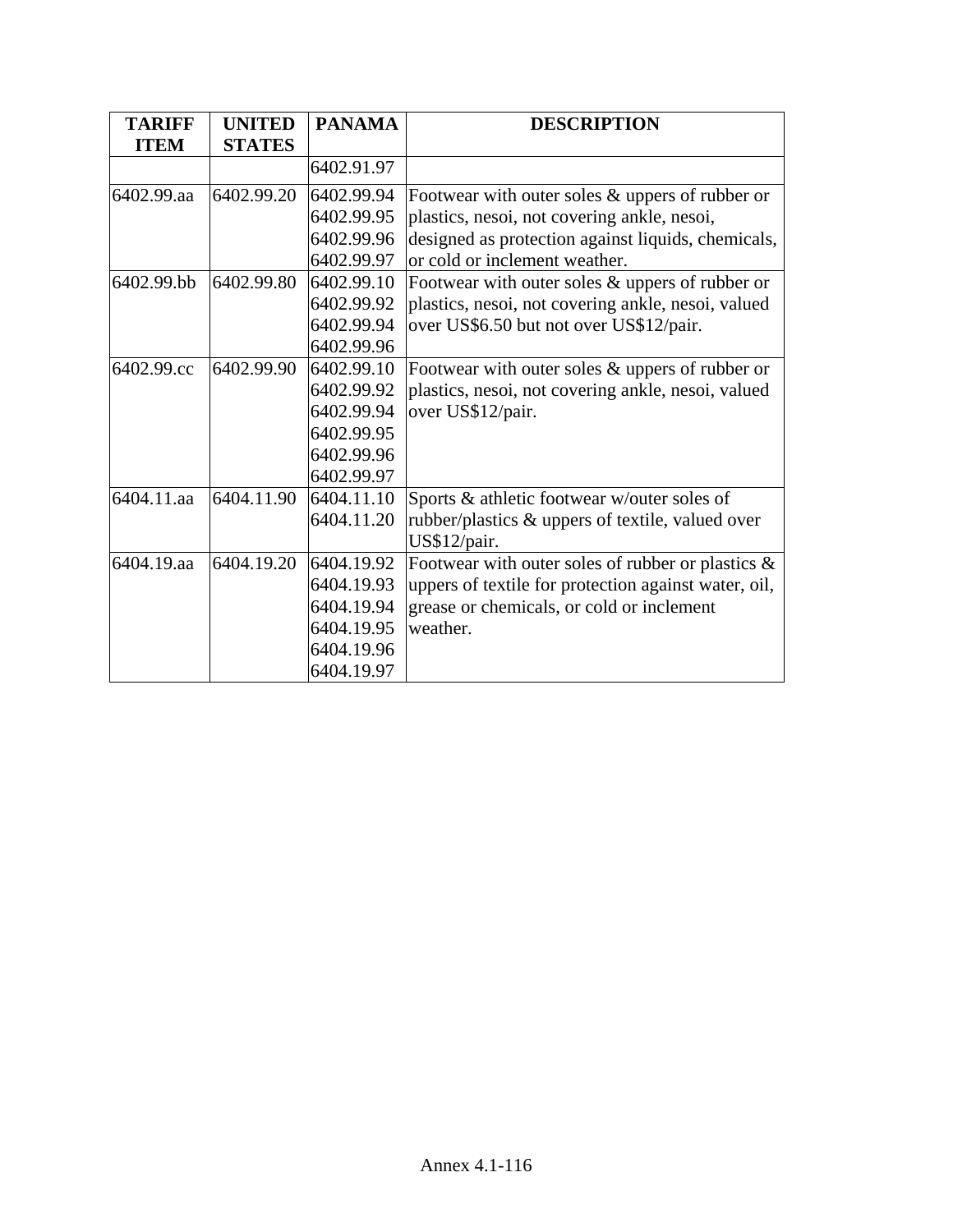| TARIFF ITEM | UNITED STATES | PANAMA | DESCRIPTION |
| --- | --- | --- | --- |
| | | 6402.91.97 | |
| 6402.99.aa | 6402.99.20 | 6402.99.94<br>6402.99.95<br>6402.99.96<br>6402.99.97 | Footwear with outer soles & uppers of rubber or plastics, nesoi, not covering ankle, nesoi, designed as protection against liquids, chemicals, or cold or inclement weather. |
| 6402.99.bb | 6402.99.80 | 6402.99.10<br>6402.99.92<br>6402.99.94<br>6402.99.96 | Footwear with outer soles & uppers of rubber or plastics, nesoi, not covering ankle, nesoi, valued over US$6.50 but not over US$12/pair. |
| 6402.99.cc | 6402.99.90 | 6402.99.10<br>6402.99.92<br>6402.99.94<br>6402.99.95<br>6402.99.96<br>6402.99.97 | Footwear with outer soles & uppers of rubber or plastics, nesoi, not covering ankle, nesoi, valued over US$12/pair. |
| 6404.11.aa | 6404.11.90 | 6404.11.10<br>6404.11.20 | Sports & athletic footwear w/outer soles of rubber/plastics & uppers of textile, valued over US$12/pair. |
| 6404.19.aa | 6404.19.20 | 6404.19.92<br>6404.19.93<br>6404.19.94<br>6404.19.95<br>6404.19.96<br>6404.19.97 | Footwear with outer soles of rubber or plastics & uppers of textile for protection against water, oil, grease or chemicals, or cold or inclement weather. |